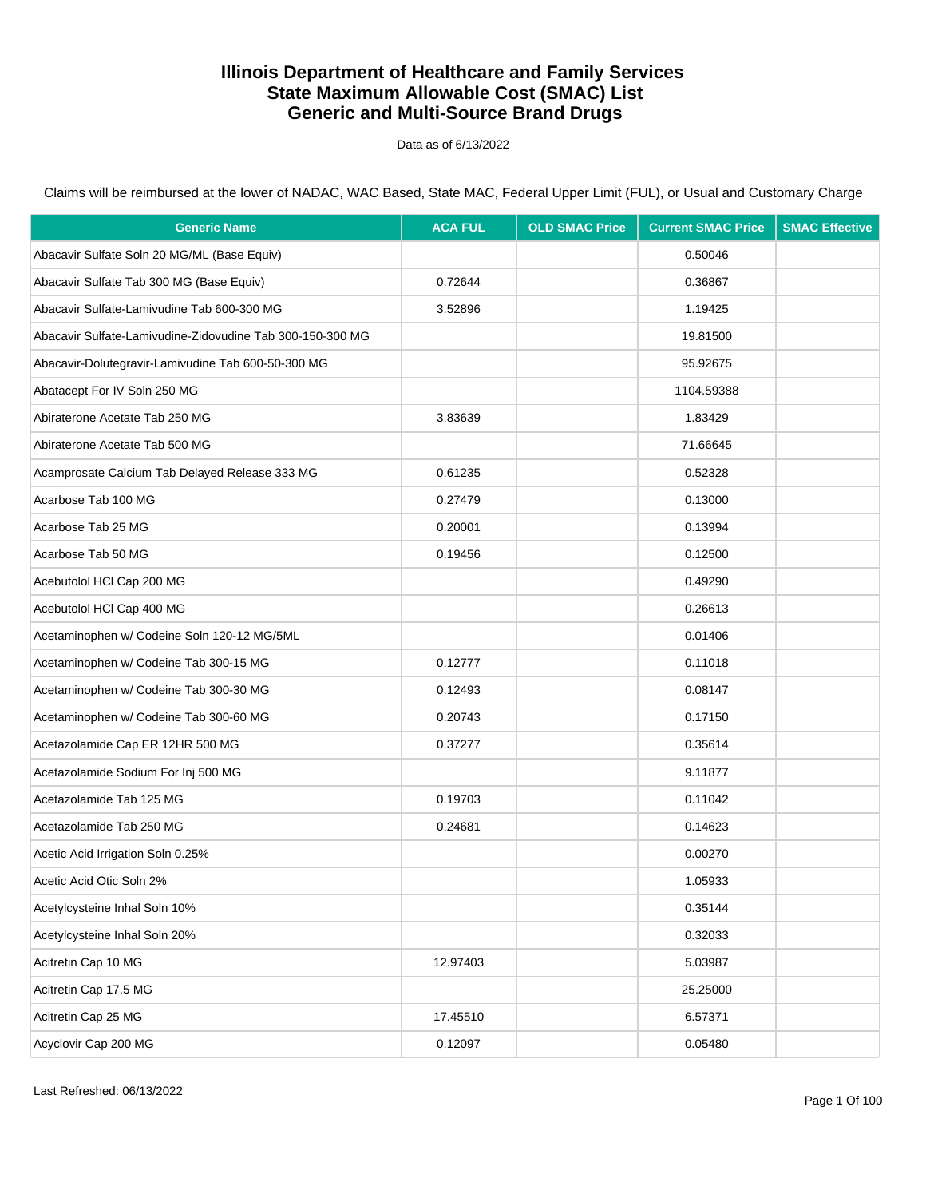# Illinois Department of Healthcare and Family Services
# State Maximum Allowable Cost (SMAC) List
# Generic and Multi-Source Brand Drugs

Data as of 6/13/2022

Claims will be reimbursed at the lower of NADAC, WAC Based, State MAC, Federal Upper Limit (FUL), or Usual and Customary Charge

| Generic Name | ACA FUL | OLD SMAC Price | Current SMAC Price | SMAC Effective |
|---|---|---|---|---|
| Abacavir Sulfate Soln 20 MG/ML (Base Equiv) | | | 0.50046 | |
| Abacavir Sulfate Tab 300 MG (Base Equiv) | 0.72644 | | 0.36867 | |
| Abacavir Sulfate-Lamivudine Tab 600-300 MG | 3.52896 | | 1.19425 | |
| Abacavir Sulfate-Lamivudine-Zidovudine Tab 300-150-300 MG | | | 19.81500 | |
| Abacavir-Dolutegravir-Lamivudine Tab 600-50-300 MG | | | 95.92675 | |
| Abatacept For IV Soln 250 MG | | | 1104.59388 | |
| Abiraterone Acetate Tab 250 MG | 3.83639 | | 1.83429 | |
| Abiraterone Acetate Tab 500 MG | | | 71.66645 | |
| Acamprosate Calcium Tab Delayed Release 333 MG | 0.61235 | | 0.52328 | |
| Acarbose Tab 100 MG | 0.27479 | | 0.13000 | |
| Acarbose Tab 25 MG | 0.20001 | | 0.13994 | |
| Acarbose Tab 50 MG | 0.19456 | | 0.12500 | |
| Acebutolol HCl Cap 200 MG | | | 0.49290 | |
| Acebutolol HCl Cap 400 MG | | | 0.26613 | |
| Acetaminophen w/ Codeine Soln 120-12 MG/5ML | | | 0.01406 | |
| Acetaminophen w/ Codeine Tab 300-15 MG | 0.12777 | | 0.11018 | |
| Acetaminophen w/ Codeine Tab 300-30 MG | 0.12493 | | 0.08147 | |
| Acetaminophen w/ Codeine Tab 300-60 MG | 0.20743 | | 0.17150 | |
| Acetazolamide Cap ER 12HR 500 MG | 0.37277 | | 0.35614 | |
| Acetazolamide Sodium For Inj 500 MG | | | 9.11877 | |
| Acetazolamide Tab 125 MG | 0.19703 | | 0.11042 | |
| Acetazolamide Tab 250 MG | 0.24681 | | 0.14623 | |
| Acetic Acid Irrigation Soln 0.25% | | | 0.00270 | |
| Acetic Acid Otic Soln 2% | | | 1.05933 | |
| Acetylcysteine Inhal Soln 10% | | | 0.35144 | |
| Acetylcysteine Inhal Soln 20% | | | 0.32033 | |
| Acitretin Cap 10 MG | 12.97403 | | 5.03987 | |
| Acitretin Cap 17.5 MG | | | 25.25000 | |
| Acitretin Cap 25 MG | 17.45510 | | 6.57371 | |
| Acyclovir Cap 200 MG | 0.12097 | | 0.05480 | |

Last Refreshed: 06/13/2022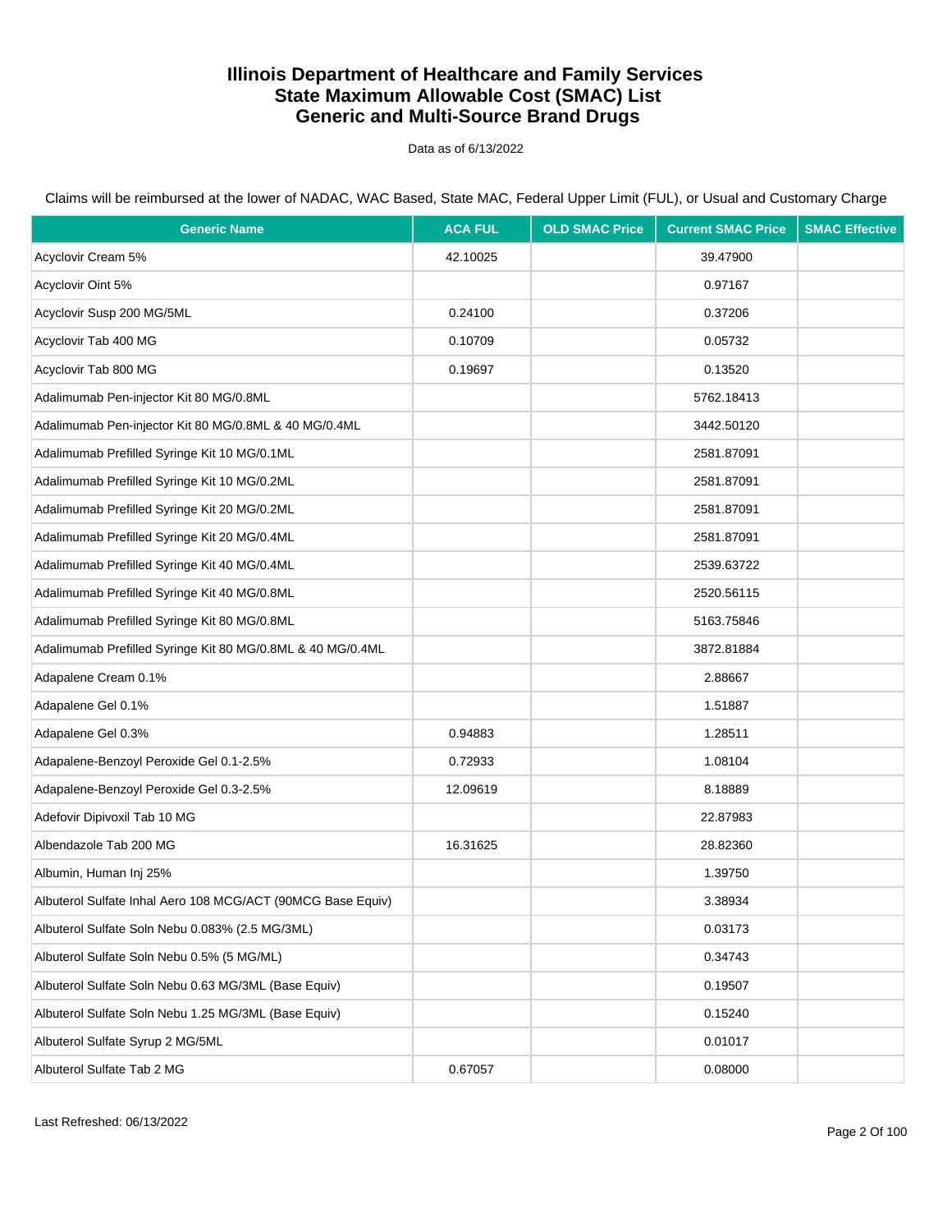# Illinois Department of Healthcare and Family Services
# State Maximum Allowable Cost (SMAC) List
# Generic and Multi-Source Brand Drugs

Data as of 6/13/2022

Claims will be reimbursed at the lower of NADAC, WAC Based, State MAC, Federal Upper Limit (FUL), or Usual and Customary Charge

| Generic Name | ACA FUL | OLD SMAC Price | Current SMAC Price | SMAC Effective |
|---|---|---|---|---|
| Acyclovir Cream 5% | 42.10025 | | 39.47900 | |
| Acyclovir Oint 5% | | | 0.97167 | |
| Acyclovir Susp 200 MG/5ML | 0.24100 | | 0.37206 | |
| Acyclovir Tab 400 MG | 0.10709 | | 0.05732 | |
| Acyclovir Tab 800 MG | 0.19697 | | 0.13520 | |
| Adalimumab Pen-injector Kit 80 MG/0.8ML | | | 5762.18413 | |
| Adalimumab Pen-injector Kit 80 MG/0.8ML & 40 MG/0.4ML | | | 3442.50120 | |
| Adalimumab Prefilled Syringe Kit 10 MG/0.1ML | | | 2581.87091 | |
| Adalimumab Prefilled Syringe Kit 10 MG/0.2ML | | | 2581.87091 | |
| Adalimumab Prefilled Syringe Kit 20 MG/0.2ML | | | 2581.87091 | |
| Adalimumab Prefilled Syringe Kit 20 MG/0.4ML | | | 2581.87091 | |
| Adalimumab Prefilled Syringe Kit 40 MG/0.4ML | | | 2539.63722 | |
| Adalimumab Prefilled Syringe Kit 40 MG/0.8ML | | | 2520.56115 | |
| Adalimumab Prefilled Syringe Kit 80 MG/0.8ML | | | 5163.75846 | |
| Adalimumab Prefilled Syringe Kit 80 MG/0.8ML & 40 MG/0.4ML | | | 3872.81884 | |
| Adapalene Cream 0.1% | | | 2.88667 | |
| Adapalene Gel 0.1% | | | 1.51887 | |
| Adapalene Gel 0.3% | 0.94883 | | 1.28511 | |
| Adapalene-Benzoyl Peroxide Gel 0.1-2.5% | 0.72933 | | 1.08104 | |
| Adapalene-Benzoyl Peroxide Gel 0.3-2.5% | 12.09619 | | 8.18889 | |
| Adefovir Dipivoxil Tab 10 MG | | | 22.87983 | |
| Albendazole Tab 200 MG | 16.31625 | | 28.82360 | |
| Albumin, Human Inj 25% | | | 1.39750 | |
| Albuterol Sulfate Inhal Aero 108 MCG/ACT (90MCG Base Equiv) | | | 3.38934 | |
| Albuterol Sulfate Soln Nebu 0.083% (2.5 MG/3ML) | | | 0.03173 | |
| Albuterol Sulfate Soln Nebu 0.5% (5 MG/ML) | | | 0.34743 | |
| Albuterol Sulfate Soln Nebu 0.63 MG/3ML (Base Equiv) | | | 0.19507 | |
| Albuterol Sulfate Soln Nebu 1.25 MG/3ML (Base Equiv) | | | 0.15240 | |
| Albuterol Sulfate Syrup 2 MG/5ML | | | 0.01017 | |
| Albuterol Sulfate Tab 2 MG | 0.67057 | | 0.08000 | |

Last Refreshed: 06/13/2022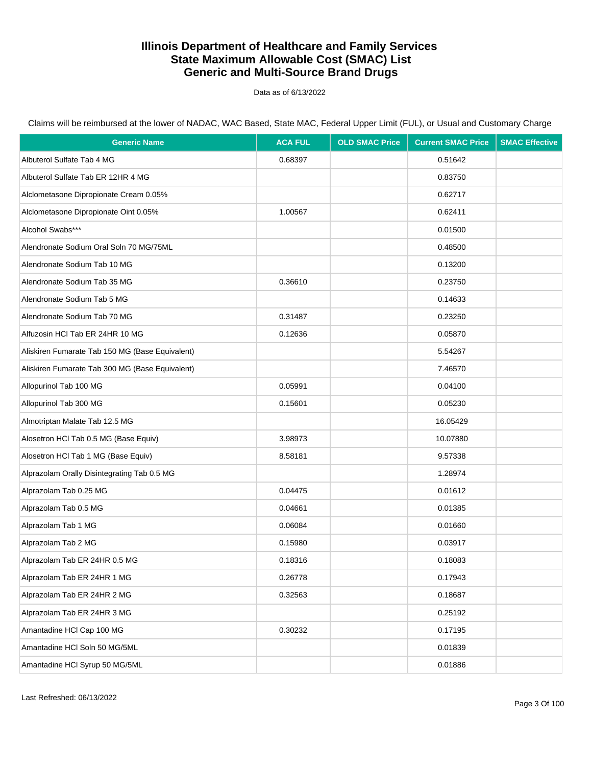# Illinois Department of Healthcare and Family Services
# State Maximum Allowable Cost (SMAC) List
# Generic and Multi-Source Brand Drugs

Data as of 6/13/2022

Claims will be reimbursed at the lower of NADAC, WAC Based, State MAC, Federal Upper Limit (FUL), or Usual and Customary Charge

| Generic Name | ACA FUL | OLD SMAC Price | Current SMAC Price | SMAC Effective |
|---|---|---|---|---|
| Albuterol Sulfate Tab 4 MG | 0.68397 | | 0.51642 | |
| Albuterol Sulfate Tab ER 12HR 4 MG | | | 0.83750 | |
| Alclometasone Dipropionate Cream 0.05% | | | 0.62717 | |
| Alclometasone Dipropionate Oint 0.05% | 1.00567 | | 0.62411 | |
| Alcohol Swabs*** | | | 0.01500 | |
| Alendronate Sodium Oral Soln 70 MG/75ML | | | 0.48500 | |
| Alendronate Sodium Tab 10 MG | | | 0.13200 | |
| Alendronate Sodium Tab 35 MG | 0.36610 | | 0.23750 | |
| Alendronate Sodium Tab 5 MG | | | 0.14633 | |
| Alendronate Sodium Tab 70 MG | 0.31487 | | 0.23250 | |
| Alfuzosin HCl Tab ER 24HR 10 MG | 0.12636 | | 0.05870 | |
| Aliskiren Fumarate Tab 150 MG (Base Equivalent) | | | 5.54267 | |
| Aliskiren Fumarate Tab 300 MG (Base Equivalent) | | | 7.46570 | |
| Allopurinol Tab 100 MG | 0.05991 | | 0.04100 | |
| Allopurinol Tab 300 MG | 0.15601 | | 0.05230 | |
| Almotriptan Malate Tab 12.5 MG | | | 16.05429 | |
| Alosetron HCl Tab 0.5 MG (Base Equiv) | 3.98973 | | 10.07880 | |
| Alosetron HCl Tab 1 MG (Base Equiv) | 8.58181 | | 9.57338 | |
| Alprazolam Orally Disintegrating Tab 0.5 MG | | | 1.28974 | |
| Alprazolam Tab 0.25 MG | 0.04475 | | 0.01612 | |
| Alprazolam Tab 0.5 MG | 0.04661 | | 0.01385 | |
| Alprazolam Tab 1 MG | 0.06084 | | 0.01660 | |
| Alprazolam Tab 2 MG | 0.15980 | | 0.03917 | |
| Alprazolam Tab ER 24HR 0.5 MG | 0.18316 | | 0.18083 | |
| Alprazolam Tab ER 24HR 1 MG | 0.26778 | | 0.17943 | |
| Alprazolam Tab ER 24HR 2 MG | 0.32563 | | 0.18687 | |
| Alprazolam Tab ER 24HR 3 MG | | | 0.25192 | |
| Amantadine HCl Cap 100 MG | 0.30232 | | 0.17195 | |
| Amantadine HCl Soln 50 MG/5ML | | | 0.01839 | |
| Amantadine HCl Syrup 50 MG/5ML | | | 0.01886 | |

Last Refreshed: 06/13/2022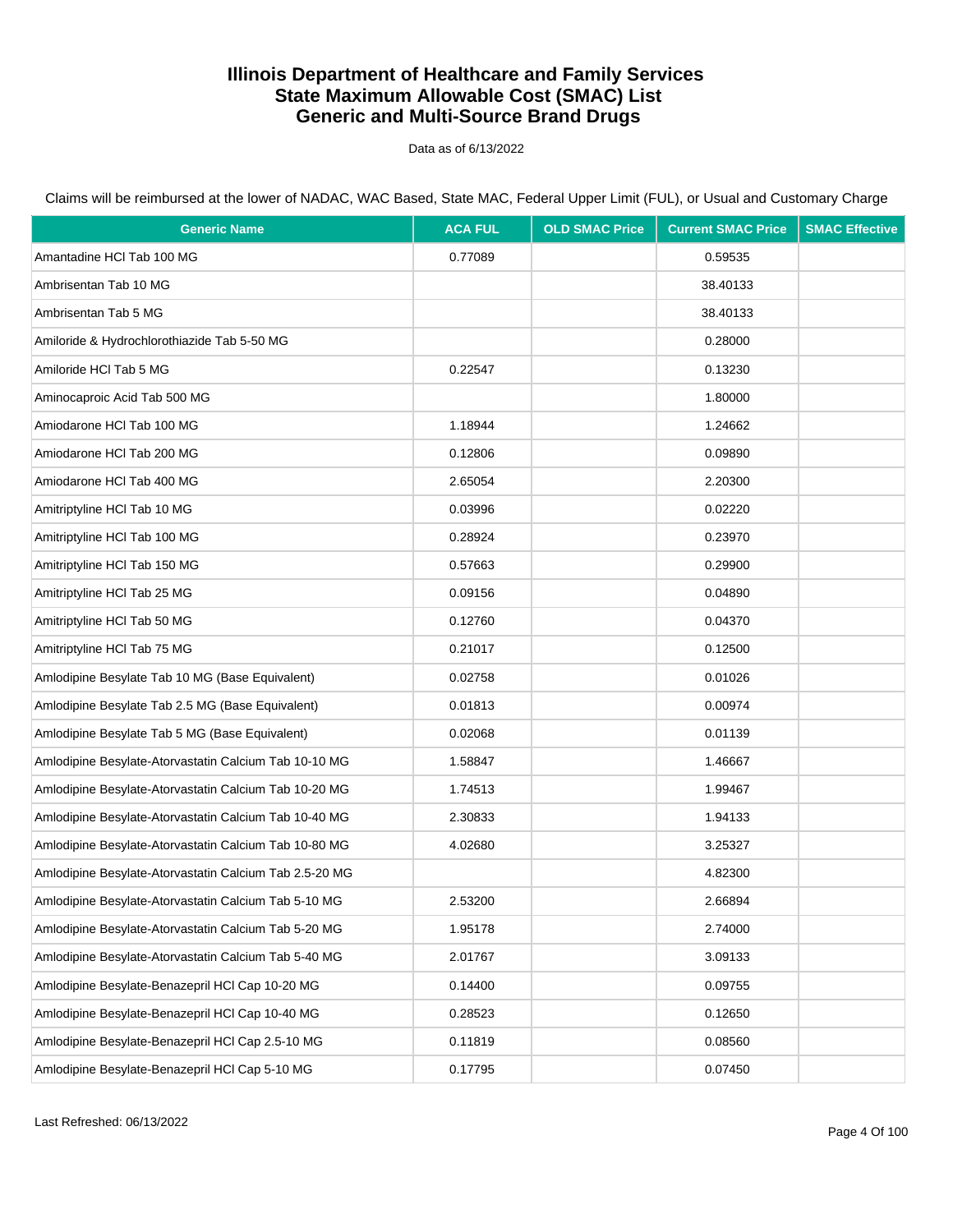# Illinois Department of Healthcare and Family Services
# State Maximum Allowable Cost (SMAC) List
# Generic and Multi-Source Brand Drugs

Data as of 6/13/2022

Claims will be reimbursed at the lower of NADAC, WAC Based, State MAC, Federal Upper Limit (FUL), or Usual and Customary Charge

| Generic Name | ACA FUL | OLD SMAC Price | Current SMAC Price | SMAC Effective |
|---|---|---|---|---|
| Amantadine HCl Tab 100 MG | 0.77089 | | 0.59535 | |
| Ambrisentan Tab 10 MG | | | 38.40133 | |
| Ambrisentan Tab 5 MG | | | 38.40133 | |
| Amiloride & Hydrochlorothiazide Tab 5-50 MG | | | 0.28000 | |
| Amiloride HCl Tab 5 MG | 0.22547 | | 0.13230 | |
| Aminocaproic Acid Tab 500 MG | | | 1.80000 | |
| Amiodarone HCl Tab 100 MG | 1.18944 | | 1.24662 | |
| Amiodarone HCl Tab 200 MG | 0.12806 | | 0.09890 | |
| Amiodarone HCl Tab 400 MG | 2.65054 | | 2.20300 | |
| Amitriptyline HCl Tab 10 MG | 0.03996 | | 0.02220 | |
| Amitriptyline HCl Tab 100 MG | 0.28924 | | 0.23970 | |
| Amitriptyline HCl Tab 150 MG | 0.57663 | | 0.29900 | |
| Amitriptyline HCl Tab 25 MG | 0.09156 | | 0.04890 | |
| Amitriptyline HCl Tab 50 MG | 0.12760 | | 0.04370 | |
| Amitriptyline HCl Tab 75 MG | 0.21017 | | 0.12500 | |
| Amlodipine Besylate Tab 10 MG (Base Equivalent) | 0.02758 | | 0.01026 | |
| Amlodipine Besylate Tab 2.5 MG (Base Equivalent) | 0.01813 | | 0.00974 | |
| Amlodipine Besylate Tab 5 MG (Base Equivalent) | 0.02068 | | 0.01139 | |
| Amlodipine Besylate-Atorvastatin Calcium Tab 10-10 MG | 1.58847 | | 1.46667 | |
| Amlodipine Besylate-Atorvastatin Calcium Tab 10-20 MG | 1.74513 | | 1.99467 | |
| Amlodipine Besylate-Atorvastatin Calcium Tab 10-40 MG | 2.30833 | | 1.94133 | |
| Amlodipine Besylate-Atorvastatin Calcium Tab 10-80 MG | 4.02680 | | 3.25327 | |
| Amlodipine Besylate-Atorvastatin Calcium Tab 2.5-20 MG | | | 4.82300 | |
| Amlodipine Besylate-Atorvastatin Calcium Tab 5-10 MG | 2.53200 | | 2.66894 | |
| Amlodipine Besylate-Atorvastatin Calcium Tab 5-20 MG | 1.95178 | | 2.74000 | |
| Amlodipine Besylate-Atorvastatin Calcium Tab 5-40 MG | 2.01767 | | 3.09133 | |
| Amlodipine Besylate-Benazepril HCl Cap 10-20 MG | 0.14400 | | 0.09755 | |
| Amlodipine Besylate-Benazepril HCl Cap 10-40 MG | 0.28523 | | 0.12650 | |
| Amlodipine Besylate-Benazepril HCl Cap 2.5-10 MG | 0.11819 | | 0.08560 | |
| Amlodipine Besylate-Benazepril HCl Cap 5-10 MG | 0.17795 | | 0.07450 | |

Last Refreshed: 06/13/2022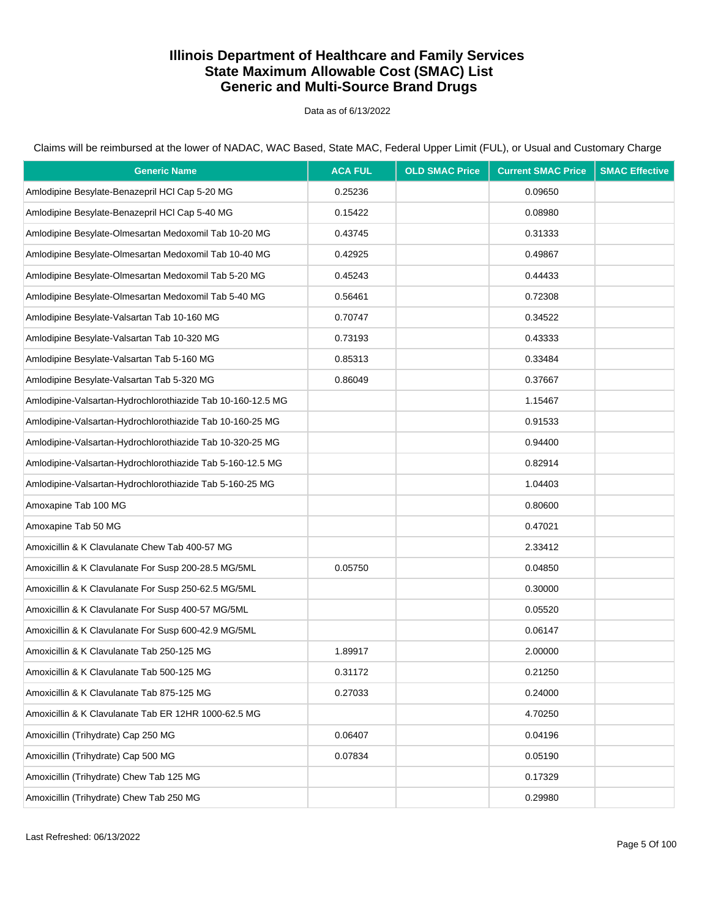# Illinois Department of Healthcare and Family Services
# State Maximum Allowable Cost (SMAC) List
# Generic and Multi-Source Brand Drugs

Data as of 6/13/2022

Claims will be reimbursed at the lower of NADAC, WAC Based, State MAC, Federal Upper Limit (FUL), or Usual and Customary Charge

| Generic Name | ACA FUL | OLD SMAC Price | Current SMAC Price | SMAC Effective |
|---|---|---|---|---|
| Amlodipine Besylate-Benazepril HCl Cap 5-20 MG | 0.25236 | | 0.09650 | |
| Amlodipine Besylate-Benazepril HCl Cap 5-40 MG | 0.15422 | | 0.08980 | |
| Amlodipine Besylate-Olmesartan Medoxomil Tab 10-20 MG | 0.43745 | | 0.31333 | |
| Amlodipine Besylate-Olmesartan Medoxomil Tab 10-40 MG | 0.42925 | | 0.49867 | |
| Amlodipine Besylate-Olmesartan Medoxomil Tab 5-20 MG | 0.45243 | | 0.44433 | |
| Amlodipine Besylate-Olmesartan Medoxomil Tab 5-40 MG | 0.56461 | | 0.72308 | |
| Amlodipine Besylate-Valsartan Tab 10-160 MG | 0.70747 | | 0.34522 | |
| Amlodipine Besylate-Valsartan Tab 10-320 MG | 0.73193 | | 0.43333 | |
| Amlodipine Besylate-Valsartan Tab 5-160 MG | 0.85313 | | 0.33484 | |
| Amlodipine Besylate-Valsartan Tab 5-320 MG | 0.86049 | | 0.37667 | |
| Amlodipine-Valsartan-Hydrochlorothiazide Tab 10-160-12.5 MG | | | 1.15467 | |
| Amlodipine-Valsartan-Hydrochlorothiazide Tab 10-160-25 MG | | | 0.91533 | |
| Amlodipine-Valsartan-Hydrochlorothiazide Tab 10-320-25 MG | | | 0.94400 | |
| Amlodipine-Valsartan-Hydrochlorothiazide Tab 5-160-12.5 MG | | | 0.82914 | |
| Amlodipine-Valsartan-Hydrochlorothiazide Tab 5-160-25 MG | | | 1.04403 | |
| Amoxapine Tab 100 MG | | | 0.80600 | |
| Amoxapine Tab 50 MG | | | 0.47021 | |
| Amoxicillin & K Clavulanate Chew Tab 400-57 MG | | | 2.33412 | |
| Amoxicillin & K Clavulanate For Susp 200-28.5 MG/5ML | 0.05750 | | 0.04850 | |
| Amoxicillin & K Clavulanate For Susp 250-62.5 MG/5ML | | | 0.30000 | |
| Amoxicillin & K Clavulanate For Susp 400-57 MG/5ML | | | 0.05520 | |
| Amoxicillin & K Clavulanate For Susp 600-42.9 MG/5ML | | | 0.06147 | |
| Amoxicillin & K Clavulanate Tab 250-125 MG | 1.89917 | | 2.00000 | |
| Amoxicillin & K Clavulanate Tab 500-125 MG | 0.31172 | | 0.21250 | |
| Amoxicillin & K Clavulanate Tab 875-125 MG | 0.27033 | | 0.24000 | |
| Amoxicillin & K Clavulanate Tab ER 12HR 1000-62.5 MG | | | 4.70250 | |
| Amoxicillin (Trihydrate) Cap 250 MG | 0.06407 | | 0.04196 | |
| Amoxicillin (Trihydrate) Cap 500 MG | 0.07834 | | 0.05190 | |
| Amoxicillin (Trihydrate) Chew Tab 125 MG | | | 0.17329 | |
| Amoxicillin (Trihydrate) Chew Tab 250 MG | | | 0.29980 | |

Last Refreshed: 06/13/2022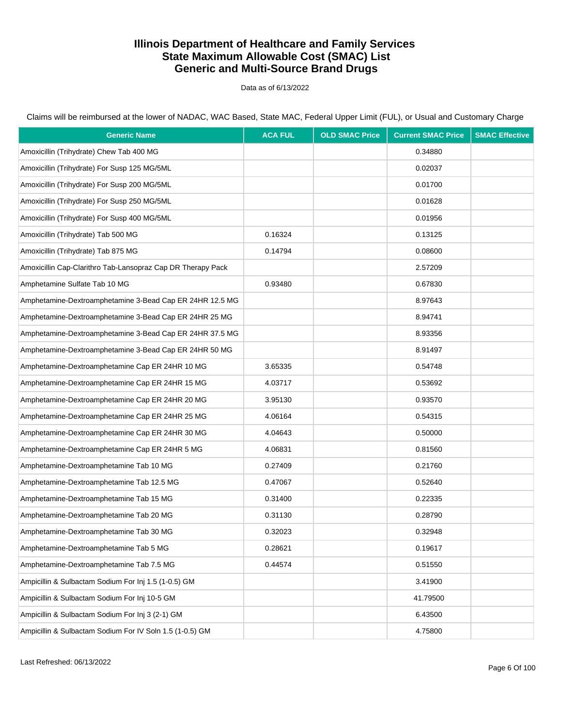# Illinois Department of Healthcare and Family Services
# State Maximum Allowable Cost (SMAC) List
# Generic and Multi-Source Brand Drugs

Data as of 6/13/2022

Claims will be reimbursed at the lower of NADAC, WAC Based, State MAC, Federal Upper Limit (FUL), or Usual and Customary Charge

| Generic Name | ACA FUL | OLD SMAC Price | Current SMAC Price | SMAC Effective |
|---|---|---|---|---|
| Amoxicillin (Trihydrate) Chew Tab 400 MG | | | 0.34880 | |
| Amoxicillin (Trihydrate) For Susp 125 MG/5ML | | | 0.02037 | |
| Amoxicillin (Trihydrate) For Susp 200 MG/5ML | | | 0.01700 | |
| Amoxicillin (Trihydrate) For Susp 250 MG/5ML | | | 0.01628 | |
| Amoxicillin (Trihydrate) For Susp 400 MG/5ML | | | 0.01956 | |
| Amoxicillin (Trihydrate) Tab 500 MG | 0.16324 | | 0.13125 | |
| Amoxicillin (Trihydrate) Tab 875 MG | 0.14794 | | 0.08600 | |
| Amoxicillin Cap-Clarithro Tab-Lansopraz Cap DR Therapy Pack | | | 2.57209 | |
| Amphetamine Sulfate Tab 10 MG | 0.93480 | | 0.67830 | |
| Amphetamine-Dextroamphetamine 3-Bead Cap ER 24HR 12.5 MG | | | 8.97643 | |
| Amphetamine-Dextroamphetamine 3-Bead Cap ER 24HR 25 MG | | | 8.94741 | |
| Amphetamine-Dextroamphetamine 3-Bead Cap ER 24HR 37.5 MG | | | 8.93356 | |
| Amphetamine-Dextroamphetamine 3-Bead Cap ER 24HR 50 MG | | | 8.91497 | |
| Amphetamine-Dextroamphetamine Cap ER 24HR 10 MG | 3.65335 | | 0.54748 | |
| Amphetamine-Dextroamphetamine Cap ER 24HR 15 MG | 4.03717 | | 0.53692 | |
| Amphetamine-Dextroamphetamine Cap ER 24HR 20 MG | 3.95130 | | 0.93570 | |
| Amphetamine-Dextroamphetamine Cap ER 24HR 25 MG | 4.06164 | | 0.54315 | |
| Amphetamine-Dextroamphetamine Cap ER 24HR 30 MG | 4.04643 | | 0.50000 | |
| Amphetamine-Dextroamphetamine Cap ER 24HR 5 MG | 4.06831 | | 0.81560 | |
| Amphetamine-Dextroamphetamine Tab 10 MG | 0.27409 | | 0.21760 | |
| Amphetamine-Dextroamphetamine Tab 12.5 MG | 0.47067 | | 0.52640 | |
| Amphetamine-Dextroamphetamine Tab 15 MG | 0.31400 | | 0.22335 | |
| Amphetamine-Dextroamphetamine Tab 20 MG | 0.31130 | | 0.28790 | |
| Amphetamine-Dextroamphetamine Tab 30 MG | 0.32023 | | 0.32948 | |
| Amphetamine-Dextroamphetamine Tab 5 MG | 0.28621 | | 0.19617 | |
| Amphetamine-Dextroamphetamine Tab 7.5 MG | 0.44574 | | 0.51550 | |
| Ampicillin & Sulbactam Sodium For Inj 1.5 (1-0.5) GM | | | 3.41900 | |
| Ampicillin & Sulbactam Sodium For Inj 10-5 GM | | | 41.79500 | |
| Ampicillin & Sulbactam Sodium For Inj 3 (2-1) GM | | | 6.43500 | |
| Ampicillin & Sulbactam Sodium For IV Soln 1.5 (1-0.5) GM | | | 4.75800 | |

Last Refreshed: 06/13/2022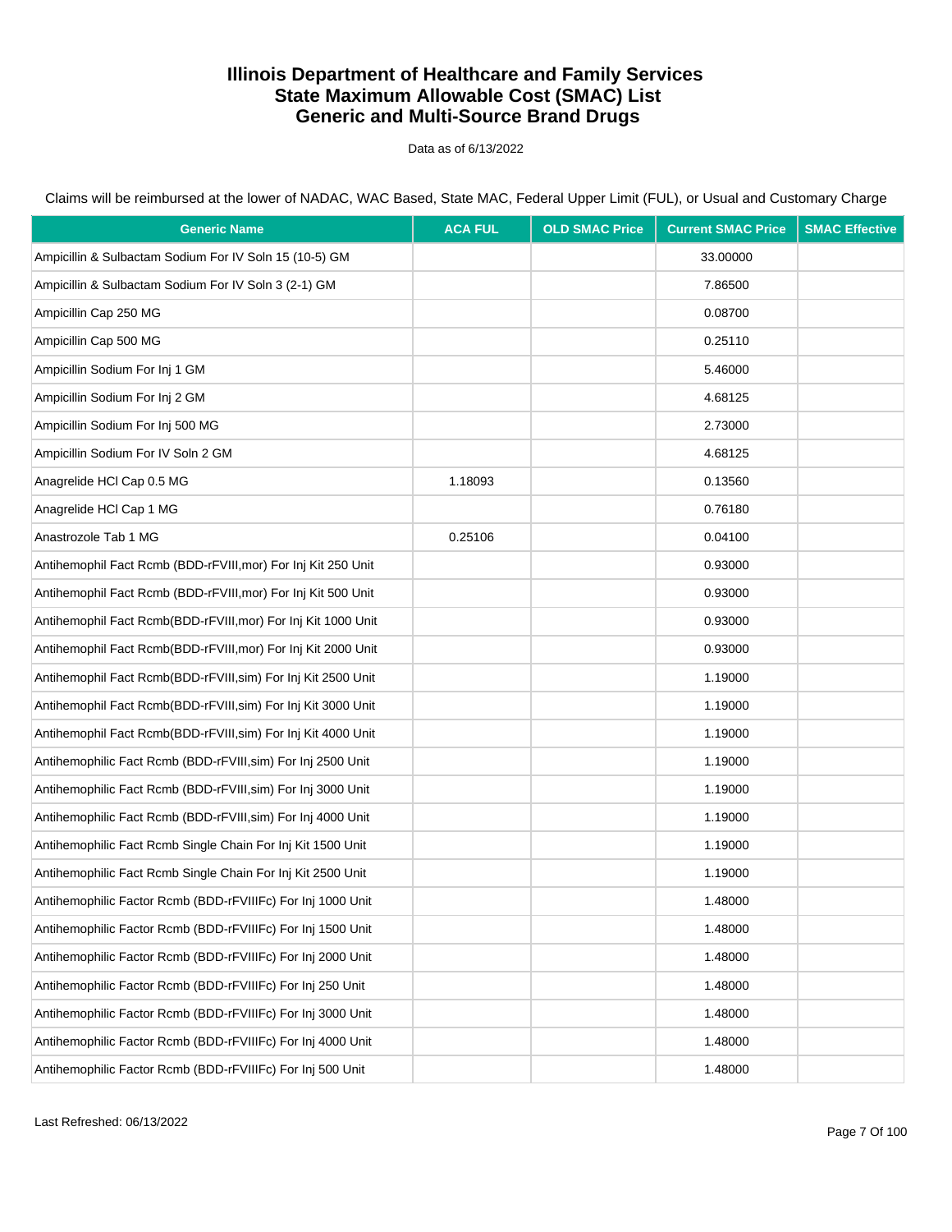# Illinois Department of Healthcare and Family Services
## State Maximum Allowable Cost (SMAC) List
## Generic and Multi-Source Brand Drugs

Data as of 6/13/2022

Claims will be reimbursed at the lower of NADAC, WAC Based, State MAC, Federal Upper Limit (FUL), or Usual and Customary Charge

| Generic Name | ACA FUL | OLD SMAC Price | Current SMAC Price | SMAC Effective |
|---|---|---|---|---|
| Ampicillin & Sulbactam Sodium For IV Soln 15 (10-5) GM | | | 33.00000 | |
| Ampicillin & Sulbactam Sodium For IV Soln 3 (2-1) GM | | | 7.86500 | |
| Ampicillin Cap 250 MG | | | 0.08700 | |
| Ampicillin Cap 500 MG | | | 0.25110 | |
| Ampicillin Sodium For Inj 1 GM | | | 5.46000 | |
| Ampicillin Sodium For Inj 2 GM | | | 4.68125 | |
| Ampicillin Sodium For Inj 500 MG | | | 2.73000 | |
| Ampicillin Sodium For IV Soln 2 GM | | | 4.68125 | |
| Anagrelide HCl Cap 0.5 MG | 1.18093 | | 0.13560 | |
| Anagrelide HCl Cap 1 MG | | | 0.76180 | |
| Anastrozole Tab 1 MG | 0.25106 | | 0.04100 | |
| Antihemophil Fact Rcmb (BDD-rFVIII,mor) For Inj Kit 250 Unit | | | 0.93000 | |
| Antihemophil Fact Rcmb (BDD-rFVIII,mor) For Inj Kit 500 Unit | | | 0.93000 | |
| Antihemophil Fact Rcmb(BDD-rFVIII,mor) For Inj Kit 1000 Unit | | | 0.93000 | |
| Antihemophil Fact Rcmb(BDD-rFVIII,mor) For Inj Kit 2000 Unit | | | 0.93000 | |
| Antihemophil Fact Rcmb(BDD-rFVIII,sim) For Inj Kit 2500 Unit | | | 1.19000 | |
| Antihemophil Fact Rcmb(BDD-rFVIII,sim) For Inj Kit 3000 Unit | | | 1.19000 | |
| Antihemophil Fact Rcmb(BDD-rFVIII,sim) For Inj Kit 4000 Unit | | | 1.19000 | |
| Antihemophilic Fact Rcmb (BDD-rFVIII,sim) For Inj 2500 Unit | | | 1.19000 | |
| Antihemophilic Fact Rcmb (BDD-rFVIII,sim) For Inj 3000 Unit | | | 1.19000 | |
| Antihemophilic Fact Rcmb (BDD-rFVIII,sim) For Inj 4000 Unit | | | 1.19000 | |
| Antihemophilic Fact Rcmb Single Chain For Inj Kit 1500 Unit | | | 1.19000 | |
| Antihemophilic Fact Rcmb Single Chain For Inj Kit 2500 Unit | | | 1.19000 | |
| Antihemophilic Factor Rcmb (BDD-rFVIIIFc) For Inj 1000 Unit | | | 1.48000 | |
| Antihemophilic Factor Rcmb (BDD-rFVIIIFc) For Inj 1500 Unit | | | 1.48000 | |
| Antihemophilic Factor Rcmb (BDD-rFVIIIFc) For Inj 2000 Unit | | | 1.48000 | |
| Antihemophilic Factor Rcmb (BDD-rFVIIIFc) For Inj 250 Unit | | | 1.48000 | |
| Antihemophilic Factor Rcmb (BDD-rFVIIIFc) For Inj 3000 Unit | | | 1.48000 | |
| Antihemophilic Factor Rcmb (BDD-rFVIIIFc) For Inj 4000 Unit | | | 1.48000 | |
| Antihemophilic Factor Rcmb (BDD-rFVIIIFc) For Inj 500 Unit | | | 1.48000 | |

Last Refreshed: 06/13/2022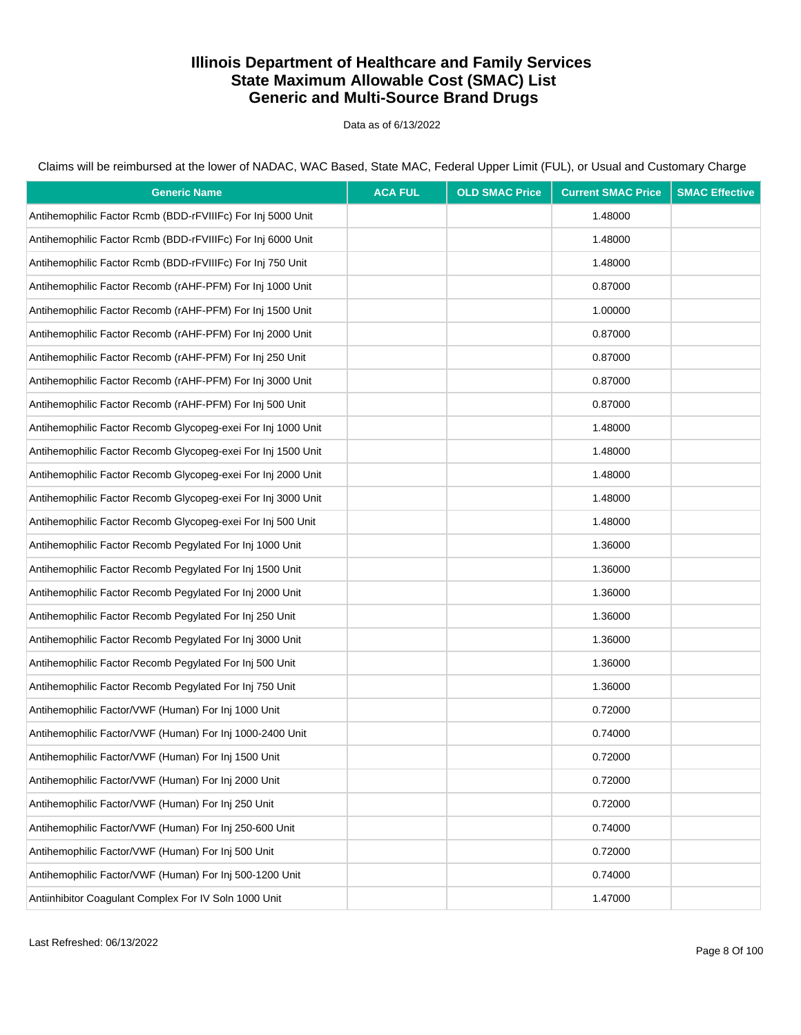# Illinois Department of Healthcare and Family Services
# State Maximum Allowable Cost (SMAC) List
# Generic and Multi-Source Brand Drugs

Data as of 6/13/2022

Claims will be reimbursed at the lower of NADAC, WAC Based, State MAC, Federal Upper Limit (FUL), or Usual and Customary Charge

| Generic Name | ACA FUL | OLD SMAC Price | Current SMAC Price | SMAC Effective |
|---|---|---|---|---|
| Antihemophilic Factor Rcmb (BDD-rFVIIIFc) For Inj 5000 Unit | | | 1.48000 | |
| Antihemophilic Factor Rcmb (BDD-rFVIIIFc) For Inj 6000 Unit | | | 1.48000 | |
| Antihemophilic Factor Rcmb (BDD-rFVIIIFc) For Inj 750 Unit | | | 1.48000 | |
| Antihemophilic Factor Recomb (rAHF-PFM) For Inj 1000 Unit | | | 0.87000 | |
| Antihemophilic Factor Recomb (rAHF-PFM) For Inj 1500 Unit | | | 1.00000 | |
| Antihemophilic Factor Recomb (rAHF-PFM) For Inj 2000 Unit | | | 0.87000 | |
| Antihemophilic Factor Recomb (rAHF-PFM) For Inj 250 Unit | | | 0.87000 | |
| Antihemophilic Factor Recomb (rAHF-PFM) For Inj 3000 Unit | | | 0.87000 | |
| Antihemophilic Factor Recomb (rAHF-PFM) For Inj 500 Unit | | | 0.87000 | |
| Antihemophilic Factor Recomb Glycopeg-exei For Inj 1000 Unit | | | 1.48000 | |
| Antihemophilic Factor Recomb Glycopeg-exei For Inj 1500 Unit | | | 1.48000 | |
| Antihemophilic Factor Recomb Glycopeg-exei For Inj 2000 Unit | | | 1.48000 | |
| Antihemophilic Factor Recomb Glycopeg-exei For Inj 3000 Unit | | | 1.48000 | |
| Antihemophilic Factor Recomb Glycopeg-exei For Inj 500 Unit | | | 1.48000 | |
| Antihemophilic Factor Recomb Pegylated For Inj 1000 Unit | | | 1.36000 | |
| Antihemophilic Factor Recomb Pegylated For Inj 1500 Unit | | | 1.36000 | |
| Antihemophilic Factor Recomb Pegylated For Inj 2000 Unit | | | 1.36000 | |
| Antihemophilic Factor Recomb Pegylated For Inj 250 Unit | | | 1.36000 | |
| Antihemophilic Factor Recomb Pegylated For Inj 3000 Unit | | | 1.36000 | |
| Antihemophilic Factor Recomb Pegylated For Inj 500 Unit | | | 1.36000 | |
| Antihemophilic Factor Recomb Pegylated For Inj 750 Unit | | | 1.36000 | |
| Antihemophilic Factor/VWF (Human) For Inj 1000 Unit | | | 0.72000 | |
| Antihemophilic Factor/VWF (Human) For Inj 1000-2400 Unit | | | 0.74000 | |
| Antihemophilic Factor/VWF (Human) For Inj 1500 Unit | | | 0.72000 | |
| Antihemophilic Factor/VWF (Human) For Inj 2000 Unit | | | 0.72000 | |
| Antihemophilic Factor/VWF (Human) For Inj 250 Unit | | | 0.72000 | |
| Antihemophilic Factor/VWF (Human) For Inj 250-600 Unit | | | 0.74000 | |
| Antihemophilic Factor/VWF (Human) For Inj 500 Unit | | | 0.72000 | |
| Antihemophilic Factor/VWF (Human) For Inj 500-1200 Unit | | | 0.74000 | |
| Antiinhibitor Coagulant Complex For IV Soln 1000 Unit | | | 1.47000 | |

Last Refreshed: 06/13/2022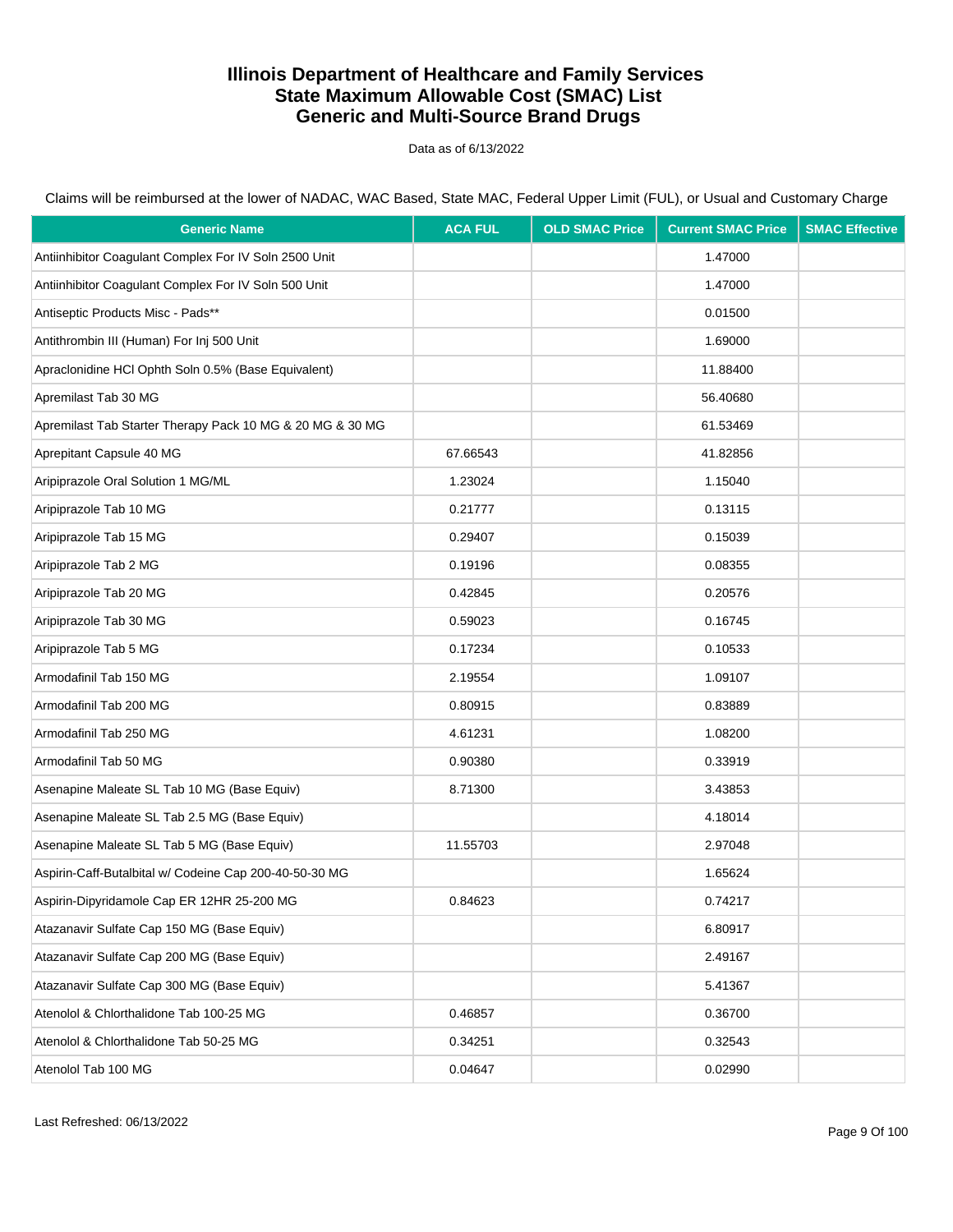# Illinois Department of Healthcare and Family Services
# State Maximum Allowable Cost (SMAC) List
# Generic and Multi-Source Brand Drugs

Data as of 6/13/2022

Claims will be reimbursed at the lower of NADAC, WAC Based, State MAC, Federal Upper Limit (FUL), or Usual and Customary Charge

| Generic Name | ACA FUL | OLD SMAC Price | Current SMAC Price | SMAC Effective |
|---|---|---|---|---|
| Antiinhibitor Coagulant Complex For IV Soln 2500 Unit | | | 1.47000 | |
| Antiinhibitor Coagulant Complex For IV Soln 500 Unit | | | 1.47000 | |
| Antiseptic Products Misc - Pads** | | | 0.01500 | |
| Antithrombin III (Human) For Inj 500 Unit | | | 1.69000 | |
| Apraclonidine HCl Ophth Soln 0.5% (Base Equivalent) | | | 11.88400 | |
| Apremilast Tab 30 MG | | | 56.40680 | |
| Apremilast Tab Starter Therapy Pack 10 MG & 20 MG & 30 MG | | | 61.53469 | |
| Aprepitant Capsule 40 MG | 67.66543 | | 41.82856 | |
| Aripiprazole Oral Solution 1 MG/ML | 1.23024 | | 1.15040 | |
| Aripiprazole Tab 10 MG | 0.21777 | | 0.13115 | |
| Aripiprazole Tab 15 MG | 0.29407 | | 0.15039 | |
| Aripiprazole Tab 2 MG | 0.19196 | | 0.08355 | |
| Aripiprazole Tab 20 MG | 0.42845 | | 0.20576 | |
| Aripiprazole Tab 30 MG | 0.59023 | | 0.16745 | |
| Aripiprazole Tab 5 MG | 0.17234 | | 0.10533 | |
| Armodafinil Tab 150 MG | 2.19554 | | 1.09107 | |
| Armodafinil Tab 200 MG | 0.80915 | | 0.83889 | |
| Armodafinil Tab 250 MG | 4.61231 | | 1.08200 | |
| Armodafinil Tab 50 MG | 0.90380 | | 0.33919 | |
| Asenapine Maleate SL Tab 10 MG (Base Equiv) | 8.71300 | | 3.43853 | |
| Asenapine Maleate SL Tab 2.5 MG (Base Equiv) | | | 4.18014 | |
| Asenapine Maleate SL Tab 5 MG (Base Equiv) | 11.55703 | | 2.97048 | |
| Aspirin-Caff-Butalbital w/ Codeine Cap 200-40-50-30 MG | | | 1.65624 | |
| Aspirin-Dipyridamole Cap ER 12HR 25-200 MG | 0.84623 | | 0.74217 | |
| Atazanavir Sulfate Cap 150 MG (Base Equiv) | | | 6.80917 | |
| Atazanavir Sulfate Cap 200 MG (Base Equiv) | | | 2.49167 | |
| Atazanavir Sulfate Cap 300 MG (Base Equiv) | | | 5.41367 | |
| Atenolol & Chlorthalidone Tab 100-25 MG | 0.46857 | | 0.36700 | |
| Atenolol & Chlorthalidone Tab 50-25 MG | 0.34251 | | 0.32543 | |
| Atenolol Tab 100 MG | 0.04647 | | 0.02990 | |

Last Refreshed: 06/13/2022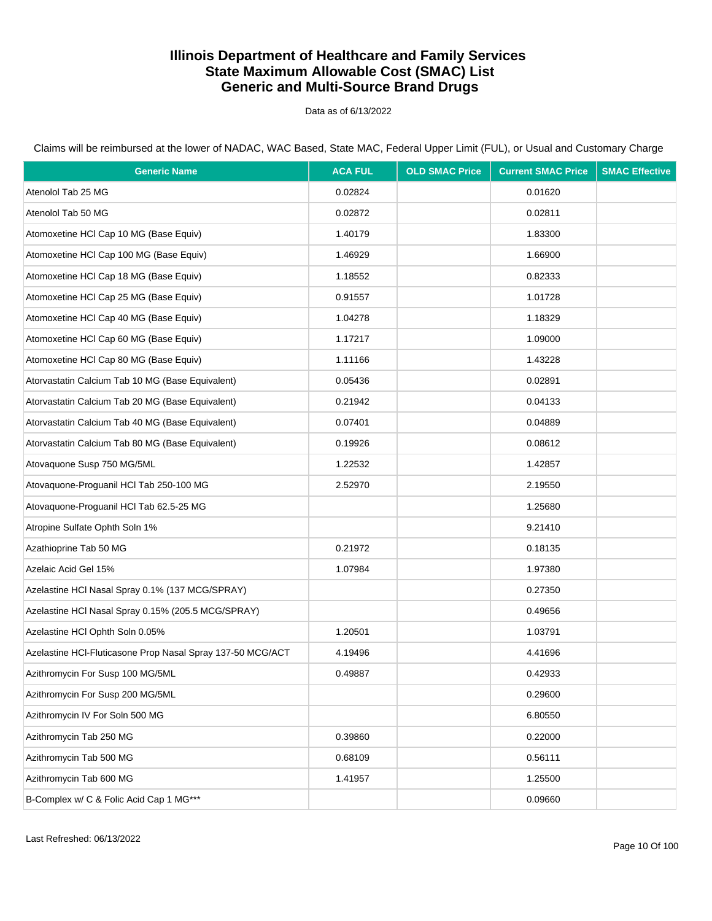# Illinois Department of Healthcare and Family Services
# State Maximum Allowable Cost (SMAC) List
# Generic and Multi-Source Brand Drugs

Data as of 6/13/2022

Claims will be reimbursed at the lower of NADAC, WAC Based, State MAC, Federal Upper Limit (FUL), or Usual and Customary Charge

| Generic Name | ACA FUL | OLD SMAC Price | Current SMAC Price | SMAC Effective |
|---|---|---|---|---|
| Atenolol Tab 25 MG | 0.02824 | | 0.01620 | |
| Atenolol Tab 50 MG | 0.02872 | | 0.02811 | |
| Atomoxetine HCl Cap 10 MG (Base Equiv) | 1.40179 | | 1.83300 | |
| Atomoxetine HCl Cap 100 MG (Base Equiv) | 1.46929 | | 1.66900 | |
| Atomoxetine HCl Cap 18 MG (Base Equiv) | 1.18552 | | 0.82333 | |
| Atomoxetine HCl Cap 25 MG (Base Equiv) | 0.91557 | | 1.01728 | |
| Atomoxetine HCl Cap 40 MG (Base Equiv) | 1.04278 | | 1.18329 | |
| Atomoxetine HCl Cap 60 MG (Base Equiv) | 1.17217 | | 1.09000 | |
| Atomoxetine HCl Cap 80 MG (Base Equiv) | 1.11166 | | 1.43228 | |
| Atorvastatin Calcium Tab 10 MG (Base Equivalent) | 0.05436 | | 0.02891 | |
| Atorvastatin Calcium Tab 20 MG (Base Equivalent) | 0.21942 | | 0.04133 | |
| Atorvastatin Calcium Tab 40 MG (Base Equivalent) | 0.07401 | | 0.04889 | |
| Atorvastatin Calcium Tab 80 MG (Base Equivalent) | 0.19926 | | 0.08612 | |
| Atovaquone Susp 750 MG/5ML | 1.22532 | | 1.42857 | |
| Atovaquone-Proguanil HCl Tab 250-100 MG | 2.52970 | | 2.19550 | |
| Atovaquone-Proguanil HCl Tab 62.5-25 MG | | | 1.25680 | |
| Atropine Sulfate Ophth Soln 1% | | | 9.21410 | |
| Azathioprine Tab 50 MG | 0.21972 | | 0.18135 | |
| Azelaic Acid Gel 15% | 1.07984 | | 1.97380 | |
| Azelastine HCl Nasal Spray 0.1% (137 MCG/SPRAY) | | | 0.27350 | |
| Azelastine HCl Nasal Spray 0.15% (205.5 MCG/SPRAY) | | | 0.49656 | |
| Azelastine HCl Ophth Soln 0.05% | 1.20501 | | 1.03791 | |
| Azelastine HCl-Fluticasone Prop Nasal Spray 137-50 MCG/ACT | 4.19496 | | 4.41696 | |
| Azithromycin For Susp 100 MG/5ML | 0.49887 | | 0.42933 | |
| Azithromycin For Susp 200 MG/5ML | | | 0.29600 | |
| Azithromycin IV For Soln 500 MG | | | 6.80550 | |
| Azithromycin Tab 250 MG | 0.39860 | | 0.22000 | |
| Azithromycin Tab 500 MG | 0.68109 | | 0.56111 | |
| Azithromycin Tab 600 MG | 1.41957 | | 1.25500 | |
| B-Complex w/ C & Folic Acid Cap 1 MG*** | | | 0.09660 | |

Last Refreshed: 06/13/2022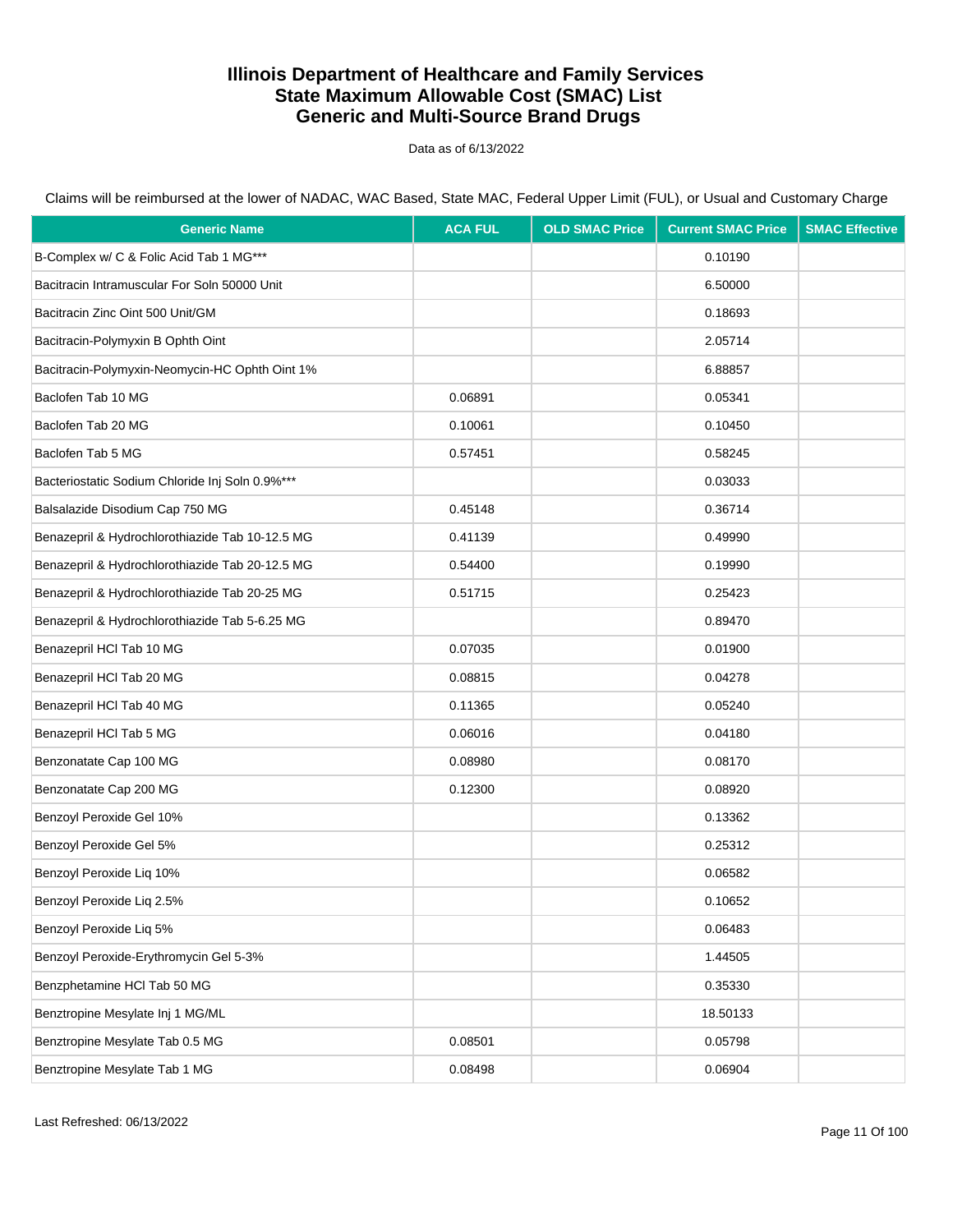# Illinois Department of Healthcare and Family Services
# State Maximum Allowable Cost (SMAC) List
# Generic and Multi-Source Brand Drugs

Data as of 6/13/2022

Claims will be reimbursed at the lower of NADAC, WAC Based, State MAC, Federal Upper Limit (FUL), or Usual and Customary Charge

| Generic Name | ACA FUL | OLD SMAC Price | Current SMAC Price | SMAC Effective |
|---|---|---|---|---|
| B-Complex w/ C & Folic Acid Tab 1 MG*** | | | 0.10190 | |
| Bacitracin Intramuscular For Soln 50000 Unit | | | 6.50000 | |
| Bacitracin Zinc Oint 500 Unit/GM | | | 0.18693 | |
| Bacitracin-Polymyxin B Ophth Oint | | | 2.05714 | |
| Bacitracin-Polymyxin-Neomycin-HC Ophth Oint 1% | | | 6.88857 | |
| Baclofen Tab 10 MG | 0.06891 | | 0.05341 | |
| Baclofen Tab 20 MG | 0.10061 | | 0.10450 | |
| Baclofen Tab 5 MG | 0.57451 | | 0.58245 | |
| Bacteriostatic Sodium Chloride Inj Soln 0.9%*** | | | 0.03033 | |
| Balsalazide Disodium Cap 750 MG | 0.45148 | | 0.36714 | |
| Benazepril & Hydrochlorothiazide Tab 10-12.5 MG | 0.41139 | | 0.49990 | |
| Benazepril & Hydrochlorothiazide Tab 20-12.5 MG | 0.54400 | | 0.19990 | |
| Benazepril & Hydrochlorothiazide Tab 20-25 MG | 0.51715 | | 0.25423 | |
| Benazepril & Hydrochlorothiazide Tab 5-6.25 MG | | | 0.89470 | |
| Benazepril HCl Tab 10 MG | 0.07035 | | 0.01900 | |
| Benazepril HCl Tab 20 MG | 0.08815 | | 0.04278 | |
| Benazepril HCl Tab 40 MG | 0.11365 | | 0.05240 | |
| Benazepril HCl Tab 5 MG | 0.06016 | | 0.04180 | |
| Benzonatate Cap 100 MG | 0.08980 | | 0.08170 | |
| Benzonatate Cap 200 MG | 0.12300 | | 0.08920 | |
| Benzoyl Peroxide Gel 10% | | | 0.13362 | |
| Benzoyl Peroxide Gel 5% | | | 0.25312 | |
| Benzoyl Peroxide Liq 10% | | | 0.06582 | |
| Benzoyl Peroxide Liq 2.5% | | | 0.10652 | |
| Benzoyl Peroxide Liq 5% | | | 0.06483 | |
| Benzoyl Peroxide-Erythromycin Gel 5-3% | | | 1.44505 | |
| Benzphetamine HCl Tab 50 MG | | | 0.35330 | |
| Benztropine Mesylate Inj 1 MG/ML | | | 18.50133 | |
| Benztropine Mesylate Tab 0.5 MG | 0.08501 | | 0.05798 | |
| Benztropine Mesylate Tab 1 MG | 0.08498 | | 0.06904 | |

Last Refreshed: 06/13/2022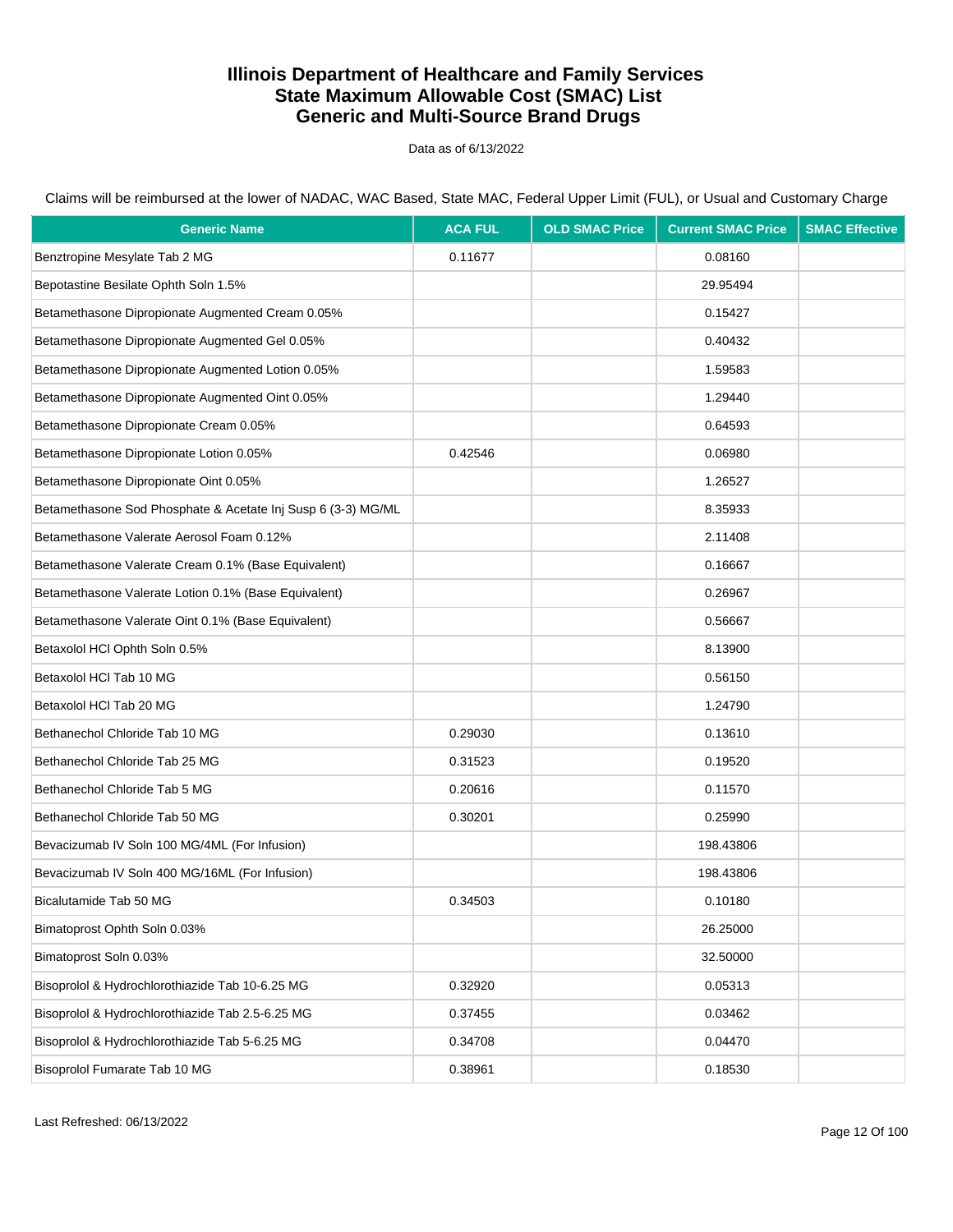# Illinois Department of Healthcare and Family Services
# State Maximum Allowable Cost (SMAC) List
# Generic and Multi-Source Brand Drugs

Data as of 6/13/2022

Claims will be reimbursed at the lower of NADAC, WAC Based, State MAC, Federal Upper Limit (FUL), or Usual and Customary Charge

| Generic Name | ACA FUL | OLD SMAC Price | Current SMAC Price | SMAC Effective |
|---|---|---|---|---|
| Benztropine Mesylate Tab 2 MG | 0.11677 | | 0.08160 | |
| Bepotastine Besilate Ophth Soln 1.5% | | | 29.95494 | |
| Betamethasone Dipropionate Augmented Cream 0.05% | | | 0.15427 | |
| Betamethasone Dipropionate Augmented Gel 0.05% | | | 0.40432 | |
| Betamethasone Dipropionate Augmented Lotion 0.05% | | | 1.59583 | |
| Betamethasone Dipropionate Augmented Oint 0.05% | | | 1.29440 | |
| Betamethasone Dipropionate Cream 0.05% | | | 0.64593 | |
| Betamethasone Dipropionate Lotion 0.05% | 0.42546 | | 0.06980 | |
| Betamethasone Dipropionate Oint 0.05% | | | 1.26527 | |
| Betamethasone Sod Phosphate & Acetate Inj Susp 6 (3-3) MG/ML | | | 8.35933 | |
| Betamethasone Valerate Aerosol Foam 0.12% | | | 2.11408 | |
| Betamethasone Valerate Cream 0.1% (Base Equivalent) | | | 0.16667 | |
| Betamethasone Valerate Lotion 0.1% (Base Equivalent) | | | 0.26967 | |
| Betamethasone Valerate Oint 0.1% (Base Equivalent) | | | 0.56667 | |
| Betaxolol HCl Ophth Soln 0.5% | | | 8.13900 | |
| Betaxolol HCl Tab 10 MG | | | 0.56150 | |
| Betaxolol HCl Tab 20 MG | | | 1.24790 | |
| Bethanechol Chloride Tab 10 MG | 0.29030 | | 0.13610 | |
| Bethanechol Chloride Tab 25 MG | 0.31523 | | 0.19520 | |
| Bethanechol Chloride Tab 5 MG | 0.20616 | | 0.11570 | |
| Bethanechol Chloride Tab 50 MG | 0.30201 | | 0.25990 | |
| Bevacizumab IV Soln 100 MG/4ML (For Infusion) | | | 198.43806 | |
| Bevacizumab IV Soln 400 MG/16ML (For Infusion) | | | 198.43806 | |
| Bicalutamide Tab 50 MG | 0.34503 | | 0.10180 | |
| Bimatoprost Ophth Soln 0.03% | | | 26.25000 | |
| Bimatoprost Soln 0.03% | | | 32.50000 | |
| Bisoprolol & Hydrochlorothiazide Tab 10-6.25 MG | 0.32920 | | 0.05313 | |
| Bisoprolol & Hydrochlorothiazide Tab 2.5-6.25 MG | 0.37455 | | 0.03462 | |
| Bisoprolol & Hydrochlorothiazide Tab 5-6.25 MG | 0.34708 | | 0.04470 | |
| Bisoprolol Fumarate Tab 10 MG | 0.38961 | | 0.18530 | |

Last Refreshed: 06/13/2022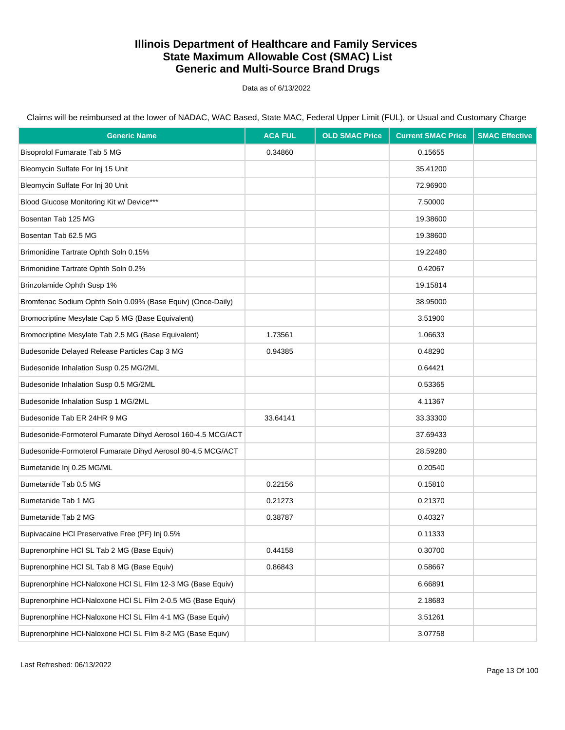# Illinois Department of Healthcare and Family Services
# State Maximum Allowable Cost (SMAC) List
# Generic and Multi-Source Brand Drugs

Data as of 6/13/2022

Claims will be reimbursed at the lower of NADAC, WAC Based, State MAC, Federal Upper Limit (FUL), or Usual and Customary Charge

| Generic Name | ACA FUL | OLD SMAC Price | Current SMAC Price | SMAC Effective |
|---|---|---|---|---|
| Bisoprolol Fumarate Tab 5 MG | 0.34860 | | 0.15655 | |
| Bleomycin Sulfate For Inj 15 Unit | | | 35.41200 | |
| Bleomycin Sulfate For Inj 30 Unit | | | 72.96900 | |
| Blood Glucose Monitoring Kit w/ Device*** | | | 7.50000 | |
| Bosentan Tab 125 MG | | | 19.38600 | |
| Bosentan Tab 62.5 MG | | | 19.38600 | |
| Brimonidine Tartrate Ophth Soln 0.15% | | | 19.22480 | |
| Brimonidine Tartrate Ophth Soln 0.2% | | | 0.42067 | |
| Brinzolamide Ophth Susp 1% | | | 19.15814 | |
| Bromfenac Sodium Ophth Soln 0.09% (Base Equiv) (Once-Daily) | | | 38.95000 | |
| Bromocriptine Mesylate Cap 5 MG (Base Equivalent) | | | 3.51900 | |
| Bromocriptine Mesylate Tab 2.5 MG (Base Equivalent) | 1.73561 | | 1.06633 | |
| Budesonide Delayed Release Particles Cap 3 MG | 0.94385 | | 0.48290 | |
| Budesonide Inhalation Susp 0.25 MG/2ML | | | 0.64421 | |
| Budesonide Inhalation Susp 0.5 MG/2ML | | | 0.53365 | |
| Budesonide Inhalation Susp 1 MG/2ML | | | 4.11367 | |
| Budesonide Tab ER 24HR 9 MG | 33.64141 | | 33.33300 | |
| Budesonide-Formoterol Fumarate Dihyd Aerosol 160-4.5 MCG/ACT | | | 37.69433 | |
| Budesonide-Formoterol Fumarate Dihyd Aerosol 80-4.5 MCG/ACT | | | 28.59280 | |
| Bumetanide Inj 0.25 MG/ML | | | 0.20540 | |
| Bumetanide Tab 0.5 MG | 0.22156 | | 0.15810 | |
| Bumetanide Tab 1 MG | 0.21273 | | 0.21370 | |
| Bumetanide Tab 2 MG | 0.38787 | | 0.40327 | |
| Bupivacaine HCl Preservative Free (PF) Inj 0.5% | | | 0.11333 | |
| Buprenorphine HCl SL Tab 2 MG (Base Equiv) | 0.44158 | | 0.30700 | |
| Buprenorphine HCl SL Tab 8 MG (Base Equiv) | 0.86843 | | 0.58667 | |
| Buprenorphine HCl-Naloxone HCl SL Film 12-3 MG (Base Equiv) | | | 6.66891 | |
| Buprenorphine HCl-Naloxone HCl SL Film 2-0.5 MG (Base Equiv) | | | 2.18683 | |
| Buprenorphine HCl-Naloxone HCl SL Film 4-1 MG (Base Equiv) | | | 3.51261 | |
| Buprenorphine HCl-Naloxone HCl SL Film 8-2 MG (Base Equiv) | | | 3.07758 | |

Last Refreshed: 06/13/2022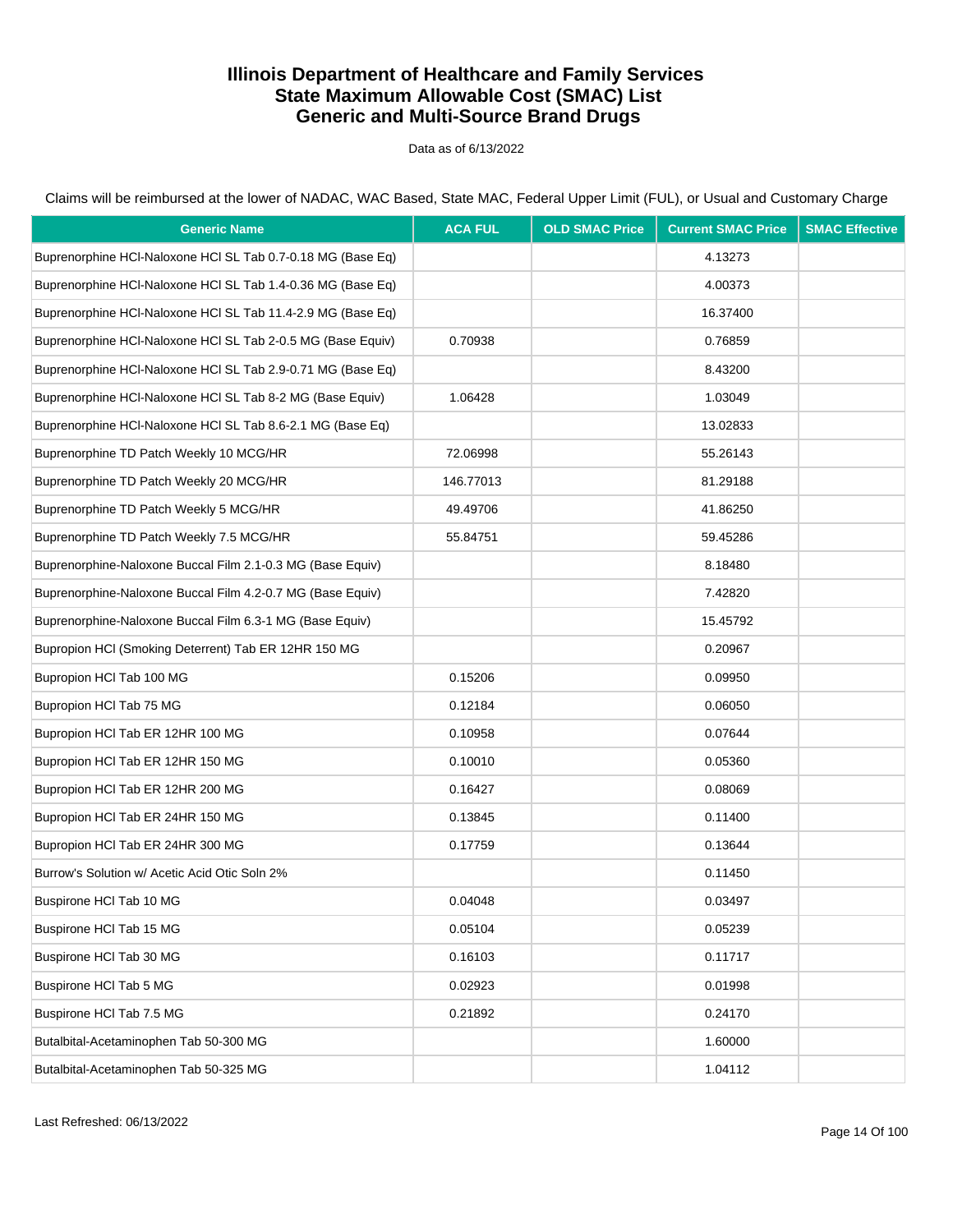# Illinois Department of Healthcare and Family Services
# State Maximum Allowable Cost (SMAC) List
# Generic and Multi-Source Brand Drugs

Data as of 6/13/2022

Claims will be reimbursed at the lower of NADAC, WAC Based, State MAC, Federal Upper Limit (FUL), or Usual and Customary Charge

| Generic Name | ACA FUL | OLD SMAC Price | Current SMAC Price | SMAC Effective |
|---|---|---|---|---|
| Buprenorphine HCl-Naloxone HCl SL Tab 0.7-0.18 MG (Base Eq) | | | 4.13273 | |
| Buprenorphine HCl-Naloxone HCl SL Tab 1.4-0.36 MG (Base Eq) | | | 4.00373 | |
| Buprenorphine HCl-Naloxone HCl SL Tab 11.4-2.9 MG (Base Eq) | | | 16.37400 | |
| Buprenorphine HCl-Naloxone HCl SL Tab 2-0.5 MG (Base Equiv) | 0.70938 | | 0.76859 | |
| Buprenorphine HCl-Naloxone HCl SL Tab 2.9-0.71 MG (Base Eq) | | | 8.43200 | |
| Buprenorphine HCl-Naloxone HCl SL Tab 8-2 MG (Base Equiv) | 1.06428 | | 1.03049 | |
| Buprenorphine HCl-Naloxone HCl SL Tab 8.6-2.1 MG (Base Eq) | | | 13.02833 | |
| Buprenorphine TD Patch Weekly 10 MCG/HR | 72.06998 | | 55.26143 | |
| Buprenorphine TD Patch Weekly 20 MCG/HR | 146.77013 | | 81.29188 | |
| Buprenorphine TD Patch Weekly 5 MCG/HR | 49.49706 | | 41.86250 | |
| Buprenorphine TD Patch Weekly 7.5 MCG/HR | 55.84751 | | 59.45286 | |
| Buprenorphine-Naloxone Buccal Film 2.1-0.3 MG (Base Equiv) | | | 8.18480 | |
| Buprenorphine-Naloxone Buccal Film 4.2-0.7 MG (Base Equiv) | | | 7.42820 | |
| Buprenorphine-Naloxone Buccal Film 6.3-1 MG (Base Equiv) | | | 15.45792 | |
| Bupropion HCl (Smoking Deterrent) Tab ER 12HR 150 MG | | | 0.20967 | |
| Bupropion HCl Tab 100 MG | 0.15206 | | 0.09950 | |
| Bupropion HCl Tab 75 MG | 0.12184 | | 0.06050 | |
| Bupropion HCl Tab ER 12HR 100 MG | 0.10958 | | 0.07644 | |
| Bupropion HCl Tab ER 12HR 150 MG | 0.10010 | | 0.05360 | |
| Bupropion HCl Tab ER 12HR 200 MG | 0.16427 | | 0.08069 | |
| Bupropion HCl Tab ER 24HR 150 MG | 0.13845 | | 0.11400 | |
| Bupropion HCl Tab ER 24HR 300 MG | 0.17759 | | 0.13644 | |
| Burrow's Solution w/ Acetic Acid Otic Soln 2% | | | 0.11450 | |
| Buspirone HCl Tab 10 MG | 0.04048 | | 0.03497 | |
| Buspirone HCl Tab 15 MG | 0.05104 | | 0.05239 | |
| Buspirone HCl Tab 30 MG | 0.16103 | | 0.11717 | |
| Buspirone HCl Tab 5 MG | 0.02923 | | 0.01998 | |
| Buspirone HCl Tab 7.5 MG | 0.21892 | | 0.24170 | |
| Butalbital-Acetaminophen Tab 50-300 MG | | | 1.60000 | |
| Butalbital-Acetaminophen Tab 50-325 MG | | | 1.04112 | |

Last Refreshed: 06/13/2022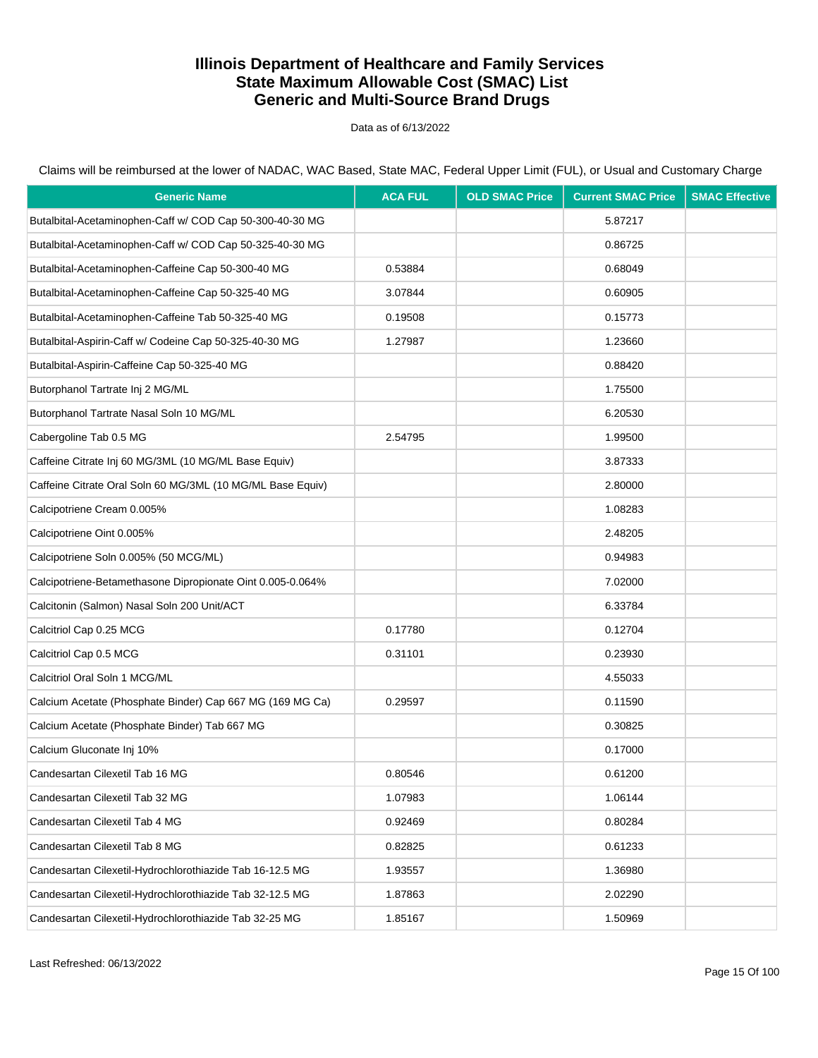# Illinois Department of Healthcare and Family Services
## State Maximum Allowable Cost (SMAC) List
## Generic and Multi-Source Brand Drugs

Data as of 6/13/2022

Claims will be reimbursed at the lower of NADAC, WAC Based, State MAC, Federal Upper Limit (FUL), or Usual and Customary Charge

| Generic Name | ACA FUL | OLD SMAC Price | Current SMAC Price | SMAC Effective |
|---|---|---|---|---|
| Butalbital-Acetaminophen-Caff w/ COD Cap 50-300-40-30 MG | | | 5.87217 | |
| Butalbital-Acetaminophen-Caff w/ COD Cap 50-325-40-30 MG | | | 0.86725 | |
| Butalbital-Acetaminophen-Caffeine Cap 50-300-40 MG | 0.53884 | | 0.68049 | |
| Butalbital-Acetaminophen-Caffeine Cap 50-325-40 MG | 3.07844 | | 0.60905 | |
| Butalbital-Acetaminophen-Caffeine Tab 50-325-40 MG | 0.19508 | | 0.15773 | |
| Butalbital-Aspirin-Caff w/ Codeine Cap 50-325-40-30 MG | 1.27987 | | 1.23660 | |
| Butalbital-Aspirin-Caffeine Cap 50-325-40 MG | | | 0.88420 | |
| Butorphanol Tartrate Inj 2 MG/ML | | | 1.75500 | |
| Butorphanol Tartrate Nasal Soln 10 MG/ML | | | 6.20530 | |
| Cabergoline Tab 0.5 MG | 2.54795 | | 1.99500 | |
| Caffeine Citrate Inj 60 MG/3ML (10 MG/ML Base Equiv) | | | 3.87333 | |
| Caffeine Citrate Oral Soln 60 MG/3ML (10 MG/ML Base Equiv) | | | 2.80000 | |
| Calcipotriene Cream 0.005% | | | 1.08283 | |
| Calcipotriene Oint 0.005% | | | 2.48205 | |
| Calcipotriene Soln 0.005% (50 MCG/ML) | | | 0.94983 | |
| Calcipotriene-Betamethasone Dipropionate Oint 0.005-0.064% | | | 7.02000 | |
| Calcitonin (Salmon) Nasal Soln 200 Unit/ACT | | | 6.33784 | |
| Calcitriol Cap 0.25 MCG | 0.17780 | | 0.12704 | |
| Calcitriol Cap 0.5 MCG | 0.31101 | | 0.23930 | |
| Calcitriol Oral Soln 1 MCG/ML | | | 4.55033 | |
| Calcium Acetate (Phosphate Binder) Cap 667 MG (169 MG Ca) | 0.29597 | | 0.11590 | |
| Calcium Acetate (Phosphate Binder) Tab 667 MG | | | 0.30825 | |
| Calcium Gluconate Inj 10% | | | 0.17000 | |
| Candesartan Cilexetil Tab 16 MG | 0.80546 | | 0.61200 | |
| Candesartan Cilexetil Tab 32 MG | 1.07983 | | 1.06144 | |
| Candesartan Cilexetil Tab 4 MG | 0.92469 | | 0.80284 | |
| Candesartan Cilexetil Tab 8 MG | 0.82825 | | 0.61233 | |
| Candesartan Cilexetil-Hydrochlorothiazide Tab 16-12.5 MG | 1.93557 | | 1.36980 | |
| Candesartan Cilexetil-Hydrochlorothiazide Tab 32-12.5 MG | 1.87863 | | 2.02290 | |
| Candesartan Cilexetil-Hydrochlorothiazide Tab 32-25 MG | 1.85167 | | 1.50969 | |

Last Refreshed: 06/13/2022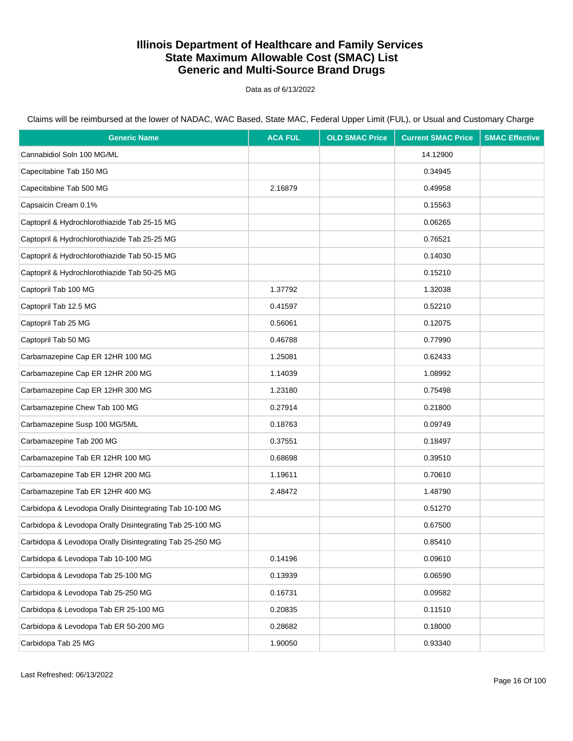# Illinois Department of Healthcare and Family Services
# State Maximum Allowable Cost (SMAC) List
# Generic and Multi-Source Brand Drugs

Data as of 6/13/2022

Claims will be reimbursed at the lower of NADAC, WAC Based, State MAC, Federal Upper Limit (FUL), or Usual and Customary Charge

| Generic Name | ACA FUL | OLD SMAC Price | Current SMAC Price | SMAC Effective |
|---|---|---|---|---|
| Cannabidiol Soln 100 MG/ML | | | 14.12900 | |
| Capecitabine Tab 150 MG | | | 0.34945 | |
| Capecitabine Tab 500 MG | 2.16879 | | 0.49958 | |
| Capsaicin Cream 0.1% | | | 0.15563 | |
| Captopril & Hydrochlorothiazide Tab 25-15 MG | | | 0.06265 | |
| Captopril & Hydrochlorothiazide Tab 25-25 MG | | | 0.76521 | |
| Captopril & Hydrochlorothiazide Tab 50-15 MG | | | 0.14030 | |
| Captopril & Hydrochlorothiazide Tab 50-25 MG | | | 0.15210 | |
| Captopril Tab 100 MG | 1.37792 | | 1.32038 | |
| Captopril Tab 12.5 MG | 0.41597 | | 0.52210 | |
| Captopril Tab 25 MG | 0.56061 | | 0.12075 | |
| Captopril Tab 50 MG | 0.46788 | | 0.77990 | |
| Carbamazepine Cap ER 12HR 100 MG | 1.25081 | | 0.62433 | |
| Carbamazepine Cap ER 12HR 200 MG | 1.14039 | | 1.08992 | |
| Carbamazepine Cap ER 12HR 300 MG | 1.23180 | | 0.75498 | |
| Carbamazepine Chew Tab 100 MG | 0.27914 | | 0.21800 | |
| Carbamazepine Susp 100 MG/5ML | 0.18763 | | 0.09749 | |
| Carbamazepine Tab 200 MG | 0.37551 | | 0.18497 | |
| Carbamazepine Tab ER 12HR 100 MG | 0.68698 | | 0.39510 | |
| Carbamazepine Tab ER 12HR 200 MG | 1.19611 | | 0.70610 | |
| Carbamazepine Tab ER 12HR 400 MG | 2.48472 | | 1.48790 | |
| Carbidopa & Levodopa Orally Disintegrating Tab 10-100 MG | | | 0.51270 | |
| Carbidopa & Levodopa Orally Disintegrating Tab 25-100 MG | | | 0.67500 | |
| Carbidopa & Levodopa Orally Disintegrating Tab 25-250 MG | | | 0.85410 | |
| Carbidopa & Levodopa Tab 10-100 MG | 0.14196 | | 0.09610 | |
| Carbidopa & Levodopa Tab 25-100 MG | 0.13939 | | 0.06590 | |
| Carbidopa & Levodopa Tab 25-250 MG | 0.16731 | | 0.09582 | |
| Carbidopa & Levodopa Tab ER 25-100 MG | 0.20835 | | 0.11510 | |
| Carbidopa & Levodopa Tab ER 50-200 MG | 0.28682 | | 0.18000 | |
| Carbidopa Tab 25 MG | 1.90050 | | 0.93340 | |

Last Refreshed: 06/13/2022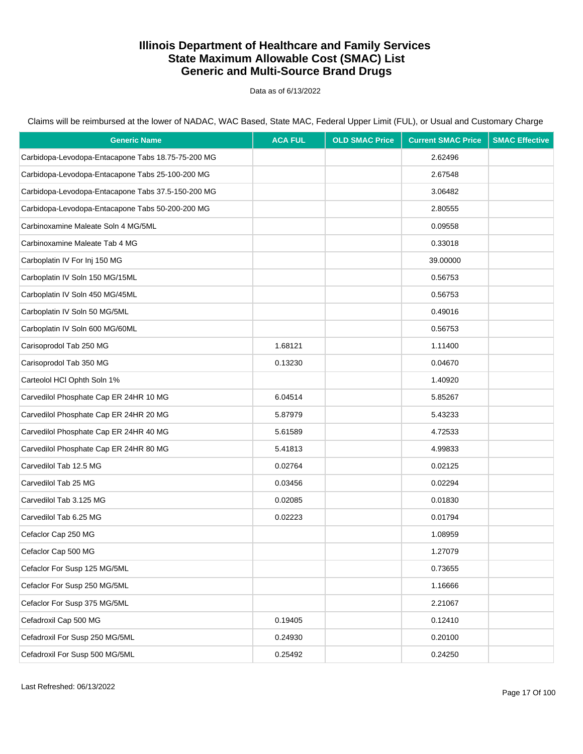# Illinois Department of Healthcare and Family Services
# State Maximum Allowable Cost (SMAC) List
# Generic and Multi-Source Brand Drugs

Data as of 6/13/2022

Claims will be reimbursed at the lower of NADAC, WAC Based, State MAC, Federal Upper Limit (FUL), or Usual and Customary Charge

| Generic Name | ACA FUL | OLD SMAC Price | Current SMAC Price | SMAC Effective |
|---|---|---|---|---|
| Carbidopa-Levodopa-Entacapone Tabs 18.75-75-200 MG | | | 2.62496 | |
| Carbidopa-Levodopa-Entacapone Tabs 25-100-200 MG | | | 2.67548 | |
| Carbidopa-Levodopa-Entacapone Tabs 37.5-150-200 MG | | | 3.06482 | |
| Carbidopa-Levodopa-Entacapone Tabs 50-200-200 MG | | | 2.80555 | |
| Carbinoxamine Maleate Soln 4 MG/5ML | | | 0.09558 | |
| Carbinoxamine Maleate Tab 4 MG | | | 0.33018 | |
| Carboplatin IV For Inj 150 MG | | | 39.00000 | |
| Carboplatin IV Soln 150 MG/15ML | | | 0.56753 | |
| Carboplatin IV Soln 450 MG/45ML | | | 0.56753 | |
| Carboplatin IV Soln 50 MG/5ML | | | 0.49016 | |
| Carboplatin IV Soln 600 MG/60ML | | | 0.56753 | |
| Carisoprodol Tab 250 MG | 1.68121 | | 1.11400 | |
| Carisoprodol Tab 350 MG | 0.13230 | | 0.04670 | |
| Carteolol HCl Ophth Soln 1% | | | 1.40920 | |
| Carvedilol Phosphate Cap ER 24HR 10 MG | 6.04514 | | 5.85267 | |
| Carvedilol Phosphate Cap ER 24HR 20 MG | 5.87979 | | 5.43233 | |
| Carvedilol Phosphate Cap ER 24HR 40 MG | 5.61589 | | 4.72533 | |
| Carvedilol Phosphate Cap ER 24HR 80 MG | 5.41813 | | 4.99833 | |
| Carvedilol Tab 12.5 MG | 0.02764 | | 0.02125 | |
| Carvedilol Tab 25 MG | 0.03456 | | 0.02294 | |
| Carvedilol Tab 3.125 MG | 0.02085 | | 0.01830 | |
| Carvedilol Tab 6.25 MG | 0.02223 | | 0.01794 | |
| Cefaclor Cap 250 MG | | | 1.08959 | |
| Cefaclor Cap 500 MG | | | 1.27079 | |
| Cefaclor For Susp 125 MG/5ML | | | 0.73655 | |
| Cefaclor For Susp 250 MG/5ML | | | 1.16666 | |
| Cefaclor For Susp 375 MG/5ML | | | 2.21067 | |
| Cefadroxil Cap 500 MG | 0.19405 | | 0.12410 | |
| Cefadroxil For Susp 250 MG/5ML | 0.24930 | | 0.20100 | |
| Cefadroxil For Susp 500 MG/5ML | 0.25492 | | 0.24250 | |

Last Refreshed: 06/13/2022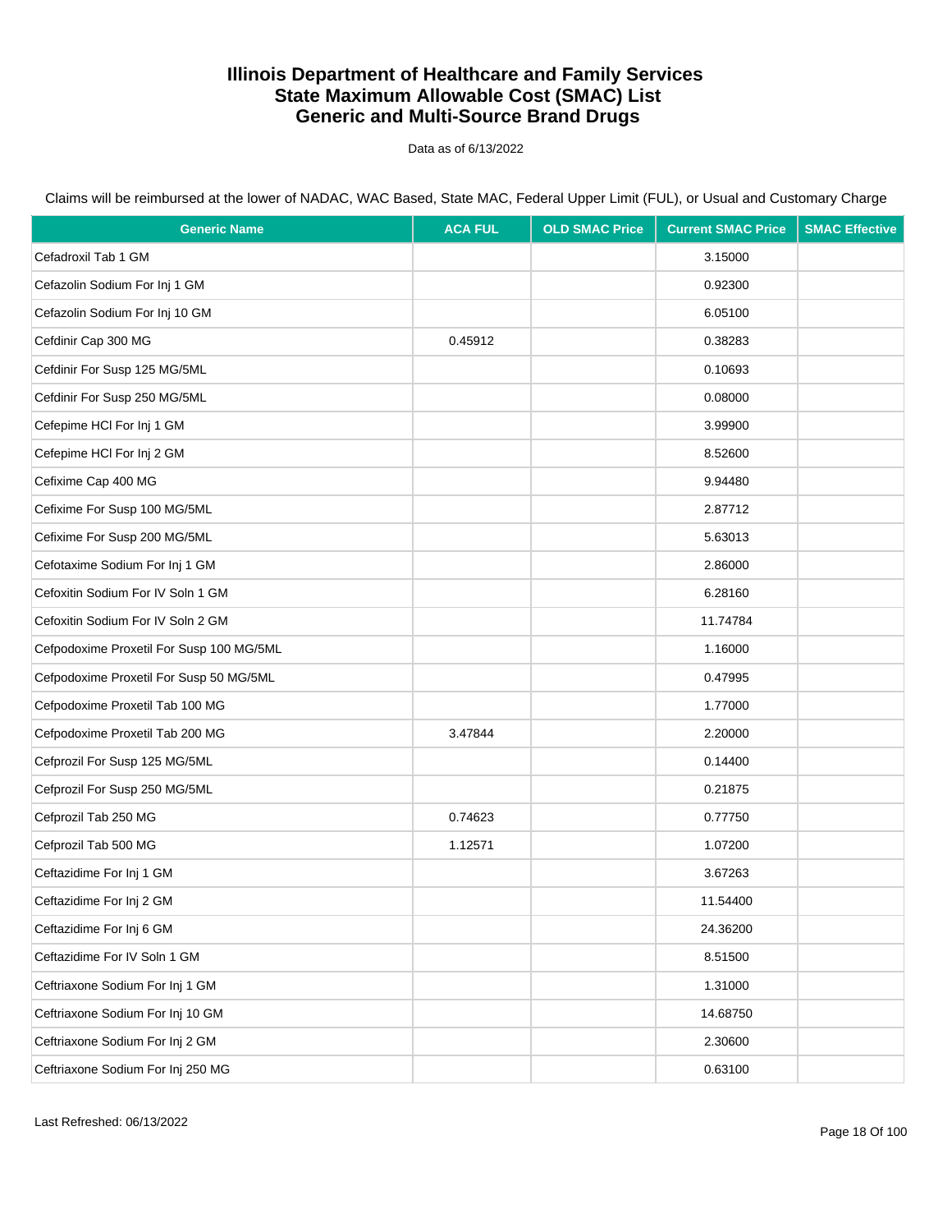# Illinois Department of Healthcare and Family Services
# State Maximum Allowable Cost (SMAC) List
# Generic and Multi-Source Brand Drugs

Data as of 6/13/2022

Claims will be reimbursed at the lower of NADAC, WAC Based, State MAC, Federal Upper Limit (FUL), or Usual and Customary Charge

| Generic Name | ACA FUL | OLD SMAC Price | Current SMAC Price | SMAC Effective |
|---|---|---|---|---|
| Cefadroxil Tab 1 GM | | | 3.15000 | |
| Cefazolin Sodium For Inj 1 GM | | | 0.92300 | |
| Cefazolin Sodium For Inj 10 GM | | | 6.05100 | |
| Cefdinir Cap 300 MG | 0.45912 | | 0.38283 | |
| Cefdinir For Susp 125 MG/5ML | | | 0.10693 | |
| Cefdinir For Susp 250 MG/5ML | | | 0.08000 | |
| Cefepime HCl For Inj 1 GM | | | 3.99900 | |
| Cefepime HCl For Inj 2 GM | | | 8.52600 | |
| Cefixime Cap 400 MG | | | 9.94480 | |
| Cefixime For Susp 100 MG/5ML | | | 2.87712 | |
| Cefixime For Susp 200 MG/5ML | | | 5.63013 | |
| Cefotaxime Sodium For Inj 1 GM | | | 2.86000 | |
| Cefoxitin Sodium For IV Soln 1 GM | | | 6.28160 | |
| Cefoxitin Sodium For IV Soln 2 GM | | | 11.74784 | |
| Cefpodoxime Proxetil For Susp 100 MG/5ML | | | 1.16000 | |
| Cefpodoxime Proxetil For Susp 50 MG/5ML | | | 0.47995 | |
| Cefpodoxime Proxetil Tab 100 MG | | | 1.77000 | |
| Cefpodoxime Proxetil Tab 200 MG | 3.47844 | | 2.20000 | |
| Cefprozil For Susp 125 MG/5ML | | | 0.14400 | |
| Cefprozil For Susp 250 MG/5ML | | | 0.21875 | |
| Cefprozil Tab 250 MG | 0.74623 | | 0.77750 | |
| Cefprozil Tab 500 MG | 1.12571 | | 1.07200 | |
| Ceftazidime For Inj 1 GM | | | 3.67263 | |
| Ceftazidime For Inj 2 GM | | | 11.54400 | |
| Ceftazidime For Inj 6 GM | | | 24.36200 | |
| Ceftazidime For IV Soln 1 GM | | | 8.51500 | |
| Ceftriaxone Sodium For Inj 1 GM | | | 1.31000 | |
| Ceftriaxone Sodium For Inj 10 GM | | | 14.68750 | |
| Ceftriaxone Sodium For Inj 2 GM | | | 2.30600 | |
| Ceftriaxone Sodium For Inj 250 MG | | | 0.63100 | |

Last Refreshed: 06/13/2022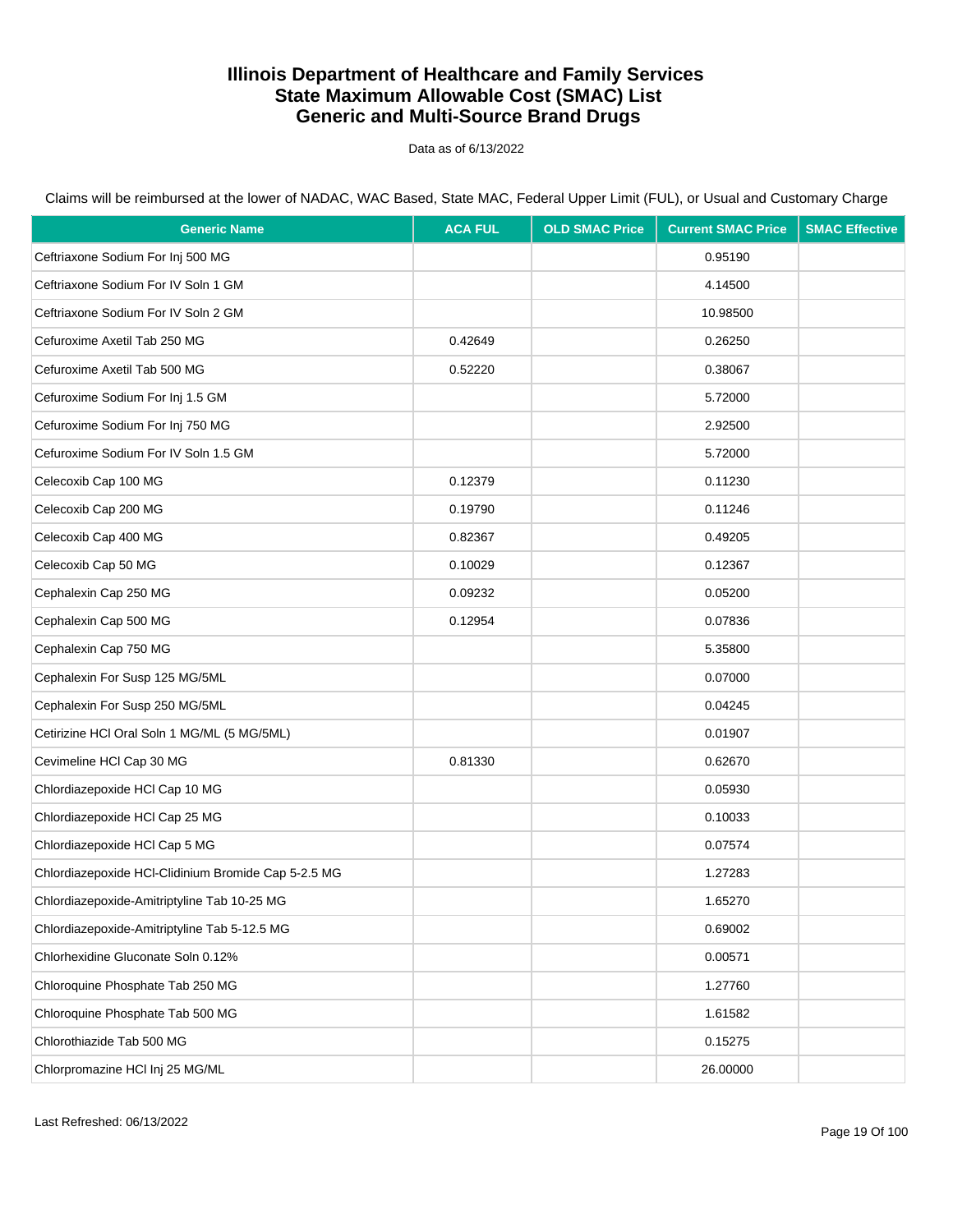# Illinois Department of Healthcare and Family Services
## State Maximum Allowable Cost (SMAC) List
## Generic and Multi-Source Brand Drugs

Data as of 6/13/2022

Claims will be reimbursed at the lower of NADAC, WAC Based, State MAC, Federal Upper Limit (FUL), or Usual and Customary Charge

| Generic Name | ACA FUL | OLD SMAC Price | Current SMAC Price | SMAC Effective |
|---|---|---|---|---|
| Ceftriaxone Sodium For Inj 500 MG | | | 0.95190 | |
| Ceftriaxone Sodium For IV Soln 1 GM | | | 4.14500 | |
| Ceftriaxone Sodium For IV Soln 2 GM | | | 10.98500 | |
| Cefuroxime Axetil Tab 250 MG | 0.42649 | | 0.26250 | |
| Cefuroxime Axetil Tab 500 MG | 0.52220 | | 0.38067 | |
| Cefuroxime Sodium For Inj 1.5 GM | | | 5.72000 | |
| Cefuroxime Sodium For Inj 750 MG | | | 2.92500 | |
| Cefuroxime Sodium For IV Soln 1.5 GM | | | 5.72000 | |
| Celecoxib Cap 100 MG | 0.12379 | | 0.11230 | |
| Celecoxib Cap 200 MG | 0.19790 | | 0.11246 | |
| Celecoxib Cap 400 MG | 0.82367 | | 0.49205 | |
| Celecoxib Cap 50 MG | 0.10029 | | 0.12367 | |
| Cephalexin Cap 250 MG | 0.09232 | | 0.05200 | |
| Cephalexin Cap 500 MG | 0.12954 | | 0.07836 | |
| Cephalexin Cap 750 MG | | | 5.35800 | |
| Cephalexin For Susp 125 MG/5ML | | | 0.07000 | |
| Cephalexin For Susp 250 MG/5ML | | | 0.04245 | |
| Cetirizine HCl Oral Soln 1 MG/ML (5 MG/5ML) | | | 0.01907 | |
| Cevimeline HCl Cap 30 MG | 0.81330 | | 0.62670 | |
| Chlordiazepoxide HCl Cap 10 MG | | | 0.05930 | |
| Chlordiazepoxide HCl Cap 25 MG | | | 0.10033 | |
| Chlordiazepoxide HCl Cap 5 MG | | | 0.07574 | |
| Chlordiazepoxide HCl-Clidinium Bromide Cap 5-2.5 MG | | | 1.27283 | |
| Chlordiazepoxide-Amitriptyline Tab 10-25 MG | | | 1.65270 | |
| Chlordiazepoxide-Amitriptyline Tab 5-12.5 MG | | | 0.69002 | |
| Chlorhexidine Gluconate Soln 0.12% | | | 0.00571 | |
| Chloroquine Phosphate Tab 250 MG | | | 1.27760 | |
| Chloroquine Phosphate Tab 500 MG | | | 1.61582 | |
| Chlorothiazide Tab 500 MG | | | 0.15275 | |
| Chlorpromazine HCl Inj 25 MG/ML | | | 26.00000 | |

Last Refreshed: 06/13/2022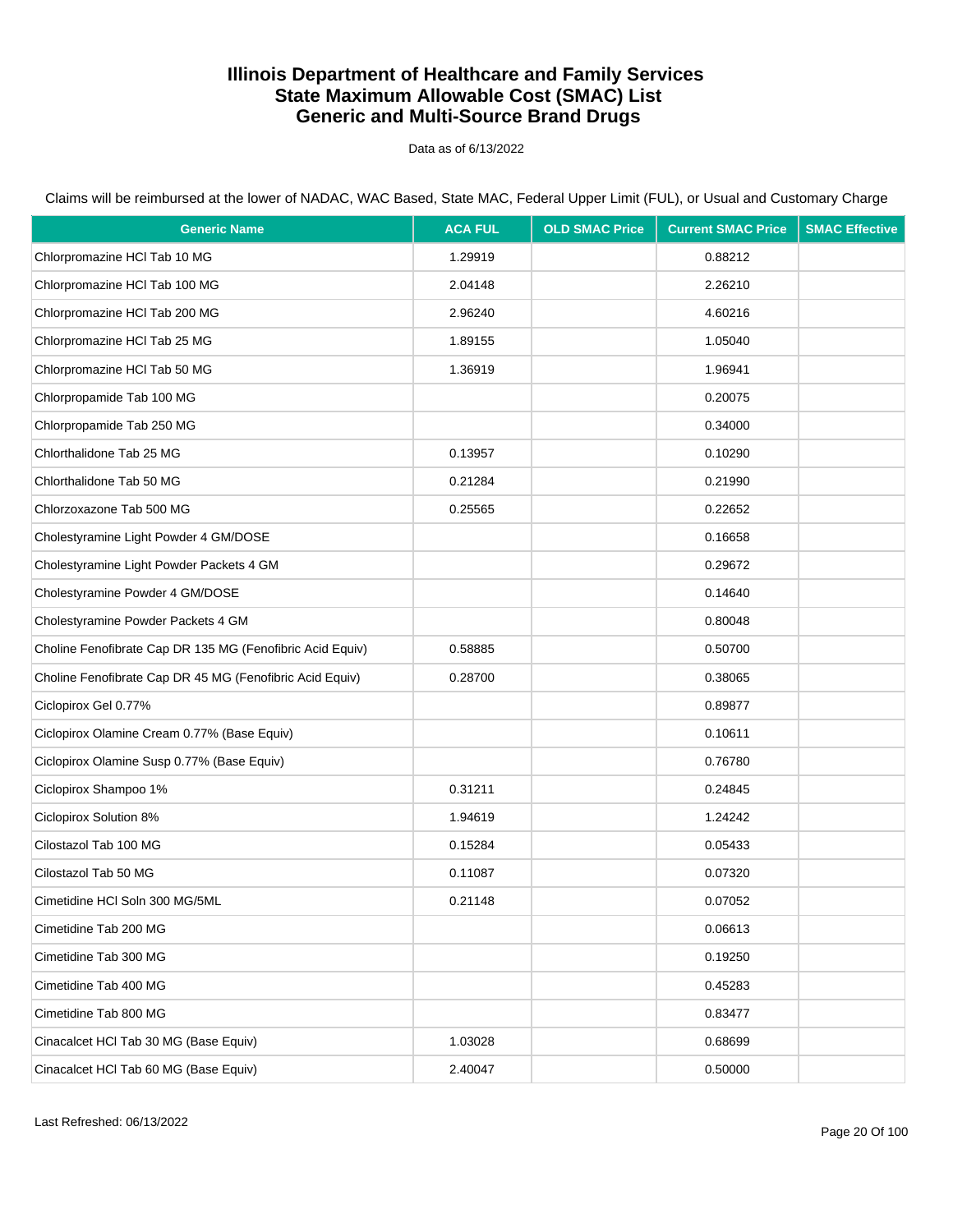# Illinois Department of Healthcare and Family Services
# State Maximum Allowable Cost (SMAC) List
# Generic and Multi-Source Brand Drugs

Data as of 6/13/2022

Claims will be reimbursed at the lower of NADAC, WAC Based, State MAC, Federal Upper Limit (FUL), or Usual and Customary Charge

| Generic Name | ACA FUL | OLD SMAC Price | Current SMAC Price | SMAC Effective |
|---|---|---|---|---|
| Chlorpromazine HCl Tab 10 MG | 1.29919 | | 0.88212 | |
| Chlorpromazine HCl Tab 100 MG | 2.04148 | | 2.26210 | |
| Chlorpromazine HCl Tab 200 MG | 2.96240 | | 4.60216 | |
| Chlorpromazine HCl Tab 25 MG | 1.89155 | | 1.05040 | |
| Chlorpromazine HCl Tab 50 MG | 1.36919 | | 1.96941 | |
| Chlorpropamide Tab 100 MG | | | 0.20075 | |
| Chlorpropamide Tab 250 MG | | | 0.34000 | |
| Chlorthalidone Tab 25 MG | 0.13957 | | 0.10290 | |
| Chlorthalidone Tab 50 MG | 0.21284 | | 0.21990 | |
| Chlorzoxazone Tab 500 MG | 0.25565 | | 0.22652 | |
| Cholestyramine Light Powder 4 GM/DOSE | | | 0.16658 | |
| Cholestyramine Light Powder Packets 4 GM | | | 0.29672 | |
| Cholestyramine Powder 4 GM/DOSE | | | 0.14640 | |
| Cholestyramine Powder Packets 4 GM | | | 0.80048 | |
| Choline Fenofibrate Cap DR 135 MG (Fenofibric Acid Equiv) | 0.58885 | | 0.50700 | |
| Choline Fenofibrate Cap DR 45 MG (Fenofibric Acid Equiv) | 0.28700 | | 0.38065 | |
| Ciclopirox Gel 0.77% | | | 0.89877 | |
| Ciclopirox Olamine Cream 0.77% (Base Equiv) | | | 0.10611 | |
| Ciclopirox Olamine Susp 0.77% (Base Equiv) | | | 0.76780 | |
| Ciclopirox Shampoo 1% | 0.31211 | | 0.24845 | |
| Ciclopirox Solution 8% | 1.94619 | | 1.24242 | |
| Cilostazol Tab 100 MG | 0.15284 | | 0.05433 | |
| Cilostazol Tab 50 MG | 0.11087 | | 0.07320 | |
| Cimetidine HCl Soln 300 MG/5ML | 0.21148 | | 0.07052 | |
| Cimetidine Tab 200 MG | | | 0.06613 | |
| Cimetidine Tab 300 MG | | | 0.19250 | |
| Cimetidine Tab 400 MG | | | 0.45283 | |
| Cimetidine Tab 800 MG | | | 0.83477 | |
| Cinacalcet HCl Tab 30 MG (Base Equiv) | 1.03028 | | 0.68699 | |
| Cinacalcet HCl Tab 60 MG (Base Equiv) | 2.40047 | | 0.50000 | |

Last Refreshed: 06/13/2022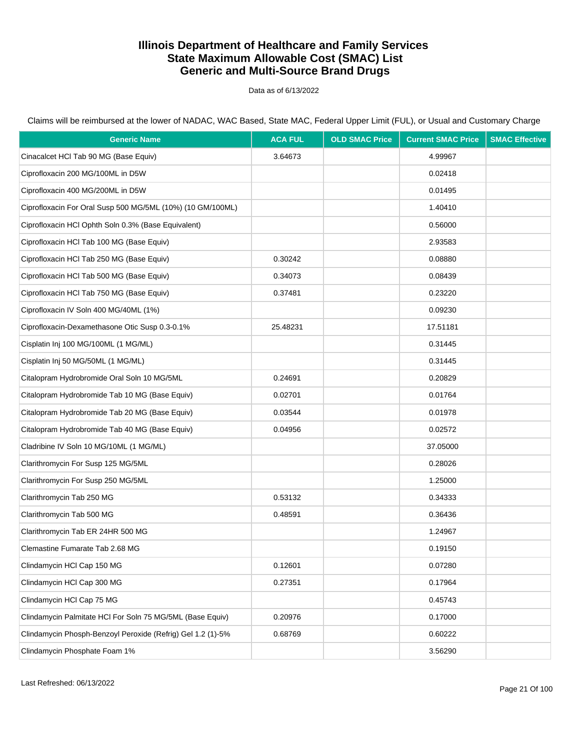# Illinois Department of Healthcare and Family Services
# State Maximum Allowable Cost (SMAC) List
# Generic and Multi-Source Brand Drugs

Data as of 6/13/2022

Claims will be reimbursed at the lower of NADAC, WAC Based, State MAC, Federal Upper Limit (FUL), or Usual and Customary Charge

| Generic Name | ACA FUL | OLD SMAC Price | Current SMAC Price | SMAC Effective |
|---|---|---|---|---|
| Cinacalcet HCl Tab 90 MG (Base Equiv) | 3.64673 | | 4.99967 | |
| Ciprofloxacin 200 MG/100ML in D5W | | | 0.02418 | |
| Ciprofloxacin 400 MG/200ML in D5W | | | 0.01495 | |
| Ciprofloxacin For Oral Susp 500 MG/5ML (10%) (10 GM/100ML) | | | 1.40410 | |
| Ciprofloxacin HCl Ophth Soln 0.3% (Base Equivalent) | | | 0.56000 | |
| Ciprofloxacin HCl Tab 100 MG (Base Equiv) | | | 2.93583 | |
| Ciprofloxacin HCl Tab 250 MG (Base Equiv) | 0.30242 | | 0.08880 | |
| Ciprofloxacin HCl Tab 500 MG (Base Equiv) | 0.34073 | | 0.08439 | |
| Ciprofloxacin HCl Tab 750 MG (Base Equiv) | 0.37481 | | 0.23220 | |
| Ciprofloxacin IV Soln 400 MG/40ML (1%) | | | 0.09230 | |
| Ciprofloxacin-Dexamethasone Otic Susp 0.3-0.1% | 25.48231 | | 17.51181 | |
| Cisplatin Inj 100 MG/100ML (1 MG/ML) | | | 0.31445 | |
| Cisplatin Inj 50 MG/50ML (1 MG/ML) | | | 0.31445 | |
| Citalopram Hydrobromide Oral Soln 10 MG/5ML | 0.24691 | | 0.20829 | |
| Citalopram Hydrobromide Tab 10 MG (Base Equiv) | 0.02701 | | 0.01764 | |
| Citalopram Hydrobromide Tab 20 MG (Base Equiv) | 0.03544 | | 0.01978 | |
| Citalopram Hydrobromide Tab 40 MG (Base Equiv) | 0.04956 | | 0.02572 | |
| Cladribine IV Soln 10 MG/10ML (1 MG/ML) | | | 37.05000 | |
| Clarithromycin For Susp 125 MG/5ML | | | 0.28026 | |
| Clarithromycin For Susp 250 MG/5ML | | | 1.25000 | |
| Clarithromycin Tab 250 MG | 0.53132 | | 0.34333 | |
| Clarithromycin Tab 500 MG | 0.48591 | | 0.36436 | |
| Clarithromycin Tab ER 24HR 500 MG | | | 1.24967 | |
| Clemastine Fumarate Tab 2.68 MG | | | 0.19150 | |
| Clindamycin HCl Cap 150 MG | 0.12601 | | 0.07280 | |
| Clindamycin HCl Cap 300 MG | 0.27351 | | 0.17964 | |
| Clindamycin HCl Cap 75 MG | | | 0.45743 | |
| Clindamycin Palmitate HCl For Soln 75 MG/5ML (Base Equiv) | 0.20976 | | 0.17000 | |
| Clindamycin Phosph-Benzoyl Peroxide (Refrig) Gel 1.2 (1)-5% | 0.68769 | | 0.60222 | |
| Clindamycin Phosphate Foam 1% | | | 3.56290 | |

Last Refreshed: 06/13/2022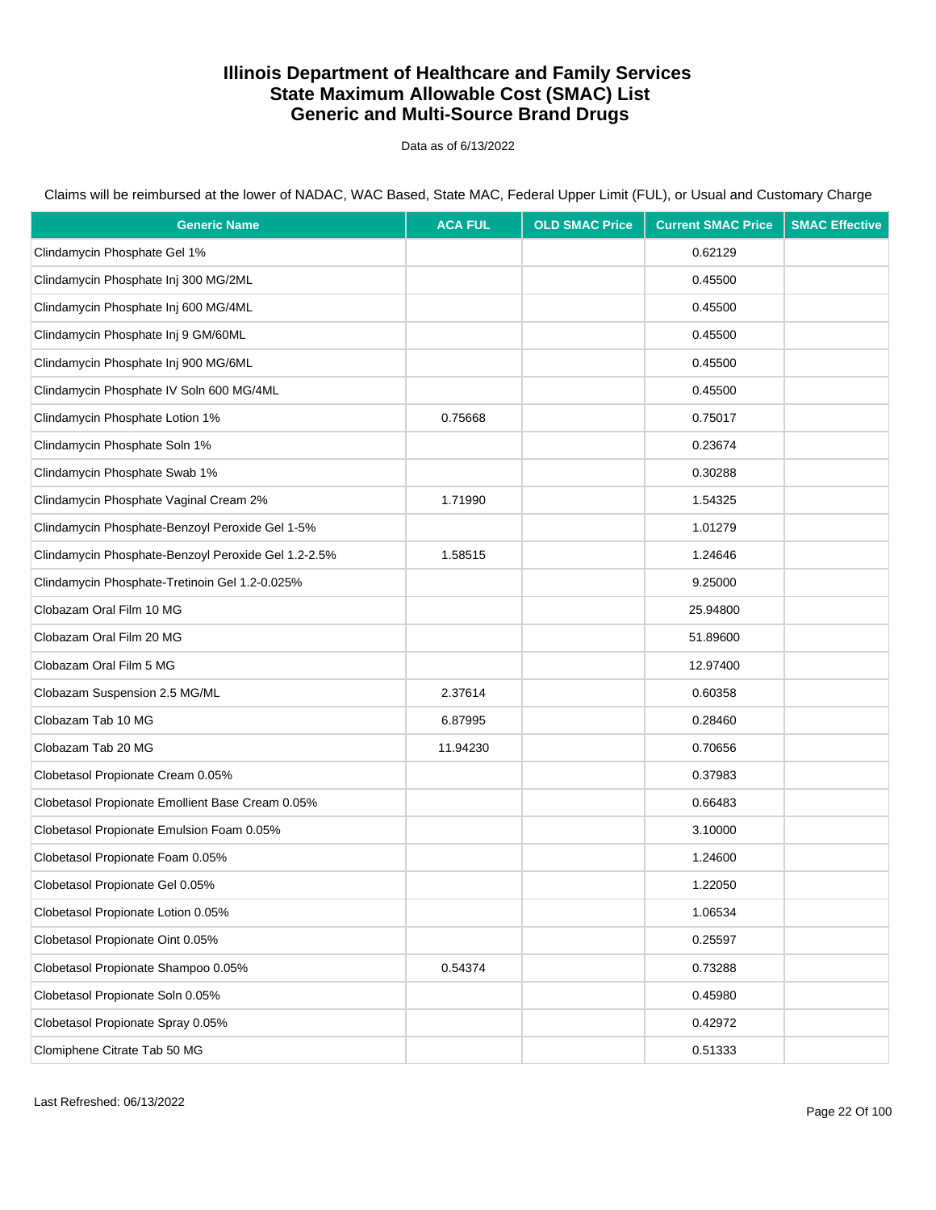# Illinois Department of Healthcare and Family Services
# State Maximum Allowable Cost (SMAC) List
# Generic and Multi-Source Brand Drugs

Data as of 6/13/2022

Claims will be reimbursed at the lower of NADAC, WAC Based, State MAC, Federal Upper Limit (FUL), or Usual and Customary Charge

| Generic Name | ACA FUL | OLD SMAC Price | Current SMAC Price | SMAC Effective |
|---|---|---|---|---|
| Clindamycin Phosphate Gel 1% | | | 0.62129 | |
| Clindamycin Phosphate Inj 300 MG/2ML | | | 0.45500 | |
| Clindamycin Phosphate Inj 600 MG/4ML | | | 0.45500 | |
| Clindamycin Phosphate Inj 9 GM/60ML | | | 0.45500 | |
| Clindamycin Phosphate Inj 900 MG/6ML | | | 0.45500 | |
| Clindamycin Phosphate IV Soln 600 MG/4ML | | | 0.45500 | |
| Clindamycin Phosphate Lotion 1% | 0.75668 | | 0.75017 | |
| Clindamycin Phosphate Soln 1% | | | 0.23674 | |
| Clindamycin Phosphate Swab 1% | | | 0.30288 | |
| Clindamycin Phosphate Vaginal Cream 2% | 1.71990 | | 1.54325 | |
| Clindamycin Phosphate-Benzoyl Peroxide Gel 1-5% | | | 1.01279 | |
| Clindamycin Phosphate-Benzoyl Peroxide Gel 1.2-2.5% | 1.58515 | | 1.24646 | |
| Clindamycin Phosphate-Tretinoin Gel 1.2-0.025% | | | 9.25000 | |
| Clobazam Oral Film 10 MG | | | 25.94800 | |
| Clobazam Oral Film 20 MG | | | 51.89600 | |
| Clobazam Oral Film 5 MG | | | 12.97400 | |
| Clobazam Suspension 2.5 MG/ML | 2.37614 | | 0.60358 | |
| Clobazam Tab 10 MG | 6.87995 | | 0.28460 | |
| Clobazam Tab 20 MG | 11.94230 | | 0.70656 | |
| Clobetasol Propionate Cream 0.05% | | | 0.37983 | |
| Clobetasol Propionate Emollient Base Cream 0.05% | | | 0.66483 | |
| Clobetasol Propionate Emulsion Foam 0.05% | | | 3.10000 | |
| Clobetasol Propionate Foam 0.05% | | | 1.24600 | |
| Clobetasol Propionate Gel 0.05% | | | 1.22050 | |
| Clobetasol Propionate Lotion 0.05% | | | 1.06534 | |
| Clobetasol Propionate Oint 0.05% | | | 0.25597 | |
| Clobetasol Propionate Shampoo 0.05% | 0.54374 | | 0.73288 | |
| Clobetasol Propionate Soln 0.05% | | | 0.45980 | |
| Clobetasol Propionate Spray 0.05% | | | 0.42972 | |
| Clomiphene Citrate Tab 50 MG | | | 0.51333 | |

Last Refreshed: 06/13/2022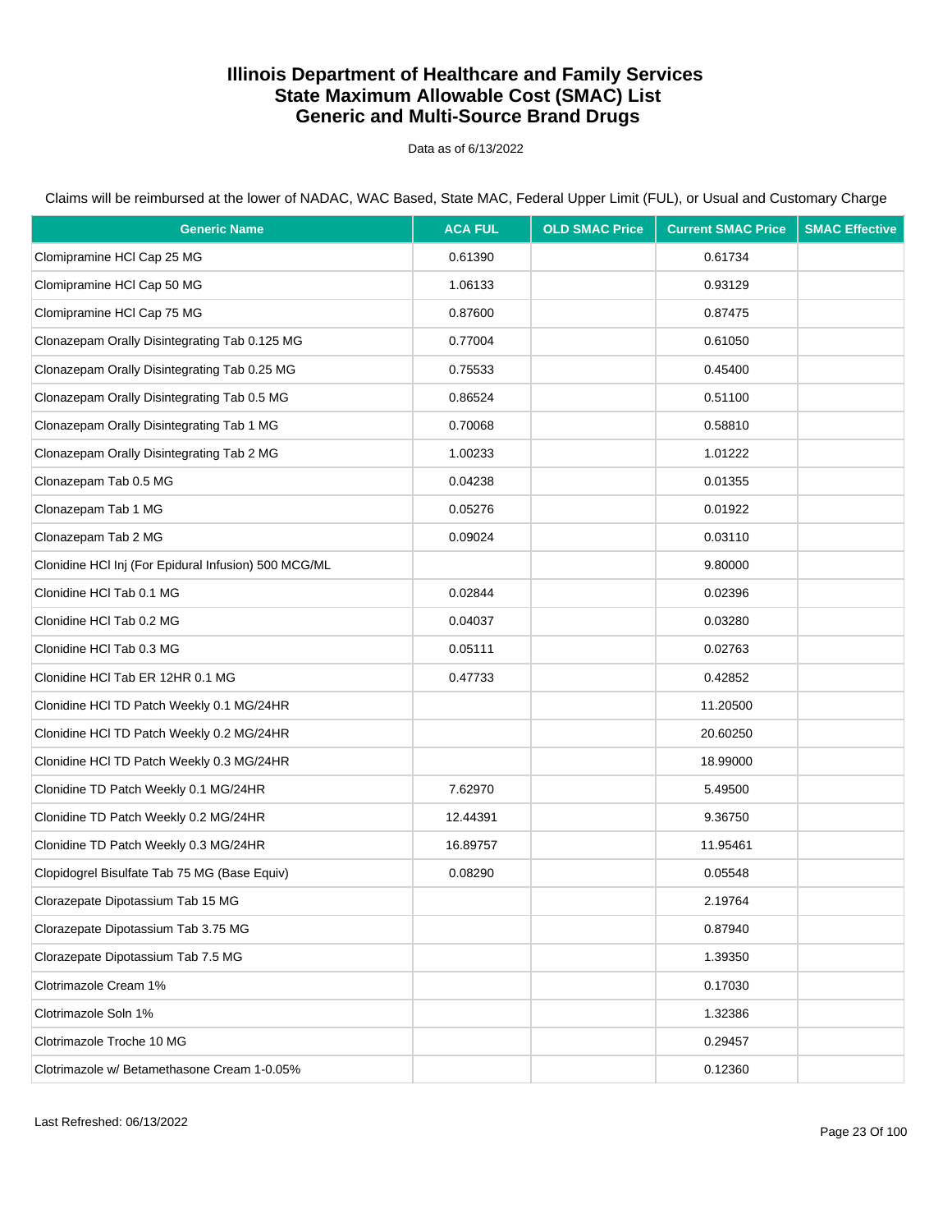# Illinois Department of Healthcare and Family Services
# State Maximum Allowable Cost (SMAC) List
# Generic and Multi-Source Brand Drugs

Data as of 6/13/2022

Claims will be reimbursed at the lower of NADAC, WAC Based, State MAC, Federal Upper Limit (FUL), or Usual and Customary Charge

| Generic Name | ACA FUL | OLD SMAC Price | Current SMAC Price | SMAC Effective |
|---|---|---|---|---|
| Clomipramine HCl Cap 25 MG | 0.61390 | | 0.61734 | |
| Clomipramine HCl Cap 50 MG | 1.06133 | | 0.93129 | |
| Clomipramine HCl Cap 75 MG | 0.87600 | | 0.87475 | |
| Clonazepam Orally Disintegrating Tab 0.125 MG | 0.77004 | | 0.61050 | |
| Clonazepam Orally Disintegrating Tab 0.25 MG | 0.75533 | | 0.45400 | |
| Clonazepam Orally Disintegrating Tab 0.5 MG | 0.86524 | | 0.51100 | |
| Clonazepam Orally Disintegrating Tab 1 MG | 0.70068 | | 0.58810 | |
| Clonazepam Orally Disintegrating Tab 2 MG | 1.00233 | | 1.01222 | |
| Clonazepam Tab 0.5 MG | 0.04238 | | 0.01355 | |
| Clonazepam Tab 1 MG | 0.05276 | | 0.01922 | |
| Clonazepam Tab 2 MG | 0.09024 | | 0.03110 | |
| Clonidine HCl Inj (For Epidural Infusion) 500 MCG/ML | | | 9.80000 | |
| Clonidine HCl Tab 0.1 MG | 0.02844 | | 0.02396 | |
| Clonidine HCl Tab 0.2 MG | 0.04037 | | 0.03280 | |
| Clonidine HCl Tab 0.3 MG | 0.05111 | | 0.02763 | |
| Clonidine HCl Tab ER 12HR 0.1 MG | 0.47733 | | 0.42852 | |
| Clonidine HCl TD Patch Weekly 0.1 MG/24HR | | | 11.20500 | |
| Clonidine HCl TD Patch Weekly 0.2 MG/24HR | | | 20.60250 | |
| Clonidine HCl TD Patch Weekly 0.3 MG/24HR | | | 18.99000 | |
| Clonidine TD Patch Weekly 0.1 MG/24HR | 7.62970 | | 5.49500 | |
| Clonidine TD Patch Weekly 0.2 MG/24HR | 12.44391 | | 9.36750 | |
| Clonidine TD Patch Weekly 0.3 MG/24HR | 16.89757 | | 11.95461 | |
| Clopidogrel Bisulfate Tab 75 MG (Base Equiv) | 0.08290 | | 0.05548 | |
| Clorazepate Dipotassium Tab 15 MG | | | 2.19764 | |
| Clorazepate Dipotassium Tab 3.75 MG | | | 0.87940 | |
| Clorazepate Dipotassium Tab 7.5 MG | | | 1.39350 | |
| Clotrimazole Cream 1% | | | 0.17030 | |
| Clotrimazole Soln 1% | | | 1.32386 | |
| Clotrimazole Troche 10 MG | | | 0.29457 | |
| Clotrimazole w/ Betamethasone Cream 1-0.05% | | | 0.12360 | |

Last Refreshed: 06/13/2022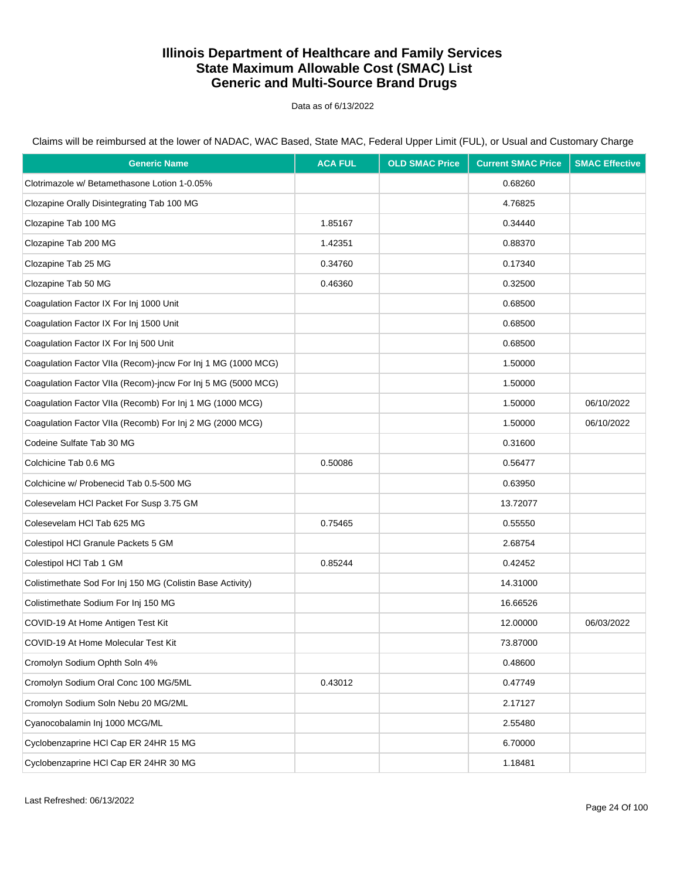# Illinois Department of Healthcare and Family Services
# State Maximum Allowable Cost (SMAC) List
# Generic and Multi-Source Brand Drugs

Data as of 6/13/2022

Claims will be reimbursed at the lower of NADAC, WAC Based, State MAC, Federal Upper Limit (FUL), or Usual and Customary Charge

| Generic Name | ACA FUL | OLD SMAC Price | Current SMAC Price | SMAC Effective |
|---|---|---|---|---|
| Clotrimazole w/ Betamethasone Lotion 1-0.05% | | | 0.68260 | |
| Clozapine Orally Disintegrating Tab 100 MG | | | 4.76825 | |
| Clozapine Tab 100 MG | 1.85167 | | 0.34440 | |
| Clozapine Tab 200 MG | 1.42351 | | 0.88370 | |
| Clozapine Tab 25 MG | 0.34760 | | 0.17340 | |
| Clozapine Tab 50 MG | 0.46360 | | 0.32500 | |
| Coagulation Factor IX For Inj 1000 Unit | | | 0.68500 | |
| Coagulation Factor IX For Inj 1500 Unit | | | 0.68500 | |
| Coagulation Factor IX For Inj 500 Unit | | | 0.68500 | |
| Coagulation Factor VIIa (Recom)-jncw For Inj 1 MG (1000 MCG) | | | 1.50000 | |
| Coagulation Factor VIIa (Recom)-jncw For Inj 5 MG (5000 MCG) | | | 1.50000 | |
| Coagulation Factor VIIa (Recomb) For Inj 1 MG (1000 MCG) | | | 1.50000 | 06/10/2022 |
| Coagulation Factor VIIa (Recomb) For Inj 2 MG (2000 MCG) | | | 1.50000 | 06/10/2022 |
| Codeine Sulfate Tab 30 MG | | | 0.31600 | |
| Colchicine Tab 0.6 MG | 0.50086 | | 0.56477 | |
| Colchicine w/ Probenecid Tab 0.5-500 MG | | | 0.63950 | |
| Colesevelam HCl Packet For Susp 3.75 GM | | | 13.72077 | |
| Colesevelam HCl Tab 625 MG | 0.75465 | | 0.55550 | |
| Colestipol HCl Granule Packets 5 GM | | | 2.68754 | |
| Colestipol HCl Tab 1 GM | 0.85244 | | 0.42452 | |
| Colistimethate Sod For Inj 150 MG (Colistin Base Activity) | | | 14.31000 | |
| Colistimethate Sodium For Inj 150 MG | | | 16.66526 | |
| COVID-19 At Home Antigen Test Kit | | | 12.00000 | 06/03/2022 |
| COVID-19 At Home Molecular Test Kit | | | 73.87000 | |
| Cromolyn Sodium Ophth Soln 4% | | | 0.48600 | |
| Cromolyn Sodium Oral Conc 100 MG/5ML | 0.43012 | | 0.47749 | |
| Cromolyn Sodium Soln Nebu 20 MG/2ML | | | 2.17127 | |
| Cyanocobalamin Inj 1000 MCG/ML | | | 2.55480 | |
| Cyclobenzaprine HCl Cap ER 24HR 15 MG | | | 6.70000 | |
| Cyclobenzaprine HCl Cap ER 24HR 30 MG | | | 1.18481 | |

Last Refreshed: 06/13/2022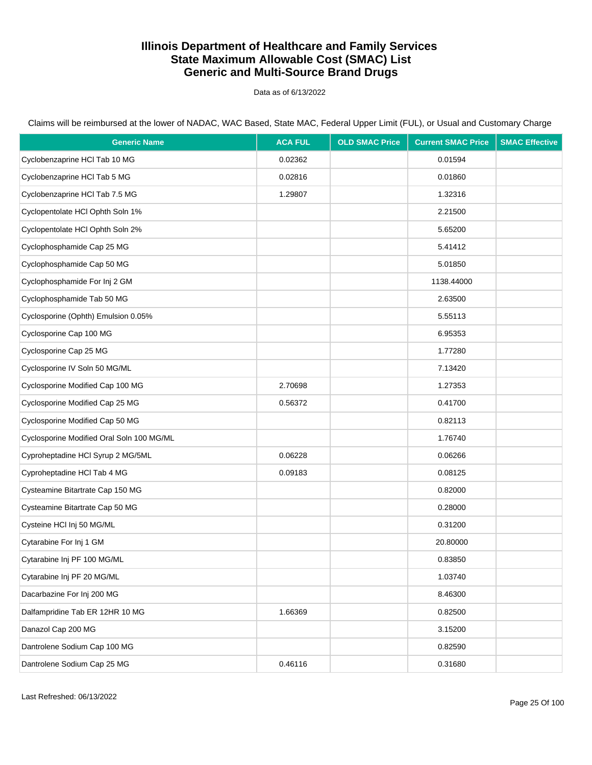# Illinois Department of Healthcare and Family Services
# State Maximum Allowable Cost (SMAC) List
# Generic and Multi-Source Brand Drugs

Data as of 6/13/2022

Claims will be reimbursed at the lower of NADAC, WAC Based, State MAC, Federal Upper Limit (FUL), or Usual and Customary Charge

| Generic Name | ACA FUL | OLD SMAC Price | Current SMAC Price | SMAC Effective |
|---|---|---|---|---|
| Cyclobenzaprine HCl Tab 10 MG | 0.02362 | | 0.01594 | |
| Cyclobenzaprine HCl Tab 5 MG | 0.02816 | | 0.01860 | |
| Cyclobenzaprine HCl Tab 7.5 MG | 1.29807 | | 1.32316 | |
| Cyclopentolate HCl Ophth Soln 1% | | | 2.21500 | |
| Cyclopentolate HCl Ophth Soln 2% | | | 5.65200 | |
| Cyclophosphamide Cap 25 MG | | | 5.41412 | |
| Cyclophosphamide Cap 50 MG | | | 5.01850 | |
| Cyclophosphamide For Inj 2 GM | | | 1138.44000 | |
| Cyclophosphamide Tab 50 MG | | | 2.63500 | |
| Cyclosporine (Ophth) Emulsion 0.05% | | | 5.55113 | |
| Cyclosporine Cap 100 MG | | | 6.95353 | |
| Cyclosporine Cap 25 MG | | | 1.77280 | |
| Cyclosporine IV Soln 50 MG/ML | | | 7.13420 | |
| Cyclosporine Modified Cap 100 MG | 2.70698 | | 1.27353 | |
| Cyclosporine Modified Cap 25 MG | 0.56372 | | 0.41700 | |
| Cyclosporine Modified Cap 50 MG | | | 0.82113 | |
| Cyclosporine Modified Oral Soln 100 MG/ML | | | 1.76740 | |
| Cyproheptadine HCl Syrup 2 MG/5ML | 0.06228 | | 0.06266 | |
| Cyproheptadine HCl Tab 4 MG | 0.09183 | | 0.08125 | |
| Cysteamine Bitartrate Cap 150 MG | | | 0.82000 | |
| Cysteamine Bitartrate Cap 50 MG | | | 0.28000 | |
| Cysteine HCl Inj 50 MG/ML | | | 0.31200 | |
| Cytarabine For Inj 1 GM | | | 20.80000 | |
| Cytarabine Inj PF 100 MG/ML | | | 0.83850 | |
| Cytarabine Inj PF 20 MG/ML | | | 1.03740 | |
| Dacarbazine For Inj 200 MG | | | 8.46300 | |
| Dalfampridine Tab ER 12HR 10 MG | 1.66369 | | 0.82500 | |
| Danazol Cap 200 MG | | | 3.15200 | |
| Dantrolene Sodium Cap 100 MG | | | 0.82590 | |
| Dantrolene Sodium Cap 25 MG | 0.46116 | | 0.31680 | |

Last Refreshed: 06/13/2022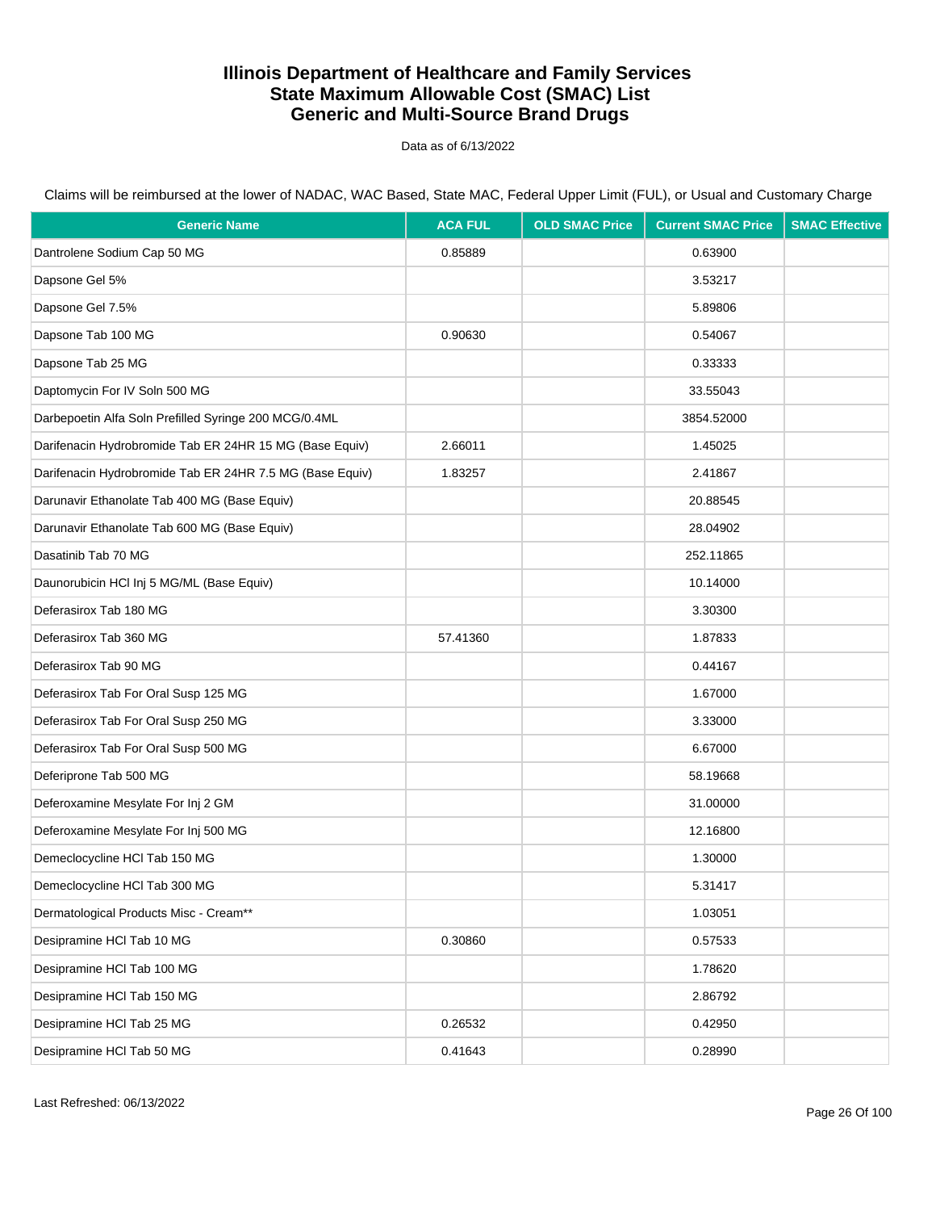# Illinois Department of Healthcare and Family Services
# State Maximum Allowable Cost (SMAC) List
# Generic and Multi-Source Brand Drugs

Data as of 6/13/2022

Claims will be reimbursed at the lower of NADAC, WAC Based, State MAC, Federal Upper Limit (FUL), or Usual and Customary Charge

| Generic Name | ACA FUL | OLD SMAC Price | Current SMAC Price | SMAC Effective |
|---|---|---|---|---|
| Dantrolene Sodium Cap 50 MG | 0.85889 | | 0.63900 | |
| Dapsone Gel 5% | | | 3.53217 | |
| Dapsone Gel 7.5% | | | 5.89806 | |
| Dapsone Tab 100 MG | 0.90630 | | 0.54067 | |
| Dapsone Tab 25 MG | | | 0.33333 | |
| Daptomycin For IV Soln 500 MG | | | 33.55043 | |
| Darbepoetin Alfa Soln Prefilled Syringe 200 MCG/0.4ML | | | 3854.52000 | |
| Darifenacin Hydrobromide Tab ER 24HR 15 MG (Base Equiv) | 2.66011 | | 1.45025 | |
| Darifenacin Hydrobromide Tab ER 24HR 7.5 MG (Base Equiv) | 1.83257 | | 2.41867 | |
| Darunavir Ethanolate Tab 400 MG (Base Equiv) | | | 20.88545 | |
| Darunavir Ethanolate Tab 600 MG (Base Equiv) | | | 28.04902 | |
| Dasatinib Tab 70 MG | | | 252.11865 | |
| Daunorubicin HCl Inj 5 MG/ML (Base Equiv) | | | 10.14000 | |
| Deferasirox Tab 180 MG | | | 3.30300 | |
| Deferasirox Tab 360 MG | 57.41360 | | 1.87833 | |
| Deferasirox Tab 90 MG | | | 0.44167 | |
| Deferasirox Tab For Oral Susp 125 MG | | | 1.67000 | |
| Deferasirox Tab For Oral Susp 250 MG | | | 3.33000 | |
| Deferasirox Tab For Oral Susp 500 MG | | | 6.67000 | |
| Deferiprone Tab 500 MG | | | 58.19668 | |
| Deferoxamine Mesylate For Inj 2 GM | | | 31.00000 | |
| Deferoxamine Mesylate For Inj 500 MG | | | 12.16800 | |
| Demeclocycline HCl Tab 150 MG | | | 1.30000 | |
| Demeclocycline HCl Tab 300 MG | | | 5.31417 | |
| Dermatological Products Misc - Cream** | | | 1.03051 | |
| Desipramine HCl Tab 10 MG | 0.30860 | | 0.57533 | |
| Desipramine HCl Tab 100 MG | | | 1.78620 | |
| Desipramine HCl Tab 150 MG | | | 2.86792 | |
| Desipramine HCl Tab 25 MG | 0.26532 | | 0.42950 | |
| Desipramine HCl Tab 50 MG | 0.41643 | | 0.28990 | |

Last Refreshed: 06/13/2022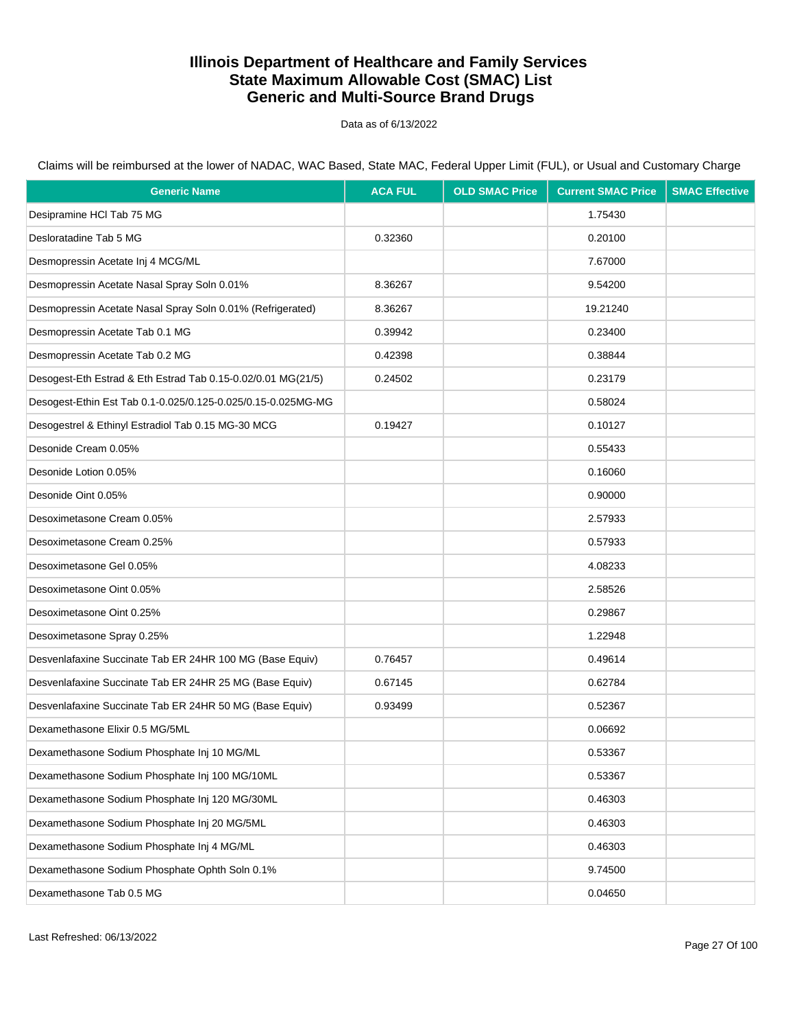# Illinois Department of Healthcare and Family Services
# State Maximum Allowable Cost (SMAC) List
# Generic and Multi-Source Brand Drugs

Data as of 6/13/2022

Claims will be reimbursed at the lower of NADAC, WAC Based, State MAC, Federal Upper Limit (FUL), or Usual and Customary Charge

| Generic Name | ACA FUL | OLD SMAC Price | Current SMAC Price | SMAC Effective |
|---|---|---|---|---|
| Desipramine HCl Tab 75 MG | | | 1.75430 | |
| Desloratadine Tab 5 MG | 0.32360 | | 0.20100 | |
| Desmopressin Acetate Inj 4 MCG/ML | | | 7.67000 | |
| Desmopressin Acetate Nasal Spray Soln 0.01% | 8.36267 | | 9.54200 | |
| Desmopressin Acetate Nasal Spray Soln 0.01% (Refrigerated) | 8.36267 | | 19.21240 | |
| Desmopressin Acetate Tab 0.1 MG | 0.39942 | | 0.23400 | |
| Desmopressin Acetate Tab 0.2 MG | 0.42398 | | 0.38844 | |
| Desogest-Eth Estrad & Eth Estrad Tab 0.15-0.02/0.01 MG(21/5) | 0.24502 | | 0.23179 | |
| Desogest-Ethin Est Tab 0.1-0.025/0.125-0.025/0.15-0.025MG-MG | | | 0.58024 | |
| Desogestrel & Ethinyl Estradiol Tab 0.15 MG-30 MCG | 0.19427 | | 0.10127 | |
| Desonide Cream 0.05% | | | 0.55433 | |
| Desonide Lotion 0.05% | | | 0.16060 | |
| Desonide Oint 0.05% | | | 0.90000 | |
| Desoximetasone Cream 0.05% | | | 2.57933 | |
| Desoximetasone Cream 0.25% | | | 0.57933 | |
| Desoximetasone Gel 0.05% | | | 4.08233 | |
| Desoximetasone Oint 0.05% | | | 2.58526 | |
| Desoximetasone Oint 0.25% | | | 0.29867 | |
| Desoximetasone Spray 0.25% | | | 1.22948 | |
| Desvenlafaxine Succinate Tab ER 24HR 100 MG (Base Equiv) | 0.76457 | | 0.49614 | |
| Desvenlafaxine Succinate Tab ER 24HR 25 MG (Base Equiv) | 0.67145 | | 0.62784 | |
| Desvenlafaxine Succinate Tab ER 24HR 50 MG (Base Equiv) | 0.93499 | | 0.52367 | |
| Dexamethasone Elixir 0.5 MG/5ML | | | 0.06692 | |
| Dexamethasone Sodium Phosphate Inj 10 MG/ML | | | 0.53367 | |
| Dexamethasone Sodium Phosphate Inj 100 MG/10ML | | | 0.53367 | |
| Dexamethasone Sodium Phosphate Inj 120 MG/30ML | | | 0.46303 | |
| Dexamethasone Sodium Phosphate Inj 20 MG/5ML | | | 0.46303 | |
| Dexamethasone Sodium Phosphate Inj 4 MG/ML | | | 0.46303 | |
| Dexamethasone Sodium Phosphate Ophth Soln 0.1% | | | 9.74500 | |
| Dexamethasone Tab 0.5 MG | | | 0.04650 | |

Last Refreshed: 06/13/2022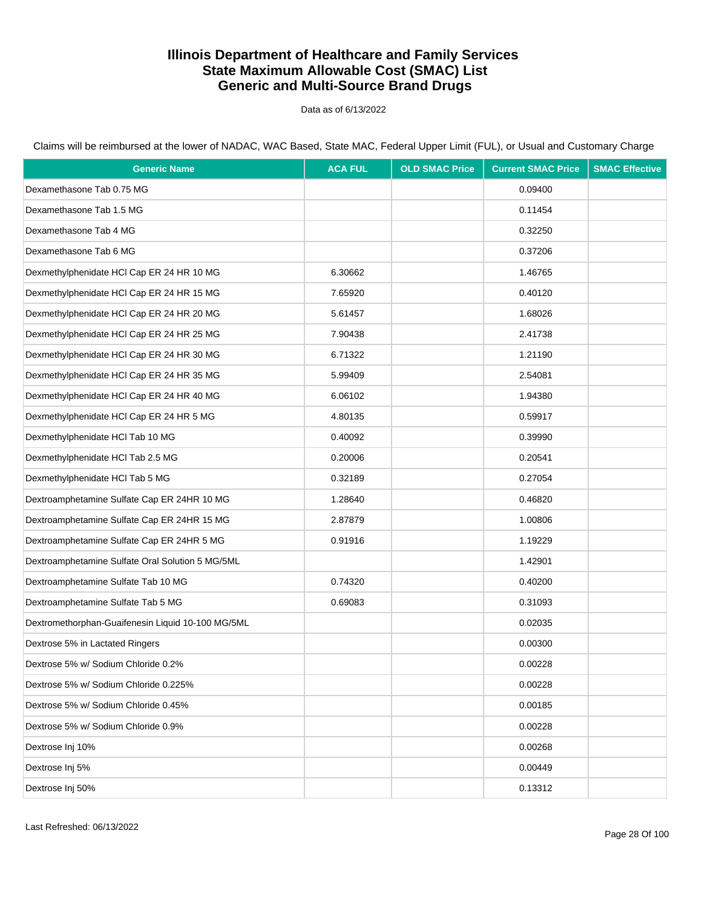# Illinois Department of Healthcare and Family Services
# State Maximum Allowable Cost (SMAC) List
# Generic and Multi-Source Brand Drugs

Data as of 6/13/2022

Claims will be reimbursed at the lower of NADAC, WAC Based, State MAC, Federal Upper Limit (FUL), or Usual and Customary Charge

| Generic Name | ACA FUL | OLD SMAC Price | Current SMAC Price | SMAC Effective |
|---|---|---|---|---|
| Dexamethasone Tab 0.75 MG | | | 0.09400 | |
| Dexamethasone Tab 1.5 MG | | | 0.11454 | |
| Dexamethasone Tab 4 MG | | | 0.32250 | |
| Dexamethasone Tab 6 MG | | | 0.37206 | |
| Dexmethylphenidate HCl Cap ER 24 HR 10 MG | 6.30662 | | 1.46765 | |
| Dexmethylphenidate HCl Cap ER 24 HR 15 MG | 7.65920 | | 0.40120 | |
| Dexmethylphenidate HCl Cap ER 24 HR 20 MG | 5.61457 | | 1.68026 | |
| Dexmethylphenidate HCl Cap ER 24 HR 25 MG | 7.90438 | | 2.41738 | |
| Dexmethylphenidate HCl Cap ER 24 HR 30 MG | 6.71322 | | 1.21190 | |
| Dexmethylphenidate HCl Cap ER 24 HR 35 MG | 5.99409 | | 2.54081 | |
| Dexmethylphenidate HCl Cap ER 24 HR 40 MG | 6.06102 | | 1.94380 | |
| Dexmethylphenidate HCl Cap ER 24 HR 5 MG | 4.80135 | | 0.59917 | |
| Dexmethylphenidate HCl Tab 10 MG | 0.40092 | | 0.39990 | |
| Dexmethylphenidate HCl Tab 2.5 MG | 0.20006 | | 0.20541 | |
| Dexmethylphenidate HCl Tab 5 MG | 0.32189 | | 0.27054 | |
| Dextroamphetamine Sulfate Cap ER 24HR 10 MG | 1.28640 | | 0.46820 | |
| Dextroamphetamine Sulfate Cap ER 24HR 15 MG | 2.87879 | | 1.00806 | |
| Dextroamphetamine Sulfate Cap ER 24HR 5 MG | 0.91916 | | 1.19229 | |
| Dextroamphetamine Sulfate Oral Solution 5 MG/5ML | | | 1.42901 | |
| Dextroamphetamine Sulfate Tab 10 MG | 0.74320 | | 0.40200 | |
| Dextroamphetamine Sulfate Tab 5 MG | 0.69083 | | 0.31093 | |
| Dextromethorphan-Guaifenesin Liquid 10-100 MG/5ML | | | 0.02035 | |
| Dextrose 5% in Lactated Ringers | | | 0.00300 | |
| Dextrose 5% w/ Sodium Chloride 0.2% | | | 0.00228 | |
| Dextrose 5% w/ Sodium Chloride 0.225% | | | 0.00228 | |
| Dextrose 5% w/ Sodium Chloride 0.45% | | | 0.00185 | |
| Dextrose 5% w/ Sodium Chloride 0.9% | | | 0.00228 | |
| Dextrose Inj 10% | | | 0.00268 | |
| Dextrose Inj 5% | | | 0.00449 | |
| Dextrose Inj 50% | | | 0.13312 | |

Last Refreshed: 06/13/2022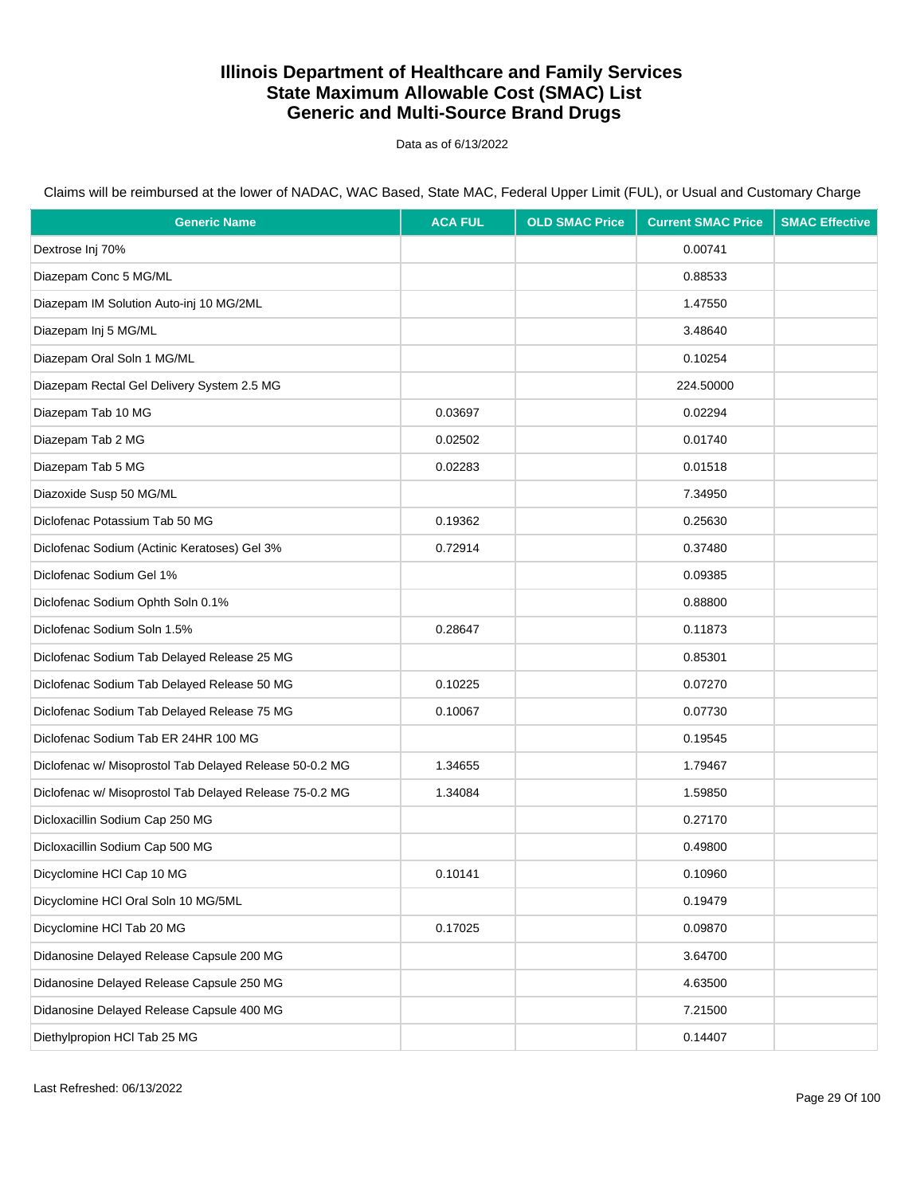# Illinois Department of Healthcare and Family Services
# State Maximum Allowable Cost (SMAC) List
# Generic and Multi-Source Brand Drugs

Data as of 6/13/2022

Claims will be reimbursed at the lower of NADAC, WAC Based, State MAC, Federal Upper Limit (FUL), or Usual and Customary Charge

| Generic Name | ACA FUL | OLD SMAC Price | Current SMAC Price | SMAC Effective |
|---|---|---|---|---|
| Dextrose Inj 70% | | | 0.00741 | |
| Diazepam Conc 5 MG/ML | | | 0.88533 | |
| Diazepam IM Solution Auto-inj 10 MG/2ML | | | 1.47550 | |
| Diazepam Inj 5 MG/ML | | | 3.48640 | |
| Diazepam Oral Soln 1 MG/ML | | | 0.10254 | |
| Diazepam Rectal Gel Delivery System 2.5 MG | | | 224.50000 | |
| Diazepam Tab 10 MG | 0.03697 | | 0.02294 | |
| Diazepam Tab 2 MG | 0.02502 | | 0.01740 | |
| Diazepam Tab 5 MG | 0.02283 | | 0.01518 | |
| Diazoxide Susp 50 MG/ML | | | 7.34950 | |
| Diclofenac Potassium Tab 50 MG | 0.19362 | | 0.25630 | |
| Diclofenac Sodium (Actinic Keratoses) Gel 3% | 0.72914 | | 0.37480 | |
| Diclofenac Sodium Gel 1% | | | 0.09385 | |
| Diclofenac Sodium Ophth Soln 0.1% | | | 0.88800 | |
| Diclofenac Sodium Soln 1.5% | 0.28647 | | 0.11873 | |
| Diclofenac Sodium Tab Delayed Release 25 MG | | | 0.85301 | |
| Diclofenac Sodium Tab Delayed Release 50 MG | 0.10225 | | 0.07270 | |
| Diclofenac Sodium Tab Delayed Release 75 MG | 0.10067 | | 0.07730 | |
| Diclofenac Sodium Tab ER 24HR 100 MG | | | 0.19545 | |
| Diclofenac w/ Misoprostol Tab Delayed Release 50-0.2 MG | 1.34655 | | 1.79467 | |
| Diclofenac w/ Misoprostol Tab Delayed Release 75-0.2 MG | 1.34084 | | 1.59850 | |
| Dicloxacillin Sodium Cap 250 MG | | | 0.27170 | |
| Dicloxacillin Sodium Cap 500 MG | | | 0.49800 | |
| Dicyclomine HCl Cap 10 MG | 0.10141 | | 0.10960 | |
| Dicyclomine HCl Oral Soln 10 MG/5ML | | | 0.19479 | |
| Dicyclomine HCl Tab 20 MG | 0.17025 | | 0.09870 | |
| Didanosine Delayed Release Capsule 200 MG | | | 3.64700 | |
| Didanosine Delayed Release Capsule 250 MG | | | 4.63500 | |
| Didanosine Delayed Release Capsule 400 MG | | | 7.21500 | |
| Diethylpropion HCl Tab 25 MG | | | 0.14407 | |

Last Refreshed: 06/13/2022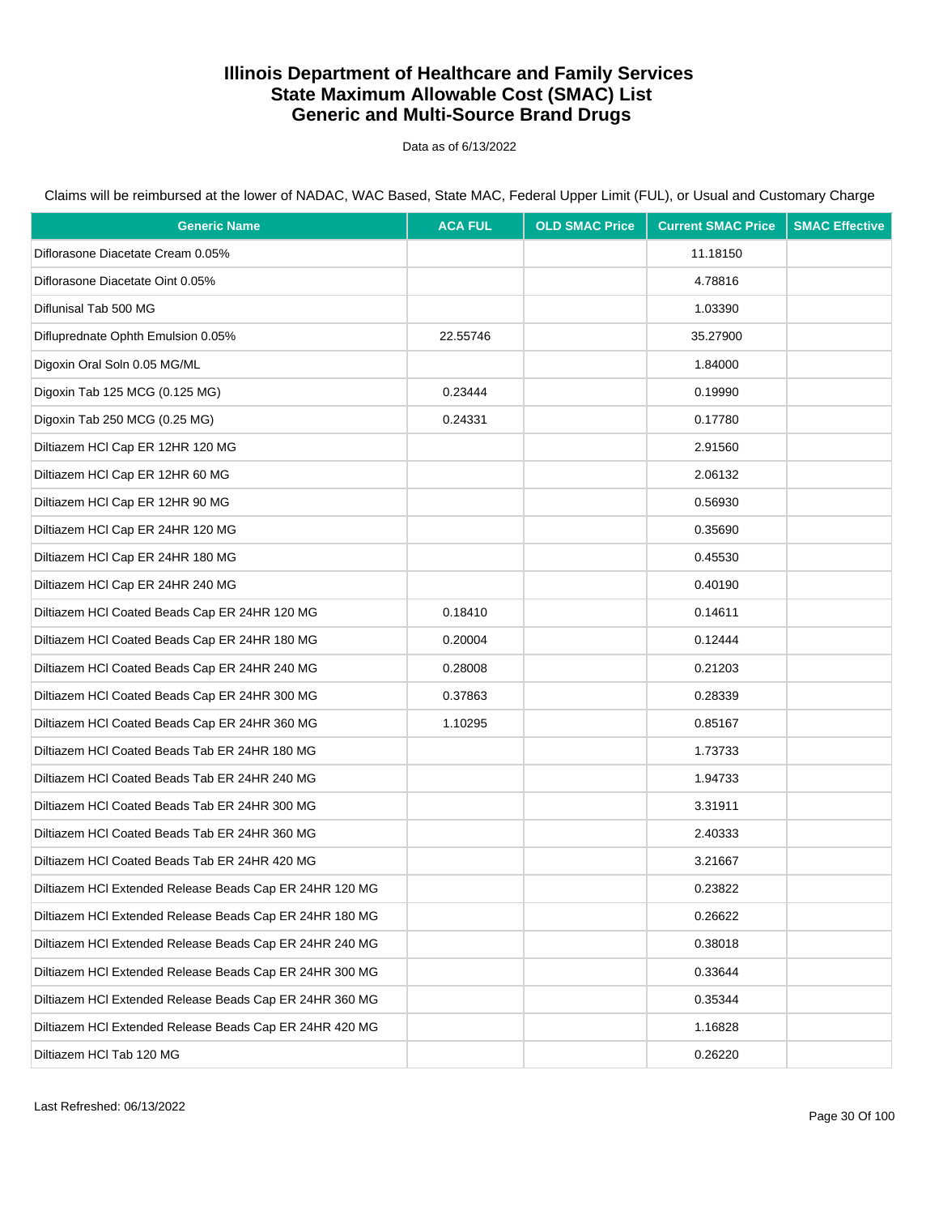# Illinois Department of Healthcare and Family Services
# State Maximum Allowable Cost (SMAC) List
# Generic and Multi-Source Brand Drugs

Data as of 6/13/2022

Claims will be reimbursed at the lower of NADAC, WAC Based, State MAC, Federal Upper Limit (FUL), or Usual and Customary Charge

| Generic Name | ACA FUL | OLD SMAC Price | Current SMAC Price | SMAC Effective |
|---|---|---|---|---|
| Diflorasone Diacetate Cream 0.05% | | | 11.18150 | |
| Diflorasone Diacetate Oint 0.05% | | | 4.78816 | |
| Diflunisal Tab 500 MG | | | 1.03390 | |
| Difluprednate Ophth Emulsion 0.05% | 22.55746 | | 35.27900 | |
| Digoxin Oral Soln 0.05 MG/ML | | | 1.84000 | |
| Digoxin Tab 125 MCG (0.125 MG) | 0.23444 | | 0.19990 | |
| Digoxin Tab 250 MCG (0.25 MG) | 0.24331 | | 0.17780 | |
| Diltiazem HCl Cap ER 12HR 120 MG | | | 2.91560 | |
| Diltiazem HCl Cap ER 12HR 60 MG | | | 2.06132 | |
| Diltiazem HCl Cap ER 12HR 90 MG | | | 0.56930 | |
| Diltiazem HCl Cap ER 24HR 120 MG | | | 0.35690 | |
| Diltiazem HCl Cap ER 24HR 180 MG | | | 0.45530 | |
| Diltiazem HCl Cap ER 24HR 240 MG | | | 0.40190 | |
| Diltiazem HCl Coated Beads Cap ER 24HR 120 MG | 0.18410 | | 0.14611 | |
| Diltiazem HCl Coated Beads Cap ER 24HR 180 MG | 0.20004 | | 0.12444 | |
| Diltiazem HCl Coated Beads Cap ER 24HR 240 MG | 0.28008 | | 0.21203 | |
| Diltiazem HCl Coated Beads Cap ER 24HR 300 MG | 0.37863 | | 0.28339 | |
| Diltiazem HCl Coated Beads Cap ER 24HR 360 MG | 1.10295 | | 0.85167 | |
| Diltiazem HCl Coated Beads Tab ER 24HR 180 MG | | | 1.73733 | |
| Diltiazem HCl Coated Beads Tab ER 24HR 240 MG | | | 1.94733 | |
| Diltiazem HCl Coated Beads Tab ER 24HR 300 MG | | | 3.31911 | |
| Diltiazem HCl Coated Beads Tab ER 24HR 360 MG | | | 2.40333 | |
| Diltiazem HCl Coated Beads Tab ER 24HR 420 MG | | | 3.21667 | |
| Diltiazem HCl Extended Release Beads Cap ER 24HR 120 MG | | | 0.23822 | |
| Diltiazem HCl Extended Release Beads Cap ER 24HR 180 MG | | | 0.26622 | |
| Diltiazem HCl Extended Release Beads Cap ER 24HR 240 MG | | | 0.38018 | |
| Diltiazem HCl Extended Release Beads Cap ER 24HR 300 MG | | | 0.33644 | |
| Diltiazem HCl Extended Release Beads Cap ER 24HR 360 MG | | | 0.35344 | |
| Diltiazem HCl Extended Release Beads Cap ER 24HR 420 MG | | | 1.16828 | |
| Diltiazem HCl Tab 120 MG | | | 0.26220 | |

Last Refreshed: 06/13/2022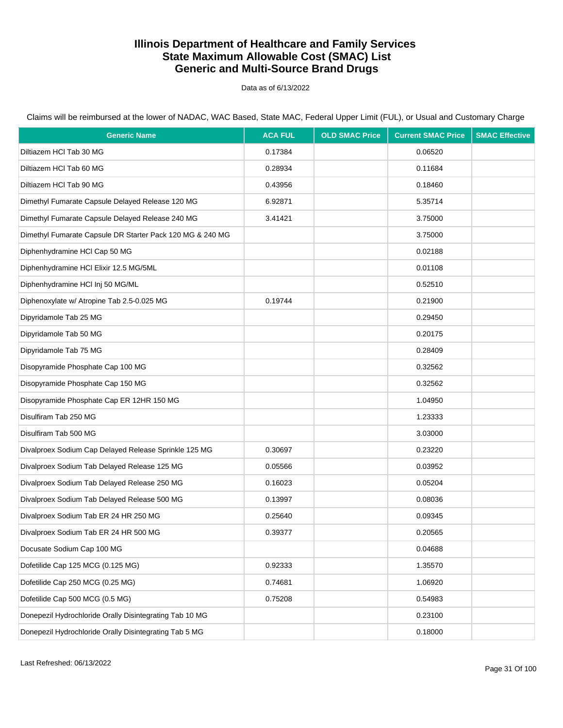# Illinois Department of Healthcare and Family Services
# State Maximum Allowable Cost (SMAC) List
# Generic and Multi-Source Brand Drugs

Data as of 6/13/2022

Claims will be reimbursed at the lower of NADAC, WAC Based, State MAC, Federal Upper Limit (FUL), or Usual and Customary Charge

| Generic Name | ACA FUL | OLD SMAC Price | Current SMAC Price | SMAC Effective |
|---|---|---|---|---|
| Diltiazem HCl Tab 30 MG | 0.17384 | | 0.06520 | |
| Diltiazem HCl Tab 60 MG | 0.28934 | | 0.11684 | |
| Diltiazem HCl Tab 90 MG | 0.43956 | | 0.18460 | |
| Dimethyl Fumarate Capsule Delayed Release 120 MG | 6.92871 | | 5.35714 | |
| Dimethyl Fumarate Capsule Delayed Release 240 MG | 3.41421 | | 3.75000 | |
| Dimethyl Fumarate Capsule DR Starter Pack 120 MG & 240 MG | | | 3.75000 | |
| Diphenhydramine HCl Cap 50 MG | | | 0.02188 | |
| Diphenhydramine HCl Elixir 12.5 MG/5ML | | | 0.01108 | |
| Diphenhydramine HCl Inj 50 MG/ML | | | 0.52510 | |
| Diphenoxylate w/ Atropine Tab 2.5-0.025 MG | 0.19744 | | 0.21900 | |
| Dipyridamole Tab 25 MG | | | 0.29450 | |
| Dipyridamole Tab 50 MG | | | 0.20175 | |
| Dipyridamole Tab 75 MG | | | 0.28409 | |
| Disopyramide Phosphate Cap 100 MG | | | 0.32562 | |
| Disopyramide Phosphate Cap 150 MG | | | 0.32562 | |
| Disopyramide Phosphate Cap ER 12HR 150 MG | | | 1.04950 | |
| Disulfiram Tab 250 MG | | | 1.23333 | |
| Disulfiram Tab 500 MG | | | 3.03000 | |
| Divalproex Sodium Cap Delayed Release Sprinkle 125 MG | 0.30697 | | 0.23220 | |
| Divalproex Sodium Tab Delayed Release 125 MG | 0.05566 | | 0.03952 | |
| Divalproex Sodium Tab Delayed Release 250 MG | 0.16023 | | 0.05204 | |
| Divalproex Sodium Tab Delayed Release 500 MG | 0.13997 | | 0.08036 | |
| Divalproex Sodium Tab ER 24 HR 250 MG | 0.25640 | | 0.09345 | |
| Divalproex Sodium Tab ER 24 HR 500 MG | 0.39377 | | 0.20565 | |
| Docusate Sodium Cap 100 MG | | | 0.04688 | |
| Dofetilide Cap 125 MCG (0.125 MG) | 0.92333 | | 1.35570 | |
| Dofetilide Cap 250 MCG (0.25 MG) | 0.74681 | | 1.06920 | |
| Dofetilide Cap 500 MCG (0.5 MG) | 0.75208 | | 0.54983 | |
| Donepezil Hydrochloride Orally Disintegrating Tab 10 MG | | | 0.23100 | |
| Donepezil Hydrochloride Orally Disintegrating Tab 5 MG | | | 0.18000 | |

Last Refreshed: 06/13/2022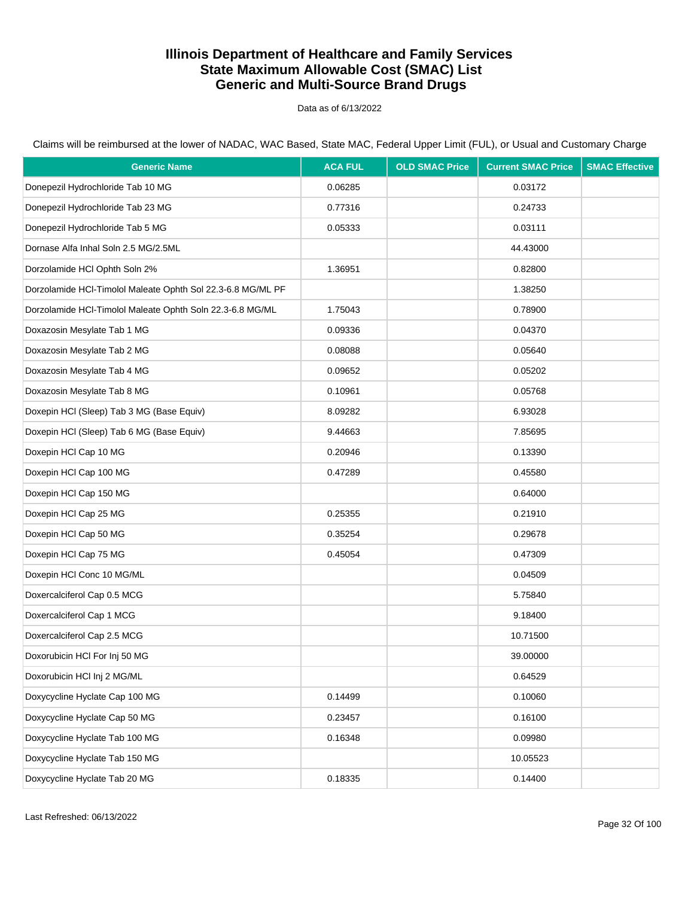# Illinois Department of Healthcare and Family Services
# State Maximum Allowable Cost (SMAC) List
# Generic and Multi-Source Brand Drugs

Data as of 6/13/2022

Claims will be reimbursed at the lower of NADAC, WAC Based, State MAC, Federal Upper Limit (FUL), or Usual and Customary Charge

| Generic Name | ACA FUL | OLD SMAC Price | Current SMAC Price | SMAC Effective |
|---|---|---|---|---|
| Donepezil Hydrochloride Tab 10 MG | 0.06285 | | 0.03172 | |
| Donepezil Hydrochloride Tab 23 MG | 0.77316 | | 0.24733 | |
| Donepezil Hydrochloride Tab 5 MG | 0.05333 | | 0.03111 | |
| Dornase Alfa Inhal Soln 2.5 MG/2.5ML | | | 44.43000 | |
| Dorzolamide HCl Ophth Soln 2% | 1.36951 | | 0.82800 | |
| Dorzolamide HCl-Timolol Maleate Ophth Sol 22.3-6.8 MG/ML PF | | | 1.38250 | |
| Dorzolamide HCl-Timolol Maleate Ophth Soln 22.3-6.8 MG/ML | 1.75043 | | 0.78900 | |
| Doxazosin Mesylate Tab 1 MG | 0.09336 | | 0.04370 | |
| Doxazosin Mesylate Tab 2 MG | 0.08088 | | 0.05640 | |
| Doxazosin Mesylate Tab 4 MG | 0.09652 | | 0.05202 | |
| Doxazosin Mesylate Tab 8 MG | 0.10961 | | 0.05768 | |
| Doxepin HCl (Sleep) Tab 3 MG (Base Equiv) | 8.09282 | | 6.93028 | |
| Doxepin HCl (Sleep) Tab 6 MG (Base Equiv) | 9.44663 | | 7.85695 | |
| Doxepin HCl Cap 10 MG | 0.20946 | | 0.13390 | |
| Doxepin HCl Cap 100 MG | 0.47289 | | 0.45580 | |
| Doxepin HCl Cap 150 MG | | | 0.64000 | |
| Doxepin HCl Cap 25 MG | 0.25355 | | 0.21910 | |
| Doxepin HCl Cap 50 MG | 0.35254 | | 0.29678 | |
| Doxepin HCl Cap 75 MG | 0.45054 | | 0.47309 | |
| Doxepin HCl Conc 10 MG/ML | | | 0.04509 | |
| Doxercalciferol Cap 0.5 MCG | | | 5.75840 | |
| Doxercalciferol Cap 1 MCG | | | 9.18400 | |
| Doxercalciferol Cap 2.5 MCG | | | 10.71500 | |
| Doxorubicin HCl For Inj 50 MG | | | 39.00000 | |
| Doxorubicin HCl Inj 2 MG/ML | | | 0.64529 | |
| Doxycycline Hyclate Cap 100 MG | 0.14499 | | 0.10060 | |
| Doxycycline Hyclate Cap 50 MG | 0.23457 | | 0.16100 | |
| Doxycycline Hyclate Tab 100 MG | 0.16348 | | 0.09980 | |
| Doxycycline Hyclate Tab 150 MG | | | 10.05523 | |
| Doxycycline Hyclate Tab 20 MG | 0.18335 | | 0.14400 | |

Last Refreshed: 06/13/2022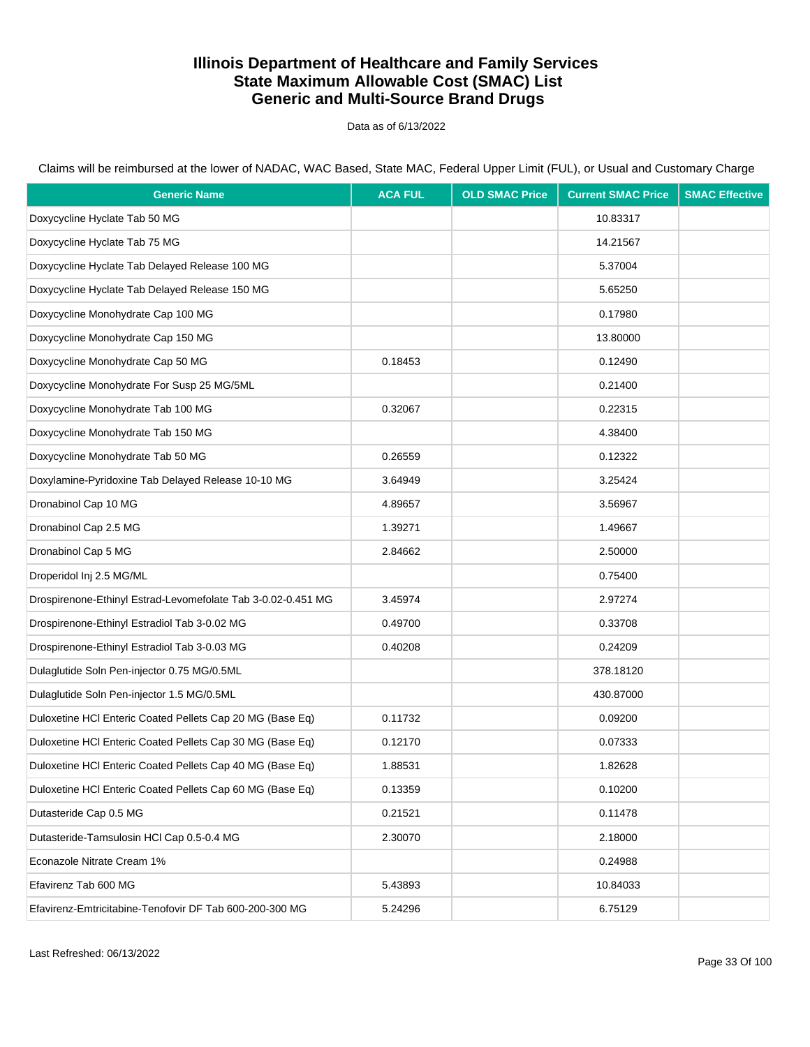# Illinois Department of Healthcare and Family Services
# State Maximum Allowable Cost (SMAC) List
# Generic and Multi-Source Brand Drugs

Data as of 6/13/2022

Claims will be reimbursed at the lower of NADAC, WAC Based, State MAC, Federal Upper Limit (FUL), or Usual and Customary Charge

| Generic Name | ACA FUL | OLD SMAC Price | Current SMAC Price | SMAC Effective |
|---|---|---|---|---|
| Doxycycline Hyclate Tab 50 MG | | | 10.83317 | |
| Doxycycline Hyclate Tab 75 MG | | | 14.21567 | |
| Doxycycline Hyclate Tab Delayed Release 100 MG | | | 5.37004 | |
| Doxycycline Hyclate Tab Delayed Release 150 MG | | | 5.65250 | |
| Doxycycline Monohydrate Cap 100 MG | | | 0.17980 | |
| Doxycycline Monohydrate Cap 150 MG | | | 13.80000 | |
| Doxycycline Monohydrate Cap 50 MG | 0.18453 | | 0.12490 | |
| Doxycycline Monohydrate For Susp 25 MG/5ML | | | 0.21400 | |
| Doxycycline Monohydrate Tab 100 MG | 0.32067 | | 0.22315 | |
| Doxycycline Monohydrate Tab 150 MG | | | 4.38400 | |
| Doxycycline Monohydrate Tab 50 MG | 0.26559 | | 0.12322 | |
| Doxylamine-Pyridoxine Tab Delayed Release 10-10 MG | 3.64949 | | 3.25424 | |
| Dronabinol Cap 10 MG | 4.89657 | | 3.56967 | |
| Dronabinol Cap 2.5 MG | 1.39271 | | 1.49667 | |
| Dronabinol Cap 5 MG | 2.84662 | | 2.50000 | |
| Droperidol Inj 2.5 MG/ML | | | 0.75400 | |
| Drospirenone-Ethinyl Estrad-Levomefolate Tab 3-0.02-0.451 MG | 3.45974 | | 2.97274 | |
| Drospirenone-Ethinyl Estradiol Tab 3-0.02 MG | 0.49700 | | 0.33708 | |
| Drospirenone-Ethinyl Estradiol Tab 3-0.03 MG | 0.40208 | | 0.24209 | |
| Dulaglutide Soln Pen-injector 0.75 MG/0.5ML | | | 378.18120 | |
| Dulaglutide Soln Pen-injector 1.5 MG/0.5ML | | | 430.87000 | |
| Duloxetine HCl Enteric Coated Pellets Cap 20 MG (Base Eq) | 0.11732 | | 0.09200 | |
| Duloxetine HCl Enteric Coated Pellets Cap 30 MG (Base Eq) | 0.12170 | | 0.07333 | |
| Duloxetine HCl Enteric Coated Pellets Cap 40 MG (Base Eq) | 1.88531 | | 1.82628 | |
| Duloxetine HCl Enteric Coated Pellets Cap 60 MG (Base Eq) | 0.13359 | | 0.10200 | |
| Dutasteride Cap 0.5 MG | 0.21521 | | 0.11478 | |
| Dutasteride-Tamsulosin HCl Cap 0.5-0.4 MG | 2.30070 | | 2.18000 | |
| Econazole Nitrate Cream 1% | | | 0.24988 | |
| Efavirenz Tab 600 MG | 5.43893 | | 10.84033 | |
| Efavirenz-Emtricitabine-Tenofovir DF Tab 600-200-300 MG | 5.24296 | | 6.75129 | |

Last Refreshed: 06/13/2022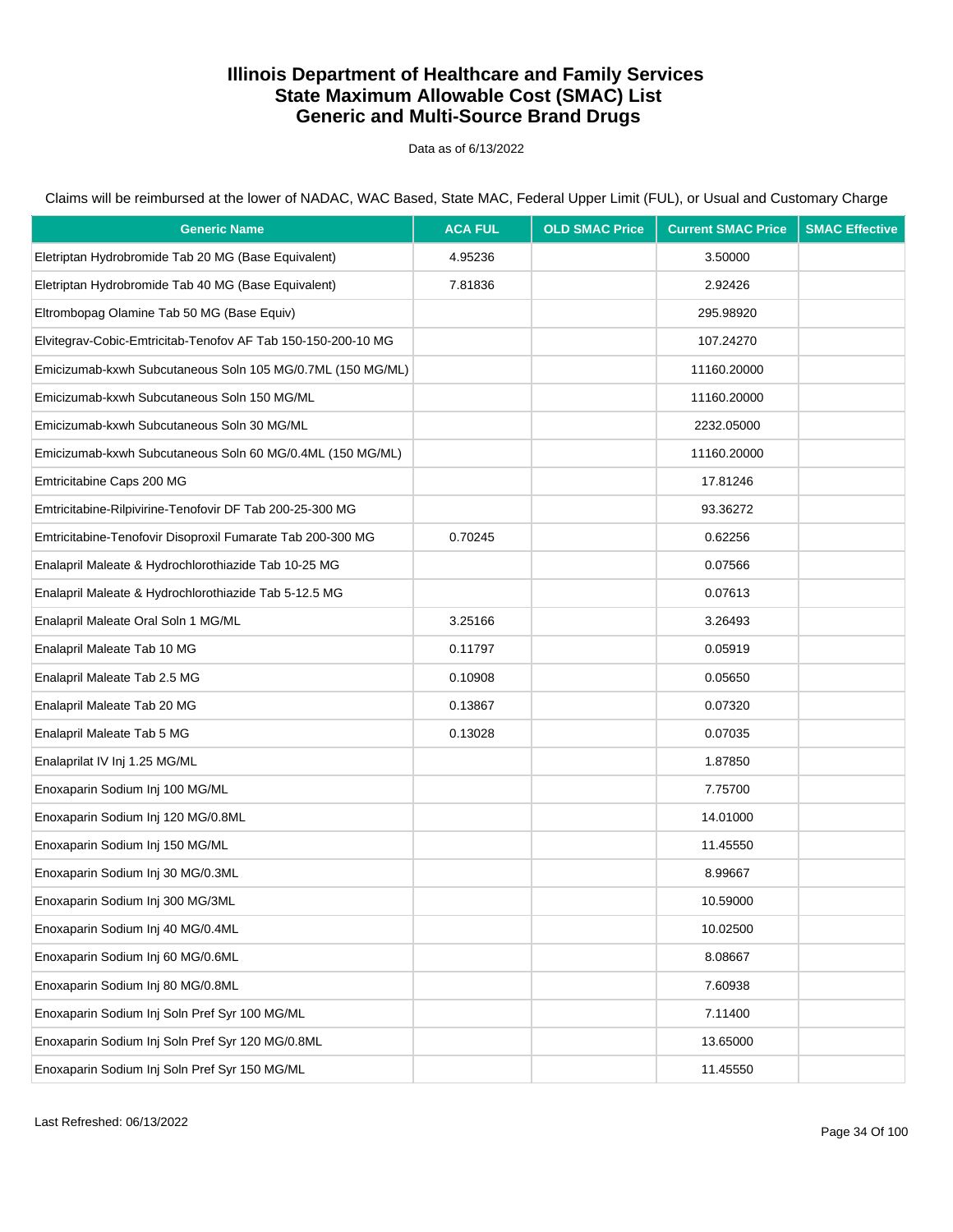# Illinois Department of Healthcare and Family Services
# State Maximum Allowable Cost (SMAC) List
# Generic and Multi-Source Brand Drugs

Data as of 6/13/2022

Claims will be reimbursed at the lower of NADAC, WAC Based, State MAC, Federal Upper Limit (FUL), or Usual and Customary Charge

| Generic Name | ACA FUL | OLD SMAC Price | Current SMAC Price | SMAC Effective |
|---|---|---|---|---|
| Eletriptan Hydrobromide Tab 20 MG (Base Equivalent) | 4.95236 | | 3.50000 | |
| Eletriptan Hydrobromide Tab 40 MG (Base Equivalent) | 7.81836 | | 2.92426 | |
| Eltrombopag Olamine Tab 50 MG (Base Equiv) | | | 295.98920 | |
| Elvitegrav-Cobic-Emtricitab-Tenofov AF Tab 150-150-200-10 MG | | | 107.24270 | |
| Emicizumab-kxwh Subcutaneous Soln 105 MG/0.7ML (150 MG/ML) | | | 11160.20000 | |
| Emicizumab-kxwh Subcutaneous Soln 150 MG/ML | | | 11160.20000 | |
| Emicizumab-kxwh Subcutaneous Soln 30 MG/ML | | | 2232.05000 | |
| Emicizumab-kxwh Subcutaneous Soln 60 MG/0.4ML (150 MG/ML) | | | 11160.20000 | |
| Emtricitabine Caps 200 MG | | | 17.81246 | |
| Emtricitabine-Rilpivirine-Tenofovir DF Tab 200-25-300 MG | | | 93.36272 | |
| Emtricitabine-Tenofovir Disoproxil Fumarate Tab 200-300 MG | 0.70245 | | 0.62256 | |
| Enalapril Maleate & Hydrochlorothiazide Tab 10-25 MG | | | 0.07566 | |
| Enalapril Maleate & Hydrochlorothiazide Tab 5-12.5 MG | | | 0.07613 | |
| Enalapril Maleate Oral Soln 1 MG/ML | 3.25166 | | 3.26493 | |
| Enalapril Maleate Tab 10 MG | 0.11797 | | 0.05919 | |
| Enalapril Maleate Tab 2.5 MG | 0.10908 | | 0.05650 | |
| Enalapril Maleate Tab 20 MG | 0.13867 | | 0.07320 | |
| Enalapril Maleate Tab 5 MG | 0.13028 | | 0.07035 | |
| Enalaprilat IV Inj 1.25 MG/ML | | | 1.87850 | |
| Enoxaparin Sodium Inj 100 MG/ML | | | 7.75700 | |
| Enoxaparin Sodium Inj 120 MG/0.8ML | | | 14.01000 | |
| Enoxaparin Sodium Inj 150 MG/ML | | | 11.45550 | |
| Enoxaparin Sodium Inj 30 MG/0.3ML | | | 8.99667 | |
| Enoxaparin Sodium Inj 300 MG/3ML | | | 10.59000 | |
| Enoxaparin Sodium Inj 40 MG/0.4ML | | | 10.02500 | |
| Enoxaparin Sodium Inj 60 MG/0.6ML | | | 8.08667 | |
| Enoxaparin Sodium Inj 80 MG/0.8ML | | | 7.60938 | |
| Enoxaparin Sodium Inj Soln Pref Syr 100 MG/ML | | | 7.11400 | |
| Enoxaparin Sodium Inj Soln Pref Syr 120 MG/0.8ML | | | 13.65000 | |
| Enoxaparin Sodium Inj Soln Pref Syr 150 MG/ML | | | 11.45550 | |

Last Refreshed: 06/13/2022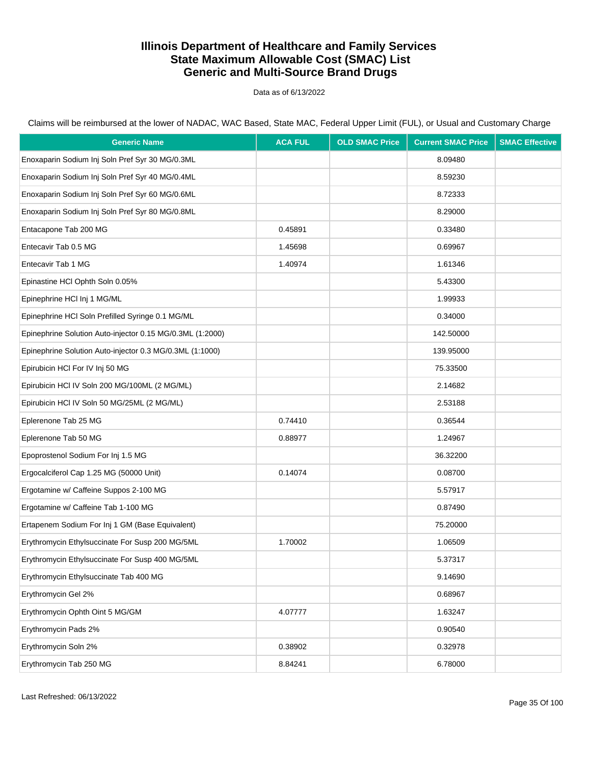# Illinois Department of Healthcare and Family Services
# State Maximum Allowable Cost (SMAC) List
# Generic and Multi-Source Brand Drugs

Data as of 6/13/2022

Claims will be reimbursed at the lower of NADAC, WAC Based, State MAC, Federal Upper Limit (FUL), or Usual and Customary Charge

| Generic Name | ACA FUL | OLD SMAC Price | Current SMAC Price | SMAC Effective |
|---|---|---|---|---|
| Enoxaparin Sodium Inj Soln Pref Syr 30 MG/0.3ML | | | 8.09480 | |
| Enoxaparin Sodium Inj Soln Pref Syr 40 MG/0.4ML | | | 8.59230 | |
| Enoxaparin Sodium Inj Soln Pref Syr 60 MG/0.6ML | | | 8.72333 | |
| Enoxaparin Sodium Inj Soln Pref Syr 80 MG/0.8ML | | | 8.29000 | |
| Entacapone Tab 200 MG | 0.45891 | | 0.33480 | |
| Entecavir Tab 0.5 MG | 1.45698 | | 0.69967 | |
| Entecavir Tab 1 MG | 1.40974 | | 1.61346 | |
| Epinastine HCl Ophth Soln 0.05% | | | 5.43300 | |
| Epinephrine HCl Inj 1 MG/ML | | | 1.99933 | |
| Epinephrine HCl Soln Prefilled Syringe 0.1 MG/ML | | | 0.34000 | |
| Epinephrine Solution Auto-injector 0.15 MG/0.3ML (1:2000) | | | 142.50000 | |
| Epinephrine Solution Auto-injector 0.3 MG/0.3ML (1:1000) | | | 139.95000 | |
| Epirubicin HCl For IV Inj 50 MG | | | 75.33500 | |
| Epirubicin HCl IV Soln 200 MG/100ML (2 MG/ML) | | | 2.14682 | |
| Epirubicin HCl IV Soln 50 MG/25ML (2 MG/ML) | | | 2.53188 | |
| Eplerenone Tab 25 MG | 0.74410 | | 0.36544 | |
| Eplerenone Tab 50 MG | 0.88977 | | 1.24967 | |
| Epoprostenol Sodium For Inj 1.5 MG | | | 36.32200 | |
| Ergocalciferol Cap 1.25 MG (50000 Unit) | 0.14074 | | 0.08700 | |
| Ergotamine w/ Caffeine Suppos 2-100 MG | | | 5.57917 | |
| Ergotamine w/ Caffeine Tab 1-100 MG | | | 0.87490 | |
| Ertapenem Sodium For Inj 1 GM (Base Equivalent) | | | 75.20000 | |
| Erythromycin Ethylsuccinate For Susp 200 MG/5ML | 1.70002 | | 1.06509 | |
| Erythromycin Ethylsuccinate For Susp 400 MG/5ML | | | 5.37317 | |
| Erythromycin Ethylsuccinate Tab 400 MG | | | 9.14690 | |
| Erythromycin Gel 2% | | | 0.68967 | |
| Erythromycin Ophth Oint 5 MG/GM | 4.07777 | | 1.63247 | |
| Erythromycin Pads 2% | | | 0.90540 | |
| Erythromycin Soln 2% | 0.38902 | | 0.32978 | |
| Erythromycin Tab 250 MG | 8.84241 | | 6.78000 | |

Last Refreshed: 06/13/2022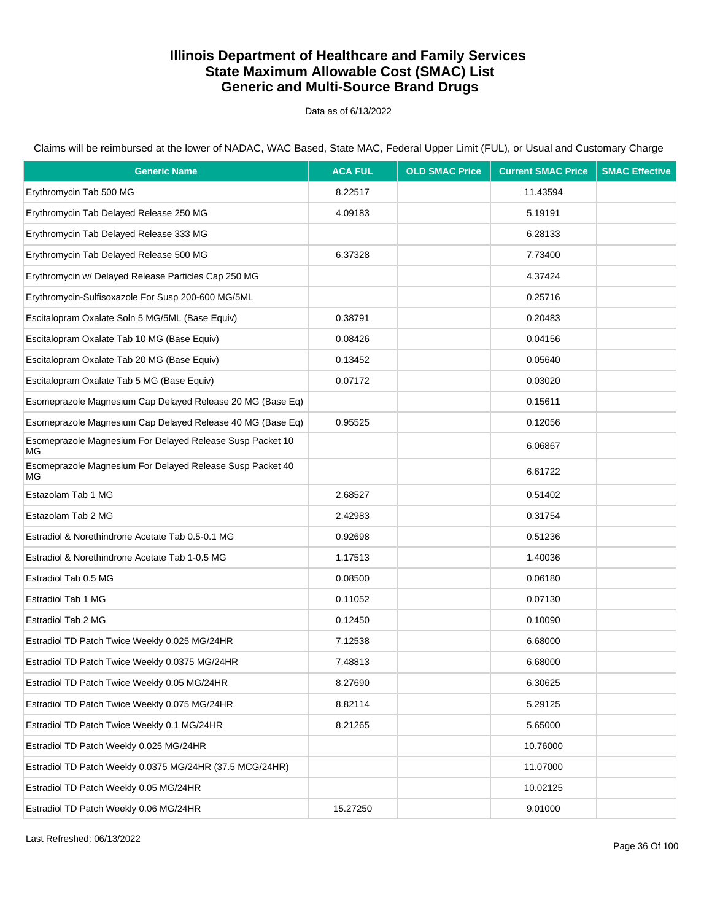# Illinois Department of Healthcare and Family Services
# State Maximum Allowable Cost (SMAC) List
# Generic and Multi-Source Brand Drugs

Data as of 6/13/2022

Claims will be reimbursed at the lower of NADAC, WAC Based, State MAC, Federal Upper Limit (FUL), or Usual and Customary Charge

| Generic Name | ACA FUL | OLD SMAC Price | Current SMAC Price | SMAC Effective |
|---|---|---|---|---|
| Erythromycin Tab 500 MG | 8.22517 | | 11.43594 | |
| Erythromycin Tab Delayed Release 250 MG | 4.09183 | | 5.19191 | |
| Erythromycin Tab Delayed Release 333 MG | | | 6.28133 | |
| Erythromycin Tab Delayed Release 500 MG | 6.37328 | | 7.73400 | |
| Erythromycin w/ Delayed Release Particles Cap 250 MG | | | 4.37424 | |
| Erythromycin-Sulfisoxazole For Susp 200-600 MG/5ML | | | 0.25716 | |
| Escitalopram Oxalate Soln 5 MG/5ML (Base Equiv) | 0.38791 | | 0.20483 | |
| Escitalopram Oxalate Tab 10 MG (Base Equiv) | 0.08426 | | 0.04156 | |
| Escitalopram Oxalate Tab 20 MG (Base Equiv) | 0.13452 | | 0.05640 | |
| Escitalopram Oxalate Tab 5 MG (Base Equiv) | 0.07172 | | 0.03020 | |
| Esomeprazole Magnesium Cap Delayed Release 20 MG (Base Eq) | | | 0.15611 | |
| Esomeprazole Magnesium Cap Delayed Release 40 MG (Base Eq) | 0.95525 | | 0.12056 | |
| Esomeprazole Magnesium For Delayed Release Susp Packet 10 MG | | | 6.06867 | |
| Esomeprazole Magnesium For Delayed Release Susp Packet 40 MG | | | 6.61722 | |
| Estazolam Tab 1 MG | 2.68527 | | 0.51402 | |
| Estazolam Tab 2 MG | 2.42983 | | 0.31754 | |
| Estradiol & Norethindrone Acetate Tab 0.5-0.1 MG | 0.92698 | | 0.51236 | |
| Estradiol & Norethindrone Acetate Tab 1-0.5 MG | 1.17513 | | 1.40036 | |
| Estradiol Tab 0.5 MG | 0.08500 | | 0.06180 | |
| Estradiol Tab 1 MG | 0.11052 | | 0.07130 | |
| Estradiol Tab 2 MG | 0.12450 | | 0.10090 | |
| Estradiol TD Patch Twice Weekly 0.025 MG/24HR | 7.12538 | | 6.68000 | |
| Estradiol TD Patch Twice Weekly 0.0375 MG/24HR | 7.48813 | | 6.68000 | |
| Estradiol TD Patch Twice Weekly 0.05 MG/24HR | 8.27690 | | 6.30625 | |
| Estradiol TD Patch Twice Weekly 0.075 MG/24HR | 8.82114 | | 5.29125 | |
| Estradiol TD Patch Twice Weekly 0.1 MG/24HR | 8.21265 | | 5.65000 | |
| Estradiol TD Patch Weekly 0.025 MG/24HR | | | 10.76000 | |
| Estradiol TD Patch Weekly 0.0375 MG/24HR (37.5 MCG/24HR) | | | 11.07000 | |
| Estradiol TD Patch Weekly 0.05 MG/24HR | | | 10.02125 | |
| Estradiol TD Patch Weekly 0.06 MG/24HR | 15.27250 | | 9.01000 | |

Last Refreshed: 06/13/2022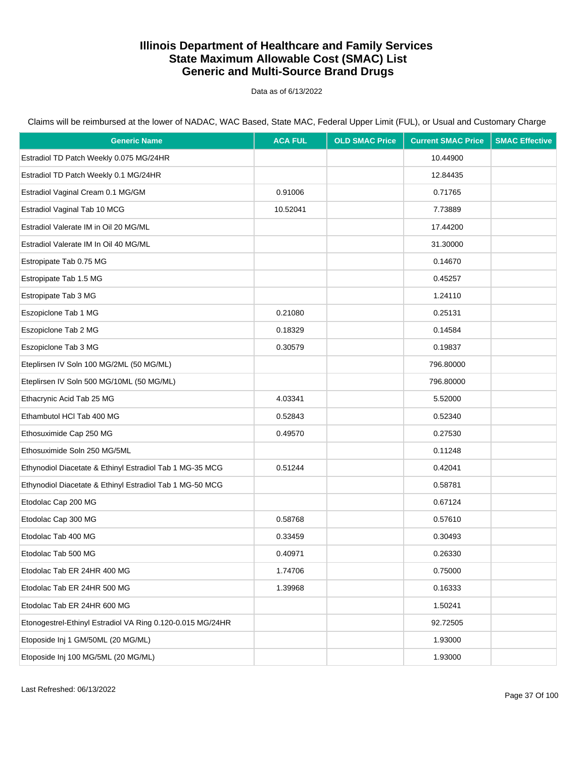# Illinois Department of Healthcare and Family Services
# State Maximum Allowable Cost (SMAC) List
# Generic and Multi-Source Brand Drugs

Data as of 6/13/2022

Claims will be reimbursed at the lower of NADAC, WAC Based, State MAC, Federal Upper Limit (FUL), or Usual and Customary Charge

| Generic Name | ACA FUL | OLD SMAC Price | Current SMAC Price | SMAC Effective |
|---|---|---|---|---|
| Estradiol TD Patch Weekly 0.075 MG/24HR | | | 10.44900 | |
| Estradiol TD Patch Weekly 0.1 MG/24HR | | | 12.84435 | |
| Estradiol Vaginal Cream 0.1 MG/GM | 0.91006 | | 0.71765 | |
| Estradiol Vaginal Tab 10 MCG | 10.52041 | | 7.73889 | |
| Estradiol Valerate IM in Oil 20 MG/ML | | | 17.44200 | |
| Estradiol Valerate IM In Oil 40 MG/ML | | | 31.30000 | |
| Estropipate Tab 0.75 MG | | | 0.14670 | |
| Estropipate Tab 1.5 MG | | | 0.45257 | |
| Estropipate Tab 3 MG | | | 1.24110 | |
| Eszopiclone Tab 1 MG | 0.21080 | | 0.25131 | |
| Eszopiclone Tab 2 MG | 0.18329 | | 0.14584 | |
| Eszopiclone Tab 3 MG | 0.30579 | | 0.19837 | |
| Eteplirsen IV Soln 100 MG/2ML (50 MG/ML) | | | 796.80000 | |
| Eteplirsen IV Soln 500 MG/10ML (50 MG/ML) | | | 796.80000 | |
| Ethacrynic Acid Tab 25 MG | 4.03341 | | 5.52000 | |
| Ethambutol HCl Tab 400 MG | 0.52843 | | 0.52340 | |
| Ethosuximide Cap 250 MG | 0.49570 | | 0.27530 | |
| Ethosuximide Soln 250 MG/5ML | | | 0.11248 | |
| Ethynodiol Diacetate & Ethinyl Estradiol Tab 1 MG-35 MCG | 0.51244 | | 0.42041 | |
| Ethynodiol Diacetate & Ethinyl Estradiol Tab 1 MG-50 MCG | | | 0.58781 | |
| Etodolac Cap 200 MG | | | 0.67124 | |
| Etodolac Cap 300 MG | 0.58768 | | 0.57610 | |
| Etodolac Tab 400 MG | 0.33459 | | 0.30493 | |
| Etodolac Tab 500 MG | 0.40971 | | 0.26330 | |
| Etodolac Tab ER 24HR 400 MG | 1.74706 | | 0.75000 | |
| Etodolac Tab ER 24HR 500 MG | 1.39968 | | 0.16333 | |
| Etodolac Tab ER 24HR 600 MG | | | 1.50241 | |
| Etonogestrel-Ethinyl Estradiol VA Ring 0.120-0.015 MG/24HR | | | 92.72505 | |
| Etoposide Inj 1 GM/50ML (20 MG/ML) | | | 1.93000 | |
| Etoposide Inj 100 MG/5ML (20 MG/ML) | | | 1.93000 | |

Last Refreshed: 06/13/2022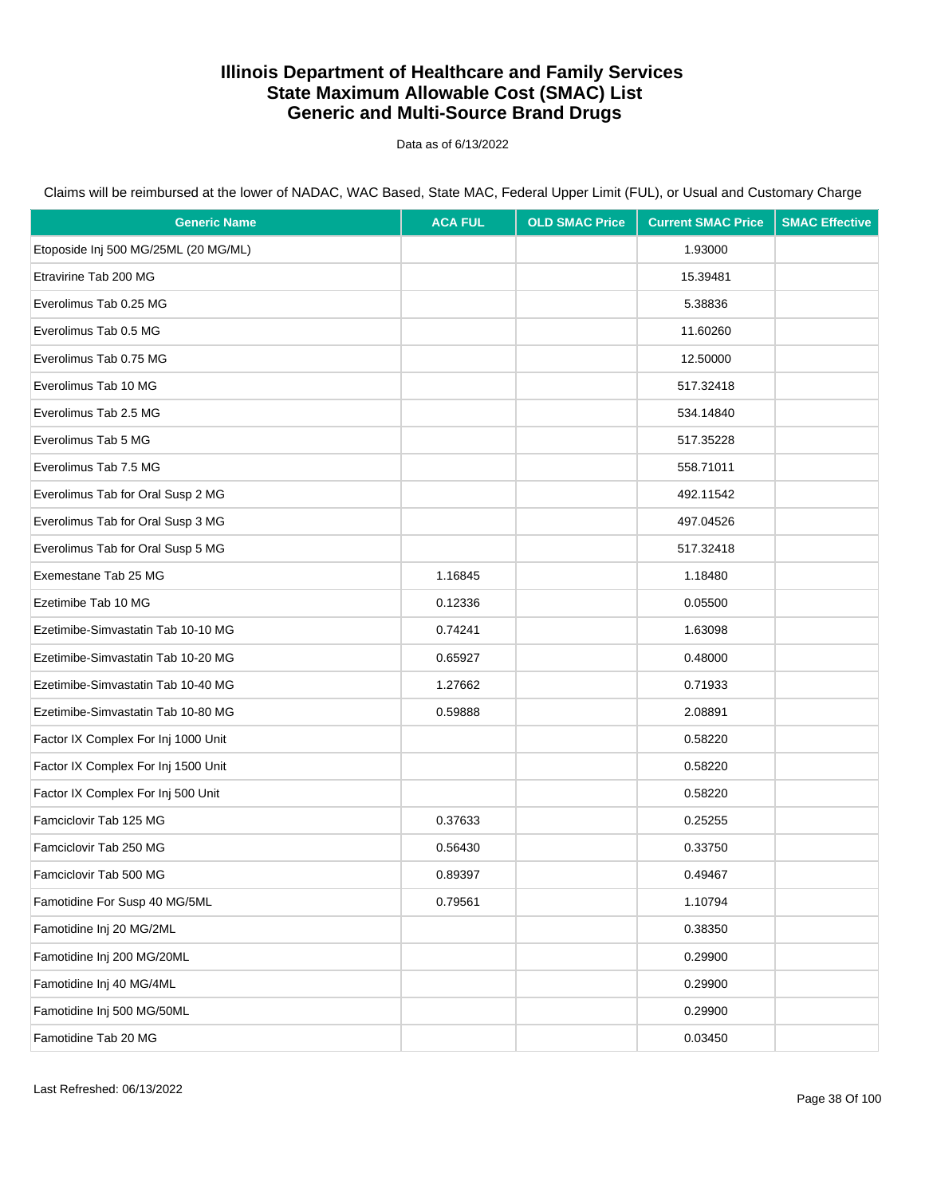# Illinois Department of Healthcare and Family Services
# State Maximum Allowable Cost (SMAC) List
# Generic and Multi-Source Brand Drugs

Data as of 6/13/2022

Claims will be reimbursed at the lower of NADAC, WAC Based, State MAC, Federal Upper Limit (FUL), or Usual and Customary Charge

| Generic Name | ACA FUL | OLD SMAC Price | Current SMAC Price | SMAC Effective |
|---|---|---|---|---|
| Etoposide Inj 500 MG/25ML (20 MG/ML) | | | 1.93000 | |
| Etravirine Tab 200 MG | | | 15.39481 | |
| Everolimus Tab 0.25 MG | | | 5.38836 | |
| Everolimus Tab 0.5 MG | | | 11.60260 | |
| Everolimus Tab 0.75 MG | | | 12.50000 | |
| Everolimus Tab 10 MG | | | 517.32418 | |
| Everolimus Tab 2.5 MG | | | 534.14840 | |
| Everolimus Tab 5 MG | | | 517.35228 | |
| Everolimus Tab 7.5 MG | | | 558.71011 | |
| Everolimus Tab for Oral Susp 2 MG | | | 492.11542 | |
| Everolimus Tab for Oral Susp 3 MG | | | 497.04526 | |
| Everolimus Tab for Oral Susp 5 MG | | | 517.32418 | |
| Exemestane Tab 25 MG | 1.16845 | | 1.18480 | |
| Ezetimibe Tab 10 MG | 0.12336 | | 0.05500 | |
| Ezetimibe-Simvastatin Tab 10-10 MG | 0.74241 | | 1.63098 | |
| Ezetimibe-Simvastatin Tab 10-20 MG | 0.65927 | | 0.48000 | |
| Ezetimibe-Simvastatin Tab 10-40 MG | 1.27662 | | 0.71933 | |
| Ezetimibe-Simvastatin Tab 10-80 MG | 0.59888 | | 2.08891 | |
| Factor IX Complex For Inj 1000 Unit | | | 0.58220 | |
| Factor IX Complex For Inj 1500 Unit | | | 0.58220 | |
| Factor IX Complex For Inj 500 Unit | | | 0.58220 | |
| Famciclovir Tab 125 MG | 0.37633 | | 0.25255 | |
| Famciclovir Tab 250 MG | 0.56430 | | 0.33750 | |
| Famciclovir Tab 500 MG | 0.89397 | | 0.49467 | |
| Famotidine For Susp 40 MG/5ML | 0.79561 | | 1.10794 | |
| Famotidine Inj 20 MG/2ML | | | 0.38350 | |
| Famotidine Inj 200 MG/20ML | | | 0.29900 | |
| Famotidine Inj 40 MG/4ML | | | 0.29900 | |
| Famotidine Inj 500 MG/50ML | | | 0.29900 | |
| Famotidine Tab 20 MG | | | 0.03450 | |

Last Refreshed: 06/13/2022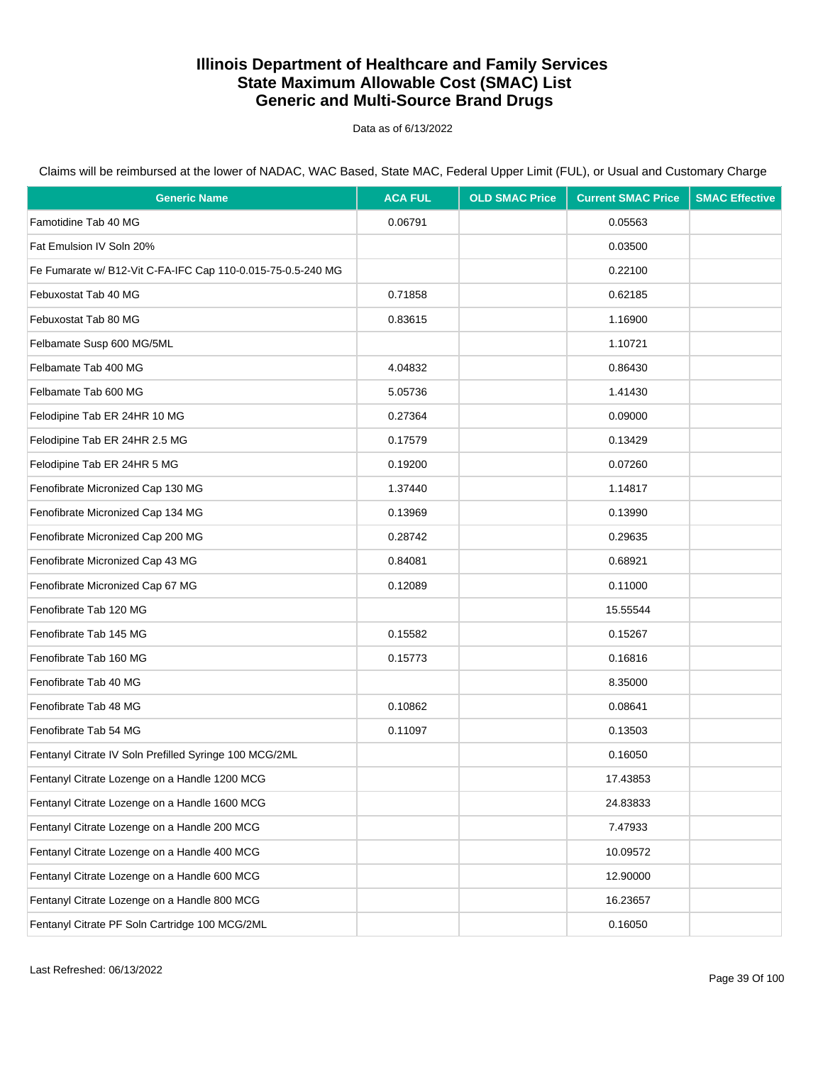# Illinois Department of Healthcare and Family Services
# State Maximum Allowable Cost (SMAC) List
# Generic and Multi-Source Brand Drugs

Data as of 6/13/2022

Claims will be reimbursed at the lower of NADAC, WAC Based, State MAC, Federal Upper Limit (FUL), or Usual and Customary Charge

| Generic Name | ACA FUL | OLD SMAC Price | Current SMAC Price | SMAC Effective |
|---|---|---|---|---|
| Famotidine Tab 40 MG | 0.06791 | | 0.05563 | |
| Fat Emulsion IV Soln 20% | | | 0.03500 | |
| Fe Fumarate w/ B12-Vit C-FA-IFC Cap 110-0.015-75-0.5-240 MG | | | 0.22100 | |
| Febuxostat Tab 40 MG | 0.71858 | | 0.62185 | |
| Febuxostat Tab 80 MG | 0.83615 | | 1.16900 | |
| Felbamate Susp 600 MG/5ML | | | 1.10721 | |
| Felbamate Tab 400 MG | 4.04832 | | 0.86430 | |
| Felbamate Tab 600 MG | 5.05736 | | 1.41430 | |
| Felodipine Tab ER 24HR 10 MG | 0.27364 | | 0.09000 | |
| Felodipine Tab ER 24HR 2.5 MG | 0.17579 | | 0.13429 | |
| Felodipine Tab ER 24HR 5 MG | 0.19200 | | 0.07260 | |
| Fenofibrate Micronized Cap 130 MG | 1.37440 | | 1.14817 | |
| Fenofibrate Micronized Cap 134 MG | 0.13969 | | 0.13990 | |
| Fenofibrate Micronized Cap 200 MG | 0.28742 | | 0.29635 | |
| Fenofibrate Micronized Cap 43 MG | 0.84081 | | 0.68921 | |
| Fenofibrate Micronized Cap 67 MG | 0.12089 | | 0.11000 | |
| Fenofibrate Tab 120 MG | | | 15.55544 | |
| Fenofibrate Tab 145 MG | 0.15582 | | 0.15267 | |
| Fenofibrate Tab 160 MG | 0.15773 | | 0.16816 | |
| Fenofibrate Tab 40 MG | | | 8.35000 | |
| Fenofibrate Tab 48 MG | 0.10862 | | 0.08641 | |
| Fenofibrate Tab 54 MG | 0.11097 | | 0.13503 | |
| Fentanyl Citrate IV Soln Prefilled Syringe 100 MCG/2ML | | | 0.16050 | |
| Fentanyl Citrate Lozenge on a Handle 1200 MCG | | | 17.43853 | |
| Fentanyl Citrate Lozenge on a Handle 1600 MCG | | | 24.83833 | |
| Fentanyl Citrate Lozenge on a Handle 200 MCG | | | 7.47933 | |
| Fentanyl Citrate Lozenge on a Handle 400 MCG | | | 10.09572 | |
| Fentanyl Citrate Lozenge on a Handle 600 MCG | | | 12.90000 | |
| Fentanyl Citrate Lozenge on a Handle 800 MCG | | | 16.23657 | |
| Fentanyl Citrate PF Soln Cartridge 100 MCG/2ML | | | 0.16050 | |

Last Refreshed: 06/13/2022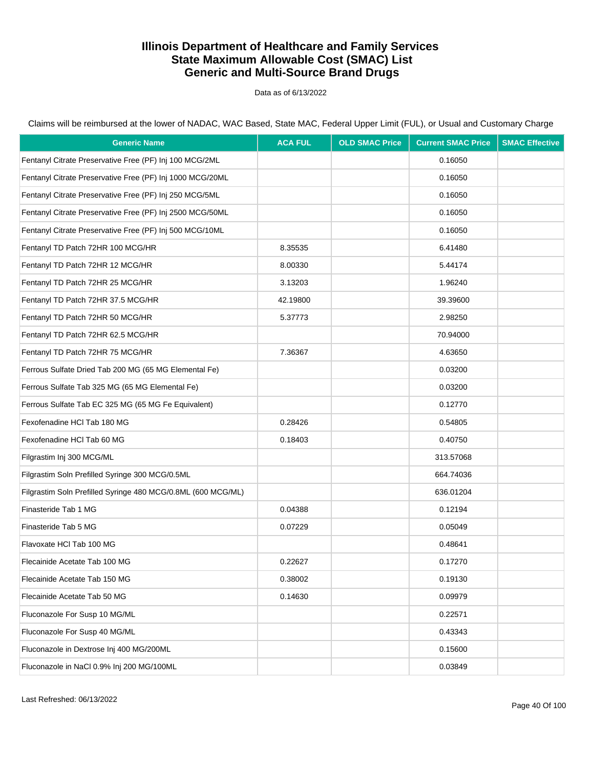# Illinois Department of Healthcare and Family Services
# State Maximum Allowable Cost (SMAC) List
# Generic and Multi-Source Brand Drugs

Data as of 6/13/2022

Claims will be reimbursed at the lower of NADAC, WAC Based, State MAC, Federal Upper Limit (FUL), or Usual and Customary Charge

| Generic Name | ACA FUL | OLD SMAC Price | Current SMAC Price | SMAC Effective |
|---|---|---|---|---|
| Fentanyl Citrate Preservative Free (PF) Inj 100 MCG/2ML | | | 0.16050 | |
| Fentanyl Citrate Preservative Free (PF) Inj 1000 MCG/20ML | | | 0.16050 | |
| Fentanyl Citrate Preservative Free (PF) Inj 250 MCG/5ML | | | 0.16050 | |
| Fentanyl Citrate Preservative Free (PF) Inj 2500 MCG/50ML | | | 0.16050 | |
| Fentanyl Citrate Preservative Free (PF) Inj 500 MCG/10ML | | | 0.16050 | |
| Fentanyl TD Patch 72HR 100 MCG/HR | 8.35535 | | 6.41480 | |
| Fentanyl TD Patch 72HR 12 MCG/HR | 8.00330 | | 5.44174 | |
| Fentanyl TD Patch 72HR 25 MCG/HR | 3.13203 | | 1.96240 | |
| Fentanyl TD Patch 72HR 37.5 MCG/HR | 42.19800 | | 39.39600 | |
| Fentanyl TD Patch 72HR 50 MCG/HR | 5.37773 | | 2.98250 | |
| Fentanyl TD Patch 72HR 62.5 MCG/HR | | | 70.94000 | |
| Fentanyl TD Patch 72HR 75 MCG/HR | 7.36367 | | 4.63650 | |
| Ferrous Sulfate Dried Tab 200 MG (65 MG Elemental Fe) | | | 0.03200 | |
| Ferrous Sulfate Tab 325 MG (65 MG Elemental Fe) | | | 0.03200 | |
| Ferrous Sulfate Tab EC 325 MG (65 MG Fe Equivalent) | | | 0.12770 | |
| Fexofenadine HCl Tab 180 MG | 0.28426 | | 0.54805 | |
| Fexofenadine HCl Tab 60 MG | 0.18403 | | 0.40750 | |
| Filgrastim Inj 300 MCG/ML | | | 313.57068 | |
| Filgrastim Soln Prefilled Syringe 300 MCG/0.5ML | | | 664.74036 | |
| Filgrastim Soln Prefilled Syringe 480 MCG/0.8ML (600 MCG/ML) | | | 636.01204 | |
| Finasteride Tab 1 MG | 0.04388 | | 0.12194 | |
| Finasteride Tab 5 MG | 0.07229 | | 0.05049 | |
| Flavoxate HCl Tab 100 MG | | | 0.48641 | |
| Flecainide Acetate Tab 100 MG | 0.22627 | | 0.17270 | |
| Flecainide Acetate Tab 150 MG | 0.38002 | | 0.19130 | |
| Flecainide Acetate Tab 50 MG | 0.14630 | | 0.09979 | |
| Fluconazole For Susp 10 MG/ML | | | 0.22571 | |
| Fluconazole For Susp 40 MG/ML | | | 0.43343 | |
| Fluconazole in Dextrose Inj 400 MG/200ML | | | 0.15600 | |
| Fluconazole in NaCl 0.9% Inj 200 MG/100ML | | | 0.03849 | |

Last Refreshed: 06/13/2022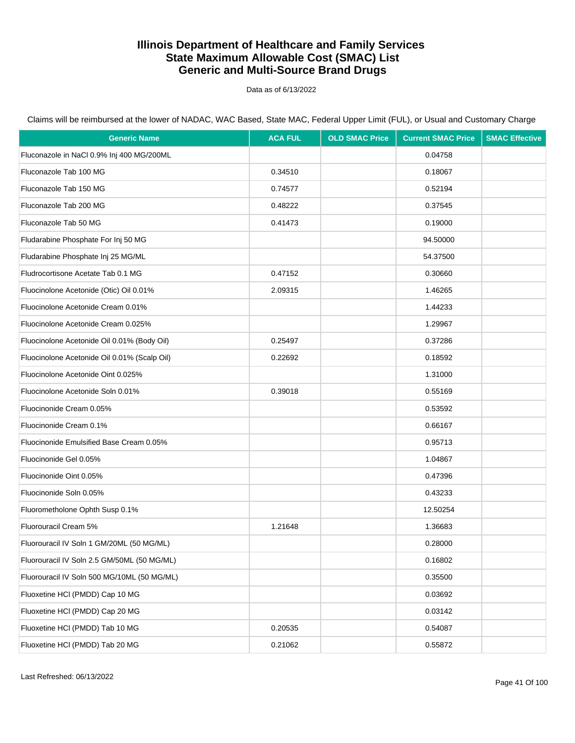# Illinois Department of Healthcare and Family Services
# State Maximum Allowable Cost (SMAC) List
# Generic and Multi-Source Brand Drugs

Data as of 6/13/2022

Claims will be reimbursed at the lower of NADAC, WAC Based, State MAC, Federal Upper Limit (FUL), or Usual and Customary Charge

| Generic Name | ACA FUL | OLD SMAC Price | Current SMAC Price | SMAC Effective |
|---|---|---|---|---|
| Fluconazole in NaCl 0.9% Inj 400 MG/200ML | | | 0.04758 | |
| Fluconazole Tab 100 MG | 0.34510 | | 0.18067 | |
| Fluconazole Tab 150 MG | 0.74577 | | 0.52194 | |
| Fluconazole Tab 200 MG | 0.48222 | | 0.37545 | |
| Fluconazole Tab 50 MG | 0.41473 | | 0.19000 | |
| Fludarabine Phosphate For Inj 50 MG | | | 94.50000 | |
| Fludarabine Phosphate Inj 25 MG/ML | | | 54.37500 | |
| Fludrocortisone Acetate Tab 0.1 MG | 0.47152 | | 0.30660 | |
| Fluocinolone Acetonide (Otic) Oil 0.01% | 2.09315 | | 1.46265 | |
| Fluocinolone Acetonide Cream 0.01% | | | 1.44233 | |
| Fluocinolone Acetonide Cream 0.025% | | | 1.29967 | |
| Fluocinolone Acetonide Oil 0.01% (Body Oil) | 0.25497 | | 0.37286 | |
| Fluocinolone Acetonide Oil 0.01% (Scalp Oil) | 0.22692 | | 0.18592 | |
| Fluocinolone Acetonide Oint 0.025% | | | 1.31000 | |
| Fluocinolone Acetonide Soln 0.01% | 0.39018 | | 0.55169 | |
| Fluocinonide Cream 0.05% | | | 0.53592 | |
| Fluocinonide Cream 0.1% | | | 0.66167 | |
| Fluocinonide Emulsified Base Cream 0.05% | | | 0.95713 | |
| Fluocinonide Gel 0.05% | | | 1.04867 | |
| Fluocinonide Oint 0.05% | | | 0.47396 | |
| Fluocinonide Soln 0.05% | | | 0.43233 | |
| Fluorometholone Ophth Susp 0.1% | | | 12.50254 | |
| Fluorouracil Cream 5% | 1.21648 | | 1.36683 | |
| Fluorouracil IV Soln 1 GM/20ML (50 MG/ML) | | | 0.28000 | |
| Fluorouracil IV Soln 2.5 GM/50ML (50 MG/ML) | | | 0.16802 | |
| Fluorouracil IV Soln 500 MG/10ML (50 MG/ML) | | | 0.35500 | |
| Fluoxetine HCl (PMDD) Cap 10 MG | | | 0.03692 | |
| Fluoxetine HCl (PMDD) Cap 20 MG | | | 0.03142 | |
| Fluoxetine HCl (PMDD) Tab 10 MG | 0.20535 | | 0.54087 | |
| Fluoxetine HCl (PMDD) Tab 20 MG | 0.21062 | | 0.55872 | |

Last Refreshed: 06/13/2022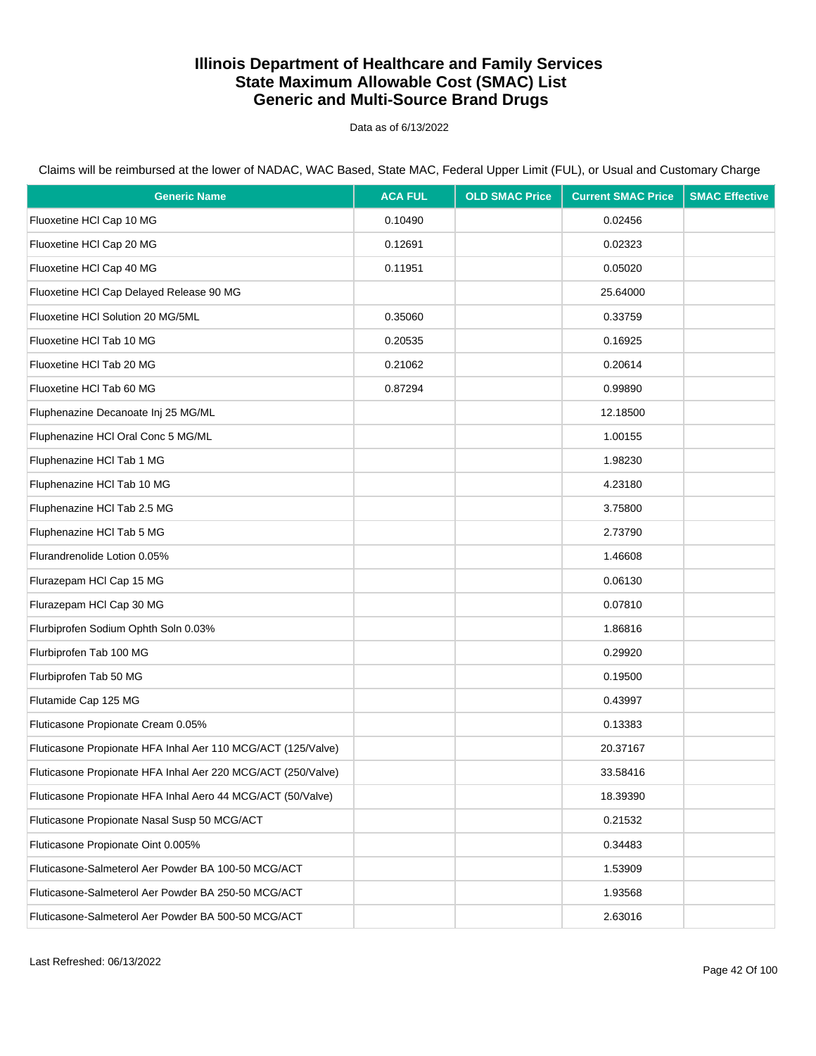# Illinois Department of Healthcare and Family Services
# State Maximum Allowable Cost (SMAC) List
# Generic and Multi-Source Brand Drugs

Data as of 6/13/2022

Claims will be reimbursed at the lower of NADAC, WAC Based, State MAC, Federal Upper Limit (FUL), or Usual and Customary Charge

| Generic Name | ACA FUL | OLD SMAC Price | Current SMAC Price | SMAC Effective |
|---|---|---|---|---|
| Fluoxetine HCl Cap 10 MG | 0.10490 | | 0.02456 | |
| Fluoxetine HCl Cap 20 MG | 0.12691 | | 0.02323 | |
| Fluoxetine HCl Cap 40 MG | 0.11951 | | 0.05020 | |
| Fluoxetine HCl Cap Delayed Release 90 MG | | | 25.64000 | |
| Fluoxetine HCl Solution 20 MG/5ML | 0.35060 | | 0.33759 | |
| Fluoxetine HCl Tab 10 MG | 0.20535 | | 0.16925 | |
| Fluoxetine HCl Tab 20 MG | 0.21062 | | 0.20614 | |
| Fluoxetine HCl Tab 60 MG | 0.87294 | | 0.99890 | |
| Fluphenazine Decanoate Inj 25 MG/ML | | | 12.18500 | |
| Fluphenazine HCl Oral Conc 5 MG/ML | | | 1.00155 | |
| Fluphenazine HCl Tab 1 MG | | | 1.98230 | |
| Fluphenazine HCl Tab 10 MG | | | 4.23180 | |
| Fluphenazine HCl Tab 2.5 MG | | | 3.75800 | |
| Fluphenazine HCl Tab 5 MG | | | 2.73790 | |
| Flurandrenolide Lotion 0.05% | | | 1.46608 | |
| Flurazepam HCl Cap 15 MG | | | 0.06130 | |
| Flurazepam HCl Cap 30 MG | | | 0.07810 | |
| Flurbiprofen Sodium Ophth Soln 0.03% | | | 1.86816 | |
| Flurbiprofen Tab 100 MG | | | 0.29920 | |
| Flurbiprofen Tab 50 MG | | | 0.19500 | |
| Flutamide Cap 125 MG | | | 0.43997 | |
| Fluticasone Propionate Cream 0.05% | | | 0.13383 | |
| Fluticasone Propionate HFA Inhal Aer 110 MCG/ACT (125/Valve) | | | 20.37167 | |
| Fluticasone Propionate HFA Inhal Aer 220 MCG/ACT (250/Valve) | | | 33.58416 | |
| Fluticasone Propionate HFA Inhal Aero 44 MCG/ACT (50/Valve) | | | 18.39390 | |
| Fluticasone Propionate Nasal Susp 50 MCG/ACT | | | 0.21532 | |
| Fluticasone Propionate Oint 0.005% | | | 0.34483 | |
| Fluticasone-Salmeterol Aer Powder BA 100-50 MCG/ACT | | | 1.53909 | |
| Fluticasone-Salmeterol Aer Powder BA 250-50 MCG/ACT | | | 1.93568 | |
| Fluticasone-Salmeterol Aer Powder BA 500-50 MCG/ACT | | | 2.63016 | |

Last Refreshed: 06/13/2022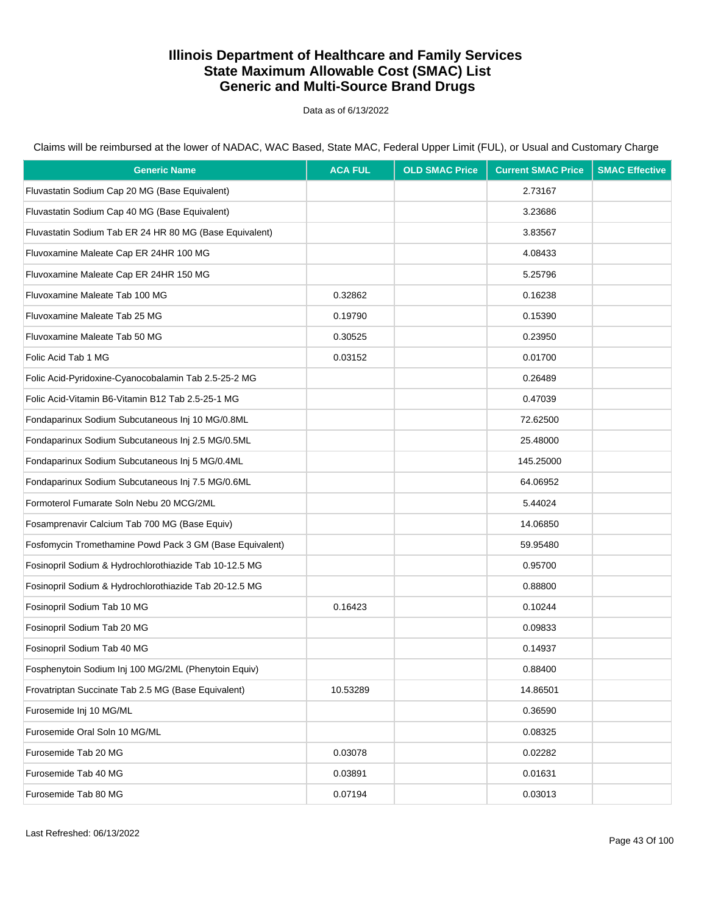# Illinois Department of Healthcare and Family Services
# State Maximum Allowable Cost (SMAC) List
# Generic and Multi-Source Brand Drugs

Data as of 6/13/2022

Claims will be reimbursed at the lower of NADAC, WAC Based, State MAC, Federal Upper Limit (FUL), or Usual and Customary Charge

| Generic Name | ACA FUL | OLD SMAC Price | Current SMAC Price | SMAC Effective |
|---|---|---|---|---|
| Fluvastatin Sodium Cap 20 MG (Base Equivalent) | | | 2.73167 | |
| Fluvastatin Sodium Cap 40 MG (Base Equivalent) | | | 3.23686 | |
| Fluvastatin Sodium Tab ER 24 HR 80 MG (Base Equivalent) | | | 3.83567 | |
| Fluvoxamine Maleate Cap ER 24HR 100 MG | | | 4.08433 | |
| Fluvoxamine Maleate Cap ER 24HR 150 MG | | | 5.25796 | |
| Fluvoxamine Maleate Tab 100 MG | 0.32862 | | 0.16238 | |
| Fluvoxamine Maleate Tab 25 MG | 0.19790 | | 0.15390 | |
| Fluvoxamine Maleate Tab 50 MG | 0.30525 | | 0.23950 | |
| Folic Acid Tab 1 MG | 0.03152 | | 0.01700 | |
| Folic Acid-Pyridoxine-Cyanocobalamin Tab 2.5-25-2 MG | | | 0.26489 | |
| Folic Acid-Vitamin B6-Vitamin B12 Tab 2.5-25-1 MG | | | 0.47039 | |
| Fondaparinux Sodium Subcutaneous Inj 10 MG/0.8ML | | | 72.62500 | |
| Fondaparinux Sodium Subcutaneous Inj 2.5 MG/0.5ML | | | 25.48000 | |
| Fondaparinux Sodium Subcutaneous Inj 5 MG/0.4ML | | | 145.25000 | |
| Fondaparinux Sodium Subcutaneous Inj 7.5 MG/0.6ML | | | 64.06952 | |
| Formoterol Fumarate Soln Nebu 20 MCG/2ML | | | 5.44024 | |
| Fosamprenavir Calcium Tab 700 MG (Base Equiv) | | | 14.06850 | |
| Fosfomycin Tromethamine Powd Pack 3 GM (Base Equivalent) | | | 59.95480 | |
| Fosinopril Sodium & Hydrochlorothiazide Tab 10-12.5 MG | | | 0.95700 | |
| Fosinopril Sodium & Hydrochlorothiazide Tab 20-12.5 MG | | | 0.88800 | |
| Fosinopril Sodium Tab 10 MG | 0.16423 | | 0.10244 | |
| Fosinopril Sodium Tab 20 MG | | | 0.09833 | |
| Fosinopril Sodium Tab 40 MG | | | 0.14937 | |
| Fosphenytoin Sodium Inj 100 MG/2ML (Phenytoin Equiv) | | | 0.88400 | |
| Frovatriptan Succinate Tab 2.5 MG (Base Equivalent) | 10.53289 | | 14.86501 | |
| Furosemide Inj 10 MG/ML | | | 0.36590 | |
| Furosemide Oral Soln 10 MG/ML | | | 0.08325 | |
| Furosemide Tab 20 MG | 0.03078 | | 0.02282 | |
| Furosemide Tab 40 MG | 0.03891 | | 0.01631 | |
| Furosemide Tab 80 MG | 0.07194 | | 0.03013 | |

Last Refreshed: 06/13/2022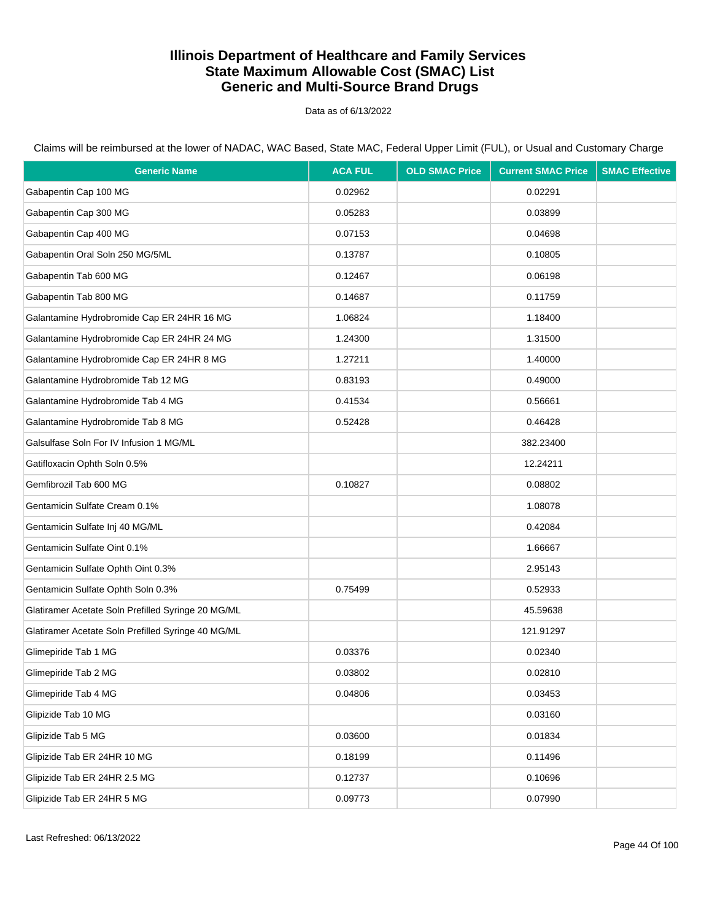# Illinois Department of Healthcare and Family Services
# State Maximum Allowable Cost (SMAC) List
# Generic and Multi-Source Brand Drugs

Data as of 6/13/2022

Claims will be reimbursed at the lower of NADAC, WAC Based, State MAC, Federal Upper Limit (FUL), or Usual and Customary Charge

| Generic Name | ACA FUL | OLD SMAC Price | Current SMAC Price | SMAC Effective |
|---|---|---|---|---|
| Gabapentin Cap 100 MG | 0.02962 | | 0.02291 | |
| Gabapentin Cap 300 MG | 0.05283 | | 0.03899 | |
| Gabapentin Cap 400 MG | 0.07153 | | 0.04698 | |
| Gabapentin Oral Soln 250 MG/5ML | 0.13787 | | 0.10805 | |
| Gabapentin Tab 600 MG | 0.12467 | | 0.06198 | |
| Gabapentin Tab 800 MG | 0.14687 | | 0.11759 | |
| Galantamine Hydrobromide Cap ER 24HR 16 MG | 1.06824 | | 1.18400 | |
| Galantamine Hydrobromide Cap ER 24HR 24 MG | 1.24300 | | 1.31500 | |
| Galantamine Hydrobromide Cap ER 24HR 8 MG | 1.27211 | | 1.40000 | |
| Galantamine Hydrobromide Tab 12 MG | 0.83193 | | 0.49000 | |
| Galantamine Hydrobromide Tab 4 MG | 0.41534 | | 0.56661 | |
| Galantamine Hydrobromide Tab 8 MG | 0.52428 | | 0.46428 | |
| Galsulfase Soln For IV Infusion 1 MG/ML | | | 382.23400 | |
| Gatifloxacin Ophth Soln 0.5% | | | 12.24211 | |
| Gemfibrozil Tab 600 MG | 0.10827 | | 0.08802 | |
| Gentamicin Sulfate Cream 0.1% | | | 1.08078 | |
| Gentamicin Sulfate Inj 40 MG/ML | | | 0.42084 | |
| Gentamicin Sulfate Oint 0.1% | | | 1.66667 | |
| Gentamicin Sulfate Ophth Oint 0.3% | | | 2.95143 | |
| Gentamicin Sulfate Ophth Soln 0.3% | 0.75499 | | 0.52933 | |
| Glatiramer Acetate Soln Prefilled Syringe 20 MG/ML | | | 45.59638 | |
| Glatiramer Acetate Soln Prefilled Syringe 40 MG/ML | | | 121.91297 | |
| Glimepiride Tab 1 MG | 0.03376 | | 0.02340 | |
| Glimepiride Tab 2 MG | 0.03802 | | 0.02810 | |
| Glimepiride Tab 4 MG | 0.04806 | | 0.03453 | |
| Glipizide Tab 10 MG | | | 0.03160 | |
| Glipizide Tab 5 MG | 0.03600 | | 0.01834 | |
| Glipizide Tab ER 24HR 10 MG | 0.18199 | | 0.11496 | |
| Glipizide Tab ER 24HR 2.5 MG | 0.12737 | | 0.10696 | |
| Glipizide Tab ER 24HR 5 MG | 0.09773 | | 0.07990 | |

Last Refreshed: 06/13/2022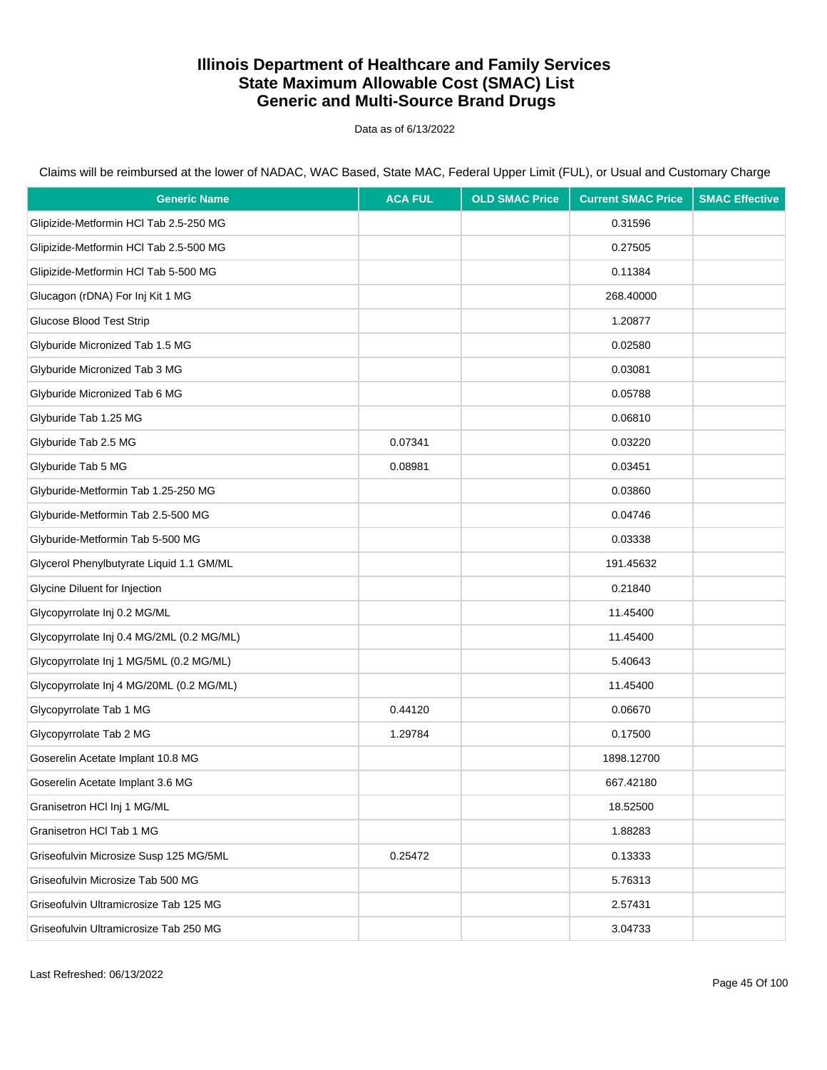# Illinois Department of Healthcare and Family Services
# State Maximum Allowable Cost (SMAC) List
# Generic and Multi-Source Brand Drugs

Data as of 6/13/2022

Claims will be reimbursed at the lower of NADAC, WAC Based, State MAC, Federal Upper Limit (FUL), or Usual and Customary Charge

| Generic Name | ACA FUL | OLD SMAC Price | Current SMAC Price | SMAC Effective |
|---|---|---|---|---|
| Glipizide-Metformin HCl Tab 2.5-250 MG | | | 0.31596 | |
| Glipizide-Metformin HCl Tab 2.5-500 MG | | | 0.27505 | |
| Glipizide-Metformin HCl Tab 5-500 MG | | | 0.11384 | |
| Glucagon (rDNA) For Inj Kit 1 MG | | | 268.40000 | |
| Glucose Blood Test Strip | | | 1.20877 | |
| Glyburide Micronized Tab 1.5 MG | | | 0.02580 | |
| Glyburide Micronized Tab 3 MG | | | 0.03081 | |
| Glyburide Micronized Tab 6 MG | | | 0.05788 | |
| Glyburide Tab 1.25 MG | | | 0.06810 | |
| Glyburide Tab 2.5 MG | 0.07341 | | 0.03220 | |
| Glyburide Tab 5 MG | 0.08981 | | 0.03451 | |
| Glyburide-Metformin Tab 1.25-250 MG | | | 0.03860 | |
| Glyburide-Metformin Tab 2.5-500 MG | | | 0.04746 | |
| Glyburide-Metformin Tab 5-500 MG | | | 0.03338 | |
| Glycerol Phenylbutyrate Liquid 1.1 GM/ML | | | 191.45632 | |
| Glycine Diluent for Injection | | | 0.21840 | |
| Glycopyrrolate Inj 0.2 MG/ML | | | 11.45400 | |
| Glycopyrrolate Inj 0.4 MG/2ML (0.2 MG/ML) | | | 11.45400 | |
| Glycopyrrolate Inj 1 MG/5ML (0.2 MG/ML) | | | 5.40643 | |
| Glycopyrrolate Inj 4 MG/20ML (0.2 MG/ML) | | | 11.45400 | |
| Glycopyrrolate Tab 1 MG | 0.44120 | | 0.06670 | |
| Glycopyrrolate Tab 2 MG | 1.29784 | | 0.17500 | |
| Goserelin Acetate Implant 10.8 MG | | | 1898.12700 | |
| Goserelin Acetate Implant 3.6 MG | | | 667.42180 | |
| Granisetron HCl Inj 1 MG/ML | | | 18.52500 | |
| Granisetron HCl Tab 1 MG | | | 1.88283 | |
| Griseofulvin Microsize Susp 125 MG/5ML | 0.25472 | | 0.13333 | |
| Griseofulvin Microsize Tab 500 MG | | | 5.76313 | |
| Griseofulvin Ultramicrosize Tab 125 MG | | | 2.57431 | |
| Griseofulvin Ultramicrosize Tab 250 MG | | | 3.04733 | |

Last Refreshed: 06/13/2022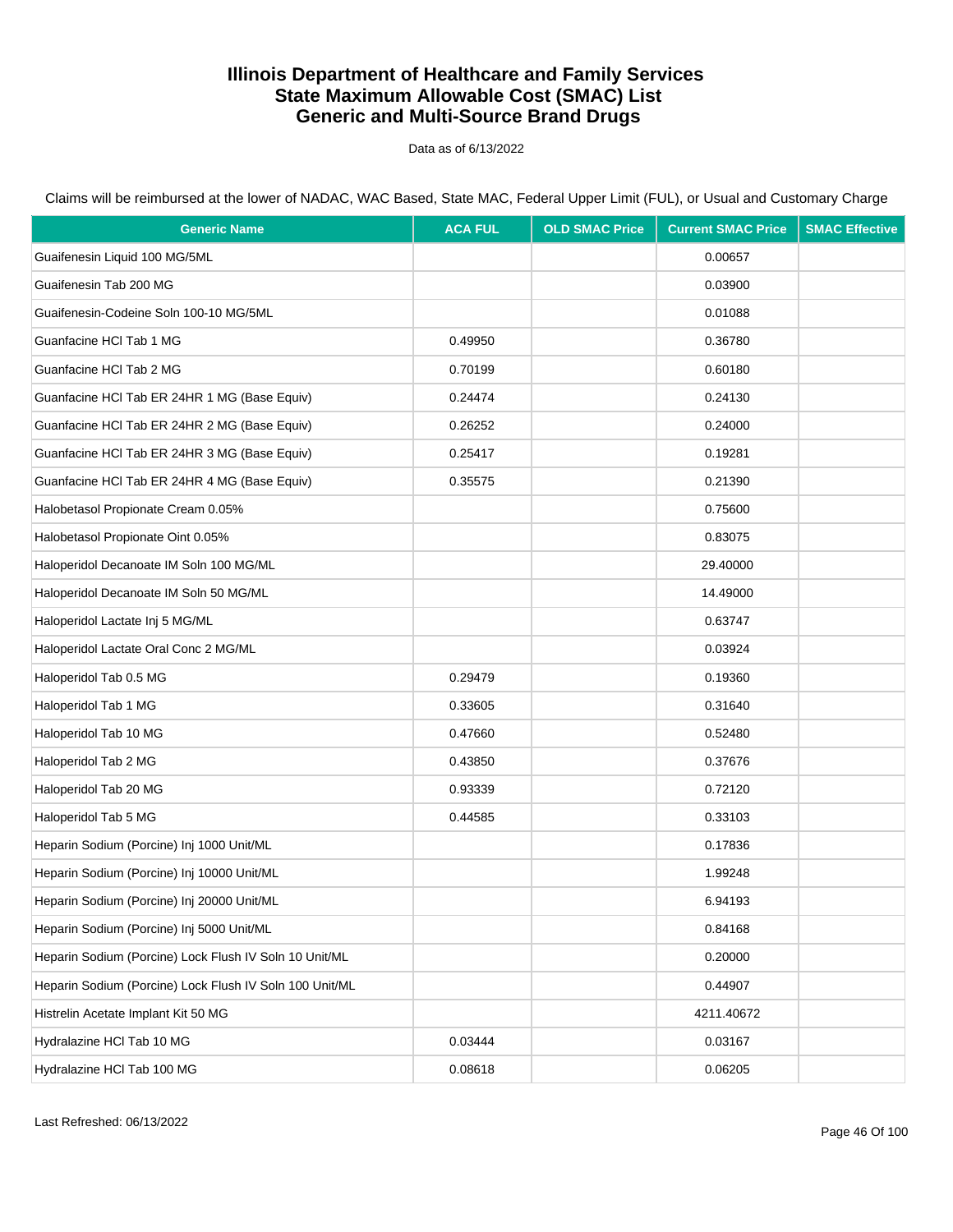# Illinois Department of Healthcare and Family Services
# State Maximum Allowable Cost (SMAC) List
# Generic and Multi-Source Brand Drugs

Data as of 6/13/2022

Claims will be reimbursed at the lower of NADAC, WAC Based, State MAC, Federal Upper Limit (FUL), or Usual and Customary Charge

| Generic Name | ACA FUL | OLD SMAC Price | Current SMAC Price | SMAC Effective |
|---|---|---|---|---|
| Guaifenesin Liquid 100 MG/5ML | | | 0.00657 | |
| Guaifenesin Tab 200 MG | | | 0.03900 | |
| Guaifenesin-Codeine Soln 100-10 MG/5ML | | | 0.01088 | |
| Guanfacine HCl Tab 1 MG | 0.49950 | | 0.36780 | |
| Guanfacine HCl Tab 2 MG | 0.70199 | | 0.60180 | |
| Guanfacine HCl Tab ER 24HR 1 MG (Base Equiv) | 0.24474 | | 0.24130 | |
| Guanfacine HCl Tab ER 24HR 2 MG (Base Equiv) | 0.26252 | | 0.24000 | |
| Guanfacine HCl Tab ER 24HR 3 MG (Base Equiv) | 0.25417 | | 0.19281 | |
| Guanfacine HCl Tab ER 24HR 4 MG (Base Equiv) | 0.35575 | | 0.21390 | |
| Halobetasol Propionate Cream 0.05% | | | 0.75600 | |
| Halobetasol Propionate Oint 0.05% | | | 0.83075 | |
| Haloperidol Decanoate IM Soln 100 MG/ML | | | 29.40000 | |
| Haloperidol Decanoate IM Soln 50 MG/ML | | | 14.49000 | |
| Haloperidol Lactate Inj 5 MG/ML | | | 0.63747 | |
| Haloperidol Lactate Oral Conc 2 MG/ML | | | 0.03924 | |
| Haloperidol Tab 0.5 MG | 0.29479 | | 0.19360 | |
| Haloperidol Tab 1 MG | 0.33605 | | 0.31640 | |
| Haloperidol Tab 10 MG | 0.47660 | | 0.52480 | |
| Haloperidol Tab 2 MG | 0.43850 | | 0.37676 | |
| Haloperidol Tab 20 MG | 0.93339 | | 0.72120 | |
| Haloperidol Tab 5 MG | 0.44585 | | 0.33103 | |
| Heparin Sodium (Porcine) Inj 1000 Unit/ML | | | 0.17836 | |
| Heparin Sodium (Porcine) Inj 10000 Unit/ML | | | 1.99248 | |
| Heparin Sodium (Porcine) Inj 20000 Unit/ML | | | 6.94193 | |
| Heparin Sodium (Porcine) Inj 5000 Unit/ML | | | 0.84168 | |
| Heparin Sodium (Porcine) Lock Flush IV Soln 10 Unit/ML | | | 0.20000 | |
| Heparin Sodium (Porcine) Lock Flush IV Soln 100 Unit/ML | | | 0.44907 | |
| Histrelin Acetate Implant Kit 50 MG | | | 4211.40672 | |
| Hydralazine HCl Tab 10 MG | 0.03444 | | 0.03167 | |
| Hydralazine HCl Tab 100 MG | 0.08618 | | 0.06205 | |

Last Refreshed: 06/13/2022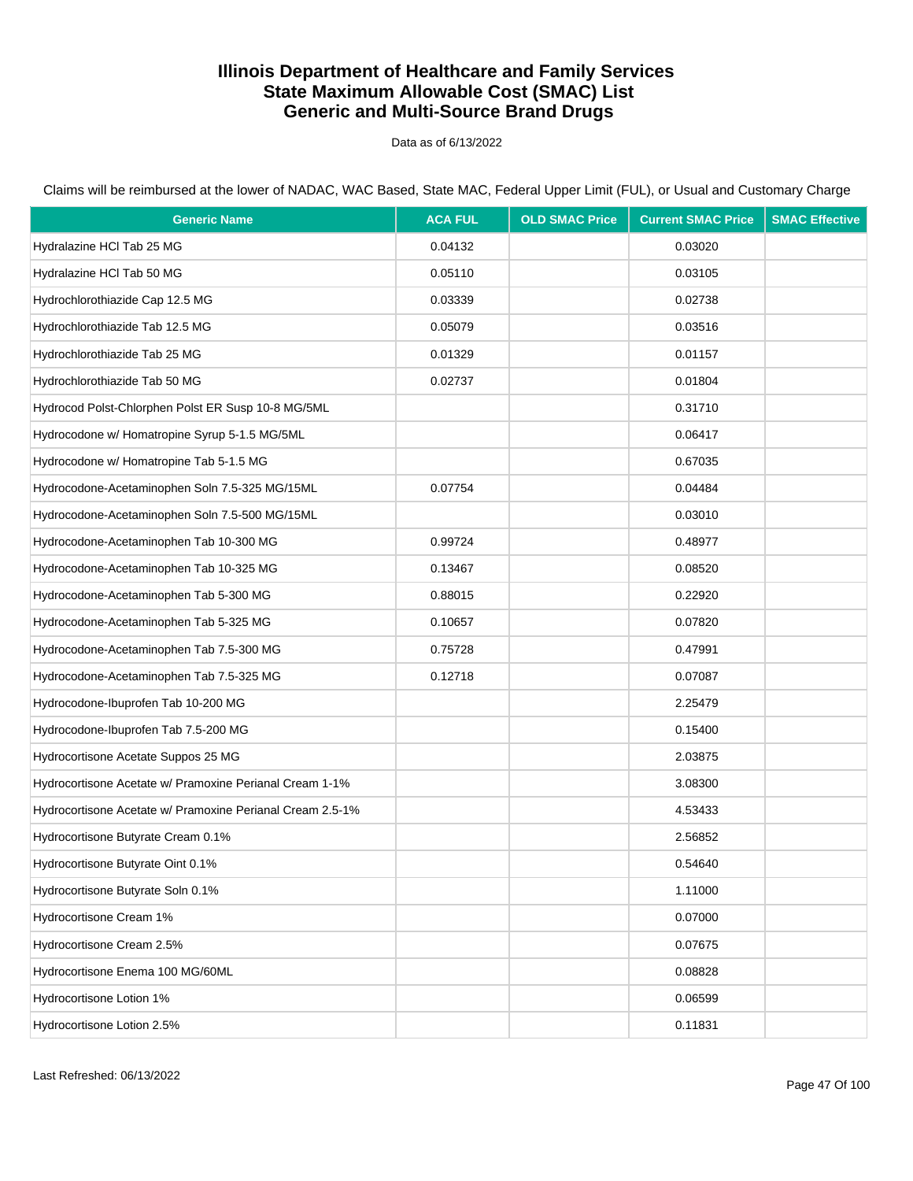# Illinois Department of Healthcare and Family Services
# State Maximum Allowable Cost (SMAC) List
# Generic and Multi-Source Brand Drugs

Data as of 6/13/2022

Claims will be reimbursed at the lower of NADAC, WAC Based, State MAC, Federal Upper Limit (FUL), or Usual and Customary Charge

| Generic Name | ACA FUL | OLD SMAC Price | Current SMAC Price | SMAC Effective |
|---|---|---|---|---|
| Hydralazine HCl Tab 25 MG | 0.04132 | | 0.03020 | |
| Hydralazine HCl Tab 50 MG | 0.05110 | | 0.03105 | |
| Hydrochlorothiazide Cap 12.5 MG | 0.03339 | | 0.02738 | |
| Hydrochlorothiazide Tab 12.5 MG | 0.05079 | | 0.03516 | |
| Hydrochlorothiazide Tab 25 MG | 0.01329 | | 0.01157 | |
| Hydrochlorothiazide Tab 50 MG | 0.02737 | | 0.01804 | |
| Hydrocod Polst-Chlorphen Polst ER Susp 10-8 MG/5ML | | | 0.31710 | |
| Hydrocodone w/ Homatropine Syrup 5-1.5 MG/5ML | | | 0.06417 | |
| Hydrocodone w/ Homatropine Tab 5-1.5 MG | | | 0.67035 | |
| Hydrocodone-Acetaminophen Soln 7.5-325 MG/15ML | 0.07754 | | 0.04484 | |
| Hydrocodone-Acetaminophen Soln 7.5-500 MG/15ML | | | 0.03010 | |
| Hydrocodone-Acetaminophen Tab 10-300 MG | 0.99724 | | 0.48977 | |
| Hydrocodone-Acetaminophen Tab 10-325 MG | 0.13467 | | 0.08520 | |
| Hydrocodone-Acetaminophen Tab 5-300 MG | 0.88015 | | 0.22920 | |
| Hydrocodone-Acetaminophen Tab 5-325 MG | 0.10657 | | 0.07820 | |
| Hydrocodone-Acetaminophen Tab 7.5-300 MG | 0.75728 | | 0.47991 | |
| Hydrocodone-Acetaminophen Tab 7.5-325 MG | 0.12718 | | 0.07087 | |
| Hydrocodone-Ibuprofen Tab 10-200 MG | | | 2.25479 | |
| Hydrocodone-Ibuprofen Tab 7.5-200 MG | | | 0.15400 | |
| Hydrocortisone Acetate Suppos 25 MG | | | 2.03875 | |
| Hydrocortisone Acetate w/ Pramoxine Perianal Cream 1-1% | | | 3.08300 | |
| Hydrocortisone Acetate w/ Pramoxine Perianal Cream 2.5-1% | | | 4.53433 | |
| Hydrocortisone Butyrate Cream 0.1% | | | 2.56852 | |
| Hydrocortisone Butyrate Oint 0.1% | | | 0.54640 | |
| Hydrocortisone Butyrate Soln 0.1% | | | 1.11000 | |
| Hydrocortisone Cream 1% | | | 0.07000 | |
| Hydrocortisone Cream 2.5% | | | 0.07675 | |
| Hydrocortisone Enema 100 MG/60ML | | | 0.08828 | |
| Hydrocortisone Lotion 1% | | | 0.06599 | |
| Hydrocortisone Lotion 2.5% | | | 0.11831 | |

Last Refreshed: 06/13/2022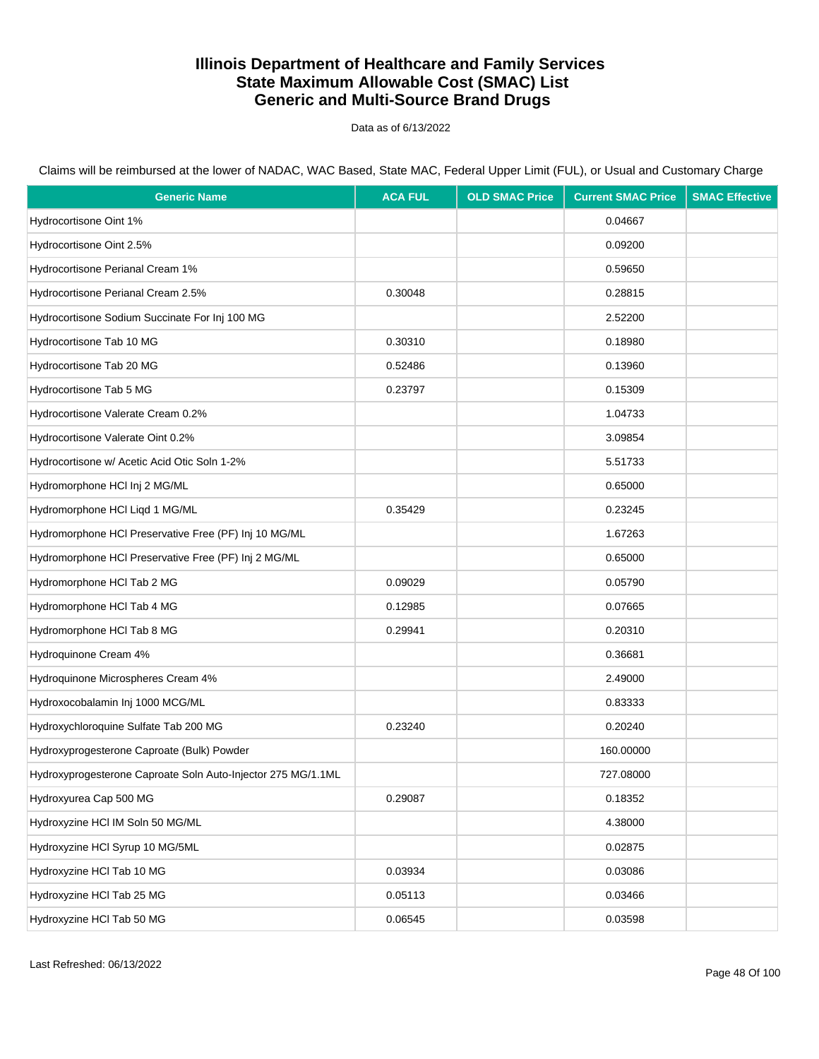# Illinois Department of Healthcare and Family Services
# State Maximum Allowable Cost (SMAC) List
# Generic and Multi-Source Brand Drugs

Data as of 6/13/2022

Claims will be reimbursed at the lower of NADAC, WAC Based, State MAC, Federal Upper Limit (FUL), or Usual and Customary Charge

| Generic Name | ACA FUL | OLD SMAC Price | Current SMAC Price | SMAC Effective |
|---|---|---|---|---|
| Hydrocortisone Oint 1% | | | 0.04667 | |
| Hydrocortisone Oint 2.5% | | | 0.09200 | |
| Hydrocortisone Perianal Cream 1% | | | 0.59650 | |
| Hydrocortisone Perianal Cream 2.5% | 0.30048 | | 0.28815 | |
| Hydrocortisone Sodium Succinate For Inj 100 MG | | | 2.52200 | |
| Hydrocortisone Tab 10 MG | 0.30310 | | 0.18980 | |
| Hydrocortisone Tab 20 MG | 0.52486 | | 0.13960 | |
| Hydrocortisone Tab 5 MG | 0.23797 | | 0.15309 | |
| Hydrocortisone Valerate Cream 0.2% | | | 1.04733 | |
| Hydrocortisone Valerate Oint 0.2% | | | 3.09854 | |
| Hydrocortisone w/ Acetic Acid Otic Soln 1-2% | | | 5.51733 | |
| Hydromorphone HCl Inj 2 MG/ML | | | 0.65000 | |
| Hydromorphone HCl Liqd 1 MG/ML | 0.35429 | | 0.23245 | |
| Hydromorphone HCl Preservative Free (PF) Inj 10 MG/ML | | | 1.67263 | |
| Hydromorphone HCl Preservative Free (PF) Inj 2 MG/ML | | | 0.65000 | |
| Hydromorphone HCl Tab 2 MG | 0.09029 | | 0.05790 | |
| Hydromorphone HCl Tab 4 MG | 0.12985 | | 0.07665 | |
| Hydromorphone HCl Tab 8 MG | 0.29941 | | 0.20310 | |
| Hydroquinone Cream 4% | | | 0.36681 | |
| Hydroquinone Microspheres Cream 4% | | | 2.49000 | |
| Hydroxocobalamin Inj 1000 MCG/ML | | | 0.83333 | |
| Hydroxychloroquine Sulfate Tab 200 MG | 0.23240 | | 0.20240 | |
| Hydroxyprogesterone Caproate (Bulk) Powder | | | 160.00000 | |
| Hydroxyprogesterone Caproate Soln Auto-Injector 275 MG/1.1ML | | | 727.08000 | |
| Hydroxyurea Cap 500 MG | 0.29087 | | 0.18352 | |
| Hydroxyzine HCl IM Soln 50 MG/ML | | | 4.38000 | |
| Hydroxyzine HCl Syrup 10 MG/5ML | | | 0.02875 | |
| Hydroxyzine HCl Tab 10 MG | 0.03934 | | 0.03086 | |
| Hydroxyzine HCl Tab 25 MG | 0.05113 | | 0.03466 | |
| Hydroxyzine HCl Tab 50 MG | 0.06545 | | 0.03598 | |

Last Refreshed: 06/13/2022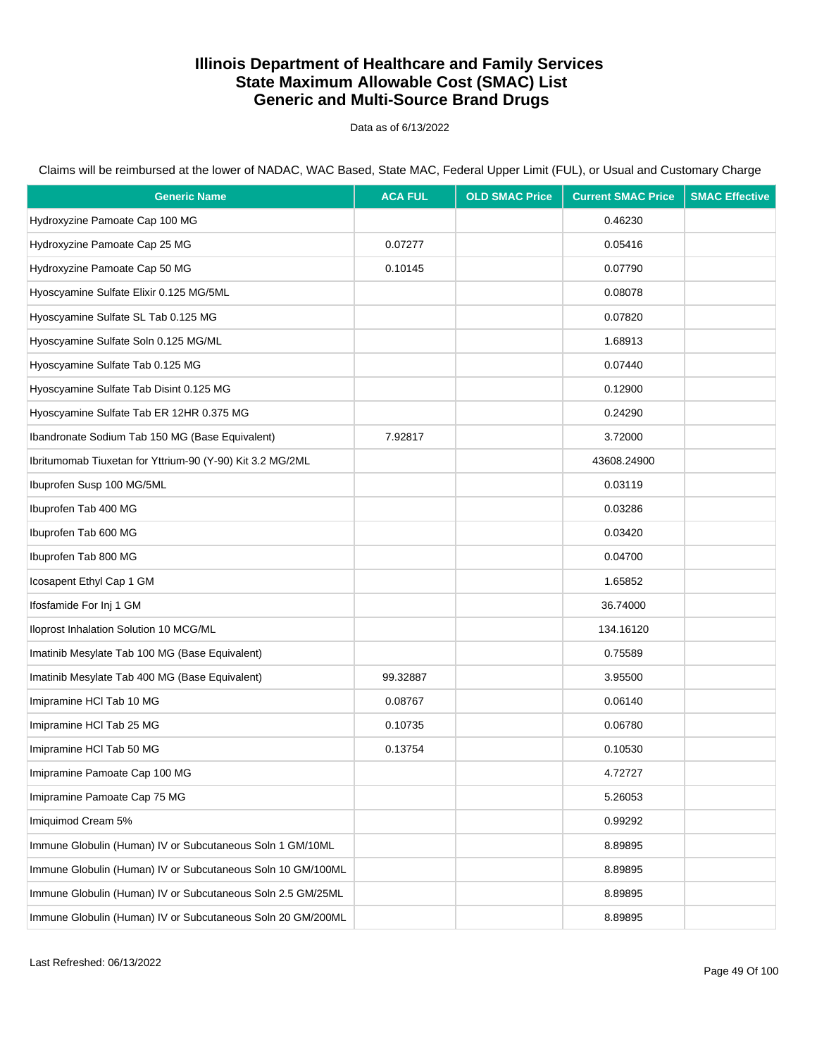# Illinois Department of Healthcare and Family Services
# State Maximum Allowable Cost (SMAC) List
# Generic and Multi-Source Brand Drugs

Data as of 6/13/2022

Claims will be reimbursed at the lower of NADAC, WAC Based, State MAC, Federal Upper Limit (FUL), or Usual and Customary Charge

| Generic Name | ACA FUL | OLD SMAC Price | Current SMAC Price | SMAC Effective |
|---|---|---|---|---|
| Hydroxyzine Pamoate Cap 100 MG | | | 0.46230 | |
| Hydroxyzine Pamoate Cap 25 MG | 0.07277 | | 0.05416 | |
| Hydroxyzine Pamoate Cap 50 MG | 0.10145 | | 0.07790 | |
| Hyoscyamine Sulfate Elixir 0.125 MG/5ML | | | 0.08078 | |
| Hyoscyamine Sulfate SL Tab 0.125 MG | | | 0.07820 | |
| Hyoscyamine Sulfate Soln 0.125 MG/ML | | | 1.68913 | |
| Hyoscyamine Sulfate Tab 0.125 MG | | | 0.07440 | |
| Hyoscyamine Sulfate Tab Disint 0.125 MG | | | 0.12900 | |
| Hyoscyamine Sulfate Tab ER 12HR 0.375 MG | | | 0.24290 | |
| Ibandronate Sodium Tab 150 MG (Base Equivalent) | 7.92817 | | 3.72000 | |
| Ibritumomab Tiuxetan for Yttrium-90 (Y-90) Kit 3.2 MG/2ML | | | 43608.24900 | |
| Ibuprofen Susp 100 MG/5ML | | | 0.03119 | |
| Ibuprofen Tab 400 MG | | | 0.03286 | |
| Ibuprofen Tab 600 MG | | | 0.03420 | |
| Ibuprofen Tab 800 MG | | | 0.04700 | |
| Icosapent Ethyl Cap 1 GM | | | 1.65852 | |
| Ifosfamide For Inj 1 GM | | | 36.74000 | |
| Iloprost Inhalation Solution 10 MCG/ML | | | 134.16120 | |
| Imatinib Mesylate Tab 100 MG (Base Equivalent) | | | 0.75589 | |
| Imatinib Mesylate Tab 400 MG (Base Equivalent) | 99.32887 | | 3.95500 | |
| Imipramine HCl Tab 10 MG | 0.08767 | | 0.06140 | |
| Imipramine HCl Tab 25 MG | 0.10735 | | 0.06780 | |
| Imipramine HCl Tab 50 MG | 0.13754 | | 0.10530 | |
| Imipramine Pamoate Cap 100 MG | | | 4.72727 | |
| Imipramine Pamoate Cap 75 MG | | | 5.26053 | |
| Imiquimod Cream 5% | | | 0.99292 | |
| Immune Globulin (Human) IV or Subcutaneous Soln 1 GM/10ML | | | 8.89895 | |
| Immune Globulin (Human) IV or Subcutaneous Soln 10 GM/100ML | | | 8.89895 | |
| Immune Globulin (Human) IV or Subcutaneous Soln 2.5 GM/25ML | | | 8.89895 | |
| Immune Globulin (Human) IV or Subcutaneous Soln 20 GM/200ML | | | 8.89895 | |

Last Refreshed: 06/13/2022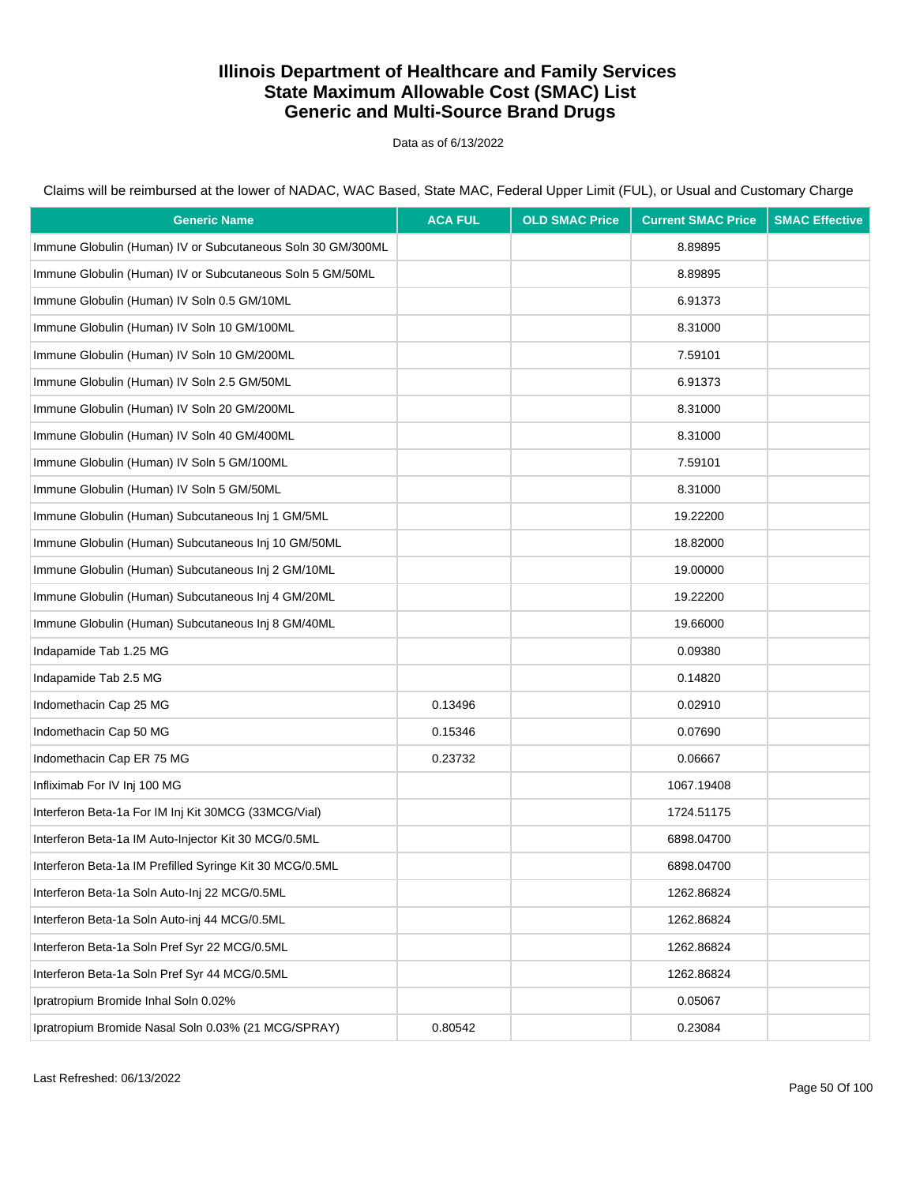# Illinois Department of Healthcare and Family Services
# State Maximum Allowable Cost (SMAC) List
# Generic and Multi-Source Brand Drugs

Data as of 6/13/2022

Claims will be reimbursed at the lower of NADAC, WAC Based, State MAC, Federal Upper Limit (FUL), or Usual and Customary Charge

| Generic Name | ACA FUL | OLD SMAC Price | Current SMAC Price | SMAC Effective |
|---|---|---|---|---|
| Immune Globulin (Human) IV or Subcutaneous Soln 30 GM/300ML | | | 8.89895 | |
| Immune Globulin (Human) IV or Subcutaneous Soln 5 GM/50ML | | | 8.89895 | |
| Immune Globulin (Human) IV Soln 0.5 GM/10ML | | | 6.91373 | |
| Immune Globulin (Human) IV Soln 10 GM/100ML | | | 8.31000 | |
| Immune Globulin (Human) IV Soln 10 GM/200ML | | | 7.59101 | |
| Immune Globulin (Human) IV Soln 2.5 GM/50ML | | | 6.91373 | |
| Immune Globulin (Human) IV Soln 20 GM/200ML | | | 8.31000 | |
| Immune Globulin (Human) IV Soln 40 GM/400ML | | | 8.31000 | |
| Immune Globulin (Human) IV Soln 5 GM/100ML | | | 7.59101 | |
| Immune Globulin (Human) IV Soln 5 GM/50ML | | | 8.31000 | |
| Immune Globulin (Human) Subcutaneous Inj 1 GM/5ML | | | 19.22200 | |
| Immune Globulin (Human) Subcutaneous Inj 10 GM/50ML | | | 18.82000 | |
| Immune Globulin (Human) Subcutaneous Inj 2 GM/10ML | | | 19.00000 | |
| Immune Globulin (Human) Subcutaneous Inj 4 GM/20ML | | | 19.22200 | |
| Immune Globulin (Human) Subcutaneous Inj 8 GM/40ML | | | 19.66000 | |
| Indapamide Tab 1.25 MG | | | 0.09380 | |
| Indapamide Tab 2.5 MG | | | 0.14820 | |
| Indomethacin Cap 25 MG | 0.13496 | | 0.02910 | |
| Indomethacin Cap 50 MG | 0.15346 | | 0.07690 | |
| Indomethacin Cap ER 75 MG | 0.23732 | | 0.06667 | |
| Infliximab For IV Inj 100 MG | | | 1067.19408 | |
| Interferon Beta-1a For IM Inj Kit 30MCG (33MCG/Vial) | | | 1724.51175 | |
| Interferon Beta-1a IM Auto-Injector Kit 30 MCG/0.5ML | | | 6898.04700 | |
| Interferon Beta-1a IM Prefilled Syringe Kit 30 MCG/0.5ML | | | 6898.04700 | |
| Interferon Beta-1a Soln Auto-Inj 22 MCG/0.5ML | | | 1262.86824 | |
| Interferon Beta-1a Soln Auto-inj 44 MCG/0.5ML | | | 1262.86824 | |
| Interferon Beta-1a Soln Pref Syr 22 MCG/0.5ML | | | 1262.86824 | |
| Interferon Beta-1a Soln Pref Syr 44 MCG/0.5ML | | | 1262.86824 | |
| Ipratropium Bromide Inhal Soln 0.02% | | | 0.05067 | |
| Ipratropium Bromide Nasal Soln 0.03% (21 MCG/SPRAY) | 0.80542 | | 0.23084 | |

Last Refreshed: 06/13/2022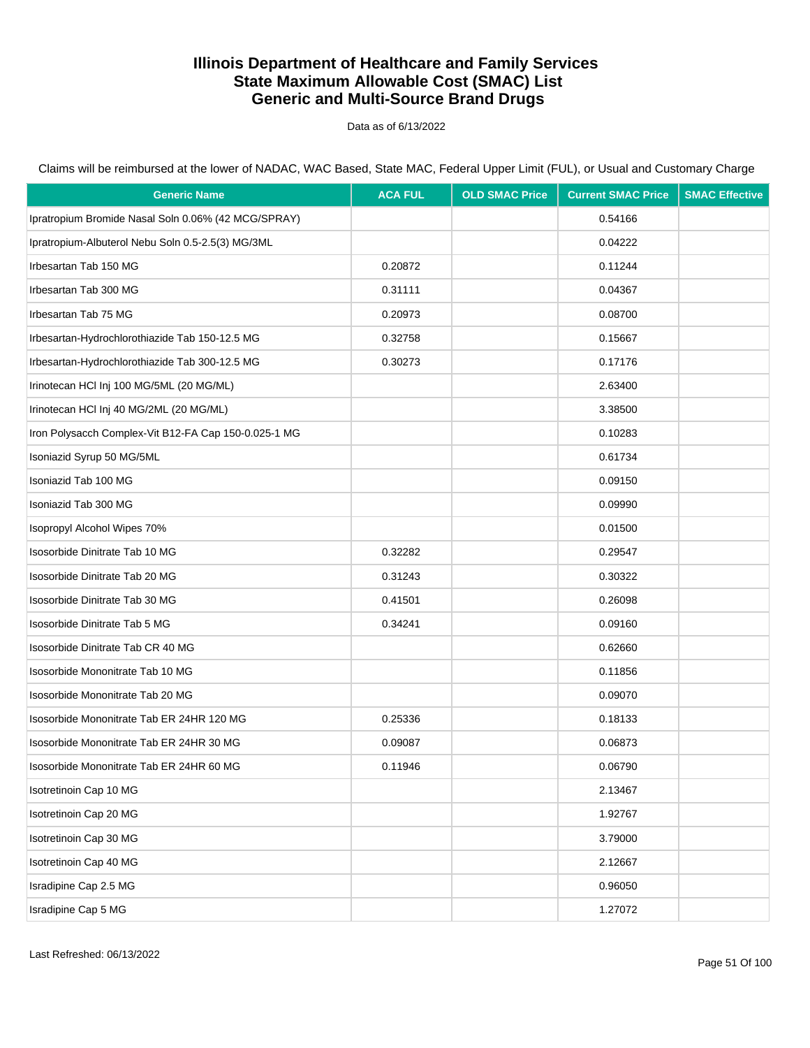# Illinois Department of Healthcare and Family Services
# State Maximum Allowable Cost (SMAC) List
# Generic and Multi-Source Brand Drugs

Data as of 6/13/2022

Claims will be reimbursed at the lower of NADAC, WAC Based, State MAC, Federal Upper Limit (FUL), or Usual and Customary Charge

| Generic Name | ACA FUL | OLD SMAC Price | Current SMAC Price | SMAC Effective |
|---|---|---|---|---|
| Ipratropium Bromide Nasal Soln 0.06% (42 MCG/SPRAY) | | | 0.54166 | |
| Ipratropium-Albuterol Nebu Soln 0.5-2.5(3) MG/3ML | | | 0.04222 | |
| Irbesartan Tab 150 MG | 0.20872 | | 0.11244 | |
| Irbesartan Tab 300 MG | 0.31111 | | 0.04367 | |
| Irbesartan Tab 75 MG | 0.20973 | | 0.08700 | |
| Irbesartan-Hydrochlorothiazide Tab 150-12.5 MG | 0.32758 | | 0.15667 | |
| Irbesartan-Hydrochlorothiazide Tab 300-12.5 MG | 0.30273 | | 0.17176 | |
| Irinotecan HCl Inj 100 MG/5ML (20 MG/ML) | | | 2.63400 | |
| Irinotecan HCl Inj 40 MG/2ML (20 MG/ML) | | | 3.38500 | |
| Iron Polysacch Complex-Vit B12-FA Cap 150-0.025-1 MG | | | 0.10283 | |
| Isoniazid Syrup 50 MG/5ML | | | 0.61734 | |
| Isoniazid Tab 100 MG | | | 0.09150 | |
| Isoniazid Tab 300 MG | | | 0.09990 | |
| Isopropyl Alcohol Wipes 70% | | | 0.01500 | |
| Isosorbide Dinitrate Tab 10 MG | 0.32282 | | 0.29547 | |
| Isosorbide Dinitrate Tab 20 MG | 0.31243 | | 0.30322 | |
| Isosorbide Dinitrate Tab 30 MG | 0.41501 | | 0.26098 | |
| Isosorbide Dinitrate Tab 5 MG | 0.34241 | | 0.09160 | |
| Isosorbide Dinitrate Tab CR 40 MG | | | 0.62660 | |
| Isosorbide Mononitrate Tab 10 MG | | | 0.11856 | |
| Isosorbide Mononitrate Tab 20 MG | | | 0.09070 | |
| Isosorbide Mononitrate Tab ER 24HR 120 MG | 0.25336 | | 0.18133 | |
| Isosorbide Mononitrate Tab ER 24HR 30 MG | 0.09087 | | 0.06873 | |
| Isosorbide Mononitrate Tab ER 24HR 60 MG | 0.11946 | | 0.06790 | |
| Isotretinoin Cap 10 MG | | | 2.13467 | |
| Isotretinoin Cap 20 MG | | | 1.92767 | |
| Isotretinoin Cap 30 MG | | | 3.79000 | |
| Isotretinoin Cap 40 MG | | | 2.12667 | |
| Isradipine Cap 2.5 MG | | | 0.96050 | |
| Isradipine Cap 5 MG | | | 1.27072 | |

Last Refreshed: 06/13/2022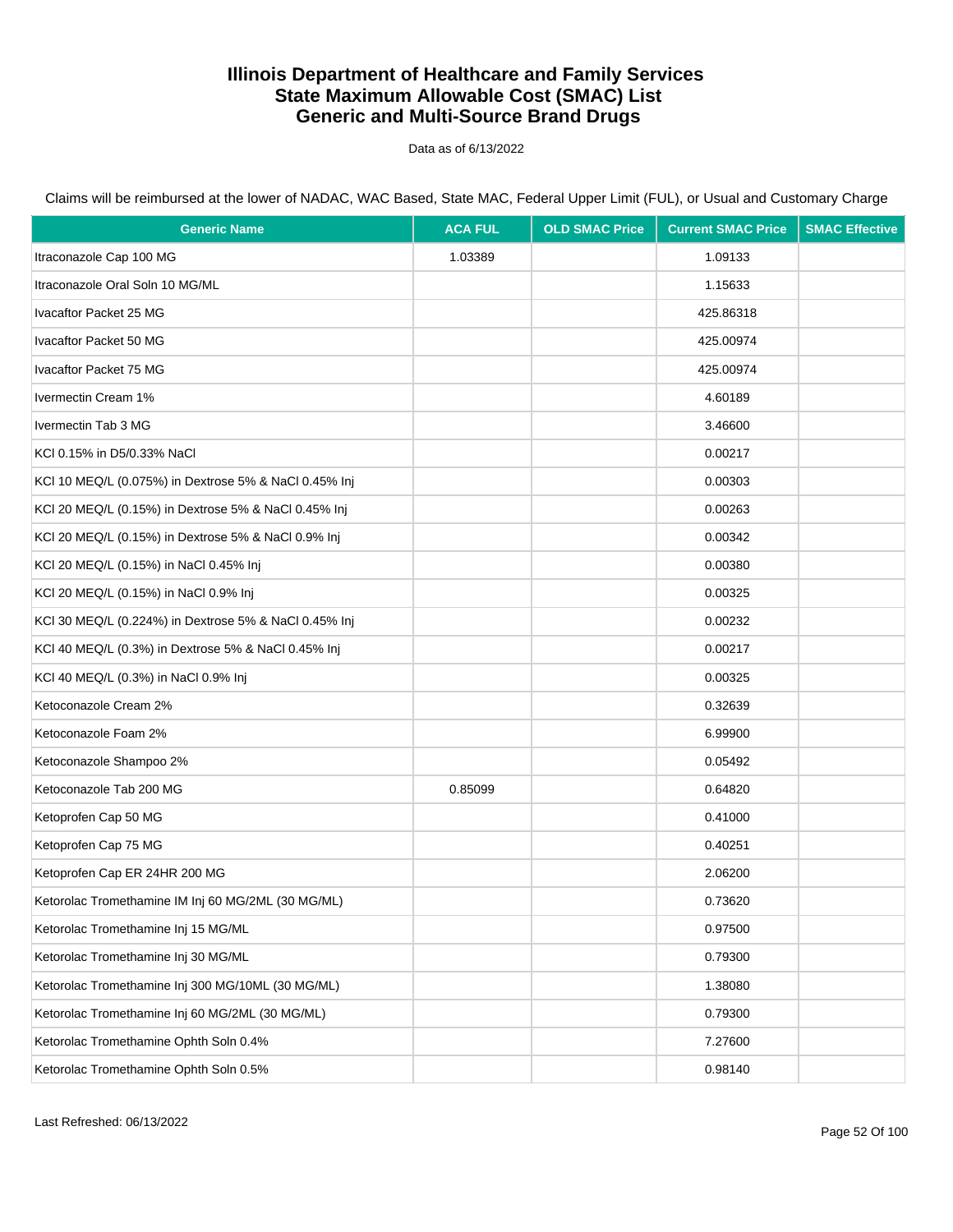# Illinois Department of Healthcare and Family Services
# State Maximum Allowable Cost (SMAC) List
# Generic and Multi-Source Brand Drugs

Data as of 6/13/2022

Claims will be reimbursed at the lower of NADAC, WAC Based, State MAC, Federal Upper Limit (FUL), or Usual and Customary Charge

| Generic Name | ACA FUL | OLD SMAC Price | Current SMAC Price | SMAC Effective |
|---|---|---|---|---|
| Itraconazole Cap 100 MG | 1.03389 | | 1.09133 | |
| Itraconazole Oral Soln 10 MG/ML | | | 1.15633 | |
| Ivacaftor Packet 25 MG | | | 425.86318 | |
| Ivacaftor Packet 50 MG | | | 425.00974 | |
| Ivacaftor Packet 75 MG | | | 425.00974 | |
| Ivermectin Cream 1% | | | 4.60189 | |
| Ivermectin Tab 3 MG | | | 3.46600 | |
| KCl 0.15% in D5/0.33% NaCl | | | 0.00217 | |
| KCl 10 MEQ/L (0.075%) in Dextrose 5% & NaCl 0.45% Inj | | | 0.00303 | |
| KCl 20 MEQ/L (0.15%) in Dextrose 5% & NaCl 0.45% Inj | | | 0.00263 | |
| KCl 20 MEQ/L (0.15%) in Dextrose 5% & NaCl 0.9% Inj | | | 0.00342 | |
| KCl 20 MEQ/L (0.15%) in NaCl 0.45% Inj | | | 0.00380 | |
| KCl 20 MEQ/L (0.15%) in NaCl 0.9% Inj | | | 0.00325 | |
| KCl 30 MEQ/L (0.224%) in Dextrose 5% & NaCl 0.45% Inj | | | 0.00232 | |
| KCl 40 MEQ/L (0.3%) in Dextrose 5% & NaCl 0.45% Inj | | | 0.00217 | |
| KCl 40 MEQ/L (0.3%) in NaCl 0.9% Inj | | | 0.00325 | |
| Ketoconazole Cream 2% | | | 0.32639 | |
| Ketoconazole Foam 2% | | | 6.99900 | |
| Ketoconazole Shampoo 2% | | | 0.05492 | |
| Ketoconazole Tab 200 MG | 0.85099 | | 0.64820 | |
| Ketoprofen Cap 50 MG | | | 0.41000 | |
| Ketoprofen Cap 75 MG | | | 0.40251 | |
| Ketoprofen Cap ER 24HR 200 MG | | | 2.06200 | |
| Ketorolac Tromethamine IM Inj 60 MG/2ML (30 MG/ML) | | | 0.73620 | |
| Ketorolac Tromethamine Inj 15 MG/ML | | | 0.97500 | |
| Ketorolac Tromethamine Inj 30 MG/ML | | | 0.79300 | |
| Ketorolac Tromethamine Inj 300 MG/10ML (30 MG/ML) | | | 1.38080 | |
| Ketorolac Tromethamine Inj 60 MG/2ML (30 MG/ML) | | | 0.79300 | |
| Ketorolac Tromethamine Ophth Soln 0.4% | | | 7.27600 | |
| Ketorolac Tromethamine Ophth Soln 0.5% | | | 0.98140 | |

Last Refreshed: 06/13/2022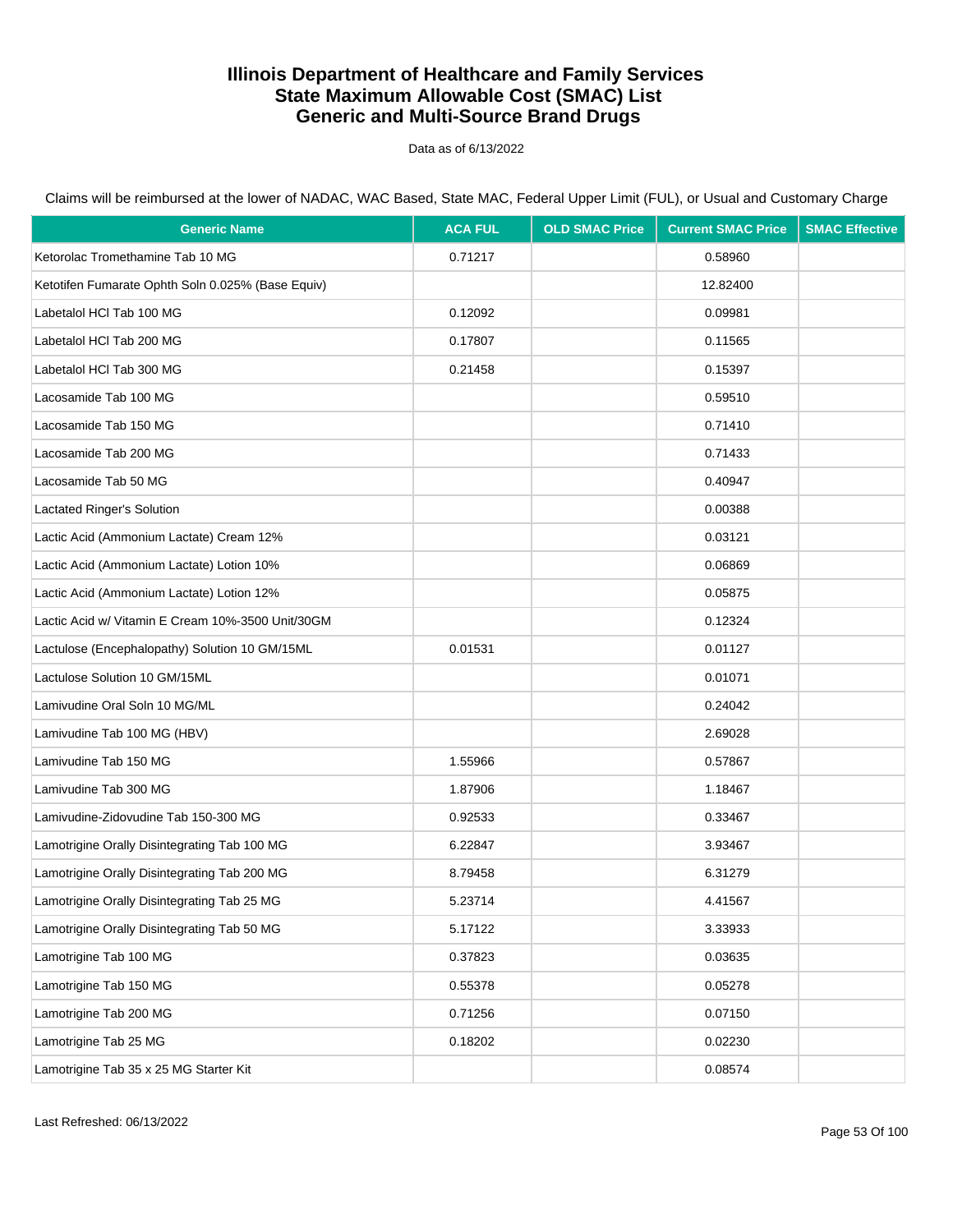# Illinois Department of Healthcare and Family Services
# State Maximum Allowable Cost (SMAC) List
# Generic and Multi-Source Brand Drugs

Data as of 6/13/2022

Claims will be reimbursed at the lower of NADAC, WAC Based, State MAC, Federal Upper Limit (FUL), or Usual and Customary Charge

| Generic Name | ACA FUL | OLD SMAC Price | Current SMAC Price | SMAC Effective |
|---|---|---|---|---|
| Ketorolac Tromethamine Tab 10 MG | 0.71217 | | 0.58960 | |
| Ketotifen Fumarate Ophth Soln 0.025% (Base Equiv) | | | 12.82400 | |
| Labetalol HCl Tab 100 MG | 0.12092 | | 0.09981 | |
| Labetalol HCl Tab 200 MG | 0.17807 | | 0.11565 | |
| Labetalol HCl Tab 300 MG | 0.21458 | | 0.15397 | |
| Lacosamide Tab 100 MG | | | 0.59510 | |
| Lacosamide Tab 150 MG | | | 0.71410 | |
| Lacosamide Tab 200 MG | | | 0.71433 | |
| Lacosamide Tab 50 MG | | | 0.40947 | |
| Lactated Ringer's Solution | | | 0.00388 | |
| Lactic Acid (Ammonium Lactate) Cream 12% | | | 0.03121 | |
| Lactic Acid (Ammonium Lactate) Lotion 10% | | | 0.06869 | |
| Lactic Acid (Ammonium Lactate) Lotion 12% | | | 0.05875 | |
| Lactic Acid w/ Vitamin E Cream 10%-3500 Unit/30GM | | | 0.12324 | |
| Lactulose (Encephalopathy) Solution 10 GM/15ML | 0.01531 | | 0.01127 | |
| Lactulose Solution 10 GM/15ML | | | 0.01071 | |
| Lamivudine Oral Soln 10 MG/ML | | | 0.24042 | |
| Lamivudine Tab 100 MG (HBV) | | | 2.69028 | |
| Lamivudine Tab 150 MG | 1.55966 | | 0.57867 | |
| Lamivudine Tab 300 MG | 1.87906 | | 1.18467 | |
| Lamivudine-Zidovudine Tab 150-300 MG | 0.92533 | | 0.33467 | |
| Lamotrigine Orally Disintegrating Tab 100 MG | 6.22847 | | 3.93467 | |
| Lamotrigine Orally Disintegrating Tab 200 MG | 8.79458 | | 6.31279 | |
| Lamotrigine Orally Disintegrating Tab 25 MG | 5.23714 | | 4.41567 | |
| Lamotrigine Orally Disintegrating Tab 50 MG | 5.17122 | | 3.33933 | |
| Lamotrigine Tab 100 MG | 0.37823 | | 0.03635 | |
| Lamotrigine Tab 150 MG | 0.55378 | | 0.05278 | |
| Lamotrigine Tab 200 MG | 0.71256 | | 0.07150 | |
| Lamotrigine Tab 25 MG | 0.18202 | | 0.02230 | |
| Lamotrigine Tab 35 x 25 MG Starter Kit | | | 0.08574 | |

Last Refreshed: 06/13/2022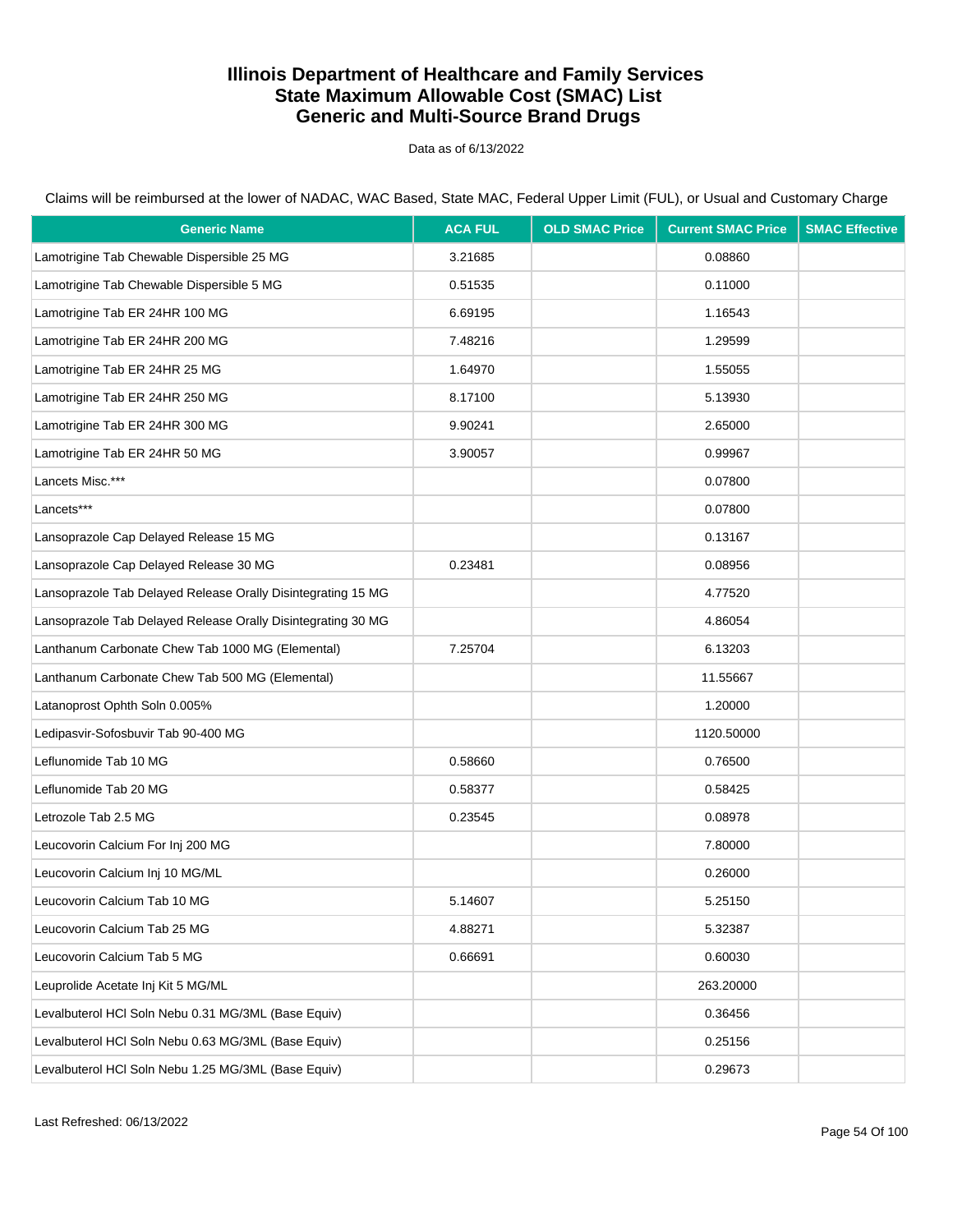# Illinois Department of Healthcare and Family Services
# State Maximum Allowable Cost (SMAC) List
# Generic and Multi-Source Brand Drugs

Data as of 6/13/2022

Claims will be reimbursed at the lower of NADAC, WAC Based, State MAC, Federal Upper Limit (FUL), or Usual and Customary Charge

| Generic Name | ACA FUL | OLD SMAC Price | Current SMAC Price | SMAC Effective |
|---|---|---|---|---|
| Lamotrigine Tab Chewable Dispersible 25 MG | 3.21685 | | 0.08860 | |
| Lamotrigine Tab Chewable Dispersible 5 MG | 0.51535 | | 0.11000 | |
| Lamotrigine Tab ER 24HR 100 MG | 6.69195 | | 1.16543 | |
| Lamotrigine Tab ER 24HR 200 MG | 7.48216 | | 1.29599 | |
| Lamotrigine Tab ER 24HR 25 MG | 1.64970 | | 1.55055 | |
| Lamotrigine Tab ER 24HR 250 MG | 8.17100 | | 5.13930 | |
| Lamotrigine Tab ER 24HR 300 MG | 9.90241 | | 2.65000 | |
| Lamotrigine Tab ER 24HR 50 MG | 3.90057 | | 0.99967 | |
| Lancets Misc.*** | | | 0.07800 | |
| Lancets*** | | | 0.07800 | |
| Lansoprazole Cap Delayed Release 15 MG | | | 0.13167 | |
| Lansoprazole Cap Delayed Release 30 MG | 0.23481 | | 0.08956 | |
| Lansoprazole Tab Delayed Release Orally Disintegrating 15 MG | | | 4.77520 | |
| Lansoprazole Tab Delayed Release Orally Disintegrating 30 MG | | | 4.86054 | |
| Lanthanum Carbonate Chew Tab 1000 MG (Elemental) | 7.25704 | | 6.13203 | |
| Lanthanum Carbonate Chew Tab 500 MG (Elemental) | | | 11.55667 | |
| Latanoprost Ophth Soln 0.005% | | | 1.20000 | |
| Ledipasvir-Sofosbuvir Tab 90-400 MG | | | 1120.50000 | |
| Leflunomide Tab 10 MG | 0.58660 | | 0.76500 | |
| Leflunomide Tab 20 MG | 0.58377 | | 0.58425 | |
| Letrozole Tab 2.5 MG | 0.23545 | | 0.08978 | |
| Leucovorin Calcium For Inj 200 MG | | | 7.80000 | |
| Leucovorin Calcium Inj 10 MG/ML | | | 0.26000 | |
| Leucovorin Calcium Tab 10 MG | 5.14607 | | 5.25150 | |
| Leucovorin Calcium Tab 25 MG | 4.88271 | | 5.32387 | |
| Leucovorin Calcium Tab 5 MG | 0.66691 | | 0.60030 | |
| Leuprolide Acetate Inj Kit 5 MG/ML | | | 263.20000 | |
| Levalbuterol HCl Soln Nebu 0.31 MG/3ML (Base Equiv) | | | 0.36456 | |
| Levalbuterol HCl Soln Nebu 0.63 MG/3ML (Base Equiv) | | | 0.25156 | |
| Levalbuterol HCl Soln Nebu 1.25 MG/3ML (Base Equiv) | | | 0.29673 | |

Last Refreshed: 06/13/2022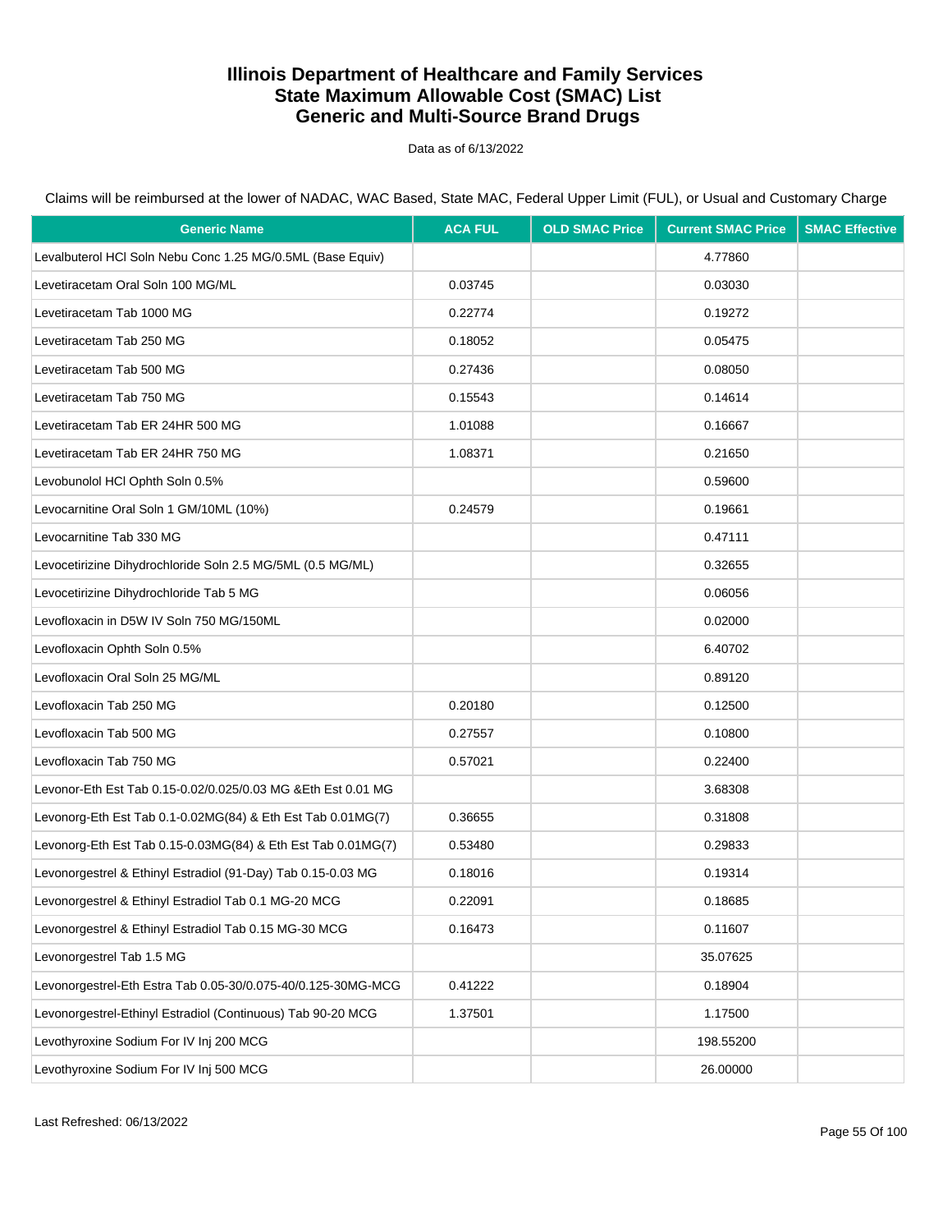# Illinois Department of Healthcare and Family Services
# State Maximum Allowable Cost (SMAC) List
# Generic and Multi-Source Brand Drugs

Data as of 6/13/2022

Claims will be reimbursed at the lower of NADAC, WAC Based, State MAC, Federal Upper Limit (FUL), or Usual and Customary Charge

| Generic Name | ACA FUL | OLD SMAC Price | Current SMAC Price | SMAC Effective |
|---|---|---|---|---|
| Levalbuterol HCl Soln Nebu Conc 1.25 MG/0.5ML (Base Equiv) | | | 4.77860 | |
| Levetiracetam Oral Soln 100 MG/ML | 0.03745 | | 0.03030 | |
| Levetiracetam Tab 1000 MG | 0.22774 | | 0.19272 | |
| Levetiracetam Tab 250 MG | 0.18052 | | 0.05475 | |
| Levetiracetam Tab 500 MG | 0.27436 | | 0.08050 | |
| Levetiracetam Tab 750 MG | 0.15543 | | 0.14614 | |
| Levetiracetam Tab ER 24HR 500 MG | 1.01088 | | 0.16667 | |
| Levetiracetam Tab ER 24HR 750 MG | 1.08371 | | 0.21650 | |
| Levobunolol HCl Ophth Soln 0.5% | | | 0.59600 | |
| Levocarnitine Oral Soln 1 GM/10ML (10%) | 0.24579 | | 0.19661 | |
| Levocarnitine Tab 330 MG | | | 0.47111 | |
| Levocetirizine Dihydrochloride Soln 2.5 MG/5ML (0.5 MG/ML) | | | 0.32655 | |
| Levocetirizine Dihydrochloride Tab 5 MG | | | 0.06056 | |
| Levofloxacin in D5W IV Soln 750 MG/150ML | | | 0.02000 | |
| Levofloxacin Ophth Soln 0.5% | | | 6.40702 | |
| Levofloxacin Oral Soln 25 MG/ML | | | 0.89120 | |
| Levofloxacin Tab 250 MG | 0.20180 | | 0.12500 | |
| Levofloxacin Tab 500 MG | 0.27557 | | 0.10800 | |
| Levofloxacin Tab 750 MG | 0.57021 | | 0.22400 | |
| Levonor-Eth Est Tab 0.15-0.02/0.025/0.03 MG &Eth Est 0.01 MG | | | 3.68308 | |
| Levonorg-Eth Est Tab 0.1-0.02MG(84) & Eth Est Tab 0.01MG(7) | 0.36655 | | 0.31808 | |
| Levonorg-Eth Est Tab 0.15-0.03MG(84) & Eth Est Tab 0.01MG(7) | 0.53480 | | 0.29833 | |
| Levonorgestrel & Ethinyl Estradiol (91-Day) Tab 0.15-0.03 MG | 0.18016 | | 0.19314 | |
| Levonorgestrel & Ethinyl Estradiol Tab 0.1 MG-20 MCG | 0.22091 | | 0.18685 | |
| Levonorgestrel & Ethinyl Estradiol Tab 0.15 MG-30 MCG | 0.16473 | | 0.11607 | |
| Levonorgestrel Tab 1.5 MG | | | 35.07625 | |
| Levonorgestrel-Eth Estra Tab 0.05-30/0.075-40/0.125-30MG-MCG | 0.41222 | | 0.18904 | |
| Levonorgestrel-Ethinyl Estradiol (Continuous) Tab 90-20 MCG | 1.37501 | | 1.17500 | |
| Levothyroxine Sodium For IV Inj 200 MCG | | | 198.55200 | |
| Levothyroxine Sodium For IV Inj 500 MCG | | | 26.00000 | |

Last Refreshed: 06/13/2022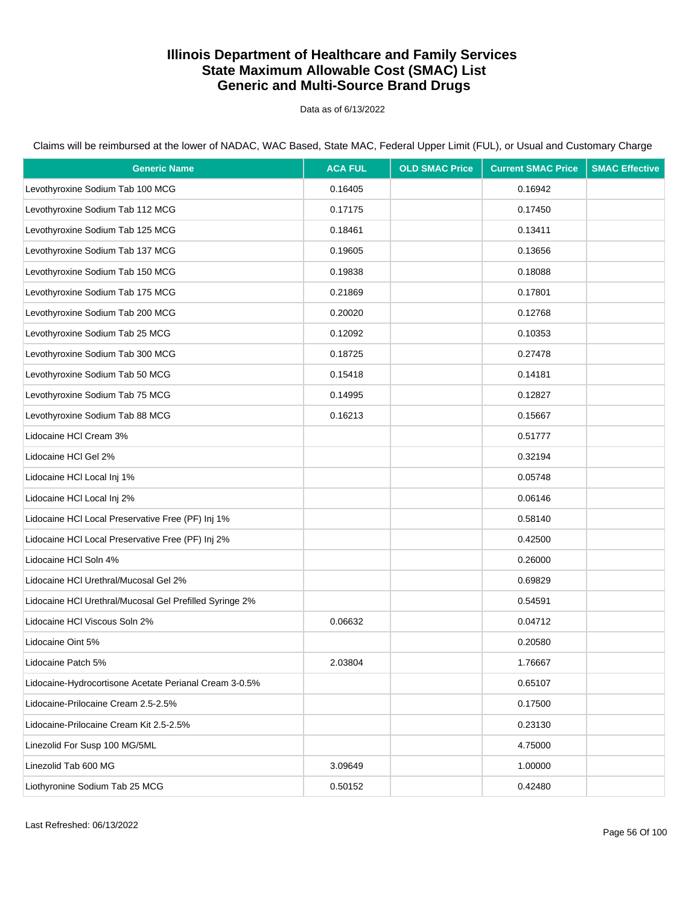# Illinois Department of Healthcare and Family Services
# State Maximum Allowable Cost (SMAC) List
# Generic and Multi-Source Brand Drugs

Data as of 6/13/2022

Claims will be reimbursed at the lower of NADAC, WAC Based, State MAC, Federal Upper Limit (FUL), or Usual and Customary Charge

| Generic Name | ACA FUL | OLD SMAC Price | Current SMAC Price | SMAC Effective |
|---|---|---|---|---|
| Levothyroxine Sodium Tab 100 MCG | 0.16405 | | 0.16942 | |
| Levothyroxine Sodium Tab 112 MCG | 0.17175 | | 0.17450 | |
| Levothyroxine Sodium Tab 125 MCG | 0.18461 | | 0.13411 | |
| Levothyroxine Sodium Tab 137 MCG | 0.19605 | | 0.13656 | |
| Levothyroxine Sodium Tab 150 MCG | 0.19838 | | 0.18088 | |
| Levothyroxine Sodium Tab 175 MCG | 0.21869 | | 0.17801 | |
| Levothyroxine Sodium Tab 200 MCG | 0.20020 | | 0.12768 | |
| Levothyroxine Sodium Tab 25 MCG | 0.12092 | | 0.10353 | |
| Levothyroxine Sodium Tab 300 MCG | 0.18725 | | 0.27478 | |
| Levothyroxine Sodium Tab 50 MCG | 0.15418 | | 0.14181 | |
| Levothyroxine Sodium Tab 75 MCG | 0.14995 | | 0.12827 | |
| Levothyroxine Sodium Tab 88 MCG | 0.16213 | | 0.15667 | |
| Lidocaine HCl Cream 3% | | | 0.51777 | |
| Lidocaine HCl Gel 2% | | | 0.32194 | |
| Lidocaine HCl Local Inj 1% | | | 0.05748 | |
| Lidocaine HCl Local Inj 2% | | | 0.06146 | |
| Lidocaine HCl Local Preservative Free (PF) Inj 1% | | | 0.58140 | |
| Lidocaine HCl Local Preservative Free (PF) Inj 2% | | | 0.42500 | |
| Lidocaine HCl Soln 4% | | | 0.26000 | |
| Lidocaine HCl Urethral/Mucosal Gel 2% | | | 0.69829 | |
| Lidocaine HCl Urethral/Mucosal Gel Prefilled Syringe 2% | | | 0.54591 | |
| Lidocaine HCl Viscous Soln 2% | 0.06632 | | 0.04712 | |
| Lidocaine Oint 5% | | | 0.20580 | |
| Lidocaine Patch 5% | 2.03804 | | 1.76667 | |
| Lidocaine-Hydrocortisone Acetate Perianal Cream 3-0.5% | | | 0.65107 | |
| Lidocaine-Prilocaine Cream 2.5-2.5% | | | 0.17500 | |
| Lidocaine-Prilocaine Cream Kit 2.5-2.5% | | | 0.23130 | |
| Linezolid For Susp 100 MG/5ML | | | 4.75000 | |
| Linezolid Tab 600 MG | 3.09649 | | 1.00000 | |
| Liothyronine Sodium Tab 25 MCG | 0.50152 | | 0.42480 | |

Last Refreshed: 06/13/2022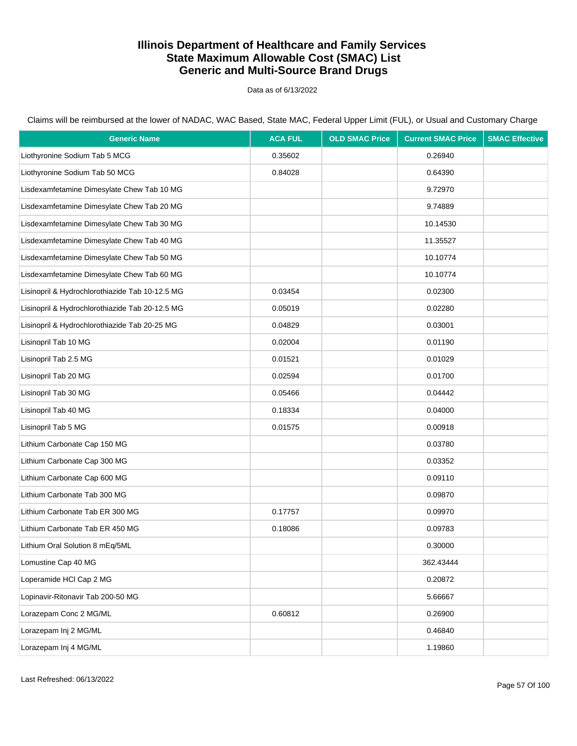# Illinois Department of Healthcare and Family Services
## State Maximum Allowable Cost (SMAC) List
## Generic and Multi-Source Brand Drugs

Data as of 6/13/2022

Claims will be reimbursed at the lower of NADAC, WAC Based, State MAC, Federal Upper Limit (FUL), or Usual and Customary Charge

| Generic Name | ACA FUL | OLD SMAC Price | Current SMAC Price | SMAC Effective |
|---|---|---|---|---|
| Liothyronine Sodium Tab 5 MCG | 0.35602 | | 0.26940 | |
| Liothyronine Sodium Tab 50 MCG | 0.84028 | | 0.64390 | |
| Lisdexamfetamine Dimesylate Chew Tab 10 MG | | | 9.72970 | |
| Lisdexamfetamine Dimesylate Chew Tab 20 MG | | | 9.74889 | |
| Lisdexamfetamine Dimesylate Chew Tab 30 MG | | | 10.14530 | |
| Lisdexamfetamine Dimesylate Chew Tab 40 MG | | | 11.35527 | |
| Lisdexamfetamine Dimesylate Chew Tab 50 MG | | | 10.10774 | |
| Lisdexamfetamine Dimesylate Chew Tab 60 MG | | | 10.10774 | |
| Lisinopril & Hydrochlorothiazide Tab 10-12.5 MG | 0.03454 | | 0.02300 | |
| Lisinopril & Hydrochlorothiazide Tab 20-12.5 MG | 0.05019 | | 0.02280 | |
| Lisinopril & Hydrochlorothiazide Tab 20-25 MG | 0.04829 | | 0.03001 | |
| Lisinopril Tab 10 MG | 0.02004 | | 0.01190 | |
| Lisinopril Tab 2.5 MG | 0.01521 | | 0.01029 | |
| Lisinopril Tab 20 MG | 0.02594 | | 0.01700 | |
| Lisinopril Tab 30 MG | 0.05466 | | 0.04442 | |
| Lisinopril Tab 40 MG | 0.18334 | | 0.04000 | |
| Lisinopril Tab 5 MG | 0.01575 | | 0.00918 | |
| Lithium Carbonate Cap 150 MG | | | 0.03780 | |
| Lithium Carbonate Cap 300 MG | | | 0.03352 | |
| Lithium Carbonate Cap 600 MG | | | 0.09110 | |
| Lithium Carbonate Tab 300 MG | | | 0.09870 | |
| Lithium Carbonate Tab ER 300 MG | 0.17757 | | 0.09970 | |
| Lithium Carbonate Tab ER 450 MG | 0.18086 | | 0.09783 | |
| Lithium Oral Solution 8 mEq/5ML | | | 0.30000 | |
| Lomustine Cap 40 MG | | | 362.43444 | |
| Loperamide HCl Cap 2 MG | | | 0.20872 | |
| Lopinavir-Ritonavir Tab 200-50 MG | | | 5.66667 | |
| Lorazepam Conc 2 MG/ML | 0.60812 | | 0.26900 | |
| Lorazepam Inj 2 MG/ML | | | 0.46840 | |
| Lorazepam Inj 4 MG/ML | | | 1.19860 | |

Last Refreshed: 06/13/2022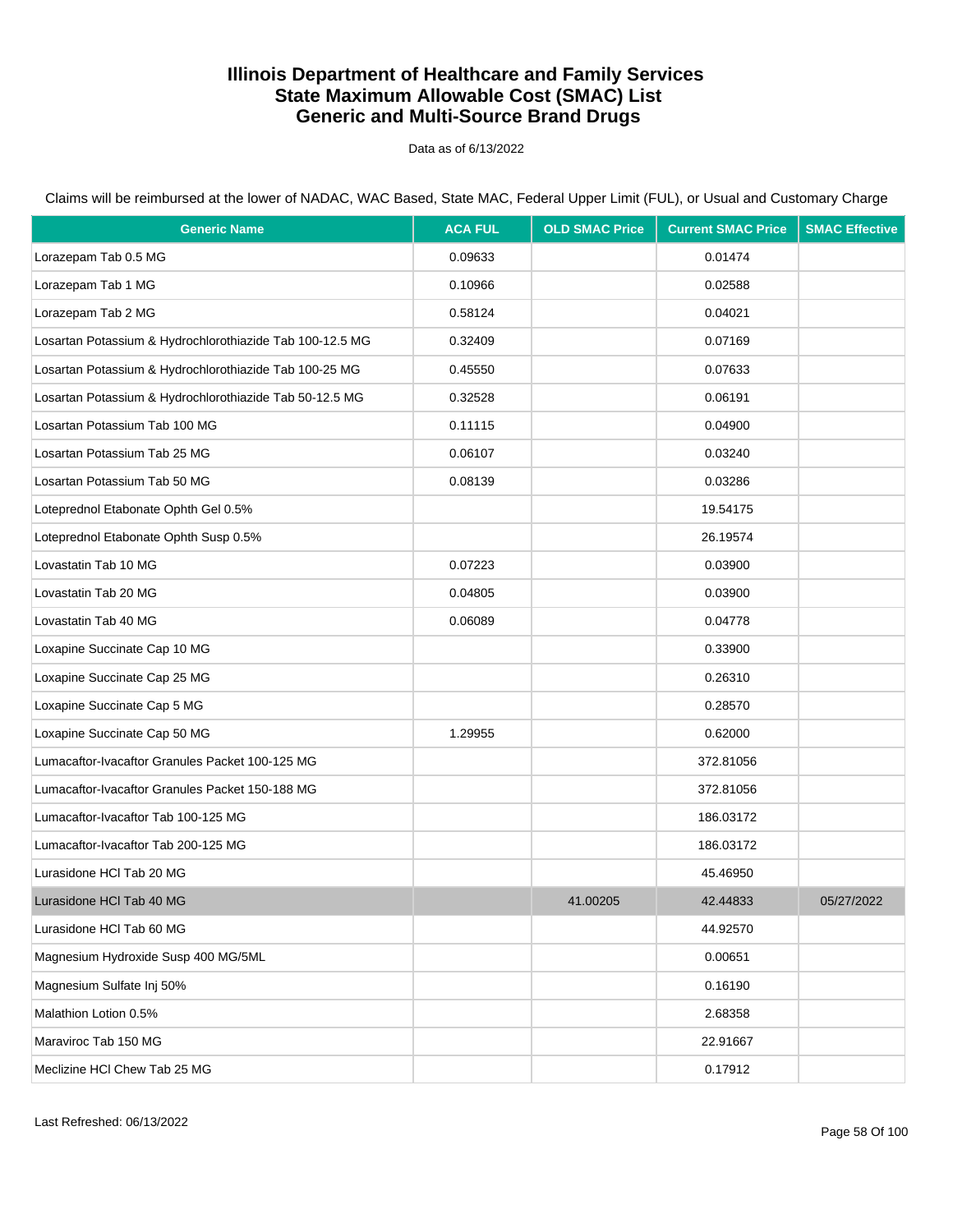# Illinois Department of Healthcare and Family Services
# State Maximum Allowable Cost (SMAC) List
# Generic and Multi-Source Brand Drugs

Data as of 6/13/2022

Claims will be reimbursed at the lower of NADAC, WAC Based, State MAC, Federal Upper Limit (FUL), or Usual and Customary Charge

| Generic Name | ACA FUL | OLD SMAC Price | Current SMAC Price | SMAC Effective |
|---|---|---|---|---|
| Lorazepam Tab 0.5 MG | 0.09633 | | 0.01474 | |
| Lorazepam Tab 1 MG | 0.10966 | | 0.02588 | |
| Lorazepam Tab 2 MG | 0.58124 | | 0.04021 | |
| Losartan Potassium & Hydrochlorothiazide Tab 100-12.5 MG | 0.32409 | | 0.07169 | |
| Losartan Potassium & Hydrochlorothiazide Tab 100-25 MG | 0.45550 | | 0.07633 | |
| Losartan Potassium & Hydrochlorothiazide Tab 50-12.5 MG | 0.32528 | | 0.06191 | |
| Losartan Potassium Tab 100 MG | 0.11115 | | 0.04900 | |
| Losartan Potassium Tab 25 MG | 0.06107 | | 0.03240 | |
| Losartan Potassium Tab 50 MG | 0.08139 | | 0.03286 | |
| Loteprednol Etabonate Ophth Gel 0.5% | | | 19.54175 | |
| Loteprednol Etabonate Ophth Susp 0.5% | | | 26.19574 | |
| Lovastatin Tab 10 MG | 0.07223 | | 0.03900 | |
| Lovastatin Tab 20 MG | 0.04805 | | 0.03900 | |
| Lovastatin Tab 40 MG | 0.06089 | | 0.04778 | |
| Loxapine Succinate Cap 10 MG | | | 0.33900 | |
| Loxapine Succinate Cap 25 MG | | | 0.26310 | |
| Loxapine Succinate Cap 5 MG | | | 0.28570 | |
| Loxapine Succinate Cap 50 MG | 1.29955 | | 0.62000 | |
| Lumacaftor-Ivacaftor Granules Packet 100-125 MG | | | 372.81056 | |
| Lumacaftor-Ivacaftor Granules Packet 150-188 MG | | | 372.81056 | |
| Lumacaftor-Ivacaftor Tab 100-125 MG | | | 186.03172 | |
| Lumacaftor-Ivacaftor Tab 200-125 MG | | | 186.03172 | |
| Lurasidone HCl Tab 20 MG | | | 45.46950 | |
| Lurasidone HCl Tab 40 MG | | 41.00205 | 42.44833 | 05/27/2022 |
| Lurasidone HCl Tab 60 MG | | | 44.92570 | |
| Magnesium Hydroxide Susp 400 MG/5ML | | | 0.00651 | |
| Magnesium Sulfate Inj 50% | | | 0.16190 | |
| Malathion Lotion 0.5% | | | 2.68358 | |
| Maraviroc Tab 150 MG | | | 22.91667 | |
| Meclizine HCl Chew Tab 25 MG | | | 0.17912 | |

Last Refreshed: 06/13/2022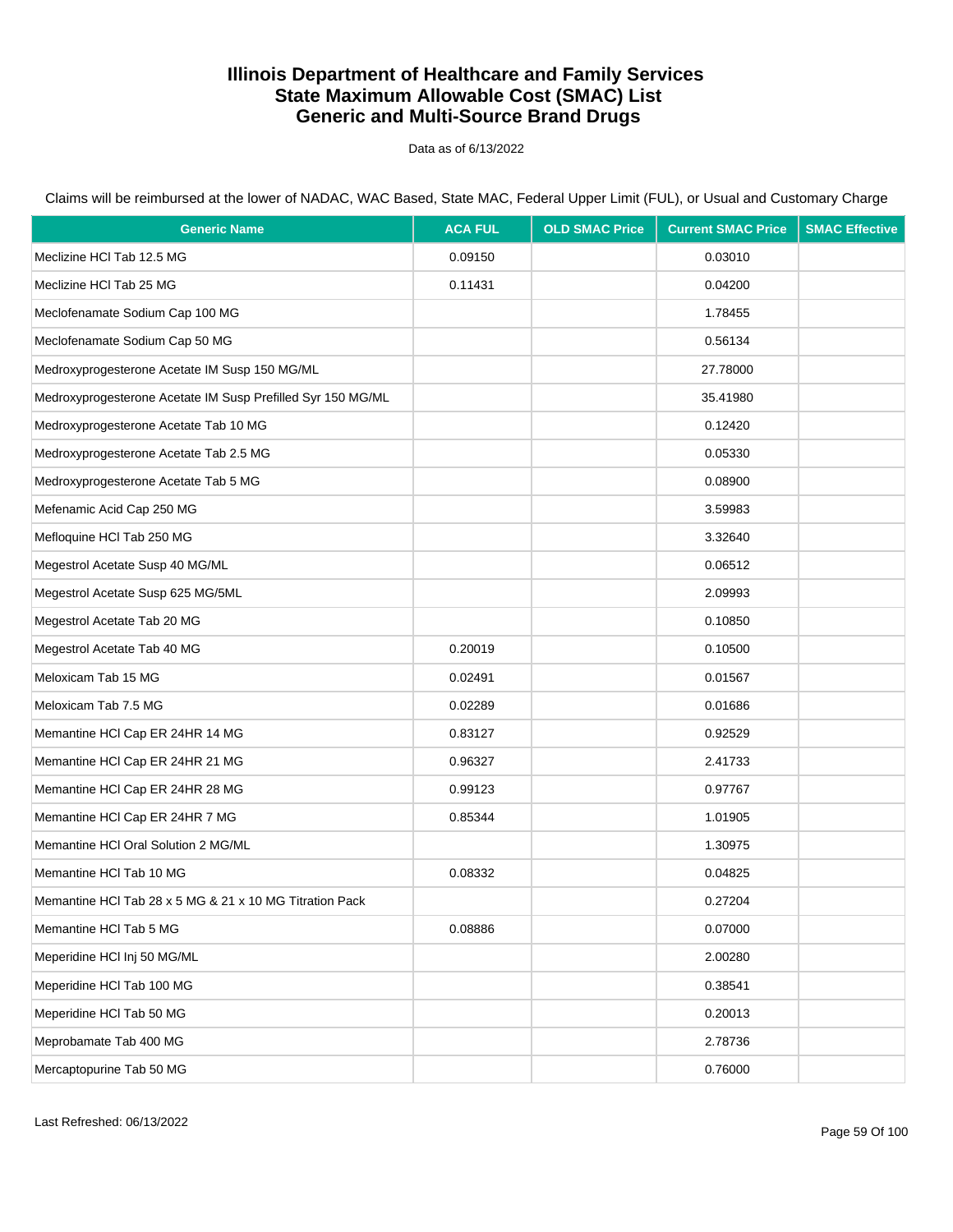# Illinois Department of Healthcare and Family Services
# State Maximum Allowable Cost (SMAC) List
# Generic and Multi-Source Brand Drugs

Data as of 6/13/2022

Claims will be reimbursed at the lower of NADAC, WAC Based, State MAC, Federal Upper Limit (FUL), or Usual and Customary Charge

| Generic Name | ACA FUL | OLD SMAC Price | Current SMAC Price | SMAC Effective |
|---|---|---|---|---|
| Meclizine HCl Tab 12.5 MG | 0.09150 | | 0.03010 | |
| Meclizine HCl Tab 25 MG | 0.11431 | | 0.04200 | |
| Meclofenamate Sodium Cap 100 MG | | | 1.78455 | |
| Meclofenamate Sodium Cap 50 MG | | | 0.56134 | |
| Medroxyprogesterone Acetate IM Susp 150 MG/ML | | | 27.78000 | |
| Medroxyprogesterone Acetate IM Susp Prefilled Syr 150 MG/ML | | | 35.41980 | |
| Medroxyprogesterone Acetate Tab 10 MG | | | 0.12420 | |
| Medroxyprogesterone Acetate Tab 2.5 MG | | | 0.05330 | |
| Medroxyprogesterone Acetate Tab 5 MG | | | 0.08900 | |
| Mefenamic Acid Cap 250 MG | | | 3.59983 | |
| Mefloquine HCl Tab 250 MG | | | 3.32640 | |
| Megestrol Acetate Susp 40 MG/ML | | | 0.06512 | |
| Megestrol Acetate Susp 625 MG/5ML | | | 2.09993 | |
| Megestrol Acetate Tab 20 MG | | | 0.10850 | |
| Megestrol Acetate Tab 40 MG | 0.20019 | | 0.10500 | |
| Meloxicam Tab 15 MG | 0.02491 | | 0.01567 | |
| Meloxicam Tab 7.5 MG | 0.02289 | | 0.01686 | |
| Memantine HCl Cap ER 24HR 14 MG | 0.83127 | | 0.92529 | |
| Memantine HCl Cap ER 24HR 21 MG | 0.96327 | | 2.41733 | |
| Memantine HCl Cap ER 24HR 28 MG | 0.99123 | | 0.97767 | |
| Memantine HCl Cap ER 24HR 7 MG | 0.85344 | | 1.01905 | |
| Memantine HCl Oral Solution 2 MG/ML | | | 1.30975 | |
| Memantine HCl Tab 10 MG | 0.08332 | | 0.04825 | |
| Memantine HCl Tab 28 x 5 MG & 21 x 10 MG Titration Pack | | | 0.27204 | |
| Memantine HCl Tab 5 MG | 0.08886 | | 0.07000 | |
| Meperidine HCl Inj 50 MG/ML | | | 2.00280 | |
| Meperidine HCl Tab 100 MG | | | 0.38541 | |
| Meperidine HCl Tab 50 MG | | | 0.20013 | |
| Meprobamate Tab 400 MG | | | 2.78736 | |
| Mercaptopurine Tab 50 MG | | | 0.76000 | |

Last Refreshed: 06/13/2022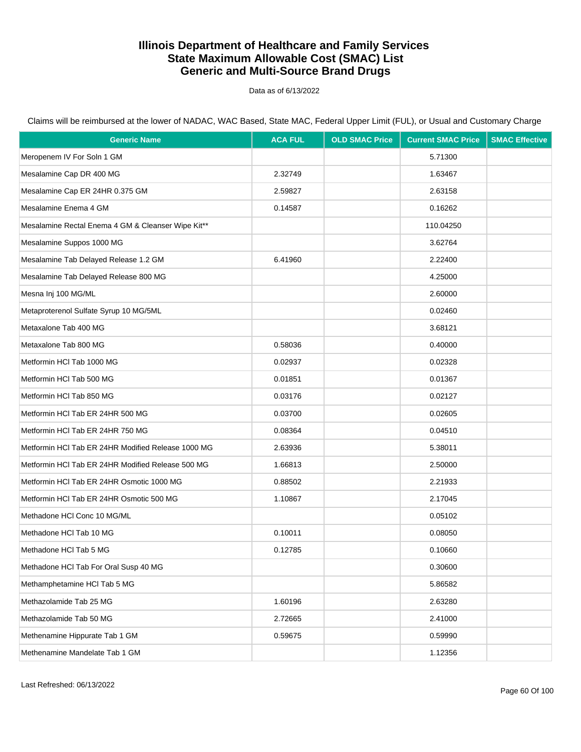# Illinois Department of Healthcare and Family Services
# State Maximum Allowable Cost (SMAC) List
# Generic and Multi-Source Brand Drugs

Data as of 6/13/2022

Claims will be reimbursed at the lower of NADAC, WAC Based, State MAC, Federal Upper Limit (FUL), or Usual and Customary Charge

| Generic Name | ACA FUL | OLD SMAC Price | Current SMAC Price | SMAC Effective |
|---|---|---|---|---|
| Meropenem IV For Soln 1 GM | | | 5.71300 | |
| Mesalamine Cap DR 400 MG | 2.32749 | | 1.63467 | |
| Mesalamine Cap ER 24HR 0.375 GM | 2.59827 | | 2.63158 | |
| Mesalamine Enema 4 GM | 0.14587 | | 0.16262 | |
| Mesalamine Rectal Enema 4 GM & Cleanser Wipe Kit** | | | 110.04250 | |
| Mesalamine Suppos 1000 MG | | | 3.62764 | |
| Mesalamine Tab Delayed Release 1.2 GM | 6.41960 | | 2.22400 | |
| Mesalamine Tab Delayed Release 800 MG | | | 4.25000 | |
| Mesna Inj 100 MG/ML | | | 2.60000 | |
| Metaproterenol Sulfate Syrup 10 MG/5ML | | | 0.02460 | |
| Metaxalone Tab 400 MG | | | 3.68121 | |
| Metaxalone Tab 800 MG | 0.58036 | | 0.40000 | |
| Metformin HCl Tab 1000 MG | 0.02937 | | 0.02328 | |
| Metformin HCl Tab 500 MG | 0.01851 | | 0.01367 | |
| Metformin HCl Tab 850 MG | 0.03176 | | 0.02127 | |
| Metformin HCl Tab ER 24HR 500 MG | 0.03700 | | 0.02605 | |
| Metformin HCl Tab ER 24HR 750 MG | 0.08364 | | 0.04510 | |
| Metformin HCl Tab ER 24HR Modified Release 1000 MG | 2.63936 | | 5.38011 | |
| Metformin HCl Tab ER 24HR Modified Release 500 MG | 1.66813 | | 2.50000 | |
| Metformin HCl Tab ER 24HR Osmotic 1000 MG | 0.88502 | | 2.21933 | |
| Metformin HCl Tab ER 24HR Osmotic 500 MG | 1.10867 | | 2.17045 | |
| Methadone HCl Conc 10 MG/ML | | | 0.05102 | |
| Methadone HCl Tab 10 MG | 0.10011 | | 0.08050 | |
| Methadone HCl Tab 5 MG | 0.12785 | | 0.10660 | |
| Methadone HCl Tab For Oral Susp 40 MG | | | 0.30600 | |
| Methamphetamine HCl Tab 5 MG | | | 5.86582 | |
| Methazolamide Tab 25 MG | 1.60196 | | 2.63280 | |
| Methazolamide Tab 50 MG | 2.72665 | | 2.41000 | |
| Methenamine Hippurate Tab 1 GM | 0.59675 | | 0.59990 | |
| Methenamine Mandelate Tab 1 GM | | | 1.12356 | |

Last Refreshed: 06/13/2022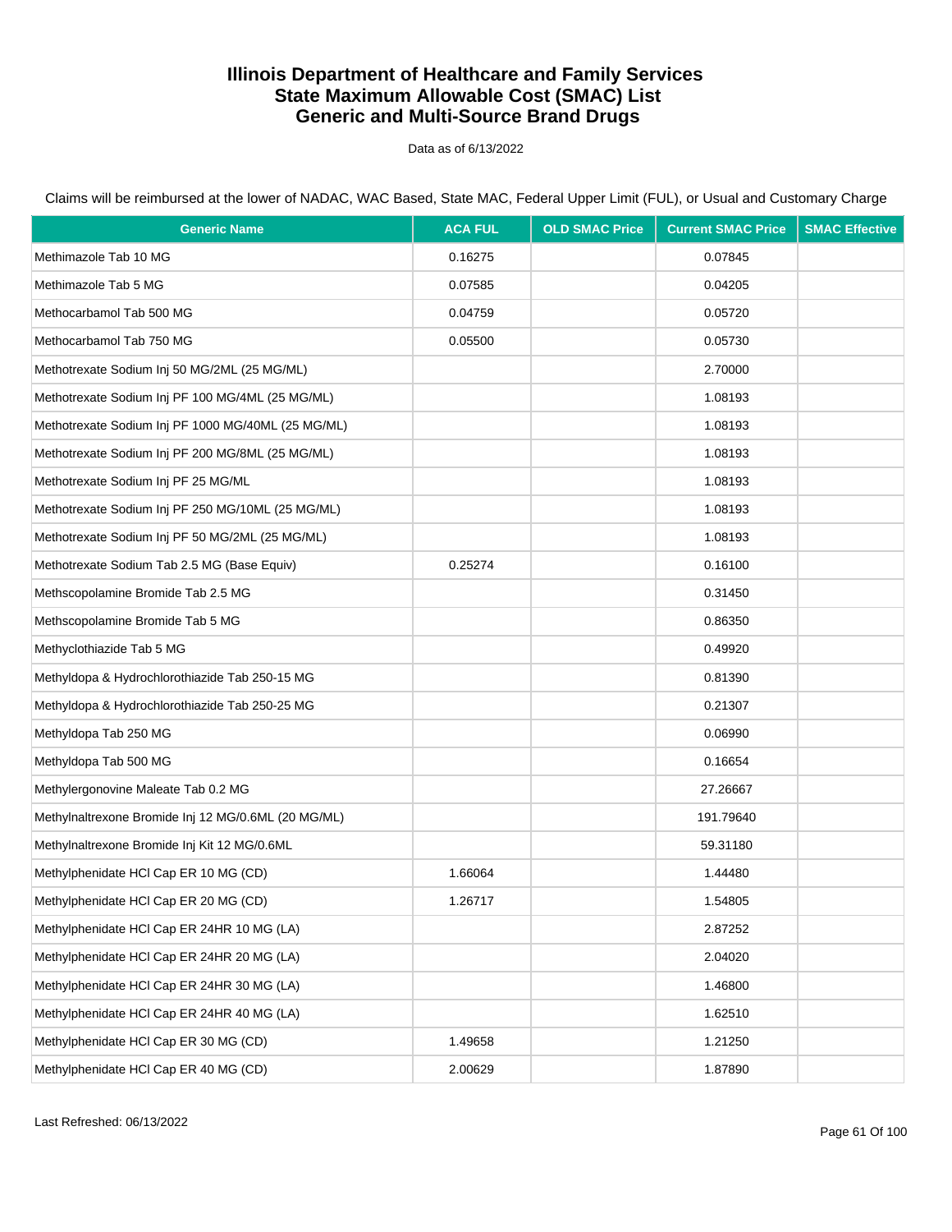# Illinois Department of Healthcare and Family Services
# State Maximum Allowable Cost (SMAC) List
# Generic and Multi-Source Brand Drugs

Data as of 6/13/2022

Claims will be reimbursed at the lower of NADAC, WAC Based, State MAC, Federal Upper Limit (FUL), or Usual and Customary Charge

| Generic Name | ACA FUL | OLD SMAC Price | Current SMAC Price | SMAC Effective |
|---|---|---|---|---|
| Methimazole Tab 10 MG | 0.16275 | | 0.07845 | |
| Methimazole Tab 5 MG | 0.07585 | | 0.04205 | |
| Methocarbamol Tab 500 MG | 0.04759 | | 0.05720 | |
| Methocarbamol Tab 750 MG | 0.05500 | | 0.05730 | |
| Methotrexate Sodium Inj 50 MG/2ML (25 MG/ML) | | | 2.70000 | |
| Methotrexate Sodium Inj PF 100 MG/4ML (25 MG/ML) | | | 1.08193 | |
| Methotrexate Sodium Inj PF 1000 MG/40ML (25 MG/ML) | | | 1.08193 | |
| Methotrexate Sodium Inj PF 200 MG/8ML (25 MG/ML) | | | 1.08193 | |
| Methotrexate Sodium Inj PF 25 MG/ML | | | 1.08193 | |
| Methotrexate Sodium Inj PF 250 MG/10ML (25 MG/ML) | | | 1.08193 | |
| Methotrexate Sodium Inj PF 50 MG/2ML (25 MG/ML) | | | 1.08193 | |
| Methotrexate Sodium Tab 2.5 MG (Base Equiv) | 0.25274 | | 0.16100 | |
| Methscopolamine Bromide Tab 2.5 MG | | | 0.31450 | |
| Methscopolamine Bromide Tab 5 MG | | | 0.86350 | |
| Methyclothiazide Tab 5 MG | | | 0.49920 | |
| Methyldopa & Hydrochlorothiazide Tab 250-15 MG | | | 0.81390 | |
| Methyldopa & Hydrochlorothiazide Tab 250-25 MG | | | 0.21307 | |
| Methyldopa Tab 250 MG | | | 0.06990 | |
| Methyldopa Tab 500 MG | | | 0.16654 | |
| Methylergonovine Maleate Tab 0.2 MG | | | 27.26667 | |
| Methylnaltrexone Bromide Inj 12 MG/0.6ML (20 MG/ML) | | | 191.79640 | |
| Methylnaltrexone Bromide Inj Kit 12 MG/0.6ML | | | 59.31180 | |
| Methylphenidate HCl Cap ER 10 MG (CD) | 1.66064 | | 1.44480 | |
| Methylphenidate HCl Cap ER 20 MG (CD) | 1.26717 | | 1.54805 | |
| Methylphenidate HCl Cap ER 24HR 10 MG (LA) | | | 2.87252 | |
| Methylphenidate HCl Cap ER 24HR 20 MG (LA) | | | 2.04020 | |
| Methylphenidate HCl Cap ER 24HR 30 MG (LA) | | | 1.46800 | |
| Methylphenidate HCl Cap ER 24HR 40 MG (LA) | | | 1.62510 | |
| Methylphenidate HCl Cap ER 30 MG (CD) | 1.49658 | | 1.21250 | |
| Methylphenidate HCl Cap ER 40 MG (CD) | 2.00629 | | 1.87890 | |

Last Refreshed: 06/13/2022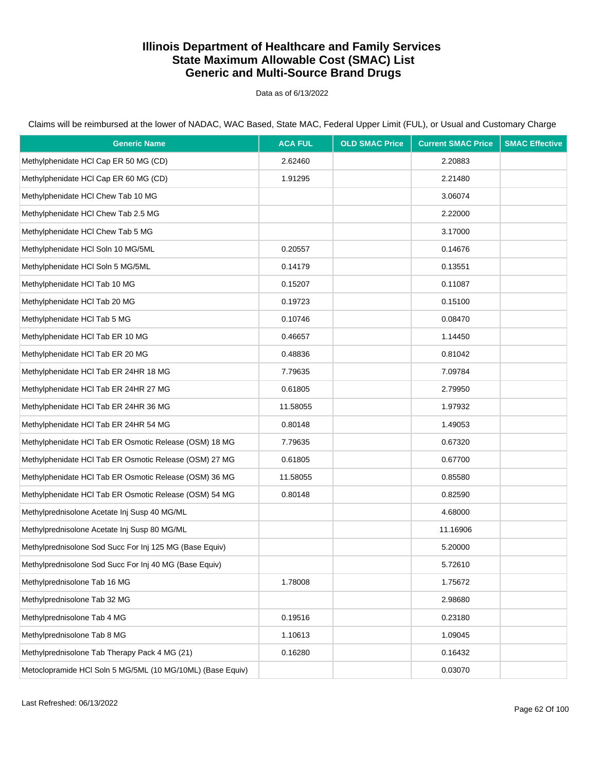# Illinois Department of Healthcare and Family Services
# State Maximum Allowable Cost (SMAC) List
# Generic and Multi-Source Brand Drugs

Data as of 6/13/2022

Claims will be reimbursed at the lower of NADAC, WAC Based, State MAC, Federal Upper Limit (FUL), or Usual and Customary Charge

| Generic Name | ACA FUL | OLD SMAC Price | Current SMAC Price | SMAC Effective |
|---|---|---|---|---|
| Methylphenidate HCl Cap ER 50 MG (CD) | 2.62460 | | 2.20883 | |
| Methylphenidate HCl Cap ER 60 MG (CD) | 1.91295 | | 2.21480 | |
| Methylphenidate HCl Chew Tab 10 MG | | | 3.06074 | |
| Methylphenidate HCl Chew Tab 2.5 MG | | | 2.22000 | |
| Methylphenidate HCl Chew Tab 5 MG | | | 3.17000 | |
| Methylphenidate HCl Soln 10 MG/5ML | 0.20557 | | 0.14676 | |
| Methylphenidate HCl Soln 5 MG/5ML | 0.14179 | | 0.13551 | |
| Methylphenidate HCl Tab 10 MG | 0.15207 | | 0.11087 | |
| Methylphenidate HCl Tab 20 MG | 0.19723 | | 0.15100 | |
| Methylphenidate HCl Tab 5 MG | 0.10746 | | 0.08470 | |
| Methylphenidate HCl Tab ER 10 MG | 0.46657 | | 1.14450 | |
| Methylphenidate HCl Tab ER 20 MG | 0.48836 | | 0.81042 | |
| Methylphenidate HCl Tab ER 24HR 18 MG | 7.79635 | | 7.09784 | |
| Methylphenidate HCl Tab ER 24HR 27 MG | 0.61805 | | 2.79950 | |
| Methylphenidate HCl Tab ER 24HR 36 MG | 11.58055 | | 1.97932 | |
| Methylphenidate HCl Tab ER 24HR 54 MG | 0.80148 | | 1.49053 | |
| Methylphenidate HCl Tab ER Osmotic Release (OSM) 18 MG | 7.79635 | | 0.67320 | |
| Methylphenidate HCl Tab ER Osmotic Release (OSM) 27 MG | 0.61805 | | 0.67700 | |
| Methylphenidate HCl Tab ER Osmotic Release (OSM) 36 MG | 11.58055 | | 0.85580 | |
| Methylphenidate HCl Tab ER Osmotic Release (OSM) 54 MG | 0.80148 | | 0.82590 | |
| Methylprednisolone Acetate Inj Susp 40 MG/ML | | | 4.68000 | |
| Methylprednisolone Acetate Inj Susp 80 MG/ML | | | 11.16906 | |
| Methylprednisolone Sod Succ For Inj 125 MG (Base Equiv) | | | 5.20000 | |
| Methylprednisolone Sod Succ For Inj 40 MG (Base Equiv) | | | 5.72610 | |
| Methylprednisolone Tab 16 MG | 1.78008 | | 1.75672 | |
| Methylprednisolone Tab 32 MG | | | 2.98680 | |
| Methylprednisolone Tab 4 MG | 0.19516 | | 0.23180 | |
| Methylprednisolone Tab 8 MG | 1.10613 | | 1.09045 | |
| Methylprednisolone Tab Therapy Pack 4 MG (21) | 0.16280 | | 0.16432 | |
| Metoclopramide HCl Soln 5 MG/5ML (10 MG/10ML) (Base Equiv) | | | 0.03070 | |

Last Refreshed: 06/13/2022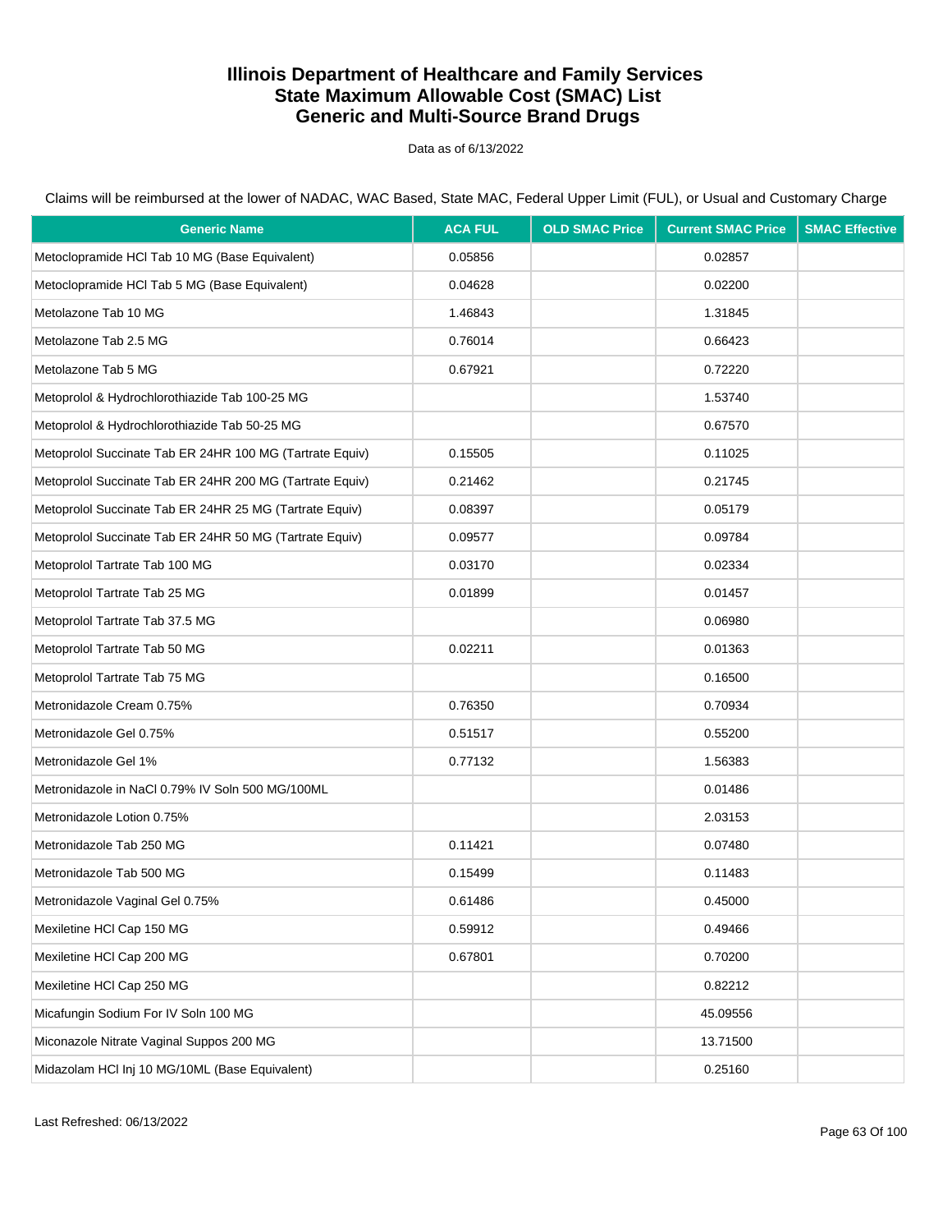# Illinois Department of Healthcare and Family Services
# State Maximum Allowable Cost (SMAC) List
# Generic and Multi-Source Brand Drugs

Data as of 6/13/2022

Claims will be reimbursed at the lower of NADAC, WAC Based, State MAC, Federal Upper Limit (FUL), or Usual and Customary Charge

| Generic Name | ACA FUL | OLD SMAC Price | Current SMAC Price | SMAC Effective |
|---|---|---|---|---|
| Metoclopramide HCl Tab 10 MG (Base Equivalent) | 0.05856 | | 0.02857 | |
| Metoclopramide HCl Tab 5 MG (Base Equivalent) | 0.04628 | | 0.02200 | |
| Metolazone Tab 10 MG | 1.46843 | | 1.31845 | |
| Metolazone Tab 2.5 MG | 0.76014 | | 0.66423 | |
| Metolazone Tab 5 MG | 0.67921 | | 0.72220 | |
| Metoprolol & Hydrochlorothiazide Tab 100-25 MG | | | 1.53740 | |
| Metoprolol & Hydrochlorothiazide Tab 50-25 MG | | | 0.67570 | |
| Metoprolol Succinate Tab ER 24HR 100 MG (Tartrate Equiv) | 0.15505 | | 0.11025 | |
| Metoprolol Succinate Tab ER 24HR 200 MG (Tartrate Equiv) | 0.21462 | | 0.21745 | |
| Metoprolol Succinate Tab ER 24HR 25 MG (Tartrate Equiv) | 0.08397 | | 0.05179 | |
| Metoprolol Succinate Tab ER 24HR 50 MG (Tartrate Equiv) | 0.09577 | | 0.09784 | |
| Metoprolol Tartrate Tab 100 MG | 0.03170 | | 0.02334 | |
| Metoprolol Tartrate Tab 25 MG | 0.01899 | | 0.01457 | |
| Metoprolol Tartrate Tab 37.5 MG | | | 0.06980 | |
| Metoprolol Tartrate Tab 50 MG | 0.02211 | | 0.01363 | |
| Metoprolol Tartrate Tab 75 MG | | | 0.16500 | |
| Metronidazole Cream 0.75% | 0.76350 | | 0.70934 | |
| Metronidazole Gel 0.75% | 0.51517 | | 0.55200 | |
| Metronidazole Gel 1% | 0.77132 | | 1.56383 | |
| Metronidazole in NaCl 0.79% IV Soln 500 MG/100ML | | | 0.01486 | |
| Metronidazole Lotion 0.75% | | | 2.03153 | |
| Metronidazole Tab 250 MG | 0.11421 | | 0.07480 | |
| Metronidazole Tab 500 MG | 0.15499 | | 0.11483 | |
| Metronidazole Vaginal Gel 0.75% | 0.61486 | | 0.45000 | |
| Mexiletine HCl Cap 150 MG | 0.59912 | | 0.49466 | |
| Mexiletine HCl Cap 200 MG | 0.67801 | | 0.70200 | |
| Mexiletine HCl Cap 250 MG | | | 0.82212 | |
| Micafungin Sodium For IV Soln 100 MG | | | 45.09556 | |
| Miconazole Nitrate Vaginal Suppos 200 MG | | | 13.71500 | |
| Midazolam HCl Inj 10 MG/10ML (Base Equivalent) | | | 0.25160 | |

Last Refreshed: 06/13/2022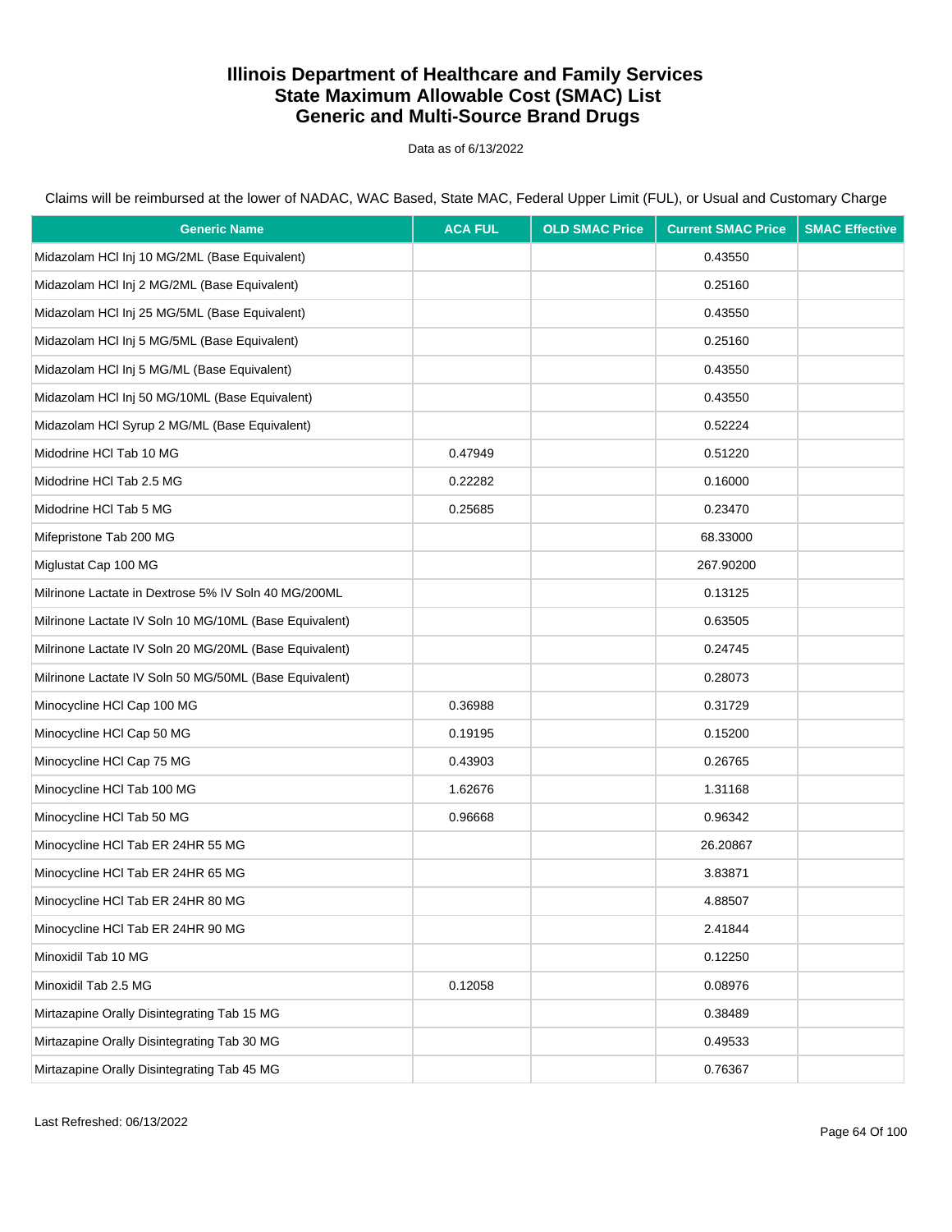# Illinois Department of Healthcare and Family Services
# State Maximum Allowable Cost (SMAC) List
# Generic and Multi-Source Brand Drugs

Data as of 6/13/2022

Claims will be reimbursed at the lower of NADAC, WAC Based, State MAC, Federal Upper Limit (FUL), or Usual and Customary Charge

| Generic Name | ACA FUL | OLD SMAC Price | Current SMAC Price | SMAC Effective |
|---|---|---|---|---|
| Midazolam HCl Inj 10 MG/2ML (Base Equivalent) | | | 0.43550 | |
| Midazolam HCl Inj 2 MG/2ML (Base Equivalent) | | | 0.25160 | |
| Midazolam HCl Inj 25 MG/5ML (Base Equivalent) | | | 0.43550 | |
| Midazolam HCl Inj 5 MG/5ML (Base Equivalent) | | | 0.25160 | |
| Midazolam HCl Inj 5 MG/ML (Base Equivalent) | | | 0.43550 | |
| Midazolam HCl Inj 50 MG/10ML (Base Equivalent) | | | 0.43550 | |
| Midazolam HCl Syrup 2 MG/ML (Base Equivalent) | | | 0.52224 | |
| Midodrine HCl Tab 10 MG | 0.47949 | | 0.51220 | |
| Midodrine HCl Tab 2.5 MG | 0.22282 | | 0.16000 | |
| Midodrine HCl Tab 5 MG | 0.25685 | | 0.23470 | |
| Mifepristone Tab 200 MG | | | 68.33000 | |
| Miglustat Cap 100 MG | | | 267.90200 | |
| Milrinone Lactate in Dextrose 5% IV Soln 40 MG/200ML | | | 0.13125 | |
| Milrinone Lactate IV Soln 10 MG/10ML (Base Equivalent) | | | 0.63505 | |
| Milrinone Lactate IV Soln 20 MG/20ML (Base Equivalent) | | | 0.24745 | |
| Milrinone Lactate IV Soln 50 MG/50ML (Base Equivalent) | | | 0.28073 | |
| Minocycline HCl Cap 100 MG | 0.36988 | | 0.31729 | |
| Minocycline HCl Cap 50 MG | 0.19195 | | 0.15200 | |
| Minocycline HCl Cap 75 MG | 0.43903 | | 0.26765 | |
| Minocycline HCl Tab 100 MG | 1.62676 | | 1.31168 | |
| Minocycline HCl Tab 50 MG | 0.96668 | | 0.96342 | |
| Minocycline HCl Tab ER 24HR 55 MG | | | 26.20867 | |
| Minocycline HCl Tab ER 24HR 65 MG | | | 3.83871 | |
| Minocycline HCl Tab ER 24HR 80 MG | | | 4.88507 | |
| Minocycline HCl Tab ER 24HR 90 MG | | | 2.41844 | |
| Minoxidil Tab 10 MG | | | 0.12250 | |
| Minoxidil Tab 2.5 MG | 0.12058 | | 0.08976 | |
| Mirtazapine Orally Disintegrating Tab 15 MG | | | 0.38489 | |
| Mirtazapine Orally Disintegrating Tab 30 MG | | | 0.49533 | |
| Mirtazapine Orally Disintegrating Tab 45 MG | | | 0.76367 | |

Last Refreshed: 06/13/2022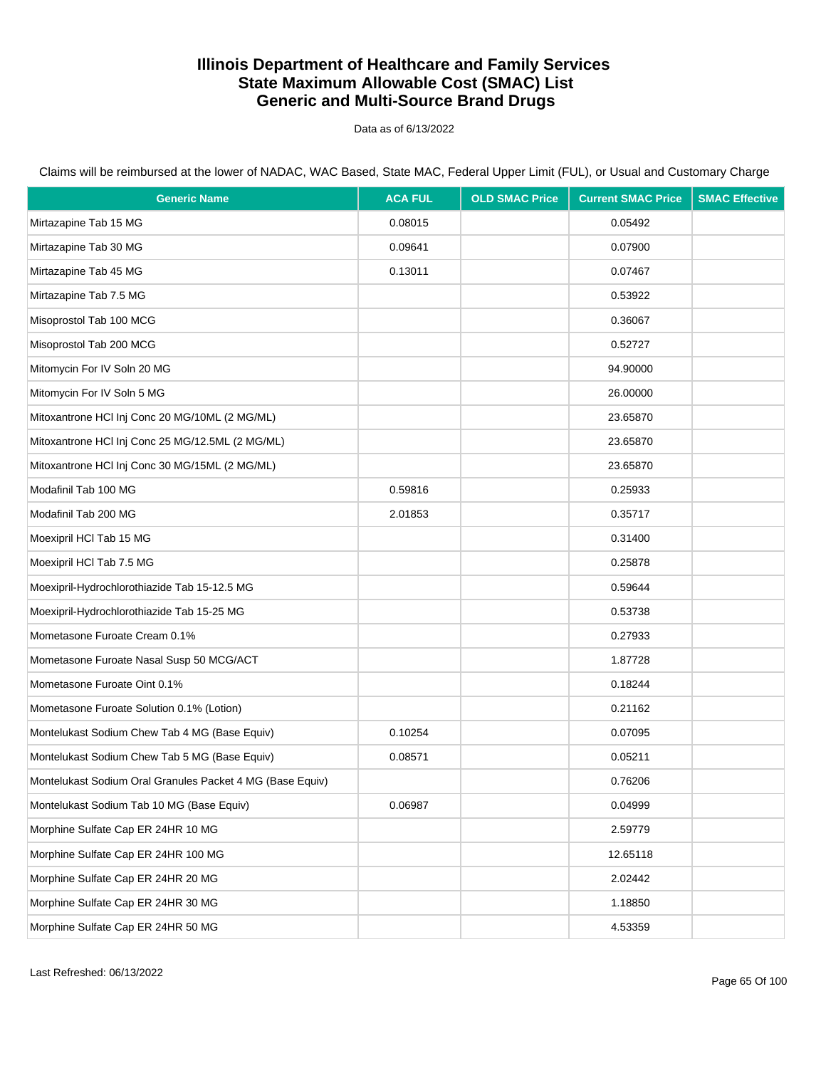# Illinois Department of Healthcare and Family Services
## State Maximum Allowable Cost (SMAC) List
## Generic and Multi-Source Brand Drugs

Data as of 6/13/2022

Claims will be reimbursed at the lower of NADAC, WAC Based, State MAC, Federal Upper Limit (FUL), or Usual and Customary Charge

| Generic Name | ACA FUL | OLD SMAC Price | Current SMAC Price | SMAC Effective |
|---|---|---|---|---|
| Mirtazapine Tab 15 MG | 0.08015 | | 0.05492 | |
| Mirtazapine Tab 30 MG | 0.09641 | | 0.07900 | |
| Mirtazapine Tab 45 MG | 0.13011 | | 0.07467 | |
| Mirtazapine Tab 7.5 MG | | | 0.53922 | |
| Misoprostol Tab 100 MCG | | | 0.36067 | |
| Misoprostol Tab 200 MCG | | | 0.52727 | |
| Mitomycin For IV Soln 20 MG | | | 94.90000 | |
| Mitomycin For IV Soln 5 MG | | | 26.00000 | |
| Mitoxantrone HCl Inj Conc 20 MG/10ML (2 MG/ML) | | | 23.65870 | |
| Mitoxantrone HCl Inj Conc 25 MG/12.5ML (2 MG/ML) | | | 23.65870 | |
| Mitoxantrone HCl Inj Conc 30 MG/15ML (2 MG/ML) | | | 23.65870 | |
| Modafinil Tab 100 MG | 0.59816 | | 0.25933 | |
| Modafinil Tab 200 MG | 2.01853 | | 0.35717 | |
| Moexipril HCl Tab 15 MG | | | 0.31400 | |
| Moexipril HCl Tab 7.5 MG | | | 0.25878 | |
| Moexipril-Hydrochlorothiazide Tab 15-12.5 MG | | | 0.59644 | |
| Moexipril-Hydrochlorothiazide Tab 15-25 MG | | | 0.53738 | |
| Mometasone Furoate Cream 0.1% | | | 0.27933 | |
| Mometasone Furoate Nasal Susp 50 MCG/ACT | | | 1.87728 | |
| Mometasone Furoate Oint 0.1% | | | 0.18244 | |
| Mometasone Furoate Solution 0.1% (Lotion) | | | 0.21162 | |
| Montelukast Sodium Chew Tab 4 MG (Base Equiv) | 0.10254 | | 0.07095 | |
| Montelukast Sodium Chew Tab 5 MG (Base Equiv) | 0.08571 | | 0.05211 | |
| Montelukast Sodium Oral Granules Packet 4 MG (Base Equiv) | | | 0.76206 | |
| Montelukast Sodium Tab 10 MG (Base Equiv) | 0.06987 | | 0.04999 | |
| Morphine Sulfate Cap ER 24HR 10 MG | | | 2.59779 | |
| Morphine Sulfate Cap ER 24HR 100 MG | | | 12.65118 | |
| Morphine Sulfate Cap ER 24HR 20 MG | | | 2.02442 | |
| Morphine Sulfate Cap ER 24HR 30 MG | | | 1.18850 | |
| Morphine Sulfate Cap ER 24HR 50 MG | | | 4.53359 | |

Last Refreshed: 06/13/2022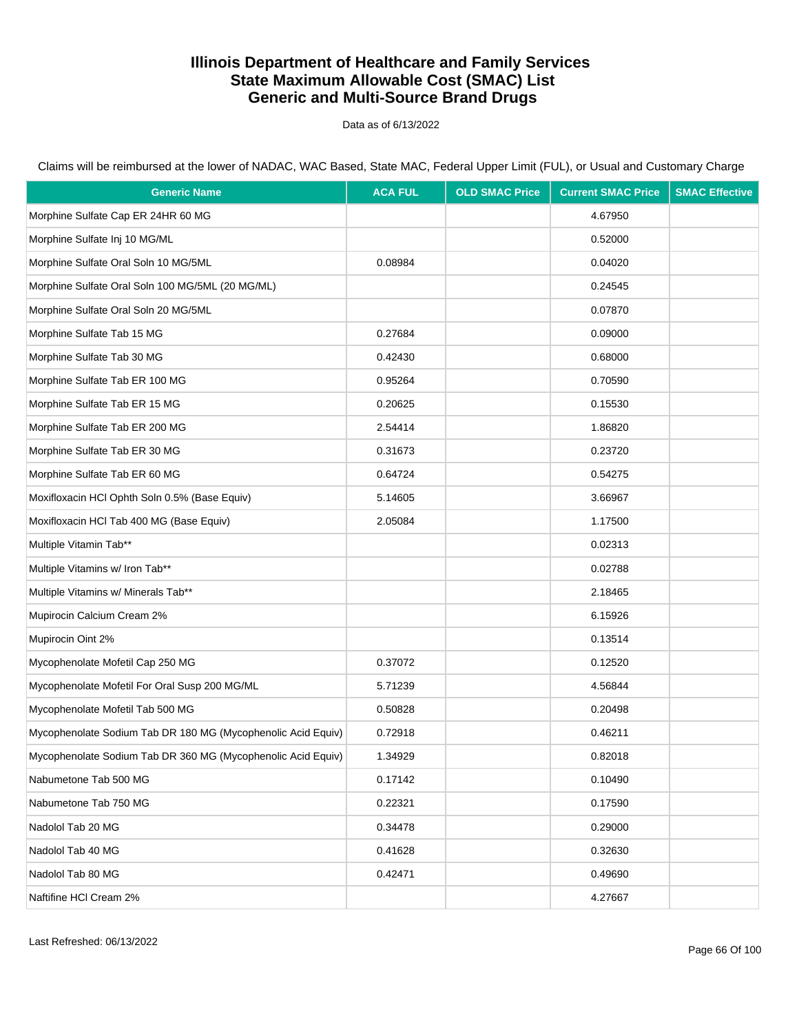# Illinois Department of Healthcare and Family Services
# State Maximum Allowable Cost (SMAC) List
# Generic and Multi-Source Brand Drugs

Data as of 6/13/2022

Claims will be reimbursed at the lower of NADAC, WAC Based, State MAC, Federal Upper Limit (FUL), or Usual and Customary Charge

| Generic Name | ACA FUL | OLD SMAC Price | Current SMAC Price | SMAC Effective |
|---|---|---|---|---|
| Morphine Sulfate Cap ER 24HR 60 MG | | | 4.67950 | |
| Morphine Sulfate Inj 10 MG/ML | | | 0.52000 | |
| Morphine Sulfate Oral Soln 10 MG/5ML | 0.08984 | | 0.04020 | |
| Morphine Sulfate Oral Soln 100 MG/5ML (20 MG/ML) | | | 0.24545 | |
| Morphine Sulfate Oral Soln 20 MG/5ML | | | 0.07870 | |
| Morphine Sulfate Tab 15 MG | 0.27684 | | 0.09000 | |
| Morphine Sulfate Tab 30 MG | 0.42430 | | 0.68000 | |
| Morphine Sulfate Tab ER 100 MG | 0.95264 | | 0.70590 | |
| Morphine Sulfate Tab ER 15 MG | 0.20625 | | 0.15530 | |
| Morphine Sulfate Tab ER 200 MG | 2.54414 | | 1.86820 | |
| Morphine Sulfate Tab ER 30 MG | 0.31673 | | 0.23720 | |
| Morphine Sulfate Tab ER 60 MG | 0.64724 | | 0.54275 | |
| Moxifloxacin HCl Ophth Soln 0.5% (Base Equiv) | 5.14605 | | 3.66967 | |
| Moxifloxacin HCl Tab 400 MG (Base Equiv) | 2.05084 | | 1.17500 | |
| Multiple Vitamin Tab** | | | 0.02313 | |
| Multiple Vitamins w/ Iron Tab** | | | 0.02788 | |
| Multiple Vitamins w/ Minerals Tab** | | | 2.18465 | |
| Mupirocin Calcium Cream 2% | | | 6.15926 | |
| Mupirocin Oint 2% | | | 0.13514 | |
| Mycophenolate Mofetil Cap 250 MG | 0.37072 | | 0.12520 | |
| Mycophenolate Mofetil For Oral Susp 200 MG/ML | 5.71239 | | 4.56844 | |
| Mycophenolate Mofetil Tab 500 MG | 0.50828 | | 0.20498 | |
| Mycophenolate Sodium Tab DR 180 MG (Mycophenolic Acid Equiv) | 0.72918 | | 0.46211 | |
| Mycophenolate Sodium Tab DR 360 MG (Mycophenolic Acid Equiv) | 1.34929 | | 0.82018 | |
| Nabumetone Tab 500 MG | 0.17142 | | 0.10490 | |
| Nabumetone Tab 750 MG | 0.22321 | | 0.17590 | |
| Nadolol Tab 20 MG | 0.34478 | | 0.29000 | |
| Nadolol Tab 40 MG | 0.41628 | | 0.32630 | |
| Nadolol Tab 80 MG | 0.42471 | | 0.49690 | |
| Naftifine HCl Cream 2% | | | 4.27667 | |

Last Refreshed: 06/13/2022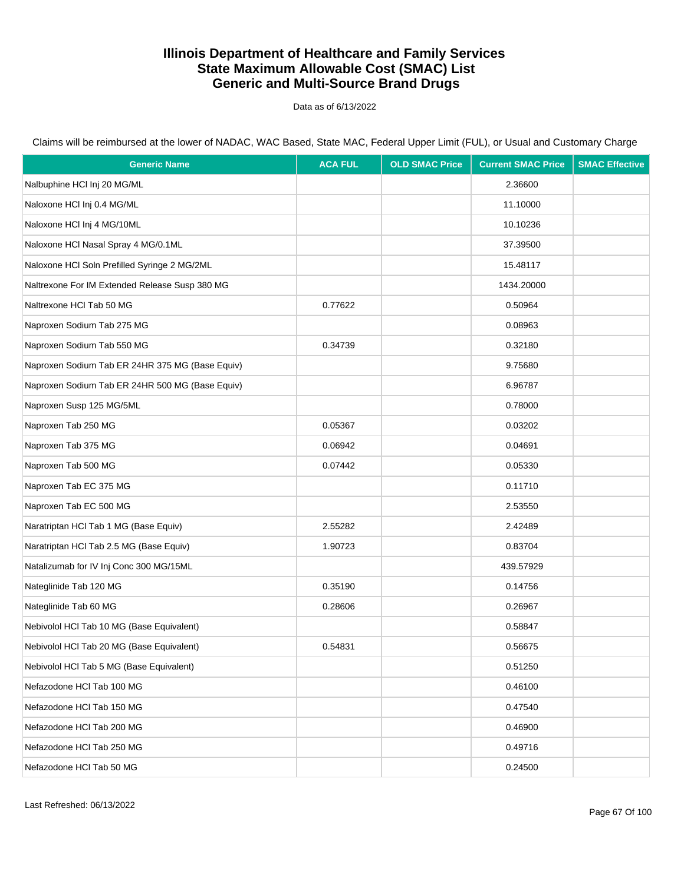# Illinois Department of Healthcare and Family Services
# State Maximum Allowable Cost (SMAC) List
# Generic and Multi-Source Brand Drugs

Data as of 6/13/2022

Claims will be reimbursed at the lower of NADAC, WAC Based, State MAC, Federal Upper Limit (FUL), or Usual and Customary Charge

| Generic Name | ACA FUL | OLD SMAC Price | Current SMAC Price | SMAC Effective |
|---|---|---|---|---|
| Nalbuphine HCl Inj 20 MG/ML | | | 2.36600 | |
| Naloxone HCl Inj 0.4 MG/ML | | | 11.10000 | |
| Naloxone HCl Inj 4 MG/10ML | | | 10.10236 | |
| Naloxone HCl Nasal Spray 4 MG/0.1ML | | | 37.39500 | |
| Naloxone HCl Soln Prefilled Syringe 2 MG/2ML | | | 15.48117 | |
| Naltrexone For IM Extended Release Susp 380 MG | | | 1434.20000 | |
| Naltrexone HCl Tab 50 MG | 0.77622 | | 0.50964 | |
| Naproxen Sodium Tab 275 MG | | | 0.08963 | |
| Naproxen Sodium Tab 550 MG | 0.34739 | | 0.32180 | |
| Naproxen Sodium Tab ER 24HR 375 MG (Base Equiv) | | | 9.75680 | |
| Naproxen Sodium Tab ER 24HR 500 MG (Base Equiv) | | | 6.96787 | |
| Naproxen Susp 125 MG/5ML | | | 0.78000 | |
| Naproxen Tab 250 MG | 0.05367 | | 0.03202 | |
| Naproxen Tab 375 MG | 0.06942 | | 0.04691 | |
| Naproxen Tab 500 MG | 0.07442 | | 0.05330 | |
| Naproxen Tab EC 375 MG | | | 0.11710 | |
| Naproxen Tab EC 500 MG | | | 2.53550 | |
| Naratriptan HCl Tab 1 MG (Base Equiv) | 2.55282 | | 2.42489 | |
| Naratriptan HCl Tab 2.5 MG (Base Equiv) | 1.90723 | | 0.83704 | |
| Natalizumab for IV Inj Conc 300 MG/15ML | | | 439.57929 | |
| Nateglinide Tab 120 MG | 0.35190 | | 0.14756 | |
| Nateglinide Tab 60 MG | 0.28606 | | 0.26967 | |
| Nebivolol HCl Tab 10 MG (Base Equivalent) | | | 0.58847 | |
| Nebivolol HCl Tab 20 MG (Base Equivalent) | 0.54831 | | 0.56675 | |
| Nebivolol HCl Tab 5 MG (Base Equivalent) | | | 0.51250 | |
| Nefazodone HCl Tab 100 MG | | | 0.46100 | |
| Nefazodone HCl Tab 150 MG | | | 0.47540 | |
| Nefazodone HCl Tab 200 MG | | | 0.46900 | |
| Nefazodone HCl Tab 250 MG | | | 0.49716 | |
| Nefazodone HCl Tab 50 MG | | | 0.24500 | |

Last Refreshed: 06/13/2022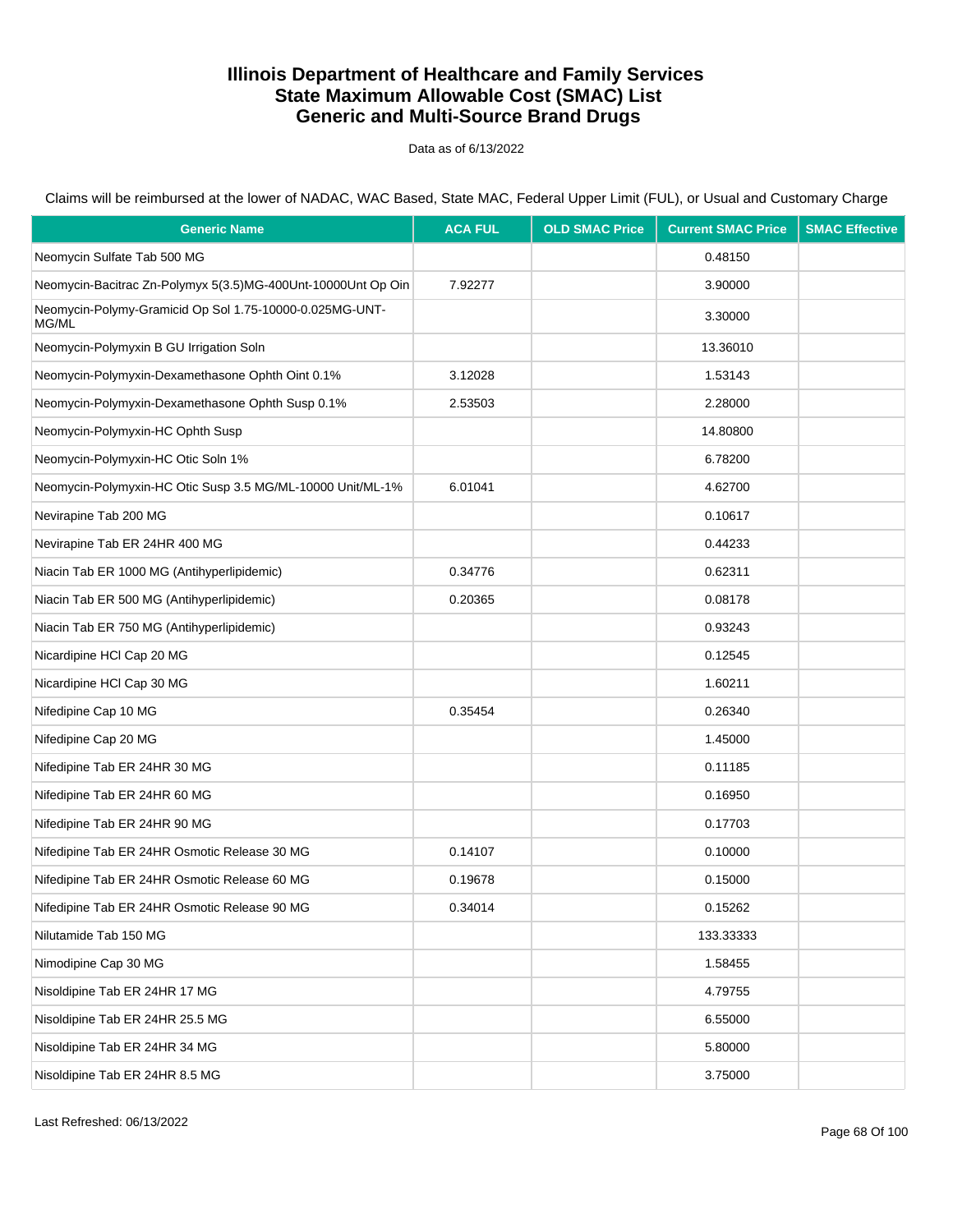# Illinois Department of Healthcare and Family Services
# State Maximum Allowable Cost (SMAC) List
# Generic and Multi-Source Brand Drugs

Data as of 6/13/2022

Claims will be reimbursed at the lower of NADAC, WAC Based, State MAC, Federal Upper Limit (FUL), or Usual and Customary Charge

| Generic Name | ACA FUL | OLD SMAC Price | Current SMAC Price | SMAC Effective |
|---|---|---|---|---|
| Neomycin Sulfate Tab 500 MG | | | 0.48150 | |
| Neomycin-Bacitrac Zn-Polymyx 5(3.5)MG-400Unt-10000Unt Op Oin | 7.92277 | | 3.90000 | |
| Neomycin-Polymy-Gramicid Op Sol 1.75-10000-0.025MG-UNT-MG/ML | | | 3.30000 | |
| Neomycin-Polymyxin B GU Irrigation Soln | | | 13.36010 | |
| Neomycin-Polymyxin-Dexamethasone Ophth Oint 0.1% | 3.12028 | | 1.53143 | |
| Neomycin-Polymyxin-Dexamethasone Ophth Susp 0.1% | 2.53503 | | 2.28000 | |
| Neomycin-Polymyxin-HC Ophth Susp | | | 14.80800 | |
| Neomycin-Polymyxin-HC Otic Soln 1% | | | 6.78200 | |
| Neomycin-Polymyxin-HC Otic Susp 3.5 MG/ML-10000 Unit/ML-1% | 6.01041 | | 4.62700 | |
| Nevirapine Tab 200 MG | | | 0.10617 | |
| Nevirapine Tab ER 24HR 400 MG | | | 0.44233 | |
| Niacin Tab ER 1000 MG (Antihyperlipidemic) | 0.34776 | | 0.62311 | |
| Niacin Tab ER 500 MG (Antihyperlipidemic) | 0.20365 | | 0.08178 | |
| Niacin Tab ER 750 MG (Antihyperlipidemic) | | | 0.93243 | |
| Nicardipine HCl Cap 20 MG | | | 0.12545 | |
| Nicardipine HCl Cap 30 MG | | | 1.60211 | |
| Nifedipine Cap 10 MG | 0.35454 | | 0.26340 | |
| Nifedipine Cap 20 MG | | | 1.45000 | |
| Nifedipine Tab ER 24HR 30 MG | | | 0.11185 | |
| Nifedipine Tab ER 24HR 60 MG | | | 0.16950 | |
| Nifedipine Tab ER 24HR 90 MG | | | 0.17703 | |
| Nifedipine Tab ER 24HR Osmotic Release 30 MG | 0.14107 | | 0.10000 | |
| Nifedipine Tab ER 24HR Osmotic Release 60 MG | 0.19678 | | 0.15000 | |
| Nifedipine Tab ER 24HR Osmotic Release 90 MG | 0.34014 | | 0.15262 | |
| Nilutamide Tab 150 MG | | | 133.33333 | |
| Nimodipine Cap 30 MG | | | 1.58455 | |
| Nisoldipine Tab ER 24HR 17 MG | | | 4.79755 | |
| Nisoldipine Tab ER 24HR 25.5 MG | | | 6.55000 | |
| Nisoldipine Tab ER 24HR 34 MG | | | 5.80000 | |
| Nisoldipine Tab ER 24HR 8.5 MG | | | 3.75000 | |

Last Refreshed: 06/13/2022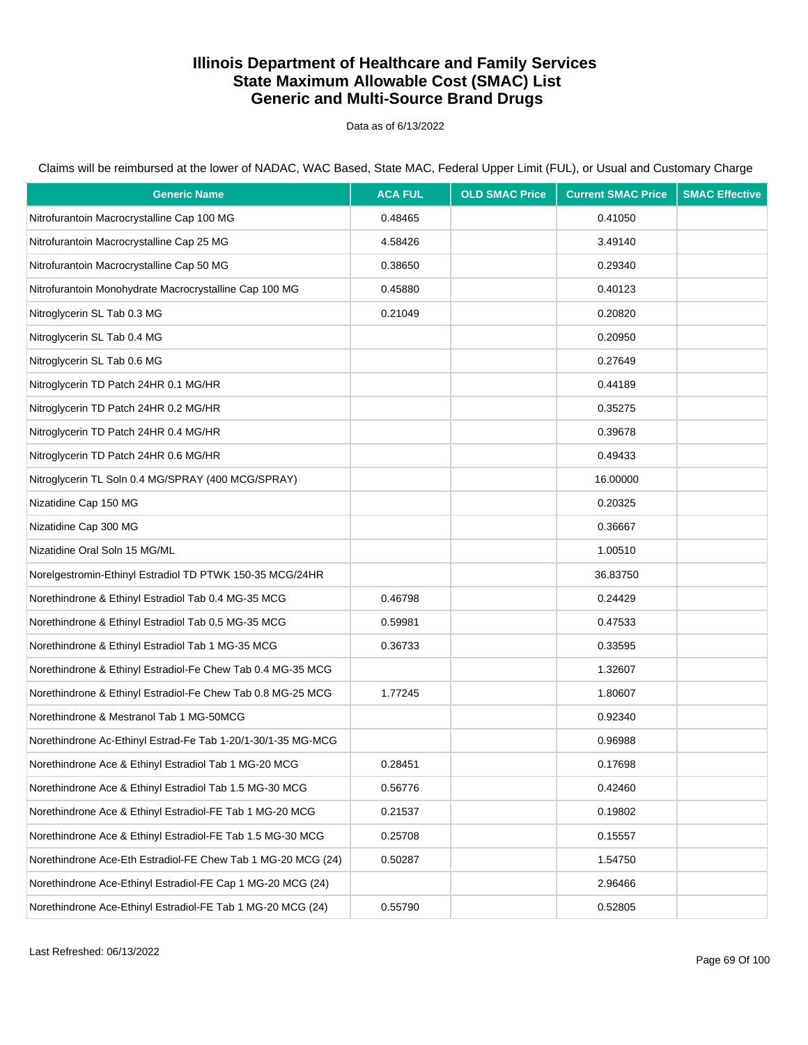# Illinois Department of Healthcare and Family Services
# State Maximum Allowable Cost (SMAC) List
# Generic and Multi-Source Brand Drugs

Data as of 6/13/2022

Claims will be reimbursed at the lower of NADAC, WAC Based, State MAC, Federal Upper Limit (FUL), or Usual and Customary Charge

| Generic Name | ACA FUL | OLD SMAC Price | Current SMAC Price | SMAC Effective |
|---|---|---|---|---|
| Nitrofurantoin Macrocrystalline Cap 100 MG | 0.48465 | | 0.41050 | |
| Nitrofurantoin Macrocrystalline Cap 25 MG | 4.58426 | | 3.49140 | |
| Nitrofurantoin Macrocrystalline Cap 50 MG | 0.38650 | | 0.29340 | |
| Nitrofurantoin Monohydrate Macrocrystalline Cap 100 MG | 0.45880 | | 0.40123 | |
| Nitroglycerin SL Tab 0.3 MG | 0.21049 | | 0.20820 | |
| Nitroglycerin SL Tab 0.4 MG | | | 0.20950 | |
| Nitroglycerin SL Tab 0.6 MG | | | 0.27649 | |
| Nitroglycerin TD Patch 24HR 0.1 MG/HR | | | 0.44189 | |
| Nitroglycerin TD Patch 24HR 0.2 MG/HR | | | 0.35275 | |
| Nitroglycerin TD Patch 24HR 0.4 MG/HR | | | 0.39678 | |
| Nitroglycerin TD Patch 24HR 0.6 MG/HR | | | 0.49433 | |
| Nitroglycerin TL Soln 0.4 MG/SPRAY (400 MCG/SPRAY) | | | 16.00000 | |
| Nizatidine Cap 150 MG | | | 0.20325 | |
| Nizatidine Cap 300 MG | | | 0.36667 | |
| Nizatidine Oral Soln 15 MG/ML | | | 1.00510 | |
| Norelgestromin-Ethinyl Estradiol TD PTWK 150-35 MCG/24HR | | | 36.83750 | |
| Norethindrone & Ethinyl Estradiol Tab 0.4 MG-35 MCG | 0.46798 | | 0.24429 | |
| Norethindrone & Ethinyl Estradiol Tab 0.5 MG-35 MCG | 0.59981 | | 0.47533 | |
| Norethindrone & Ethinyl Estradiol Tab 1 MG-35 MCG | 0.36733 | | 0.33595 | |
| Norethindrone & Ethinyl Estradiol-Fe Chew Tab 0.4 MG-35 MCG | | | 1.32607 | |
| Norethindrone & Ethinyl Estradiol-Fe Chew Tab 0.8 MG-25 MCG | 1.77245 | | 1.80607 | |
| Norethindrone & Mestranol Tab 1 MG-50MCG | | | 0.92340 | |
| Norethindrone Ac-Ethinyl Estrad-Fe Tab 1-20/1-30/1-35 MG-MCG | | | 0.96988 | |
| Norethindrone Ace & Ethinyl Estradiol Tab 1 MG-20 MCG | 0.28451 | | 0.17698 | |
| Norethindrone Ace & Ethinyl Estradiol Tab 1.5 MG-30 MCG | 0.56776 | | 0.42460 | |
| Norethindrone Ace & Ethinyl Estradiol-FE Tab 1 MG-20 MCG | 0.21537 | | 0.19802 | |
| Norethindrone Ace & Ethinyl Estradiol-FE Tab 1.5 MG-30 MCG | 0.25708 | | 0.15557 | |
| Norethindrone Ace-Eth Estradiol-FE Chew Tab 1 MG-20 MCG (24) | 0.50287 | | 1.54750 | |
| Norethindrone Ace-Ethinyl Estradiol-FE Cap 1 MG-20 MCG (24) | | | 2.96466 | |
| Norethindrone Ace-Ethinyl Estradiol-FE Tab 1 MG-20 MCG (24) | 0.55790 | | 0.52805 | |

Last Refreshed: 06/13/2022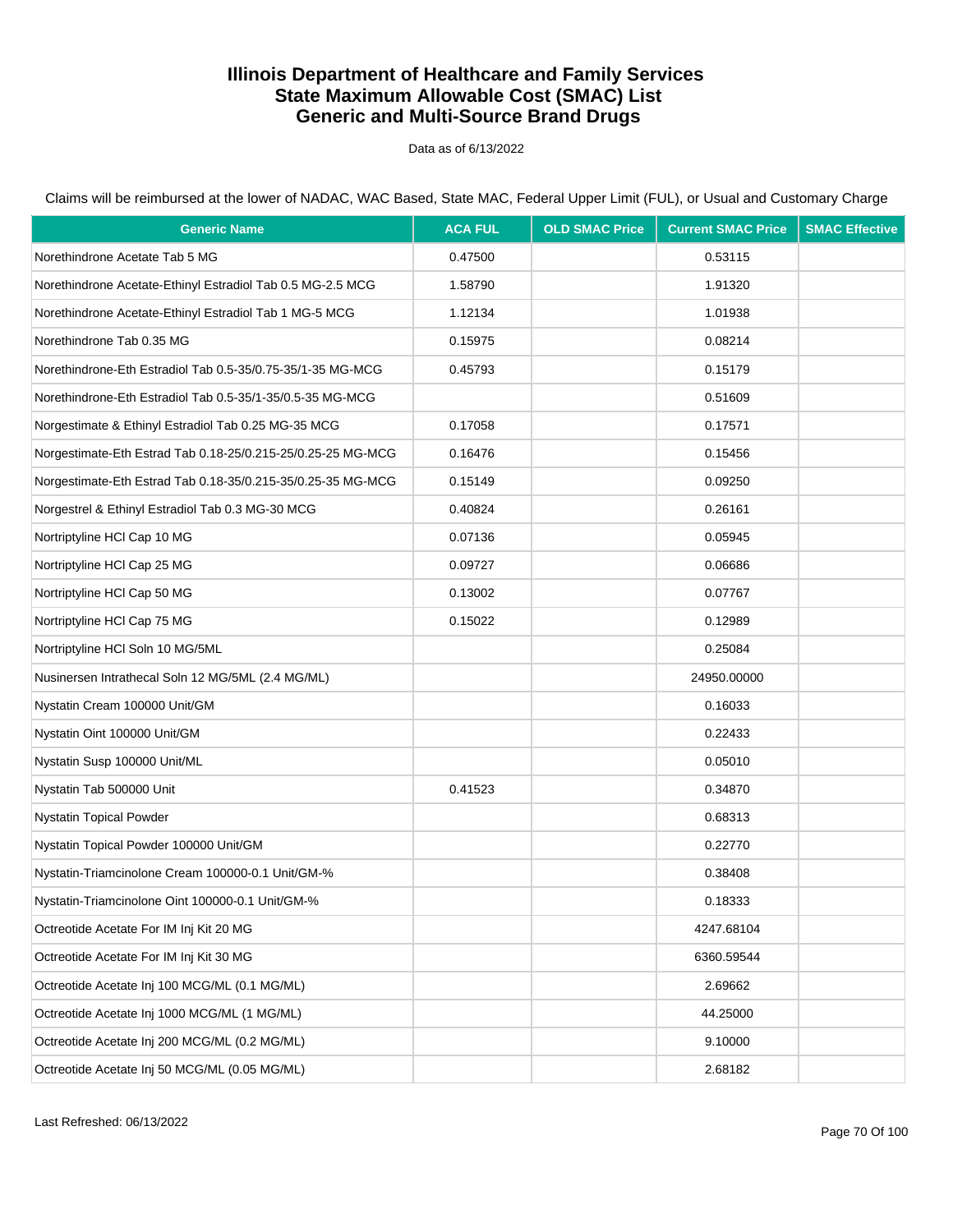# Illinois Department of Healthcare and Family Services
# State Maximum Allowable Cost (SMAC) List
# Generic and Multi-Source Brand Drugs

Data as of 6/13/2022

Claims will be reimbursed at the lower of NADAC, WAC Based, State MAC, Federal Upper Limit (FUL), or Usual and Customary Charge

| Generic Name | ACA FUL | OLD SMAC Price | Current SMAC Price | SMAC Effective |
|---|---|---|---|---|
| Norethindrone Acetate Tab 5 MG | 0.47500 | | 0.53115 | |
| Norethindrone Acetate-Ethinyl Estradiol Tab 0.5 MG-2.5 MCG | 1.58790 | | 1.91320 | |
| Norethindrone Acetate-Ethinyl Estradiol Tab 1 MG-5 MCG | 1.12134 | | 1.01938 | |
| Norethindrone Tab 0.35 MG | 0.15975 | | 0.08214 | |
| Norethindrone-Eth Estradiol Tab 0.5-35/0.75-35/1-35 MG-MCG | 0.45793 | | 0.15179 | |
| Norethindrone-Eth Estradiol Tab 0.5-35/1-35/0.5-35 MG-MCG | | | 0.51609 | |
| Norgestimate & Ethinyl Estradiol Tab 0.25 MG-35 MCG | 0.17058 | | 0.17571 | |
| Norgestimate-Eth Estrad Tab 0.18-25/0.215-25/0.25-25 MG-MCG | 0.16476 | | 0.15456 | |
| Norgestimate-Eth Estrad Tab 0.18-35/0.215-35/0.25-35 MG-MCG | 0.15149 | | 0.09250 | |
| Norgestrel & Ethinyl Estradiol Tab 0.3 MG-30 MCG | 0.40824 | | 0.26161 | |
| Nortriptyline HCl Cap 10 MG | 0.07136 | | 0.05945 | |
| Nortriptyline HCl Cap 25 MG | 0.09727 | | 0.06686 | |
| Nortriptyline HCl Cap 50 MG | 0.13002 | | 0.07767 | |
| Nortriptyline HCl Cap 75 MG | 0.15022 | | 0.12989 | |
| Nortriptyline HCl Soln 10 MG/5ML | | | 0.25084 | |
| Nusinersen Intrathecal Soln 12 MG/5ML (2.4 MG/ML) | | | 24950.00000 | |
| Nystatin Cream 100000 Unit/GM | | | 0.16033 | |
| Nystatin Oint 100000 Unit/GM | | | 0.22433 | |
| Nystatin Susp 100000 Unit/ML | | | 0.05010 | |
| Nystatin Tab 500000 Unit | 0.41523 | | 0.34870 | |
| Nystatin Topical Powder | | | 0.68313 | |
| Nystatin Topical Powder 100000 Unit/GM | | | 0.22770 | |
| Nystatin-Triamcinolone Cream 100000-0.1 Unit/GM-% | | | 0.38408 | |
| Nystatin-Triamcinolone Oint 100000-0.1 Unit/GM-% | | | 0.18333 | |
| Octreotide Acetate For IM Inj Kit 20 MG | | | 4247.68104 | |
| Octreotide Acetate For IM Inj Kit 30 MG | | | 6360.59544 | |
| Octreotide Acetate Inj 100 MCG/ML (0.1 MG/ML) | | | 2.69662 | |
| Octreotide Acetate Inj 1000 MCG/ML (1 MG/ML) | | | 44.25000 | |
| Octreotide Acetate Inj 200 MCG/ML (0.2 MG/ML) | | | 9.10000 | |
| Octreotide Acetate Inj 50 MCG/ML (0.05 MG/ML) | | | 2.68182 | |

Last Refreshed: 06/13/2022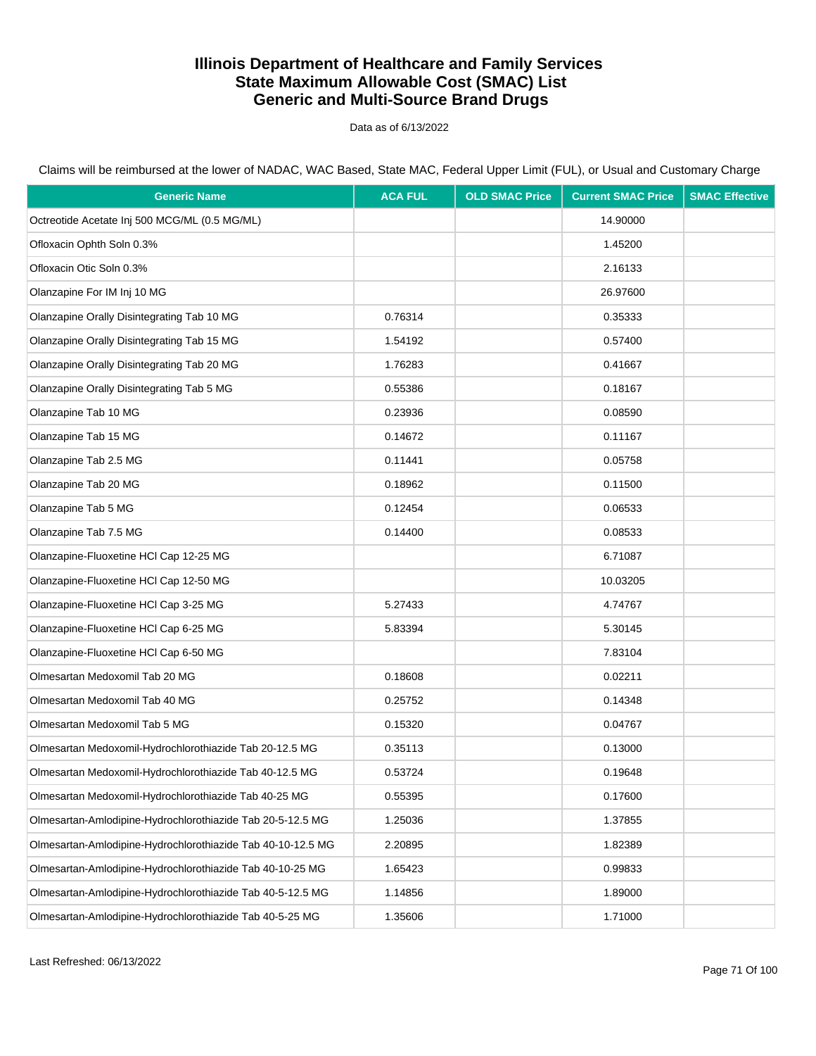# Illinois Department of Healthcare and Family Services
# State Maximum Allowable Cost (SMAC) List
# Generic and Multi-Source Brand Drugs

Data as of 6/13/2022

Claims will be reimbursed at the lower of NADAC, WAC Based, State MAC, Federal Upper Limit (FUL), or Usual and Customary Charge

| Generic Name | ACA FUL | OLD SMAC Price | Current SMAC Price | SMAC Effective |
|---|---|---|---|---|
| Octreotide Acetate Inj 500 MCG/ML (0.5 MG/ML) | | | 14.90000 | |
| Ofloxacin Ophth Soln 0.3% | | | 1.45200 | |
| Ofloxacin Otic Soln 0.3% | | | 2.16133 | |
| Olanzapine For IM Inj 10 MG | | | 26.97600 | |
| Olanzapine Orally Disintegrating Tab 10 MG | 0.76314 | | 0.35333 | |
| Olanzapine Orally Disintegrating Tab 15 MG | 1.54192 | | 0.57400 | |
| Olanzapine Orally Disintegrating Tab 20 MG | 1.76283 | | 0.41667 | |
| Olanzapine Orally Disintegrating Tab 5 MG | 0.55386 | | 0.18167 | |
| Olanzapine Tab 10 MG | 0.23936 | | 0.08590 | |
| Olanzapine Tab 15 MG | 0.14672 | | 0.11167 | |
| Olanzapine Tab 2.5 MG | 0.11441 | | 0.05758 | |
| Olanzapine Tab 20 MG | 0.18962 | | 0.11500 | |
| Olanzapine Tab 5 MG | 0.12454 | | 0.06533 | |
| Olanzapine Tab 7.5 MG | 0.14400 | | 0.08533 | |
| Olanzapine-Fluoxetine HCl Cap 12-25 MG | | | 6.71087 | |
| Olanzapine-Fluoxetine HCl Cap 12-50 MG | | | 10.03205 | |
| Olanzapine-Fluoxetine HCl Cap 3-25 MG | 5.27433 | | 4.74767 | |
| Olanzapine-Fluoxetine HCl Cap 6-25 MG | 5.83394 | | 5.30145 | |
| Olanzapine-Fluoxetine HCl Cap 6-50 MG | | | 7.83104 | |
| Olmesartan Medoxomil Tab 20 MG | 0.18608 | | 0.02211 | |
| Olmesartan Medoxomil Tab 40 MG | 0.25752 | | 0.14348 | |
| Olmesartan Medoxomil Tab 5 MG | 0.15320 | | 0.04767 | |
| Olmesartan Medoxomil-Hydrochlorothiazide Tab 20-12.5 MG | 0.35113 | | 0.13000 | |
| Olmesartan Medoxomil-Hydrochlorothiazide Tab 40-12.5 MG | 0.53724 | | 0.19648 | |
| Olmesartan Medoxomil-Hydrochlorothiazide Tab 40-25 MG | 0.55395 | | 0.17600 | |
| Olmesartan-Amlodipine-Hydrochlorothiazide Tab 20-5-12.5 MG | 1.25036 | | 1.37855 | |
| Olmesartan-Amlodipine-Hydrochlorothiazide Tab 40-10-12.5 MG | 2.20895 | | 1.82389 | |
| Olmesartan-Amlodipine-Hydrochlorothiazide Tab 40-10-25 MG | 1.65423 | | 0.99833 | |
| Olmesartan-Amlodipine-Hydrochlorothiazide Tab 40-5-12.5 MG | 1.14856 | | 1.89000 | |
| Olmesartan-Amlodipine-Hydrochlorothiazide Tab 40-5-25 MG | 1.35606 | | 1.71000 | |

Last Refreshed: 06/13/2022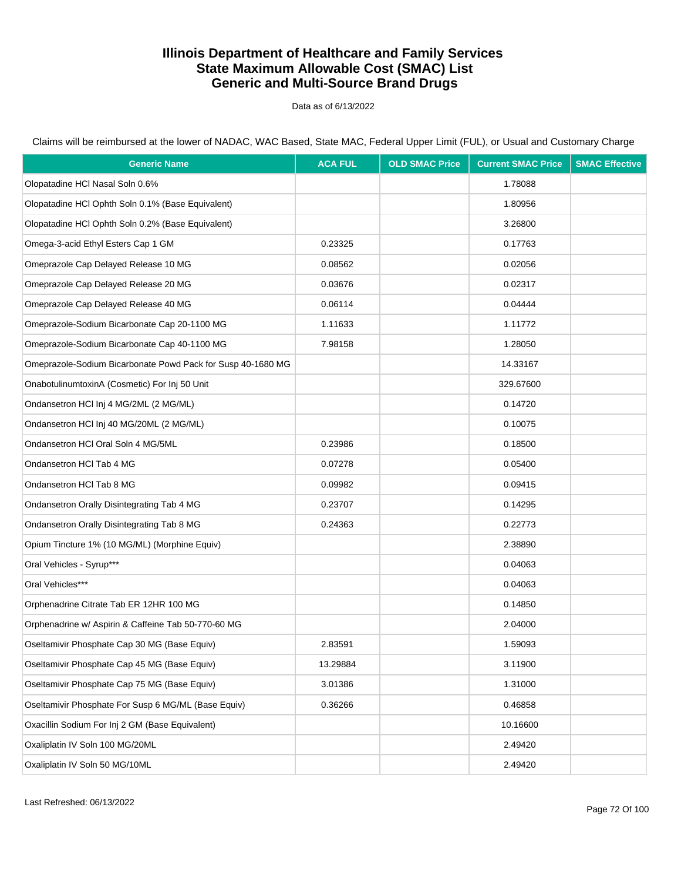# Illinois Department of Healthcare and Family Services
# State Maximum Allowable Cost (SMAC) List
# Generic and Multi-Source Brand Drugs

Data as of 6/13/2022

Claims will be reimbursed at the lower of NADAC, WAC Based, State MAC, Federal Upper Limit (FUL), or Usual and Customary Charge

| Generic Name | ACA FUL | OLD SMAC Price | Current SMAC Price | SMAC Effective |
|---|---|---|---|---|
| Olopatadine HCl Nasal Soln 0.6% | | | 1.78088 | |
| Olopatadine HCl Ophth Soln 0.1% (Base Equivalent) | | | 1.80956 | |
| Olopatadine HCl Ophth Soln 0.2% (Base Equivalent) | | | 3.26800 | |
| Omega-3-acid Ethyl Esters Cap 1 GM | 0.23325 | | 0.17763 | |
| Omeprazole Cap Delayed Release 10 MG | 0.08562 | | 0.02056 | |
| Omeprazole Cap Delayed Release 20 MG | 0.03676 | | 0.02317 | |
| Omeprazole Cap Delayed Release 40 MG | 0.06114 | | 0.04444 | |
| Omeprazole-Sodium Bicarbonate Cap 20-1100 MG | 1.11633 | | 1.11772 | |
| Omeprazole-Sodium Bicarbonate Cap 40-1100 MG | 7.98158 | | 1.28050 | |
| Omeprazole-Sodium Bicarbonate Powd Pack for Susp 40-1680 MG | | | 14.33167 | |
| OnabotulinumtoxinA (Cosmetic) For Inj 50 Unit | | | 329.67600 | |
| Ondansetron HCl Inj 4 MG/2ML (2 MG/ML) | | | 0.14720 | |
| Ondansetron HCl Inj 40 MG/20ML (2 MG/ML) | | | 0.10075 | |
| Ondansetron HCl Oral Soln 4 MG/5ML | 0.23986 | | 0.18500 | |
| Ondansetron HCl Tab 4 MG | 0.07278 | | 0.05400 | |
| Ondansetron HCl Tab 8 MG | 0.09982 | | 0.09415 | |
| Ondansetron Orally Disintegrating Tab 4 MG | 0.23707 | | 0.14295 | |
| Ondansetron Orally Disintegrating Tab 8 MG | 0.24363 | | 0.22773 | |
| Opium Tincture 1% (10 MG/ML) (Morphine Equiv) | | | 2.38890 | |
| Oral Vehicles - Syrup*** | | | 0.04063 | |
| Oral Vehicles*** | | | 0.04063 | |
| Orphenadrine Citrate Tab ER 12HR 100 MG | | | 0.14850 | |
| Orphenadrine w/ Aspirin & Caffeine Tab 50-770-60 MG | | | 2.04000 | |
| Oseltamivir Phosphate Cap 30 MG (Base Equiv) | 2.83591 | | 1.59093 | |
| Oseltamivir Phosphate Cap 45 MG (Base Equiv) | 13.29884 | | 3.11900 | |
| Oseltamivir Phosphate Cap 75 MG (Base Equiv) | 3.01386 | | 1.31000 | |
| Oseltamivir Phosphate For Susp 6 MG/ML (Base Equiv) | 0.36266 | | 0.46858 | |
| Oxacillin Sodium For Inj 2 GM (Base Equivalent) | | | 10.16600 | |
| Oxaliplatin IV Soln 100 MG/20ML | | | 2.49420 | |
| Oxaliplatin IV Soln 50 MG/10ML | | | 2.49420 | |

Last Refreshed: 06/13/2022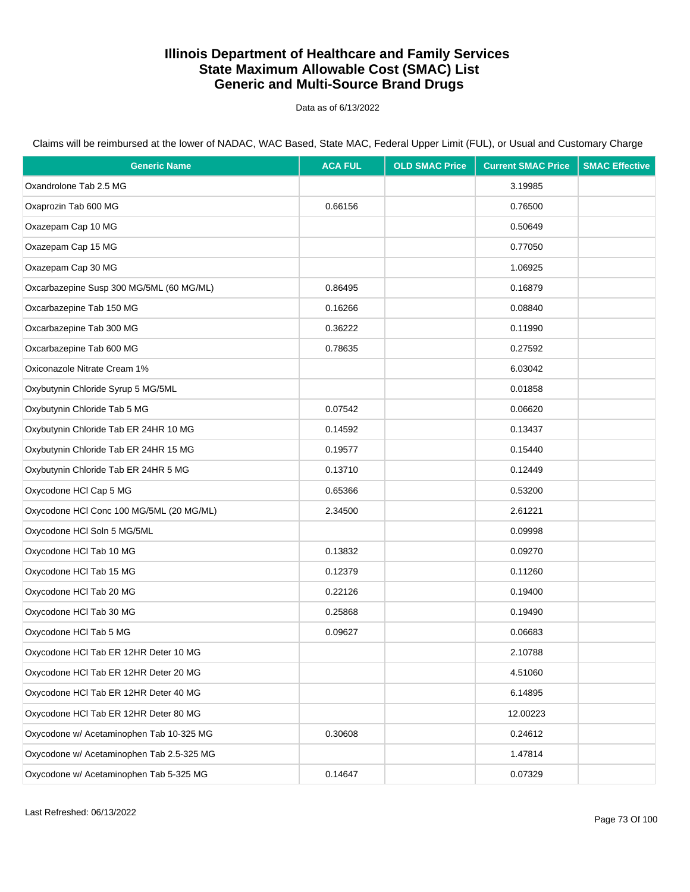# Illinois Department of Healthcare and Family Services
# State Maximum Allowable Cost (SMAC) List
# Generic and Multi-Source Brand Drugs

Data as of 6/13/2022

Claims will be reimbursed at the lower of NADAC, WAC Based, State MAC, Federal Upper Limit (FUL), or Usual and Customary Charge

| Generic Name | ACA FUL | OLD SMAC Price | Current SMAC Price | SMAC Effective |
|---|---|---|---|---|
| Oxandrolone Tab 2.5 MG | | | 3.19985 | |
| Oxaprozin Tab 600 MG | 0.66156 | | 0.76500 | |
| Oxazepam Cap 10 MG | | | 0.50649 | |
| Oxazepam Cap 15 MG | | | 0.77050 | |
| Oxazepam Cap 30 MG | | | 1.06925 | |
| Oxcarbazepine Susp 300 MG/5ML (60 MG/ML) | 0.86495 | | 0.16879 | |
| Oxcarbazepine Tab 150 MG | 0.16266 | | 0.08840 | |
| Oxcarbazepine Tab 300 MG | 0.36222 | | 0.11990 | |
| Oxcarbazepine Tab 600 MG | 0.78635 | | 0.27592 | |
| Oxiconazole Nitrate Cream 1% | | | 6.03042 | |
| Oxybutynin Chloride Syrup 5 MG/5ML | | | 0.01858 | |
| Oxybutynin Chloride Tab 5 MG | 0.07542 | | 0.06620 | |
| Oxybutynin Chloride Tab ER 24HR 10 MG | 0.14592 | | 0.13437 | |
| Oxybutynin Chloride Tab ER 24HR 15 MG | 0.19577 | | 0.15440 | |
| Oxybutynin Chloride Tab ER 24HR 5 MG | 0.13710 | | 0.12449 | |
| Oxycodone HCl Cap 5 MG | 0.65366 | | 0.53200 | |
| Oxycodone HCl Conc 100 MG/5ML (20 MG/ML) | 2.34500 | | 2.61221 | |
| Oxycodone HCl Soln 5 MG/5ML | | | 0.09998 | |
| Oxycodone HCl Tab 10 MG | 0.13832 | | 0.09270 | |
| Oxycodone HCl Tab 15 MG | 0.12379 | | 0.11260 | |
| Oxycodone HCl Tab 20 MG | 0.22126 | | 0.19400 | |
| Oxycodone HCl Tab 30 MG | 0.25868 | | 0.19490 | |
| Oxycodone HCl Tab 5 MG | 0.09627 | | 0.06683 | |
| Oxycodone HCl Tab ER 12HR Deter 10 MG | | | 2.10788 | |
| Oxycodone HCl Tab ER 12HR Deter 20 MG | | | 4.51060 | |
| Oxycodone HCl Tab ER 12HR Deter 40 MG | | | 6.14895 | |
| Oxycodone HCl Tab ER 12HR Deter 80 MG | | | 12.00223 | |
| Oxycodone w/ Acetaminophen Tab 10-325 MG | 0.30608 | | 0.24612 | |
| Oxycodone w/ Acetaminophen Tab 2.5-325 MG | | | 1.47814 | |
| Oxycodone w/ Acetaminophen Tab 5-325 MG | 0.14647 | | 0.07329 | |

Last Refreshed: 06/13/2022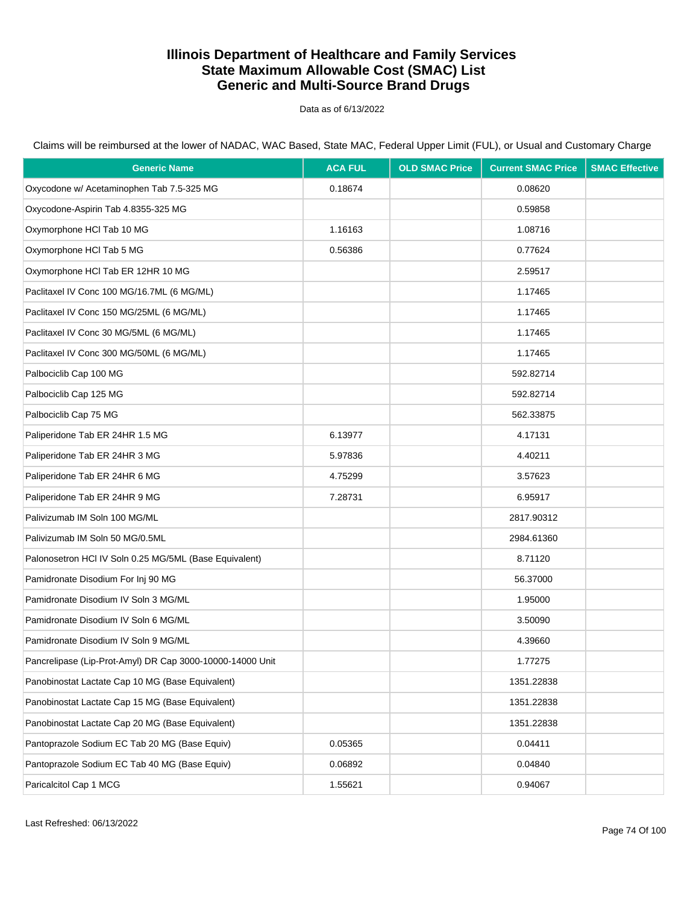# Illinois Department of Healthcare and Family Services
# State Maximum Allowable Cost (SMAC) List
# Generic and Multi-Source Brand Drugs

Data as of 6/13/2022

Claims will be reimbursed at the lower of NADAC, WAC Based, State MAC, Federal Upper Limit (FUL), or Usual and Customary Charge

| Generic Name | ACA FUL | OLD SMAC Price | Current SMAC Price | SMAC Effective |
|---|---|---|---|---|
| Oxycodone w/ Acetaminophen Tab 7.5-325 MG | 0.18674 | | 0.08620 | |
| Oxycodone-Aspirin Tab 4.8355-325 MG | | | 0.59858 | |
| Oxymorphone HCl Tab 10 MG | 1.16163 | | 1.08716 | |
| Oxymorphone HCl Tab 5 MG | 0.56386 | | 0.77624 | |
| Oxymorphone HCl Tab ER 12HR 10 MG | | | 2.59517 | |
| Paclitaxel IV Conc 100 MG/16.7ML (6 MG/ML) | | | 1.17465 | |
| Paclitaxel IV Conc 150 MG/25ML (6 MG/ML) | | | 1.17465 | |
| Paclitaxel IV Conc 30 MG/5ML (6 MG/ML) | | | 1.17465 | |
| Paclitaxel IV Conc 300 MG/50ML (6 MG/ML) | | | 1.17465 | |
| Palbociclib Cap 100 MG | | | 592.82714 | |
| Palbociclib Cap 125 MG | | | 592.82714 | |
| Palbociclib Cap 75 MG | | | 562.33875 | |
| Paliperidone Tab ER 24HR 1.5 MG | 6.13977 | | 4.17131 | |
| Paliperidone Tab ER 24HR 3 MG | 5.97836 | | 4.40211 | |
| Paliperidone Tab ER 24HR 6 MG | 4.75299 | | 3.57623 | |
| Paliperidone Tab ER 24HR 9 MG | 7.28731 | | 6.95917 | |
| Palivizumab IM Soln 100 MG/ML | | | 2817.90312 | |
| Palivizumab IM Soln 50 MG/0.5ML | | | 2984.61360 | |
| Palonosetron HCl IV Soln 0.25 MG/5ML (Base Equivalent) | | | 8.71120 | |
| Pamidronate Disodium For Inj 90 MG | | | 56.37000 | |
| Pamidronate Disodium IV Soln 3 MG/ML | | | 1.95000 | |
| Pamidronate Disodium IV Soln 6 MG/ML | | | 3.50090 | |
| Pamidronate Disodium IV Soln 9 MG/ML | | | 4.39660 | |
| Pancrelipase (Lip-Prot-Amyl) DR Cap 3000-10000-14000 Unit | | | 1.77275 | |
| Panobinostat Lactate Cap 10 MG (Base Equivalent) | | | 1351.22838 | |
| Panobinostat Lactate Cap 15 MG (Base Equivalent) | | | 1351.22838 | |
| Panobinostat Lactate Cap 20 MG (Base Equivalent) | | | 1351.22838 | |
| Pantoprazole Sodium EC Tab 20 MG (Base Equiv) | 0.05365 | | 0.04411 | |
| Pantoprazole Sodium EC Tab 40 MG (Base Equiv) | 0.06892 | | 0.04840 | |
| Paricalcitol Cap 1 MCG | 1.55621 | | 0.94067 | |

Last Refreshed: 06/13/2022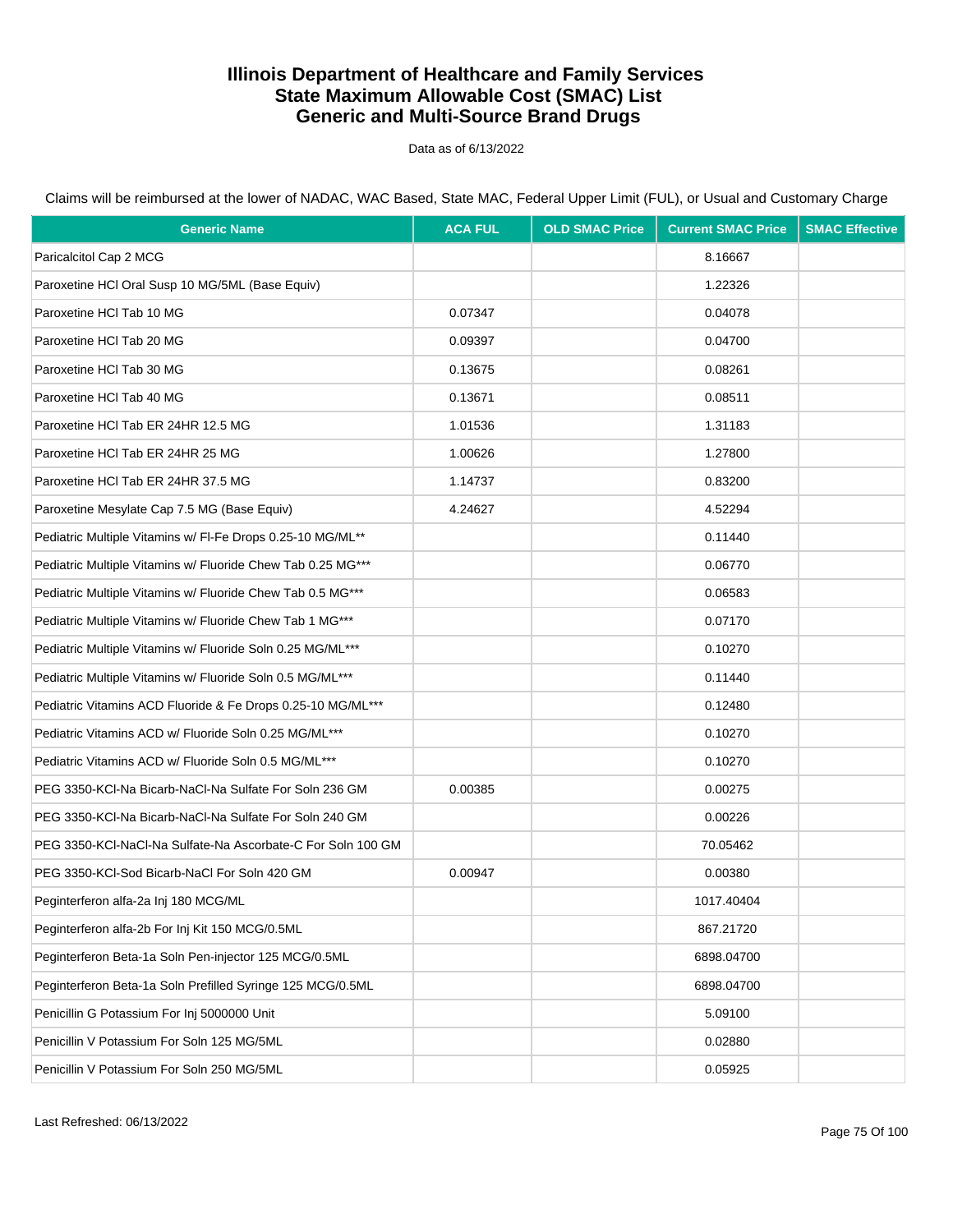# Illinois Department of Healthcare and Family Services
# State Maximum Allowable Cost (SMAC) List
# Generic and Multi-Source Brand Drugs

Data as of 6/13/2022

Claims will be reimbursed at the lower of NADAC, WAC Based, State MAC, Federal Upper Limit (FUL), or Usual and Customary Charge

| Generic Name | ACA FUL | OLD SMAC Price | Current SMAC Price | SMAC Effective |
|---|---|---|---|---|
| Paricalcitol Cap 2 MCG | | | 8.16667 | |
| Paroxetine HCl Oral Susp 10 MG/5ML (Base Equiv) | | | 1.22326 | |
| Paroxetine HCl Tab 10 MG | 0.07347 | | 0.04078 | |
| Paroxetine HCl Tab 20 MG | 0.09397 | | 0.04700 | |
| Paroxetine HCl Tab 30 MG | 0.13675 | | 0.08261 | |
| Paroxetine HCl Tab 40 MG | 0.13671 | | 0.08511 | |
| Paroxetine HCl Tab ER 24HR 12.5 MG | 1.01536 | | 1.31183 | |
| Paroxetine HCl Tab ER 24HR 25 MG | 1.00626 | | 1.27800 | |
| Paroxetine HCl Tab ER 24HR 37.5 MG | 1.14737 | | 0.83200 | |
| Paroxetine Mesylate Cap 7.5 MG (Base Equiv) | 4.24627 | | 4.52294 | |
| Pediatric Multiple Vitamins w/ Fl-Fe Drops 0.25-10 MG/ML** | | | 0.11440 | |
| Pediatric Multiple Vitamins w/ Fluoride Chew Tab 0.25 MG*** | | | 0.06770 | |
| Pediatric Multiple Vitamins w/ Fluoride Chew Tab 0.5 MG*** | | | 0.06583 | |
| Pediatric Multiple Vitamins w/ Fluoride Chew Tab 1 MG*** | | | 0.07170 | |
| Pediatric Multiple Vitamins w/ Fluoride Soln 0.25 MG/ML*** | | | 0.10270 | |
| Pediatric Multiple Vitamins w/ Fluoride Soln 0.5 MG/ML*** | | | 0.11440 | |
| Pediatric Vitamins ACD Fluoride & Fe Drops 0.25-10 MG/ML*** | | | 0.12480 | |
| Pediatric Vitamins ACD w/ Fluoride Soln 0.25 MG/ML*** | | | 0.10270 | |
| Pediatric Vitamins ACD w/ Fluoride Soln 0.5 MG/ML*** | | | 0.10270 | |
| PEG 3350-KCl-Na Bicarb-NaCl-Na Sulfate For Soln 236 GM | 0.00385 | | 0.00275 | |
| PEG 3350-KCl-Na Bicarb-NaCl-Na Sulfate For Soln 240 GM | | | 0.00226 | |
| PEG 3350-KCl-NaCl-Na Sulfate-Na Ascorbate-C For Soln 100 GM | | | 70.05462 | |
| PEG 3350-KCl-Sod Bicarb-NaCl For Soln 420 GM | 0.00947 | | 0.00380 | |
| Peginterferon alfa-2a Inj 180 MCG/ML | | | 1017.40404 | |
| Peginterferon alfa-2b For Inj Kit 150 MCG/0.5ML | | | 867.21720 | |
| Peginterferon Beta-1a Soln Pen-injector 125 MCG/0.5ML | | | 6898.04700 | |
| Peginterferon Beta-1a Soln Prefilled Syringe 125 MCG/0.5ML | | | 6898.04700 | |
| Penicillin G Potassium For Inj 5000000 Unit | | | 5.09100 | |
| Penicillin V Potassium For Soln 125 MG/5ML | | | 0.02880 | |
| Penicillin V Potassium For Soln 250 MG/5ML | | | 0.05925 | |

Last Refreshed: 06/13/2022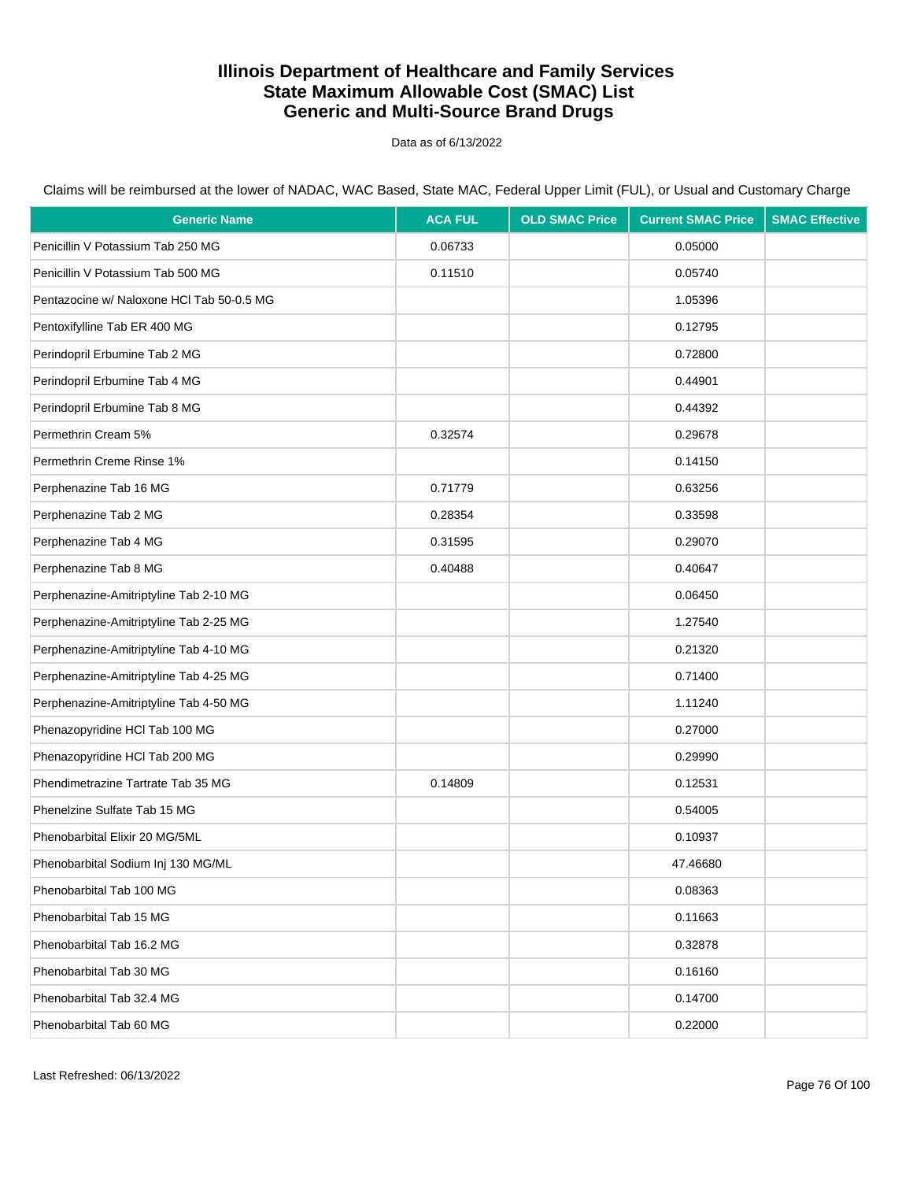# Illinois Department of Healthcare and Family Services
# State Maximum Allowable Cost (SMAC) List
# Generic and Multi-Source Brand Drugs

Data as of 6/13/2022

Claims will be reimbursed at the lower of NADAC, WAC Based, State MAC, Federal Upper Limit (FUL), or Usual and Customary Charge

| Generic Name | ACA FUL | OLD SMAC Price | Current SMAC Price | SMAC Effective |
|---|---|---|---|---|
| Penicillin V Potassium Tab 250 MG | 0.06733 | | 0.05000 | |
| Penicillin V Potassium Tab 500 MG | 0.11510 | | 0.05740 | |
| Pentazocine w/ Naloxone HCl Tab 50-0.5 MG | | | 1.05396 | |
| Pentoxifylline Tab ER 400 MG | | | 0.12795 | |
| Perindopril Erbumine Tab 2 MG | | | 0.72800 | |
| Perindopril Erbumine Tab 4 MG | | | 0.44901 | |
| Perindopril Erbumine Tab 8 MG | | | 0.44392 | |
| Permethrin Cream 5% | 0.32574 | | 0.29678 | |
| Permethrin Creme Rinse 1% | | | 0.14150 | |
| Perphenazine Tab 16 MG | 0.71779 | | 0.63256 | |
| Perphenazine Tab 2 MG | 0.28354 | | 0.33598 | |
| Perphenazine Tab 4 MG | 0.31595 | | 0.29070 | |
| Perphenazine Tab 8 MG | 0.40488 | | 0.40647 | |
| Perphenazine-Amitriptyline Tab 2-10 MG | | | 0.06450 | |
| Perphenazine-Amitriptyline Tab 2-25 MG | | | 1.27540 | |
| Perphenazine-Amitriptyline Tab 4-10 MG | | | 0.21320 | |
| Perphenazine-Amitriptyline Tab 4-25 MG | | | 0.71400 | |
| Perphenazine-Amitriptyline Tab 4-50 MG | | | 1.11240 | |
| Phenazopyridine HCl Tab 100 MG | | | 0.27000 | |
| Phenazopyridine HCl Tab 200 MG | | | 0.29990 | |
| Phendimetrazine Tartrate Tab 35 MG | 0.14809 | | 0.12531 | |
| Phenelzine Sulfate Tab 15 MG | | | 0.54005 | |
| Phenobarbital Elixir 20 MG/5ML | | | 0.10937 | |
| Phenobarbital Sodium Inj 130 MG/ML | | | 47.46680 | |
| Phenobarbital Tab 100 MG | | | 0.08363 | |
| Phenobarbital Tab 15 MG | | | 0.11663 | |
| Phenobarbital Tab 16.2 MG | | | 0.32878 | |
| Phenobarbital Tab 30 MG | | | 0.16160 | |
| Phenobarbital Tab 32.4 MG | | | 0.14700 | |
| Phenobarbital Tab 60 MG | | | 0.22000 | |

Last Refreshed: 06/13/2022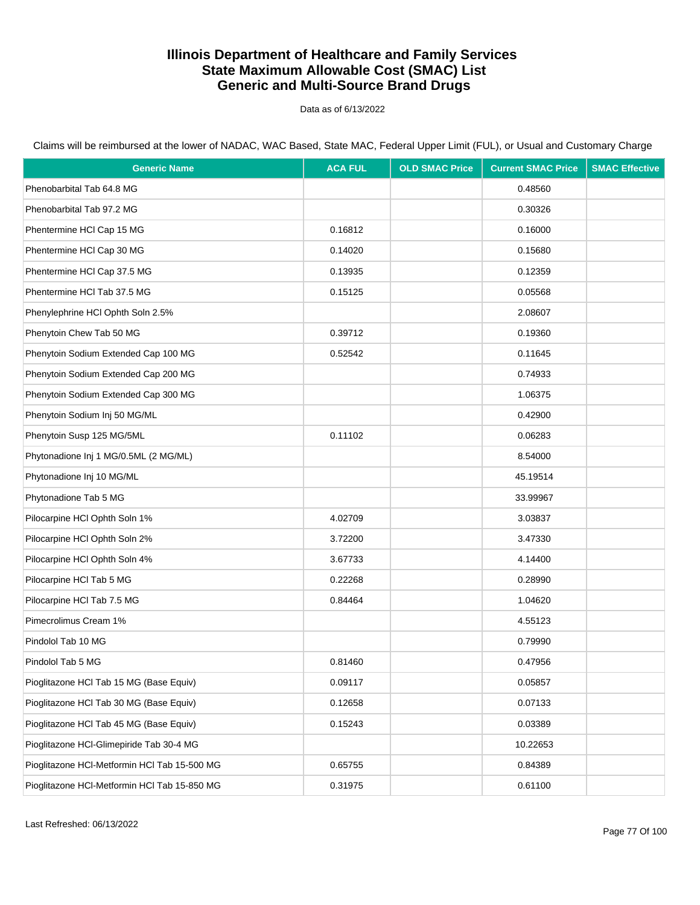# Illinois Department of Healthcare and Family Services
# State Maximum Allowable Cost (SMAC) List
# Generic and Multi-Source Brand Drugs

Data as of 6/13/2022

Claims will be reimbursed at the lower of NADAC, WAC Based, State MAC, Federal Upper Limit (FUL), or Usual and Customary Charge

| Generic Name | ACA FUL | OLD SMAC Price | Current SMAC Price | SMAC Effective |
|---|---|---|---|---|
| Phenobarbital Tab 64.8 MG | | | 0.48560 | |
| Phenobarbital Tab 97.2 MG | | | 0.30326 | |
| Phentermine HCl Cap 15 MG | 0.16812 | | 0.16000 | |
| Phentermine HCl Cap 30 MG | 0.14020 | | 0.15680 | |
| Phentermine HCl Cap 37.5 MG | 0.13935 | | 0.12359 | |
| Phentermine HCl Tab 37.5 MG | 0.15125 | | 0.05568 | |
| Phenylephrine HCl Ophth Soln 2.5% | | | 2.08607 | |
| Phenytoin Chew Tab 50 MG | 0.39712 | | 0.19360 | |
| Phenytoin Sodium Extended Cap 100 MG | 0.52542 | | 0.11645 | |
| Phenytoin Sodium Extended Cap 200 MG | | | 0.74933 | |
| Phenytoin Sodium Extended Cap 300 MG | | | 1.06375 | |
| Phenytoin Sodium Inj 50 MG/ML | | | 0.42900 | |
| Phenytoin Susp 125 MG/5ML | 0.11102 | | 0.06283 | |
| Phytonadione Inj 1 MG/0.5ML (2 MG/ML) | | | 8.54000 | |
| Phytonadione Inj 10 MG/ML | | | 45.19514 | |
| Phytonadione Tab 5 MG | | | 33.99967 | |
| Pilocarpine HCl Ophth Soln 1% | 4.02709 | | 3.03837 | |
| Pilocarpine HCl Ophth Soln 2% | 3.72200 | | 3.47330 | |
| Pilocarpine HCl Ophth Soln 4% | 3.67733 | | 4.14400 | |
| Pilocarpine HCl Tab 5 MG | 0.22268 | | 0.28990 | |
| Pilocarpine HCl Tab 7.5 MG | 0.84464 | | 1.04620 | |
| Pimecrolimus Cream 1% | | | 4.55123 | |
| Pindolol Tab 10 MG | | | 0.79990 | |
| Pindolol Tab 5 MG | 0.81460 | | 0.47956 | |
| Pioglitazone HCl Tab 15 MG (Base Equiv) | 0.09117 | | 0.05857 | |
| Pioglitazone HCl Tab 30 MG (Base Equiv) | 0.12658 | | 0.07133 | |
| Pioglitazone HCl Tab 45 MG (Base Equiv) | 0.15243 | | 0.03389 | |
| Pioglitazone HCl-Glimepiride Tab 30-4 MG | | | 10.22653 | |
| Pioglitazone HCl-Metformin HCl Tab 15-500 MG | 0.65755 | | 0.84389 | |
| Pioglitazone HCl-Metformin HCl Tab 15-850 MG | 0.31975 | | 0.61100 | |

Last Refreshed: 06/13/2022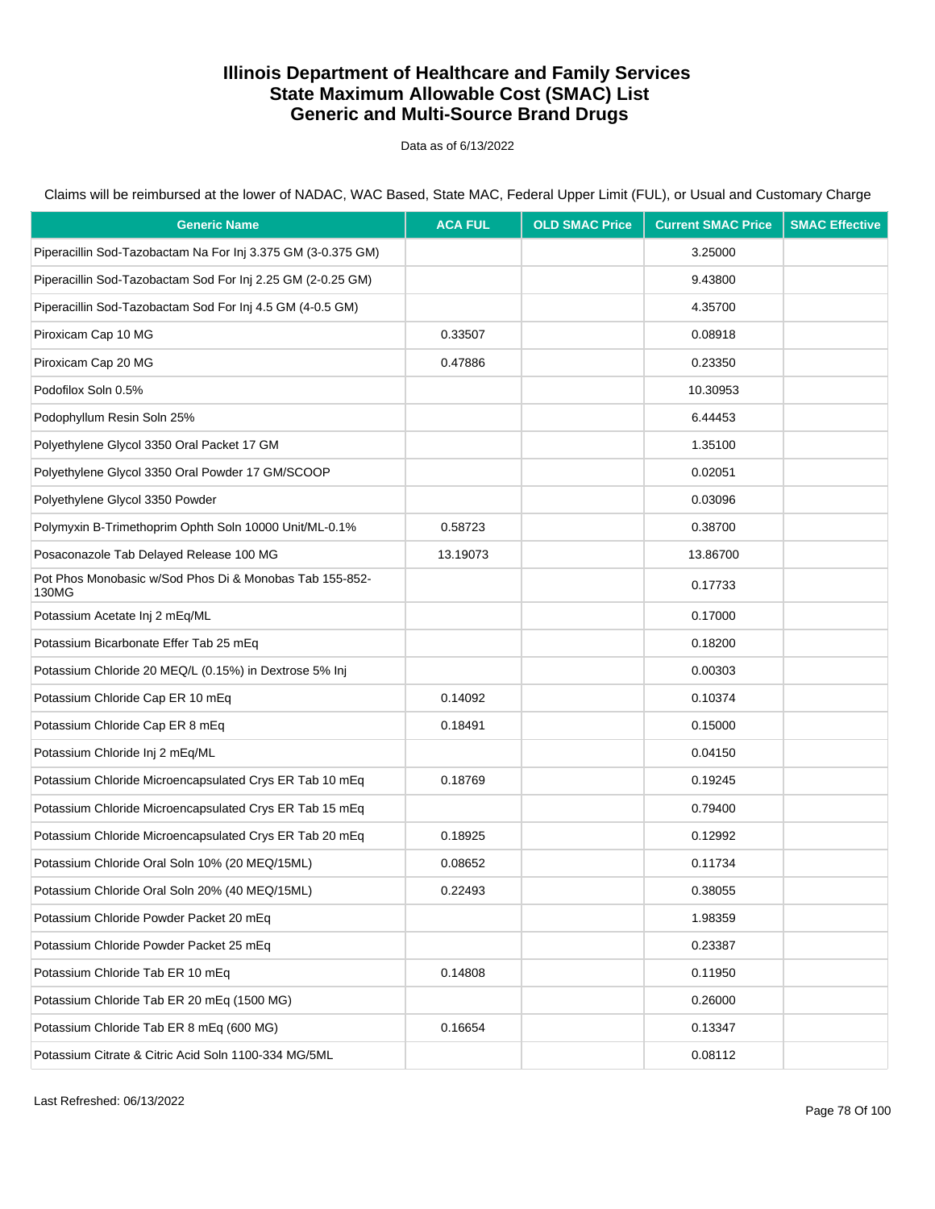# Illinois Department of Healthcare and Family Services
# State Maximum Allowable Cost (SMAC) List
# Generic and Multi-Source Brand Drugs

Data as of 6/13/2022

Claims will be reimbursed at the lower of NADAC, WAC Based, State MAC, Federal Upper Limit (FUL), or Usual and Customary Charge

| Generic Name | ACA FUL | OLD SMAC Price | Current SMAC Price | SMAC Effective |
|---|---|---|---|---|
| Piperacillin Sod-Tazobactam Na For Inj 3.375 GM (3-0.375 GM) | | | 3.25000 | |
| Piperacillin Sod-Tazobactam Sod For Inj 2.25 GM (2-0.25 GM) | | | 9.43800 | |
| Piperacillin Sod-Tazobactam Sod For Inj 4.5 GM (4-0.5 GM) | | | 4.35700 | |
| Piroxicam Cap 10 MG | 0.33507 | | 0.08918 | |
| Piroxicam Cap 20 MG | 0.47886 | | 0.23350 | |
| Podofilox Soln 0.5% | | | 10.30953 | |
| Podophyllum Resin Soln 25% | | | 6.44453 | |
| Polyethylene Glycol 3350 Oral Packet 17 GM | | | 1.35100 | |
| Polyethylene Glycol 3350 Oral Powder 17 GM/SCOOP | | | 0.02051 | |
| Polyethylene Glycol 3350 Powder | | | 0.03096 | |
| Polymyxin B-Trimethoprim Ophth Soln 10000 Unit/ML-0.1% | 0.58723 | | 0.38700 | |
| Posaconazole Tab Delayed Release 100 MG | 13.19073 | | 13.86700 | |
| Pot Phos Monobasic w/Sod Phos Di & Monobas Tab 155-852-130MG | | | 0.17733 | |
| Potassium Acetate Inj 2 mEq/ML | | | 0.17000 | |
| Potassium Bicarbonate Effer Tab 25 mEq | | | 0.18200 | |
| Potassium Chloride 20 MEQ/L (0.15%) in Dextrose 5% Inj | | | 0.00303 | |
| Potassium Chloride Cap ER 10 mEq | 0.14092 | | 0.10374 | |
| Potassium Chloride Cap ER 8 mEq | 0.18491 | | 0.15000 | |
| Potassium Chloride Inj 2 mEq/ML | | | 0.04150 | |
| Potassium Chloride Microencapsulated Crys ER Tab 10 mEq | 0.18769 | | 0.19245 | |
| Potassium Chloride Microencapsulated Crys ER Tab 15 mEq | | | 0.79400 | |
| Potassium Chloride Microencapsulated Crys ER Tab 20 mEq | 0.18925 | | 0.12992 | |
| Potassium Chloride Oral Soln 10% (20 MEQ/15ML) | 0.08652 | | 0.11734 | |
| Potassium Chloride Oral Soln 20% (40 MEQ/15ML) | 0.22493 | | 0.38055 | |
| Potassium Chloride Powder Packet 20 mEq | | | 1.98359 | |
| Potassium Chloride Powder Packet 25 mEq | | | 0.23387 | |
| Potassium Chloride Tab ER 10 mEq | 0.14808 | | 0.11950 | |
| Potassium Chloride Tab ER 20 mEq (1500 MG) | | | 0.26000 | |
| Potassium Chloride Tab ER 8 mEq (600 MG) | 0.16654 | | 0.13347 | |
| Potassium Citrate & Citric Acid Soln 1100-334 MG/5ML | | | 0.08112 | |

Last Refreshed: 06/13/2022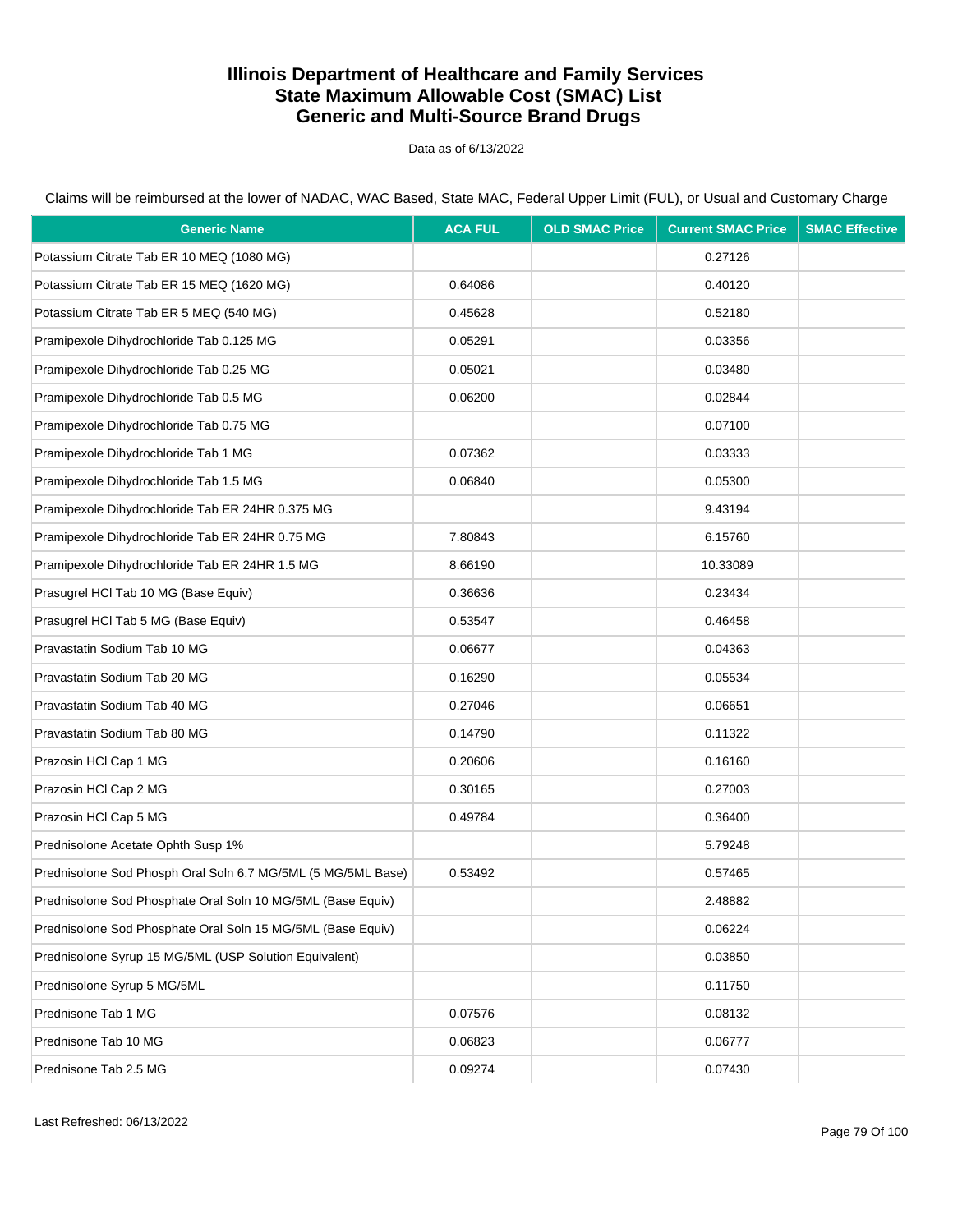# Illinois Department of Healthcare and Family Services
# State Maximum Allowable Cost (SMAC) List
# Generic and Multi-Source Brand Drugs

Data as of 6/13/2022

Claims will be reimbursed at the lower of NADAC, WAC Based, State MAC, Federal Upper Limit (FUL), or Usual and Customary Charge

| Generic Name | ACA FUL | OLD SMAC Price | Current SMAC Price | SMAC Effective |
|---|---|---|---|---|
| Potassium Citrate Tab ER 10 MEQ (1080 MG) | | | 0.27126 | |
| Potassium Citrate Tab ER 15 MEQ (1620 MG) | 0.64086 | | 0.40120 | |
| Potassium Citrate Tab ER 5 MEQ (540 MG) | 0.45628 | | 0.52180 | |
| Pramipexole Dihydrochloride Tab 0.125 MG | 0.05291 | | 0.03356 | |
| Pramipexole Dihydrochloride Tab 0.25 MG | 0.05021 | | 0.03480 | |
| Pramipexole Dihydrochloride Tab 0.5 MG | 0.06200 | | 0.02844 | |
| Pramipexole Dihydrochloride Tab 0.75 MG | | | 0.07100 | |
| Pramipexole Dihydrochloride Tab 1 MG | 0.07362 | | 0.03333 | |
| Pramipexole Dihydrochloride Tab 1.5 MG | 0.06840 | | 0.05300 | |
| Pramipexole Dihydrochloride Tab ER 24HR 0.375 MG | | | 9.43194 | |
| Pramipexole Dihydrochloride Tab ER 24HR 0.75 MG | 7.80843 | | 6.15760 | |
| Pramipexole Dihydrochloride Tab ER 24HR 1.5 MG | 8.66190 | | 10.33089 | |
| Prasugrel HCl Tab 10 MG (Base Equiv) | 0.36636 | | 0.23434 | |
| Prasugrel HCl Tab 5 MG (Base Equiv) | 0.53547 | | 0.46458 | |
| Pravastatin Sodium Tab 10 MG | 0.06677 | | 0.04363 | |
| Pravastatin Sodium Tab 20 MG | 0.16290 | | 0.05534 | |
| Pravastatin Sodium Tab 40 MG | 0.27046 | | 0.06651 | |
| Pravastatin Sodium Tab 80 MG | 0.14790 | | 0.11322 | |
| Prazosin HCl Cap 1 MG | 0.20606 | | 0.16160 | |
| Prazosin HCl Cap 2 MG | 0.30165 | | 0.27003 | |
| Prazosin HCl Cap 5 MG | 0.49784 | | 0.36400 | |
| Prednisolone Acetate Ophth Susp 1% | | | 5.79248 | |
| Prednisolone Sod Phosph Oral Soln 6.7 MG/5ML (5 MG/5ML Base) | 0.53492 | | 0.57465 | |
| Prednisolone Sod Phosphate Oral Soln 10 MG/5ML (Base Equiv) | | | 2.48882 | |
| Prednisolone Sod Phosphate Oral Soln 15 MG/5ML (Base Equiv) | | | 0.06224 | |
| Prednisolone Syrup 15 MG/5ML (USP Solution Equivalent) | | | 0.03850 | |
| Prednisolone Syrup 5 MG/5ML | | | 0.11750 | |
| Prednisone Tab 1 MG | 0.07576 | | 0.08132 | |
| Prednisone Tab 10 MG | 0.06823 | | 0.06777 | |
| Prednisone Tab 2.5 MG | 0.09274 | | 0.07430 | |

Last Refreshed: 06/13/2022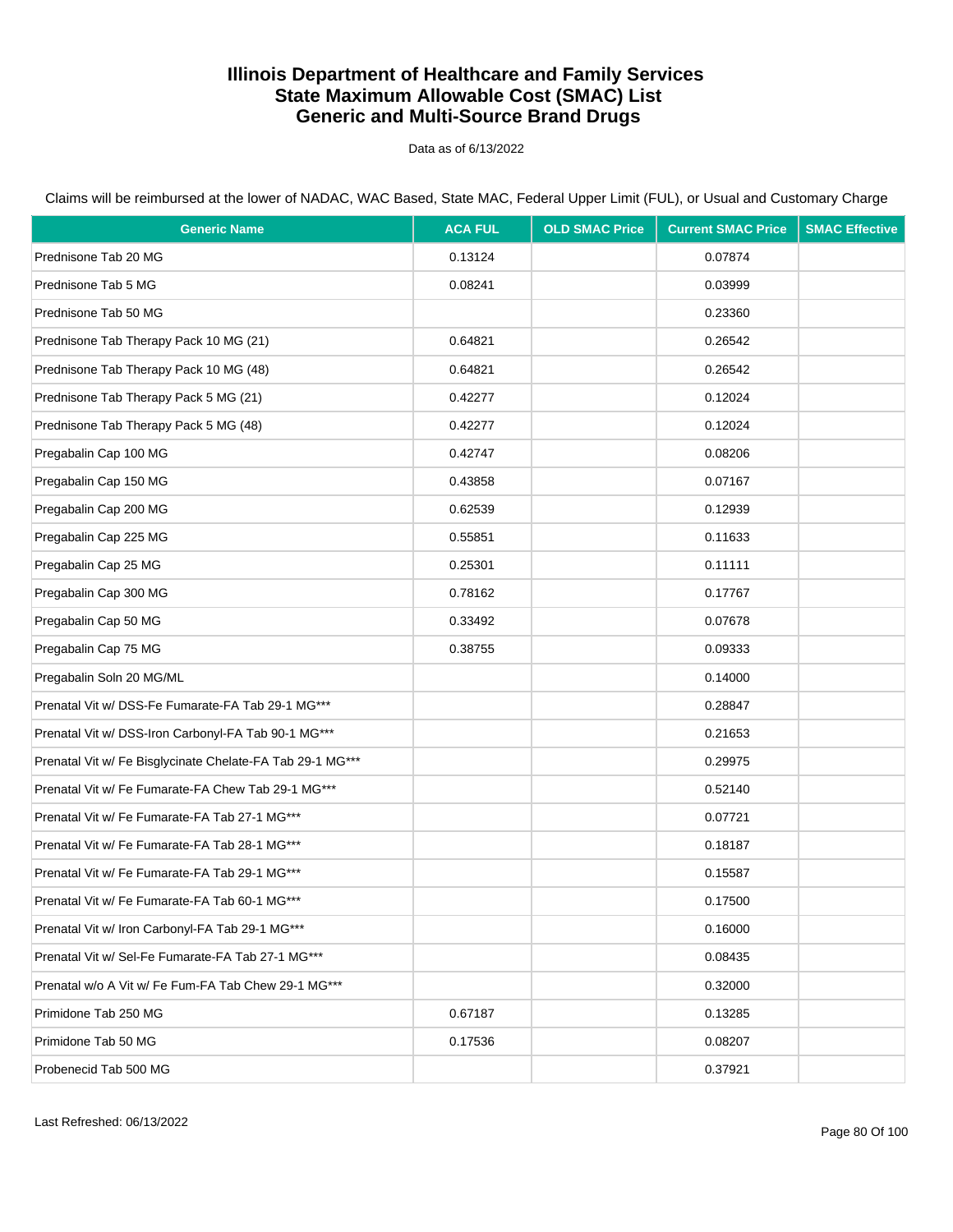# Illinois Department of Healthcare and Family Services
# State Maximum Allowable Cost (SMAC) List
# Generic and Multi-Source Brand Drugs

Data as of 6/13/2022

Claims will be reimbursed at the lower of NADAC, WAC Based, State MAC, Federal Upper Limit (FUL), or Usual and Customary Charge

| Generic Name | ACA FUL | OLD SMAC Price | Current SMAC Price | SMAC Effective |
|---|---|---|---|---|
| Prednisone Tab 20 MG | 0.13124 | | 0.07874 | |
| Prednisone Tab 5 MG | 0.08241 | | 0.03999 | |
| Prednisone Tab 50 MG | | | 0.23360 | |
| Prednisone Tab Therapy Pack 10 MG (21) | 0.64821 | | 0.26542 | |
| Prednisone Tab Therapy Pack 10 MG (48) | 0.64821 | | 0.26542 | |
| Prednisone Tab Therapy Pack 5 MG (21) | 0.42277 | | 0.12024 | |
| Prednisone Tab Therapy Pack 5 MG (48) | 0.42277 | | 0.12024 | |
| Pregabalin Cap 100 MG | 0.42747 | | 0.08206 | |
| Pregabalin Cap 150 MG | 0.43858 | | 0.07167 | |
| Pregabalin Cap 200 MG | 0.62539 | | 0.12939 | |
| Pregabalin Cap 225 MG | 0.55851 | | 0.11633 | |
| Pregabalin Cap 25 MG | 0.25301 | | 0.11111 | |
| Pregabalin Cap 300 MG | 0.78162 | | 0.17767 | |
| Pregabalin Cap 50 MG | 0.33492 | | 0.07678 | |
| Pregabalin Cap 75 MG | 0.38755 | | 0.09333 | |
| Pregabalin Soln 20 MG/ML | | | 0.14000 | |
| Prenatal Vit w/ DSS-Fe Fumarate-FA Tab 29-1 MG*** | | | 0.28847 | |
| Prenatal Vit w/ DSS-Iron Carbonyl-FA Tab 90-1 MG*** | | | 0.21653 | |
| Prenatal Vit w/ Fe Bisglycinate Chelate-FA Tab 29-1 MG*** | | | 0.29975 | |
| Prenatal Vit w/ Fe Fumarate-FA Chew Tab 29-1 MG*** | | | 0.52140 | |
| Prenatal Vit w/ Fe Fumarate-FA Tab 27-1 MG*** | | | 0.07721 | |
| Prenatal Vit w/ Fe Fumarate-FA Tab 28-1 MG*** | | | 0.18187 | |
| Prenatal Vit w/ Fe Fumarate-FA Tab 29-1 MG*** | | | 0.15587 | |
| Prenatal Vit w/ Fe Fumarate-FA Tab 60-1 MG*** | | | 0.17500 | |
| Prenatal Vit w/ Iron Carbonyl-FA Tab 29-1 MG*** | | | 0.16000 | |
| Prenatal Vit w/ Sel-Fe Fumarate-FA Tab 27-1 MG*** | | | 0.08435 | |
| Prenatal w/o A Vit w/ Fe Fum-FA Tab Chew 29-1 MG*** | | | 0.32000 | |
| Primidone Tab 250 MG | 0.67187 | | 0.13285 | |
| Primidone Tab 50 MG | 0.17536 | | 0.08207 | |
| Probenecid Tab 500 MG | | | 0.37921 | |

Last Refreshed: 06/13/2022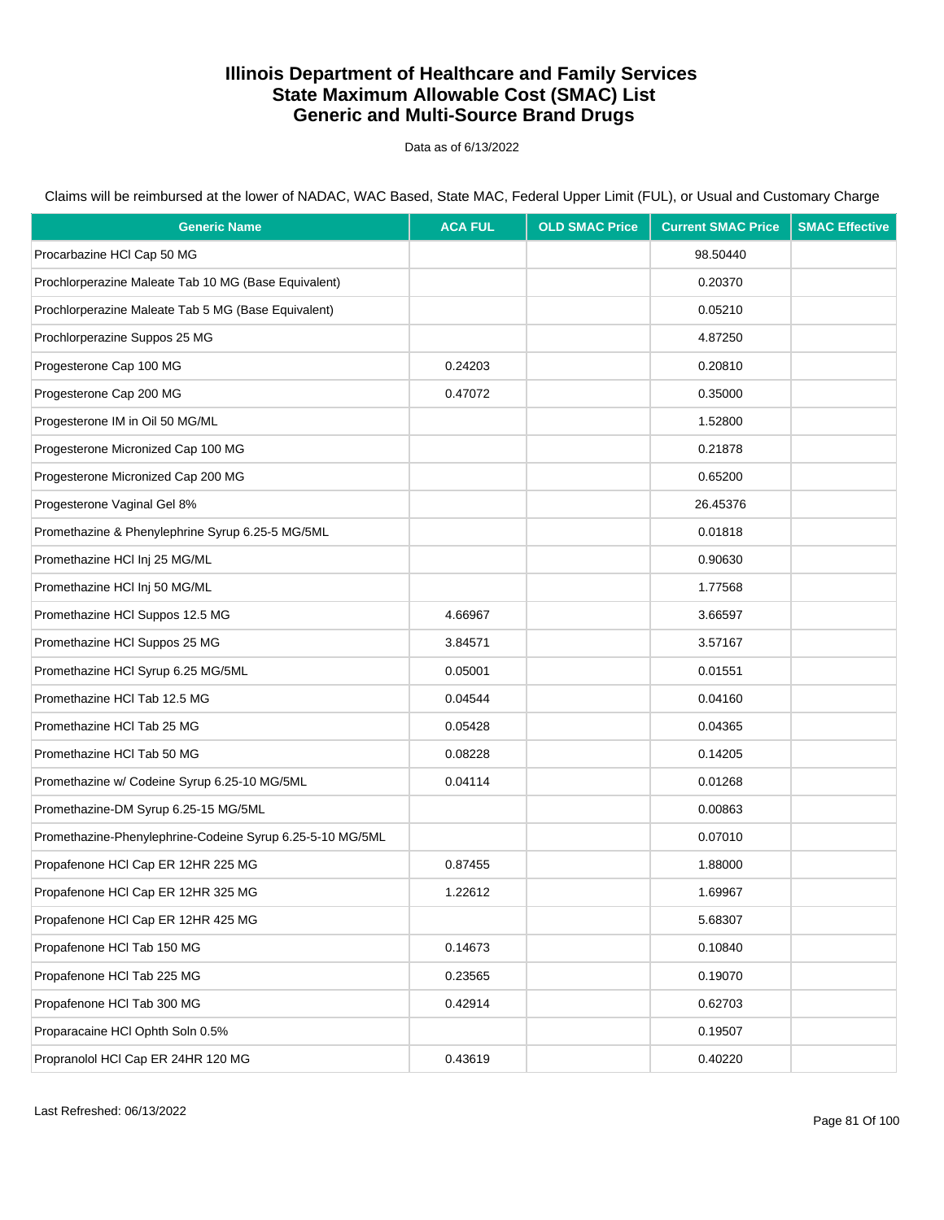# Illinois Department of Healthcare and Family Services
# State Maximum Allowable Cost (SMAC) List
# Generic and Multi-Source Brand Drugs

Data as of 6/13/2022

Claims will be reimbursed at the lower of NADAC, WAC Based, State MAC, Federal Upper Limit (FUL), or Usual and Customary Charge

| Generic Name | ACA FUL | OLD SMAC Price | Current SMAC Price | SMAC Effective |
|---|---|---|---|---|
| Procarbazine HCl Cap 50 MG | | | 98.50440 | |
| Prochlorperazine Maleate Tab 10 MG (Base Equivalent) | | | 0.20370 | |
| Prochlorperazine Maleate Tab 5 MG (Base Equivalent) | | | 0.05210 | |
| Prochlorperazine Suppos 25 MG | | | 4.87250 | |
| Progesterone Cap 100 MG | 0.24203 | | 0.20810 | |
| Progesterone Cap 200 MG | 0.47072 | | 0.35000 | |
| Progesterone IM in Oil 50 MG/ML | | | 1.52800 | |
| Progesterone Micronized Cap 100 MG | | | 0.21878 | |
| Progesterone Micronized Cap 200 MG | | | 0.65200 | |
| Progesterone Vaginal Gel 8% | | | 26.45376 | |
| Promethazine & Phenylephrine Syrup 6.25-5 MG/5ML | | | 0.01818 | |
| Promethazine HCl Inj 25 MG/ML | | | 0.90630 | |
| Promethazine HCl Inj 50 MG/ML | | | 1.77568 | |
| Promethazine HCl Suppos 12.5 MG | 4.66967 | | 3.66597 | |
| Promethazine HCl Suppos 25 MG | 3.84571 | | 3.57167 | |
| Promethazine HCl Syrup 6.25 MG/5ML | 0.05001 | | 0.01551 | |
| Promethazine HCl Tab 12.5 MG | 0.04544 | | 0.04160 | |
| Promethazine HCl Tab 25 MG | 0.05428 | | 0.04365 | |
| Promethazine HCl Tab 50 MG | 0.08228 | | 0.14205 | |
| Promethazine w/ Codeine Syrup 6.25-10 MG/5ML | 0.04114 | | 0.01268 | |
| Promethazine-DM Syrup 6.25-15 MG/5ML | | | 0.00863 | |
| Promethazine-Phenylephrine-Codeine Syrup 6.25-5-10 MG/5ML | | | 0.07010 | |
| Propafenone HCl Cap ER 12HR 225 MG | 0.87455 | | 1.88000 | |
| Propafenone HCl Cap ER 12HR 325 MG | 1.22612 | | 1.69967 | |
| Propafenone HCl Cap ER 12HR 425 MG | | | 5.68307 | |
| Propafenone HCl Tab 150 MG | 0.14673 | | 0.10840 | |
| Propafenone HCl Tab 225 MG | 0.23565 | | 0.19070 | |
| Propafenone HCl Tab 300 MG | 0.42914 | | 0.62703 | |
| Proparacaine HCl Ophth Soln 0.5% | | | 0.19507 | |
| Propranolol HCl Cap ER 24HR 120 MG | 0.43619 | | 0.40220 | |

Last Refreshed: 06/13/2022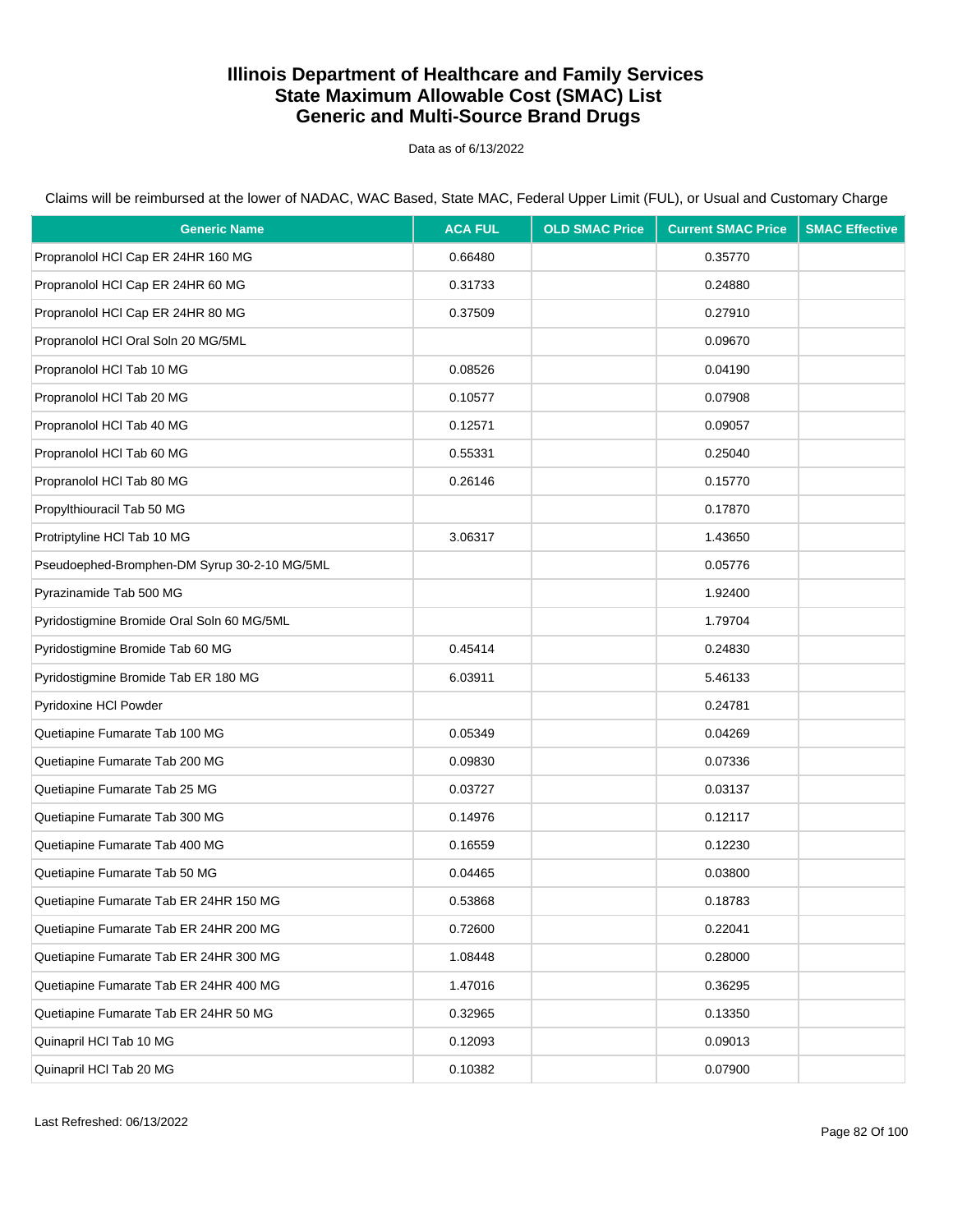# Illinois Department of Healthcare and Family Services
# State Maximum Allowable Cost (SMAC) List
# Generic and Multi-Source Brand Drugs

Data as of 6/13/2022

Claims will be reimbursed at the lower of NADAC, WAC Based, State MAC, Federal Upper Limit (FUL), or Usual and Customary Charge

| Generic Name | ACA FUL | OLD SMAC Price | Current SMAC Price | SMAC Effective |
|---|---|---|---|---|
| Propranolol HCl Cap ER 24HR 160 MG | 0.66480 | | 0.35770 | |
| Propranolol HCl Cap ER 24HR 60 MG | 0.31733 | | 0.24880 | |
| Propranolol HCl Cap ER 24HR 80 MG | 0.37509 | | 0.27910 | |
| Propranolol HCl Oral Soln 20 MG/5ML | | | 0.09670 | |
| Propranolol HCl Tab 10 MG | 0.08526 | | 0.04190 | |
| Propranolol HCl Tab 20 MG | 0.10577 | | 0.07908 | |
| Propranolol HCl Tab 40 MG | 0.12571 | | 0.09057 | |
| Propranolol HCl Tab 60 MG | 0.55331 | | 0.25040 | |
| Propranolol HCl Tab 80 MG | 0.26146 | | 0.15770 | |
| Propylthiouracil Tab 50 MG | | | 0.17870 | |
| Protriptyline HCl Tab 10 MG | 3.06317 | | 1.43650 | |
| Pseudoephed-Bromphen-DM Syrup 30-2-10 MG/5ML | | | 0.05776 | |
| Pyrazinamide Tab 500 MG | | | 1.92400 | |
| Pyridostigmine Bromide Oral Soln 60 MG/5ML | | | 1.79704 | |
| Pyridostigmine Bromide Tab 60 MG | 0.45414 | | 0.24830 | |
| Pyridostigmine Bromide Tab ER 180 MG | 6.03911 | | 5.46133 | |
| Pyridoxine HCl Powder | | | 0.24781 | |
| Quetiapine Fumarate Tab 100 MG | 0.05349 | | 0.04269 | |
| Quetiapine Fumarate Tab 200 MG | 0.09830 | | 0.07336 | |
| Quetiapine Fumarate Tab 25 MG | 0.03727 | | 0.03137 | |
| Quetiapine Fumarate Tab 300 MG | 0.14976 | | 0.12117 | |
| Quetiapine Fumarate Tab 400 MG | 0.16559 | | 0.12230 | |
| Quetiapine Fumarate Tab 50 MG | 0.04465 | | 0.03800 | |
| Quetiapine Fumarate Tab ER 24HR 150 MG | 0.53868 | | 0.18783 | |
| Quetiapine Fumarate Tab ER 24HR 200 MG | 0.72600 | | 0.22041 | |
| Quetiapine Fumarate Tab ER 24HR 300 MG | 1.08448 | | 0.28000 | |
| Quetiapine Fumarate Tab ER 24HR 400 MG | 1.47016 | | 0.36295 | |
| Quetiapine Fumarate Tab ER 24HR 50 MG | 0.32965 | | 0.13350 | |
| Quinapril HCl Tab 10 MG | 0.12093 | | 0.09013 | |
| Quinapril HCl Tab 20 MG | 0.10382 | | 0.07900 | |

Last Refreshed: 06/13/2022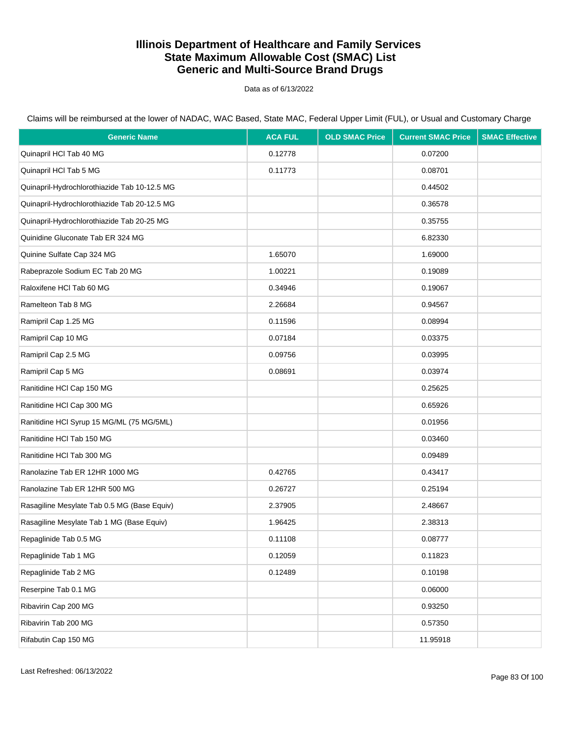# Illinois Department of Healthcare and Family Services
# State Maximum Allowable Cost (SMAC) List
# Generic and Multi-Source Brand Drugs

Data as of 6/13/2022

Claims will be reimbursed at the lower of NADAC, WAC Based, State MAC, Federal Upper Limit (FUL), or Usual and Customary Charge

| Generic Name | ACA FUL | OLD SMAC Price | Current SMAC Price | SMAC Effective |
|---|---|---|---|---|
| Quinapril HCl Tab 40 MG | 0.12778 | | 0.07200 | |
| Quinapril HCl Tab 5 MG | 0.11773 | | 0.08701 | |
| Quinapril-Hydrochlorothiazide Tab 10-12.5 MG | | | 0.44502 | |
| Quinapril-Hydrochlorothiazide Tab 20-12.5 MG | | | 0.36578 | |
| Quinapril-Hydrochlorothiazide Tab 20-25 MG | | | 0.35755 | |
| Quinidine Gluconate Tab ER 324 MG | | | 6.82330 | |
| Quinine Sulfate Cap 324 MG | 1.65070 | | 1.69000 | |
| Rabeprazole Sodium EC Tab 20 MG | 1.00221 | | 0.19089 | |
| Raloxifene HCl Tab 60 MG | 0.34946 | | 0.19067 | |
| Ramelteon Tab 8 MG | 2.26684 | | 0.94567 | |
| Ramipril Cap 1.25 MG | 0.11596 | | 0.08994 | |
| Ramipril Cap 10 MG | 0.07184 | | 0.03375 | |
| Ramipril Cap 2.5 MG | 0.09756 | | 0.03995 | |
| Ramipril Cap 5 MG | 0.08691 | | 0.03974 | |
| Ranitidine HCl Cap 150 MG | | | 0.25625 | |
| Ranitidine HCl Cap 300 MG | | | 0.65926 | |
| Ranitidine HCl Syrup 15 MG/ML (75 MG/5ML) | | | 0.01956 | |
| Ranitidine HCl Tab 150 MG | | | 0.03460 | |
| Ranitidine HCl Tab 300 MG | | | 0.09489 | |
| Ranolazine Tab ER 12HR 1000 MG | 0.42765 | | 0.43417 | |
| Ranolazine Tab ER 12HR 500 MG | 0.26727 | | 0.25194 | |
| Rasagiline Mesylate Tab 0.5 MG (Base Equiv) | 2.37905 | | 2.48667 | |
| Rasagiline Mesylate Tab 1 MG (Base Equiv) | 1.96425 | | 2.38313 | |
| Repaglinide Tab 0.5 MG | 0.11108 | | 0.08777 | |
| Repaglinide Tab 1 MG | 0.12059 | | 0.11823 | |
| Repaglinide Tab 2 MG | 0.12489 | | 0.10198 | |
| Reserpine Tab 0.1 MG | | | 0.06000 | |
| Ribavirin Cap 200 MG | | | 0.93250 | |
| Ribavirin Tab 200 MG | | | 0.57350 | |
| Rifabutin Cap 150 MG | | | 11.95918 | |

Last Refreshed: 06/13/2022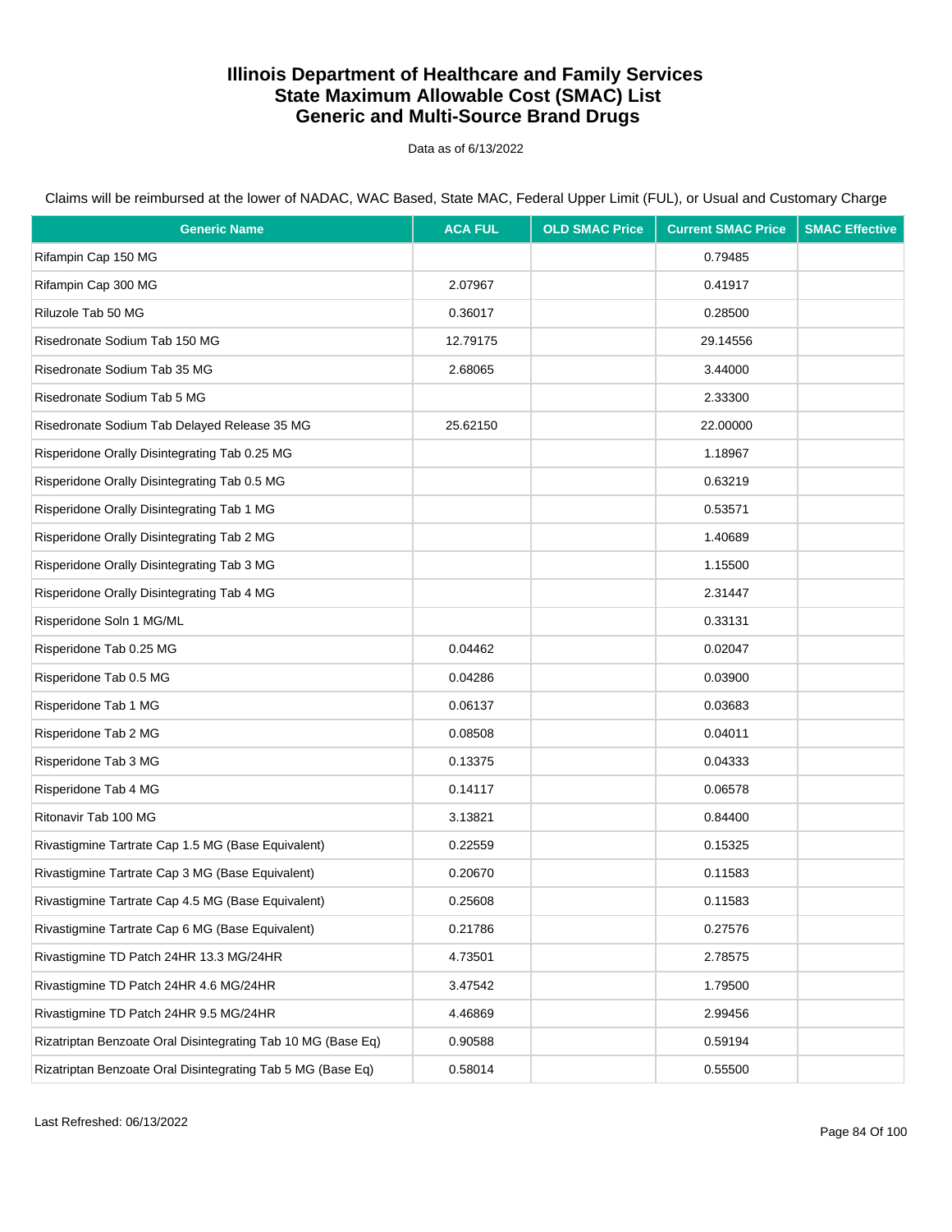# Illinois Department of Healthcare and Family Services
# State Maximum Allowable Cost (SMAC) List
# Generic and Multi-Source Brand Drugs

Data as of 6/13/2022

Claims will be reimbursed at the lower of NADAC, WAC Based, State MAC, Federal Upper Limit (FUL), or Usual and Customary Charge

| Generic Name | ACA FUL | OLD SMAC Price | Current SMAC Price | SMAC Effective |
|---|---|---|---|---|
| Rifampin Cap 150 MG | | | 0.79485 | |
| Rifampin Cap 300 MG | 2.07967 | | 0.41917 | |
| Riluzole Tab 50 MG | 0.36017 | | 0.28500 | |
| Risedronate Sodium Tab 150 MG | 12.79175 | | 29.14556 | |
| Risedronate Sodium Tab 35 MG | 2.68065 | | 3.44000 | |
| Risedronate Sodium Tab 5 MG | | | 2.33300 | |
| Risedronate Sodium Tab Delayed Release 35 MG | 25.62150 | | 22.00000 | |
| Risperidone Orally Disintegrating Tab 0.25 MG | | | 1.18967 | |
| Risperidone Orally Disintegrating Tab 0.5 MG | | | 0.63219 | |
| Risperidone Orally Disintegrating Tab 1 MG | | | 0.53571 | |
| Risperidone Orally Disintegrating Tab 2 MG | | | 1.40689 | |
| Risperidone Orally Disintegrating Tab 3 MG | | | 1.15500 | |
| Risperidone Orally Disintegrating Tab 4 MG | | | 2.31447 | |
| Risperidone Soln 1 MG/ML | | | 0.33131 | |
| Risperidone Tab 0.25 MG | 0.04462 | | 0.02047 | |
| Risperidone Tab 0.5 MG | 0.04286 | | 0.03900 | |
| Risperidone Tab 1 MG | 0.06137 | | 0.03683 | |
| Risperidone Tab 2 MG | 0.08508 | | 0.04011 | |
| Risperidone Tab 3 MG | 0.13375 | | 0.04333 | |
| Risperidone Tab 4 MG | 0.14117 | | 0.06578 | |
| Ritonavir Tab 100 MG | 3.13821 | | 0.84400 | |
| Rivastigmine Tartrate Cap 1.5 MG (Base Equivalent) | 0.22559 | | 0.15325 | |
| Rivastigmine Tartrate Cap 3 MG (Base Equivalent) | 0.20670 | | 0.11583 | |
| Rivastigmine Tartrate Cap 4.5 MG (Base Equivalent) | 0.25608 | | 0.11583 | |
| Rivastigmine Tartrate Cap 6 MG (Base Equivalent) | 0.21786 | | 0.27576 | |
| Rivastigmine TD Patch 24HR 13.3 MG/24HR | 4.73501 | | 2.78575 | |
| Rivastigmine TD Patch 24HR 4.6 MG/24HR | 3.47542 | | 1.79500 | |
| Rivastigmine TD Patch 24HR 9.5 MG/24HR | 4.46869 | | 2.99456 | |
| Rizatriptan Benzoate Oral Disintegrating Tab 10 MG (Base Eq) | 0.90588 | | 0.59194 | |
| Rizatriptan Benzoate Oral Disintegrating Tab 5 MG (Base Eq) | 0.58014 | | 0.55500 | |

Last Refreshed: 06/13/2022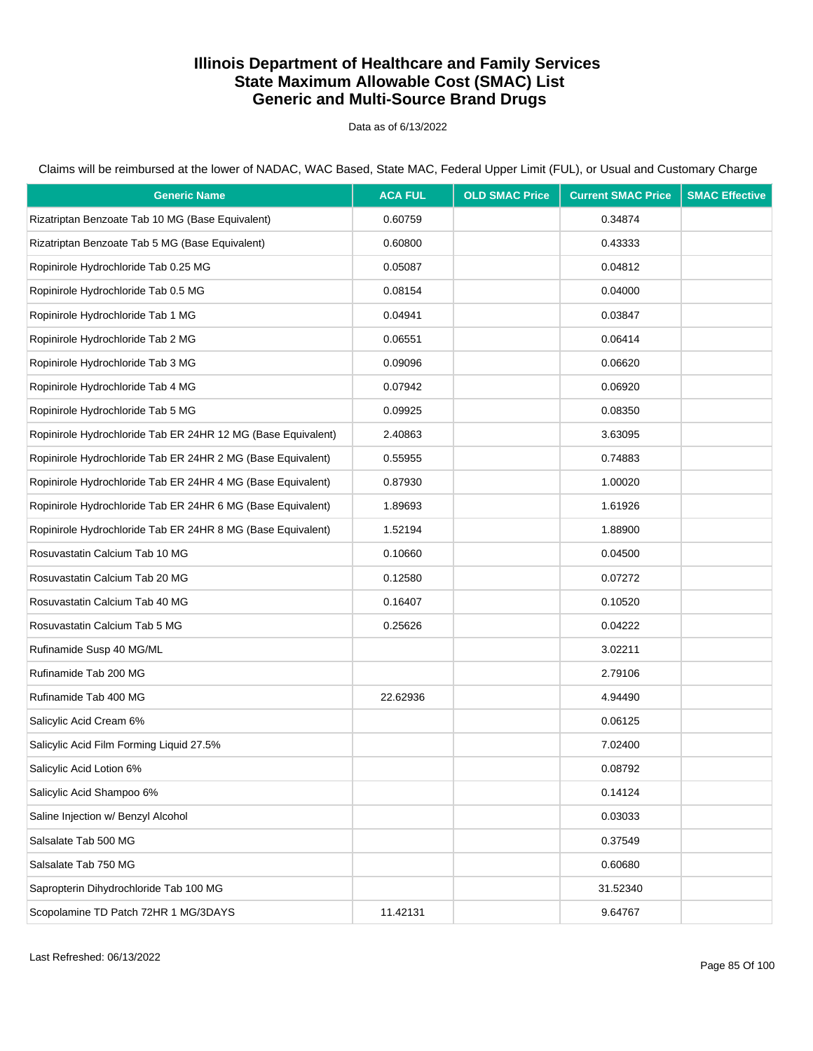# Illinois Department of Healthcare and Family Services
# State Maximum Allowable Cost (SMAC) List
# Generic and Multi-Source Brand Drugs

Data as of 6/13/2022

Claims will be reimbursed at the lower of NADAC, WAC Based, State MAC, Federal Upper Limit (FUL), or Usual and Customary Charge

| Generic Name | ACA FUL | OLD SMAC Price | Current SMAC Price | SMAC Effective |
|---|---|---|---|---|
| Rizatriptan Benzoate Tab 10 MG (Base Equivalent) | 0.60759 | | 0.34874 | |
| Rizatriptan Benzoate Tab 5 MG (Base Equivalent) | 0.60800 | | 0.43333 | |
| Ropinirole Hydrochloride Tab 0.25 MG | 0.05087 | | 0.04812 | |
| Ropinirole Hydrochloride Tab 0.5 MG | 0.08154 | | 0.04000 | |
| Ropinirole Hydrochloride Tab 1 MG | 0.04941 | | 0.03847 | |
| Ropinirole Hydrochloride Tab 2 MG | 0.06551 | | 0.06414 | |
| Ropinirole Hydrochloride Tab 3 MG | 0.09096 | | 0.06620 | |
| Ropinirole Hydrochloride Tab 4 MG | 0.07942 | | 0.06920 | |
| Ropinirole Hydrochloride Tab 5 MG | 0.09925 | | 0.08350 | |
| Ropinirole Hydrochloride Tab ER 24HR 12 MG (Base Equivalent) | 2.40863 | | 3.63095 | |
| Ropinirole Hydrochloride Tab ER 24HR 2 MG (Base Equivalent) | 0.55955 | | 0.74883 | |
| Ropinirole Hydrochloride Tab ER 24HR 4 MG (Base Equivalent) | 0.87930 | | 1.00020 | |
| Ropinirole Hydrochloride Tab ER 24HR 6 MG (Base Equivalent) | 1.89693 | | 1.61926 | |
| Ropinirole Hydrochloride Tab ER 24HR 8 MG (Base Equivalent) | 1.52194 | | 1.88900 | |
| Rosuvastatin Calcium Tab 10 MG | 0.10660 | | 0.04500 | |
| Rosuvastatin Calcium Tab 20 MG | 0.12580 | | 0.07272 | |
| Rosuvastatin Calcium Tab 40 MG | 0.16407 | | 0.10520 | |
| Rosuvastatin Calcium Tab 5 MG | 0.25626 | | 0.04222 | |
| Rufinamide Susp 40 MG/ML | | | 3.02211 | |
| Rufinamide Tab 200 MG | | | 2.79106 | |
| Rufinamide Tab 400 MG | 22.62936 | | 4.94490 | |
| Salicylic Acid Cream 6% | | | 0.06125 | |
| Salicylic Acid Film Forming Liquid 27.5% | | | 7.02400 | |
| Salicylic Acid Lotion 6% | | | 0.08792 | |
| Salicylic Acid Shampoo 6% | | | 0.14124 | |
| Saline Injection w/ Benzyl Alcohol | | | 0.03033 | |
| Salsalate Tab 500 MG | | | 0.37549 | |
| Salsalate Tab 750 MG | | | 0.60680 | |
| Sapropterin Dihydrochloride Tab 100 MG | | | 31.52340 | |
| Scopolamine TD Patch 72HR 1 MG/3DAYS | 11.42131 | | 9.64767 | |

Last Refreshed: 06/13/2022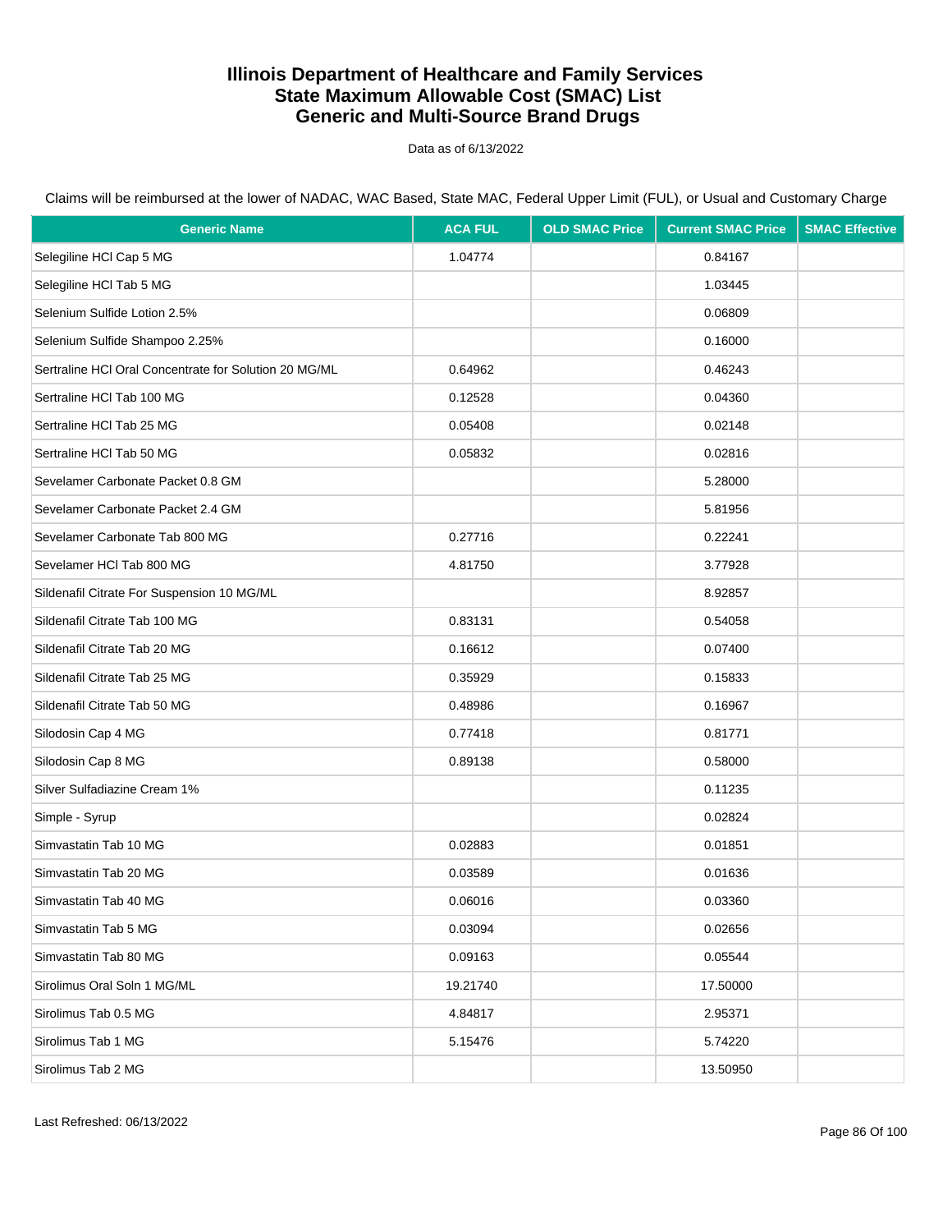# Illinois Department of Healthcare and Family Services
# State Maximum Allowable Cost (SMAC) List
# Generic and Multi-Source Brand Drugs

Data as of 6/13/2022

Claims will be reimbursed at the lower of NADAC, WAC Based, State MAC, Federal Upper Limit (FUL), or Usual and Customary Charge

| Generic Name | ACA FUL | OLD SMAC Price | Current SMAC Price | SMAC Effective |
|---|---|---|---|---|
| Selegiline HCl Cap 5 MG | 1.04774 | | 0.84167 | |
| Selegiline HCl Tab 5 MG | | | 1.03445 | |
| Selenium Sulfide Lotion 2.5% | | | 0.06809 | |
| Selenium Sulfide Shampoo 2.25% | | | 0.16000 | |
| Sertraline HCl Oral Concentrate for Solution 20 MG/ML | 0.64962 | | 0.46243 | |
| Sertraline HCl Tab 100 MG | 0.12528 | | 0.04360 | |
| Sertraline HCl Tab 25 MG | 0.05408 | | 0.02148 | |
| Sertraline HCl Tab 50 MG | 0.05832 | | 0.02816 | |
| Sevelamer Carbonate Packet 0.8 GM | | | 5.28000 | |
| Sevelamer Carbonate Packet 2.4 GM | | | 5.81956 | |
| Sevelamer Carbonate Tab 800 MG | 0.27716 | | 0.22241 | |
| Sevelamer HCl Tab 800 MG | 4.81750 | | 3.77928 | |
| Sildenafil Citrate For Suspension 10 MG/ML | | | 8.92857 | |
| Sildenafil Citrate Tab 100 MG | 0.83131 | | 0.54058 | |
| Sildenafil Citrate Tab 20 MG | 0.16612 | | 0.07400 | |
| Sildenafil Citrate Tab 25 MG | 0.35929 | | 0.15833 | |
| Sildenafil Citrate Tab 50 MG | 0.48986 | | 0.16967 | |
| Silodosin Cap 4 MG | 0.77418 | | 0.81771 | |
| Silodosin Cap 8 MG | 0.89138 | | 0.58000 | |
| Silver Sulfadiazine Cream 1% | | | 0.11235 | |
| Simple - Syrup | | | 0.02824 | |
| Simvastatin Tab 10 MG | 0.02883 | | 0.01851 | |
| Simvastatin Tab 20 MG | 0.03589 | | 0.01636 | |
| Simvastatin Tab 40 MG | 0.06016 | | 0.03360 | |
| Simvastatin Tab 5 MG | 0.03094 | | 0.02656 | |
| Simvastatin Tab 80 MG | 0.09163 | | 0.05544 | |
| Sirolimus Oral Soln 1 MG/ML | 19.21740 | | 17.50000 | |
| Sirolimus Tab 0.5 MG | 4.84817 | | 2.95371 | |
| Sirolimus Tab 1 MG | 5.15476 | | 5.74220 | |
| Sirolimus Tab 2 MG | | | 13.50950 | |

Last Refreshed: 06/13/2022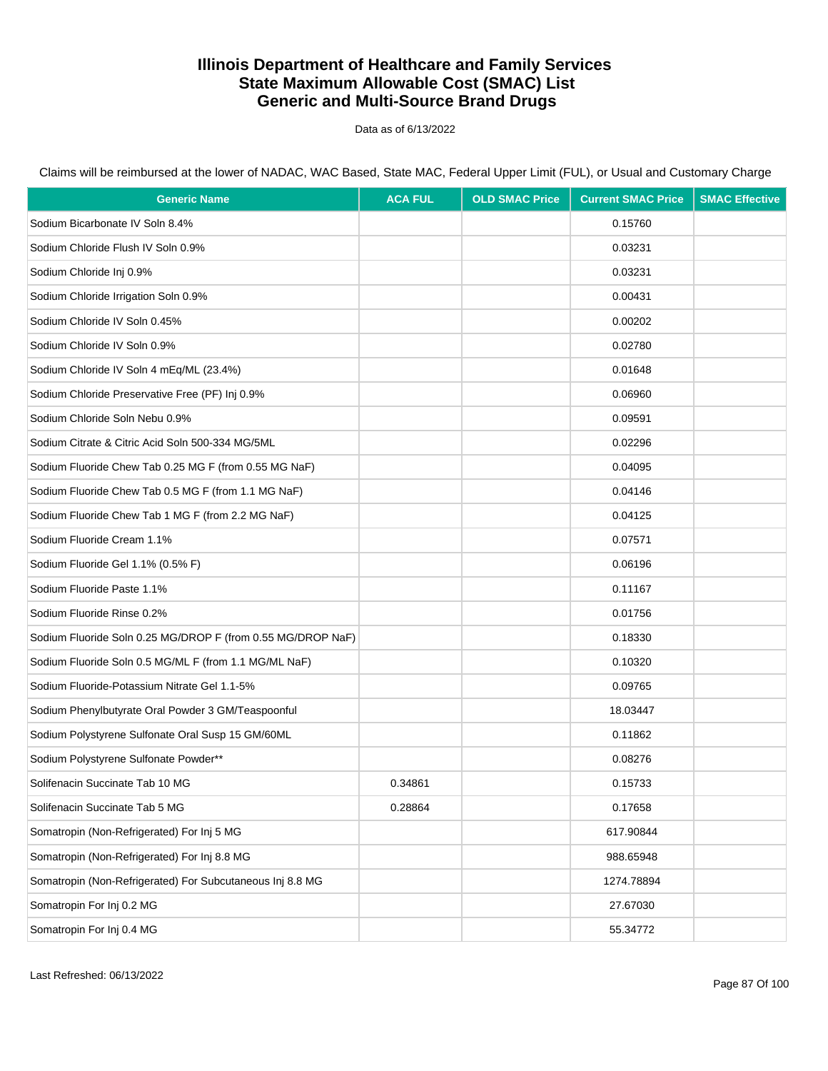# Illinois Department of Healthcare and Family Services
# State Maximum Allowable Cost (SMAC) List
# Generic and Multi-Source Brand Drugs

Data as of 6/13/2022

Claims will be reimbursed at the lower of NADAC, WAC Based, State MAC, Federal Upper Limit (FUL), or Usual and Customary Charge

| Generic Name | ACA FUL | OLD SMAC Price | Current SMAC Price | SMAC Effective |
|---|---|---|---|---|
| Sodium Bicarbonate IV Soln 8.4% | | | 0.15760 | |
| Sodium Chloride Flush IV Soln 0.9% | | | 0.03231 | |
| Sodium Chloride Inj 0.9% | | | 0.03231 | |
| Sodium Chloride Irrigation Soln 0.9% | | | 0.00431 | |
| Sodium Chloride IV Soln 0.45% | | | 0.00202 | |
| Sodium Chloride IV Soln 0.9% | | | 0.02780 | |
| Sodium Chloride IV Soln 4 mEq/ML (23.4%) | | | 0.01648 | |
| Sodium Chloride Preservative Free (PF) Inj 0.9% | | | 0.06960 | |
| Sodium Chloride Soln Nebu 0.9% | | | 0.09591 | |
| Sodium Citrate & Citric Acid Soln 500-334 MG/5ML | | | 0.02296 | |
| Sodium Fluoride Chew Tab 0.25 MG F (from 0.55 MG NaF) | | | 0.04095 | |
| Sodium Fluoride Chew Tab 0.5 MG F (from 1.1 MG NaF) | | | 0.04146 | |
| Sodium Fluoride Chew Tab 1 MG F (from 2.2 MG NaF) | | | 0.04125 | |
| Sodium Fluoride Cream 1.1% | | | 0.07571 | |
| Sodium Fluoride Gel 1.1% (0.5% F) | | | 0.06196 | |
| Sodium Fluoride Paste 1.1% | | | 0.11167 | |
| Sodium Fluoride Rinse 0.2% | | | 0.01756 | |
| Sodium Fluoride Soln 0.25 MG/DROP F (from 0.55 MG/DROP NaF) | | | 0.18330 | |
| Sodium Fluoride Soln 0.5 MG/ML F (from 1.1 MG/ML NaF) | | | 0.10320 | |
| Sodium Fluoride-Potassium Nitrate Gel 1.1-5% | | | 0.09765 | |
| Sodium Phenylbutyrate Oral Powder 3 GM/Teaspoonful | | | 18.03447 | |
| Sodium Polystyrene Sulfonate Oral Susp 15 GM/60ML | | | 0.11862 | |
| Sodium Polystyrene Sulfonate Powder** | | | 0.08276 | |
| Solifenacin Succinate Tab 10 MG | 0.34861 | | 0.15733 | |
| Solifenacin Succinate Tab 5 MG | 0.28864 | | 0.17658 | |
| Somatropin (Non-Refrigerated) For Inj 5 MG | | | 617.90844 | |
| Somatropin (Non-Refrigerated) For Inj 8.8 MG | | | 988.65948 | |
| Somatropin (Non-Refrigerated) For Subcutaneous Inj 8.8 MG | | | 1274.78894 | |
| Somatropin For Inj 0.2 MG | | | 27.67030 | |
| Somatropin For Inj 0.4 MG | | | 55.34772 | |

Last Refreshed: 06/13/2022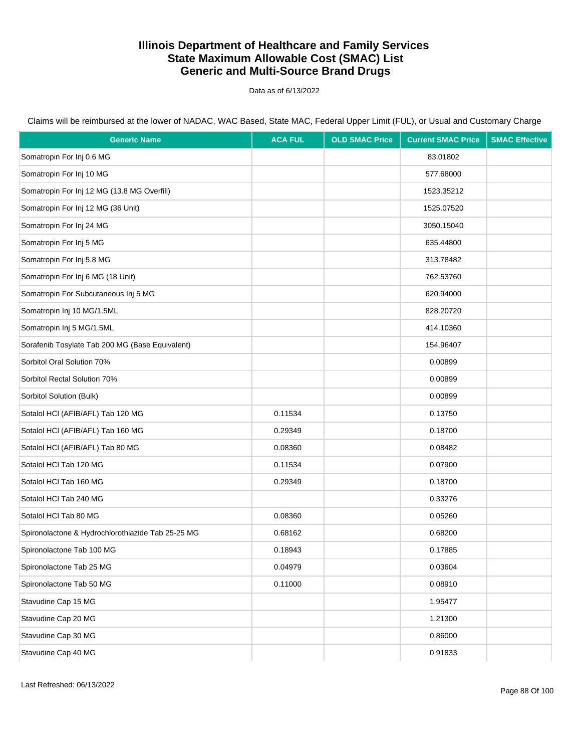# Illinois Department of Healthcare and Family Services
# State Maximum Allowable Cost (SMAC) List
# Generic and Multi-Source Brand Drugs

Data as of 6/13/2022

Claims will be reimbursed at the lower of NADAC, WAC Based, State MAC, Federal Upper Limit (FUL), or Usual and Customary Charge

| Generic Name | ACA FUL | OLD SMAC Price | Current SMAC Price | SMAC Effective |
|---|---|---|---|---|
| Somatropin For Inj 0.6 MG | | | 83.01802 | |
| Somatropin For Inj 10 MG | | | 577.68000 | |
| Somatropin For Inj 12 MG (13.8 MG Overfill) | | | 1523.35212 | |
| Somatropin For Inj 12 MG (36 Unit) | | | 1525.07520 | |
| Somatropin For Inj 24 MG | | | 3050.15040 | |
| Somatropin For Inj 5 MG | | | 635.44800 | |
| Somatropin For Inj 5.8 MG | | | 313.78482 | |
| Somatropin For Inj 6 MG (18 Unit) | | | 762.53760 | |
| Somatropin For Subcutaneous Inj 5 MG | | | 620.94000 | |
| Somatropin Inj 10 MG/1.5ML | | | 828.20720 | |
| Somatropin Inj 5 MG/1.5ML | | | 414.10360 | |
| Sorafenib Tosylate Tab 200 MG (Base Equivalent) | | | 154.96407 | |
| Sorbitol Oral Solution 70% | | | 0.00899 | |
| Sorbitol Rectal Solution 70% | | | 0.00899 | |
| Sorbitol Solution (Bulk) | | | 0.00899 | |
| Sotalol HCl (AFIB/AFL) Tab 120 MG | 0.11534 | | 0.13750 | |
| Sotalol HCl (AFIB/AFL) Tab 160 MG | 0.29349 | | 0.18700 | |
| Sotalol HCl (AFIB/AFL) Tab 80 MG | 0.08360 | | 0.08482 | |
| Sotalol HCl Tab 120 MG | 0.11534 | | 0.07900 | |
| Sotalol HCl Tab 160 MG | 0.29349 | | 0.18700 | |
| Sotalol HCl Tab 240 MG | | | 0.33276 | |
| Sotalol HCl Tab 80 MG | 0.08360 | | 0.05260 | |
| Spironolactone & Hydrochlorothiazide Tab 25-25 MG | 0.68162 | | 0.68200 | |
| Spironolactone Tab 100 MG | 0.18943 | | 0.17885 | |
| Spironolactone Tab 25 MG | 0.04979 | | 0.03604 | |
| Spironolactone Tab 50 MG | 0.11000 | | 0.08910 | |
| Stavudine Cap 15 MG | | | 1.95477 | |
| Stavudine Cap 20 MG | | | 1.21300 | |
| Stavudine Cap 30 MG | | | 0.86000 | |
| Stavudine Cap 40 MG | | | 0.91833 | |

Last Refreshed: 06/13/2022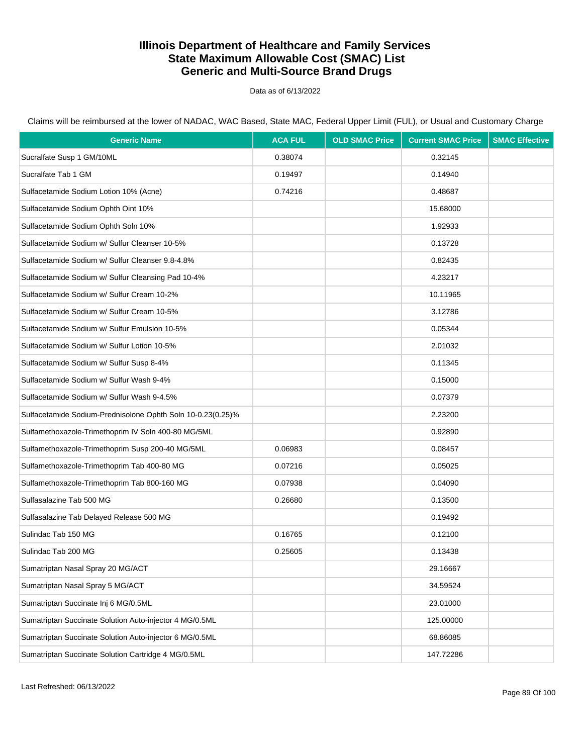# Illinois Department of Healthcare and Family Services
# State Maximum Allowable Cost (SMAC) List
# Generic and Multi-Source Brand Drugs

Data as of 6/13/2022

Claims will be reimbursed at the lower of NADAC, WAC Based, State MAC, Federal Upper Limit (FUL), or Usual and Customary Charge

| Generic Name | ACA FUL | OLD SMAC Price | Current SMAC Price | SMAC Effective |
|---|---|---|---|---|
| Sucralfate Susp 1 GM/10ML | 0.38074 | | 0.32145 | |
| Sucralfate Tab 1 GM | 0.19497 | | 0.14940 | |
| Sulfacetamide Sodium Lotion 10% (Acne) | 0.74216 | | 0.48687 | |
| Sulfacetamide Sodium Ophth Oint 10% | | | 15.68000 | |
| Sulfacetamide Sodium Ophth Soln 10% | | | 1.92933 | |
| Sulfacetamide Sodium w/ Sulfur Cleanser 10-5% | | | 0.13728 | |
| Sulfacetamide Sodium w/ Sulfur Cleanser 9.8-4.8% | | | 0.82435 | |
| Sulfacetamide Sodium w/ Sulfur Cleansing Pad 10-4% | | | 4.23217 | |
| Sulfacetamide Sodium w/ Sulfur Cream 10-2% | | | 10.11965 | |
| Sulfacetamide Sodium w/ Sulfur Cream 10-5% | | | 3.12786 | |
| Sulfacetamide Sodium w/ Sulfur Emulsion 10-5% | | | 0.05344 | |
| Sulfacetamide Sodium w/ Sulfur Lotion 10-5% | | | 2.01032 | |
| Sulfacetamide Sodium w/ Sulfur Susp 8-4% | | | 0.11345 | |
| Sulfacetamide Sodium w/ Sulfur Wash 9-4% | | | 0.15000 | |
| Sulfacetamide Sodium w/ Sulfur Wash 9-4.5% | | | 0.07379 | |
| Sulfacetamide Sodium-Prednisolone Ophth Soln 10-0.23(0.25)% | | | 2.23200 | |
| Sulfamethoxazole-Trimethoprim IV Soln 400-80 MG/5ML | | | 0.92890 | |
| Sulfamethoxazole-Trimethoprim Susp 200-40 MG/5ML | 0.06983 | | 0.08457 | |
| Sulfamethoxazole-Trimethoprim Tab 400-80 MG | 0.07216 | | 0.05025 | |
| Sulfamethoxazole-Trimethoprim Tab 800-160 MG | 0.07938 | | 0.04090 | |
| Sulfasalazine Tab 500 MG | 0.26680 | | 0.13500 | |
| Sulfasalazine Tab Delayed Release 500 MG | | | 0.19492 | |
| Sulindac Tab 150 MG | 0.16765 | | 0.12100 | |
| Sulindac Tab 200 MG | 0.25605 | | 0.13438 | |
| Sumatriptan Nasal Spray 20 MG/ACT | | | 29.16667 | |
| Sumatriptan Nasal Spray 5 MG/ACT | | | 34.59524 | |
| Sumatriptan Succinate Inj 6 MG/0.5ML | | | 23.01000 | |
| Sumatriptan Succinate Solution Auto-injector 4 MG/0.5ML | | | 125.00000 | |
| Sumatriptan Succinate Solution Auto-injector 6 MG/0.5ML | | | 68.86085 | |
| Sumatriptan Succinate Solution Cartridge 4 MG/0.5ML | | | 147.72286 | |

Last Refreshed: 06/13/2022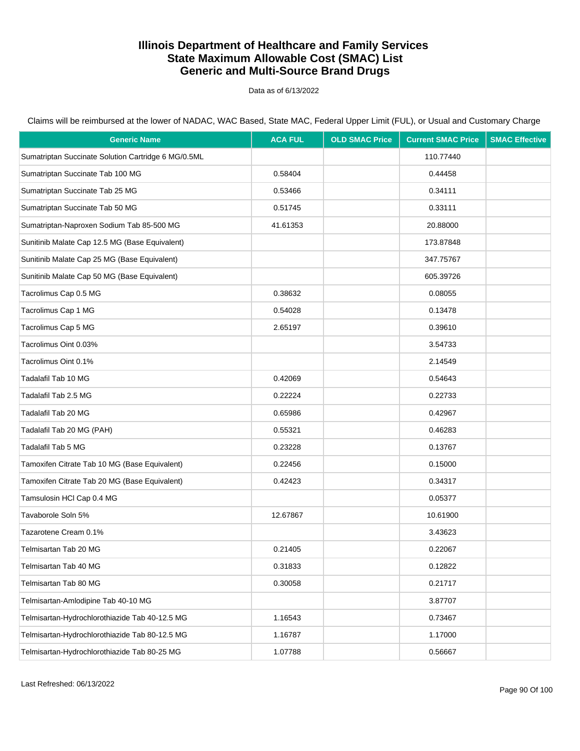# Illinois Department of Healthcare and Family Services
# State Maximum Allowable Cost (SMAC) List
# Generic and Multi-Source Brand Drugs

Data as of 6/13/2022

Claims will be reimbursed at the lower of NADAC, WAC Based, State MAC, Federal Upper Limit (FUL), or Usual and Customary Charge

| Generic Name | ACA FUL | OLD SMAC Price | Current SMAC Price | SMAC Effective |
|---|---|---|---|---|
| Sumatriptan Succinate Solution Cartridge 6 MG/0.5ML | | | 110.77440 | |
| Sumatriptan Succinate Tab 100 MG | 0.58404 | | 0.44458 | |
| Sumatriptan Succinate Tab 25 MG | 0.53466 | | 0.34111 | |
| Sumatriptan Succinate Tab 50 MG | 0.51745 | | 0.33111 | |
| Sumatriptan-Naproxen Sodium Tab 85-500 MG | 41.61353 | | 20.88000 | |
| Sunitinib Malate Cap 12.5 MG (Base Equivalent) | | | 173.87848 | |
| Sunitinib Malate Cap 25 MG (Base Equivalent) | | | 347.75767 | |
| Sunitinib Malate Cap 50 MG (Base Equivalent) | | | 605.39726 | |
| Tacrolimus Cap 0.5 MG | 0.38632 | | 0.08055 | |
| Tacrolimus Cap 1 MG | 0.54028 | | 0.13478 | |
| Tacrolimus Cap 5 MG | 2.65197 | | 0.39610 | |
| Tacrolimus Oint 0.03% | | | 3.54733 | |
| Tacrolimus Oint 0.1% | | | 2.14549 | |
| Tadalafil Tab 10 MG | 0.42069 | | 0.54643 | |
| Tadalafil Tab 2.5 MG | 0.22224 | | 0.22733 | |
| Tadalafil Tab 20 MG | 0.65986 | | 0.42967 | |
| Tadalafil Tab 20 MG (PAH) | 0.55321 | | 0.46283 | |
| Tadalafil Tab 5 MG | 0.23228 | | 0.13767 | |
| Tamoxifen Citrate Tab 10 MG (Base Equivalent) | 0.22456 | | 0.15000 | |
| Tamoxifen Citrate Tab 20 MG (Base Equivalent) | 0.42423 | | 0.34317 | |
| Tamsulosin HCl Cap 0.4 MG | | | 0.05377 | |
| Tavaborole Soln 5% | 12.67867 | | 10.61900 | |
| Tazarotene Cream 0.1% | | | 3.43623 | |
| Telmisartan Tab 20 MG | 0.21405 | | 0.22067 | |
| Telmisartan Tab 40 MG | 0.31833 | | 0.12822 | |
| Telmisartan Tab 80 MG | 0.30058 | | 0.21717 | |
| Telmisartan-Amlodipine Tab 40-10 MG | | | 3.87707 | |
| Telmisartan-Hydrochlorothiazide Tab 40-12.5 MG | 1.16543 | | 0.73467 | |
| Telmisartan-Hydrochlorothiazide Tab 80-12.5 MG | 1.16787 | | 1.17000 | |
| Telmisartan-Hydrochlorothiazide Tab 80-25 MG | 1.07788 | | 0.56667 | |

Last Refreshed: 06/13/2022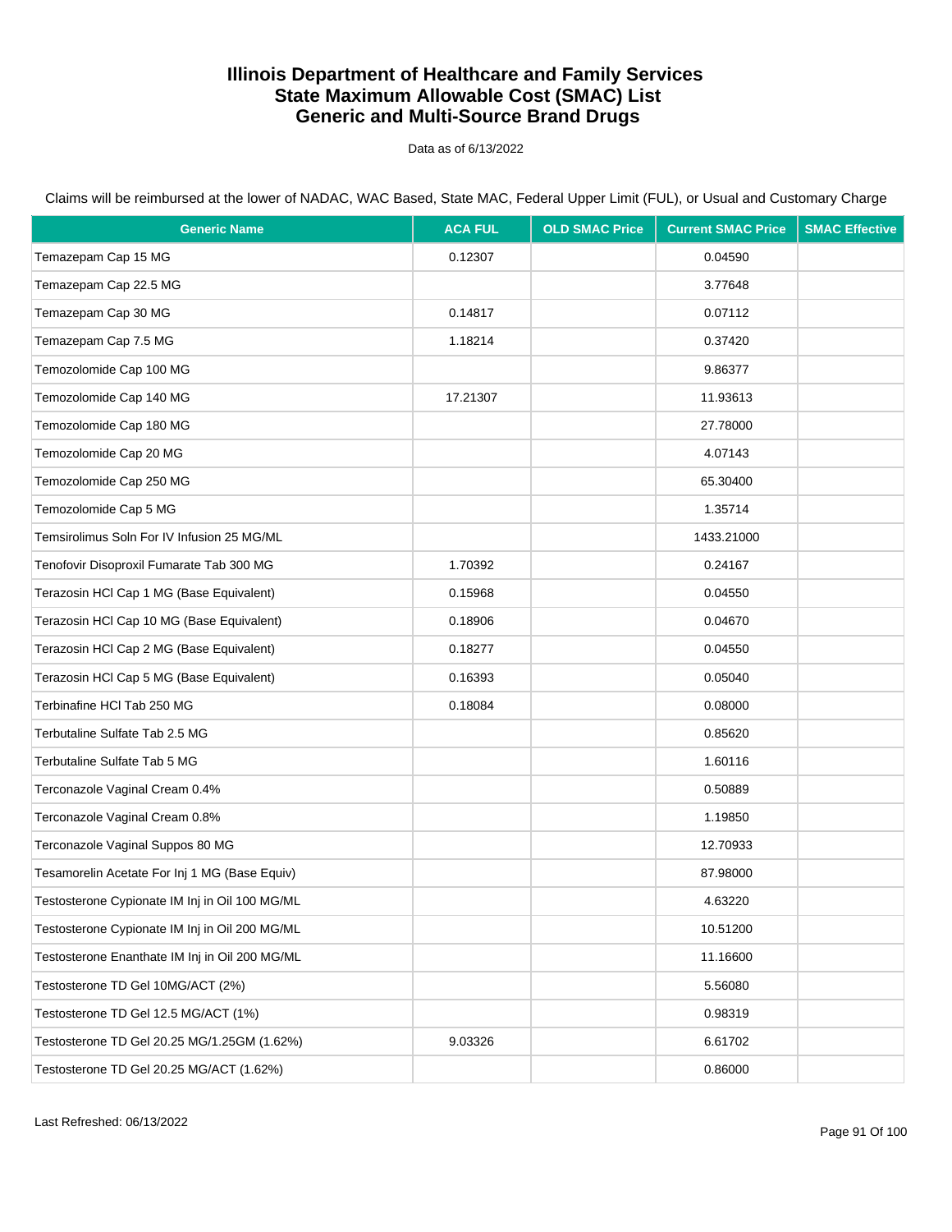# Illinois Department of Healthcare and Family Services
# State Maximum Allowable Cost (SMAC) List
# Generic and Multi-Source Brand Drugs

Data as of 6/13/2022

Claims will be reimbursed at the lower of NADAC, WAC Based, State MAC, Federal Upper Limit (FUL), or Usual and Customary Charge

| Generic Name | ACA FUL | OLD SMAC Price | Current SMAC Price | SMAC Effective |
|---|---|---|---|---|
| Temazepam Cap 15 MG | 0.12307 | | 0.04590 | |
| Temazepam Cap 22.5 MG | | | 3.77648 | |
| Temazepam Cap 30 MG | 0.14817 | | 0.07112 | |
| Temazepam Cap 7.5 MG | 1.18214 | | 0.37420 | |
| Temozolomide Cap 100 MG | | | 9.86377 | |
| Temozolomide Cap 140 MG | 17.21307 | | 11.93613 | |
| Temozolomide Cap 180 MG | | | 27.78000 | |
| Temozolomide Cap 20 MG | | | 4.07143 | |
| Temozolomide Cap 250 MG | | | 65.30400 | |
| Temozolomide Cap 5 MG | | | 1.35714 | |
| Temsirolimus Soln For IV Infusion 25 MG/ML | | | 1433.21000 | |
| Tenofovir Disoproxil Fumarate Tab 300 MG | 1.70392 | | 0.24167 | |
| Terazosin HCl Cap 1 MG (Base Equivalent) | 0.15968 | | 0.04550 | |
| Terazosin HCl Cap 10 MG (Base Equivalent) | 0.18906 | | 0.04670 | |
| Terazosin HCl Cap 2 MG (Base Equivalent) | 0.18277 | | 0.04550 | |
| Terazosin HCl Cap 5 MG (Base Equivalent) | 0.16393 | | 0.05040 | |
| Terbinafine HCl Tab 250 MG | 0.18084 | | 0.08000 | |
| Terbutaline Sulfate Tab 2.5 MG | | | 0.85620 | |
| Terbutaline Sulfate Tab 5 MG | | | 1.60116 | |
| Terconazole Vaginal Cream 0.4% | | | 0.50889 | |
| Terconazole Vaginal Cream 0.8% | | | 1.19850 | |
| Terconazole Vaginal Suppos 80 MG | | | 12.70933 | |
| Tesamorelin Acetate For Inj 1 MG (Base Equiv) | | | 87.98000 | |
| Testosterone Cypionate IM Inj in Oil 100 MG/ML | | | 4.63220 | |
| Testosterone Cypionate IM Inj in Oil 200 MG/ML | | | 10.51200 | |
| Testosterone Enanthate IM Inj in Oil 200 MG/ML | | | 11.16600 | |
| Testosterone TD Gel 10MG/ACT (2%) | | | 5.56080 | |
| Testosterone TD Gel 12.5 MG/ACT (1%) | | | 0.98319 | |
| Testosterone TD Gel 20.25 MG/1.25GM (1.62%) | 9.03326 | | 6.61702 | |
| Testosterone TD Gel 20.25 MG/ACT (1.62%) | | | 0.86000 | |

Last Refreshed: 06/13/2022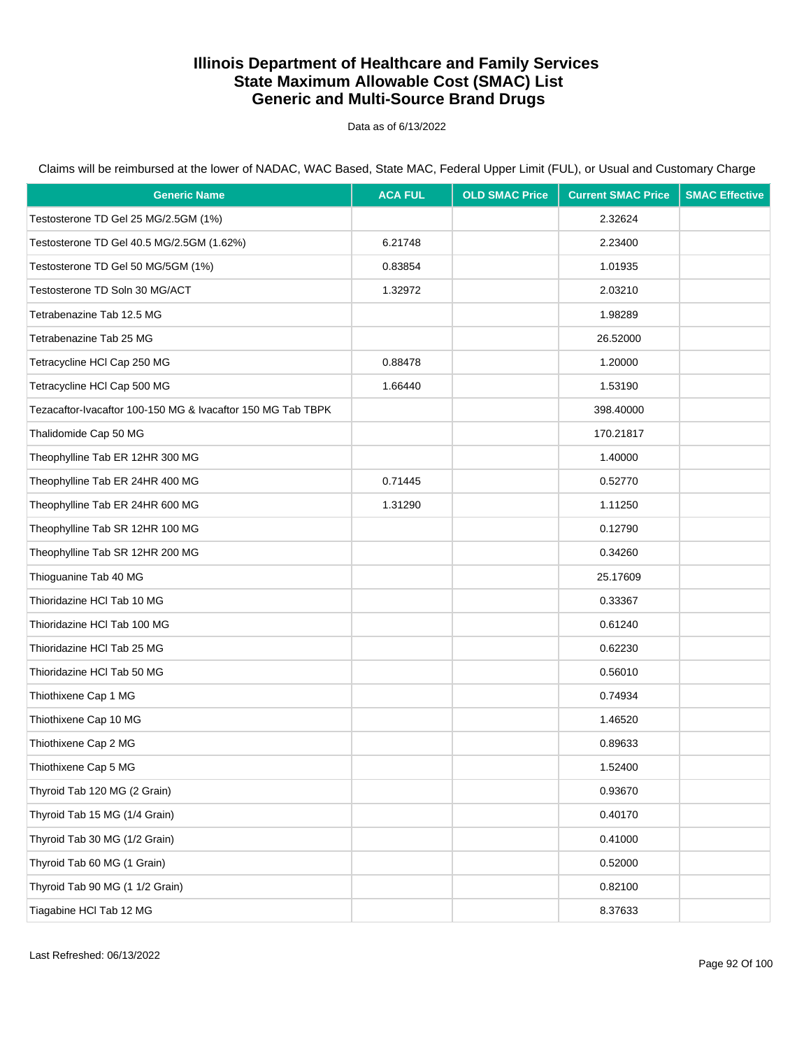# Illinois Department of Healthcare and Family Services
# State Maximum Allowable Cost (SMAC) List
# Generic and Multi-Source Brand Drugs

Data as of 6/13/2022

Claims will be reimbursed at the lower of NADAC, WAC Based, State MAC, Federal Upper Limit (FUL), or Usual and Customary Charge

| Generic Name | ACA FUL | OLD SMAC Price | Current SMAC Price | SMAC Effective |
|---|---|---|---|---|
| Testosterone TD Gel 25 MG/2.5GM (1%) | | | 2.32624 | |
| Testosterone TD Gel 40.5 MG/2.5GM (1.62%) | 6.21748 | | 2.23400 | |
| Testosterone TD Gel 50 MG/5GM (1%) | 0.83854 | | 1.01935 | |
| Testosterone TD Soln 30 MG/ACT | 1.32972 | | 2.03210 | |
| Tetrabenazine Tab 12.5 MG | | | 1.98289 | |
| Tetrabenazine Tab 25 MG | | | 26.52000 | |
| Tetracycline HCl Cap 250 MG | 0.88478 | | 1.20000 | |
| Tetracycline HCl Cap 500 MG | 1.66440 | | 1.53190 | |
| Tezacaftor-Ivacaftor 100-150 MG & Ivacaftor 150 MG Tab TBPK | | | 398.40000 | |
| Thalidomide Cap 50 MG | | | 170.21817 | |
| Theophylline Tab ER 12HR 300 MG | | | 1.40000 | |
| Theophylline Tab ER 24HR 400 MG | 0.71445 | | 0.52770 | |
| Theophylline Tab ER 24HR 600 MG | 1.31290 | | 1.11250 | |
| Theophylline Tab SR 12HR 100 MG | | | 0.12790 | |
| Theophylline Tab SR 12HR 200 MG | | | 0.34260 | |
| Thioguanine Tab 40 MG | | | 25.17609 | |
| Thioridazine HCl Tab 10 MG | | | 0.33367 | |
| Thioridazine HCl Tab 100 MG | | | 0.61240 | |
| Thioridazine HCl Tab 25 MG | | | 0.62230 | |
| Thioridazine HCl Tab 50 MG | | | 0.56010 | |
| Thiothixene Cap 1 MG | | | 0.74934 | |
| Thiothixene Cap 10 MG | | | 1.46520 | |
| Thiothixene Cap 2 MG | | | 0.89633 | |
| Thiothixene Cap 5 MG | | | 1.52400 | |
| Thyroid Tab 120 MG (2 Grain) | | | 0.93670 | |
| Thyroid Tab 15 MG (1/4 Grain) | | | 0.40170 | |
| Thyroid Tab 30 MG (1/2 Grain) | | | 0.41000 | |
| Thyroid Tab 60 MG (1 Grain) | | | 0.52000 | |
| Thyroid Tab 90 MG (1 1/2 Grain) | | | 0.82100 | |
| Tiagabine HCl Tab 12 MG | | | 8.37633 | |

Last Refreshed: 06/13/2022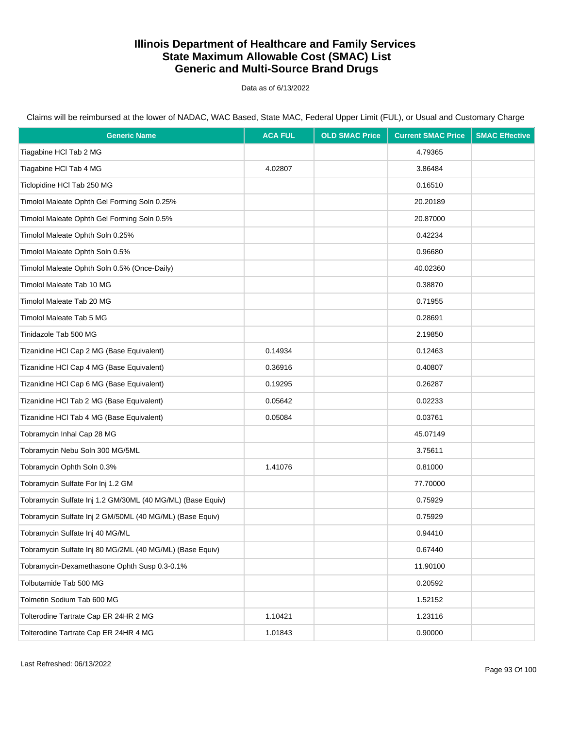# Illinois Department of Healthcare and Family Services
# State Maximum Allowable Cost (SMAC) List
# Generic and Multi-Source Brand Drugs

Data as of 6/13/2022

Claims will be reimbursed at the lower of NADAC, WAC Based, State MAC, Federal Upper Limit (FUL), or Usual and Customary Charge

| Generic Name | ACA FUL | OLD SMAC Price | Current SMAC Price | SMAC Effective |
|---|---|---|---|---|
| Tiagabine HCl Tab 2 MG | | | 4.79365 | |
| Tiagabine HCl Tab 4 MG | 4.02807 | | 3.86484 | |
| Ticlopidine HCl Tab 250 MG | | | 0.16510 | |
| Timolol Maleate Ophth Gel Forming Soln 0.25% | | | 20.20189 | |
| Timolol Maleate Ophth Gel Forming Soln 0.5% | | | 20.87000 | |
| Timolol Maleate Ophth Soln 0.25% | | | 0.42234 | |
| Timolol Maleate Ophth Soln 0.5% | | | 0.96680 | |
| Timolol Maleate Ophth Soln 0.5% (Once-Daily) | | | 40.02360 | |
| Timolol Maleate Tab 10 MG | | | 0.38870 | |
| Timolol Maleate Tab 20 MG | | | 0.71955 | |
| Timolol Maleate Tab 5 MG | | | 0.28691 | |
| Tinidazole Tab 500 MG | | | 2.19850 | |
| Tizanidine HCl Cap 2 MG (Base Equivalent) | 0.14934 | | 0.12463 | |
| Tizanidine HCl Cap 4 MG (Base Equivalent) | 0.36916 | | 0.40807 | |
| Tizanidine HCl Cap 6 MG (Base Equivalent) | 0.19295 | | 0.26287 | |
| Tizanidine HCl Tab 2 MG (Base Equivalent) | 0.05642 | | 0.02233 | |
| Tizanidine HCl Tab 4 MG (Base Equivalent) | 0.05084 | | 0.03761 | |
| Tobramycin Inhal Cap 28 MG | | | 45.07149 | |
| Tobramycin Nebu Soln 300 MG/5ML | | | 3.75611 | |
| Tobramycin Ophth Soln 0.3% | 1.41076 | | 0.81000 | |
| Tobramycin Sulfate For Inj 1.2 GM | | | 77.70000 | |
| Tobramycin Sulfate Inj 1.2 GM/30ML (40 MG/ML) (Base Equiv) | | | 0.75929 | |
| Tobramycin Sulfate Inj 2 GM/50ML (40 MG/ML) (Base Equiv) | | | 0.75929 | |
| Tobramycin Sulfate Inj 40 MG/ML | | | 0.94410 | |
| Tobramycin Sulfate Inj 80 MG/2ML (40 MG/ML) (Base Equiv) | | | 0.67440 | |
| Tobramycin-Dexamethasone Ophth Susp 0.3-0.1% | | | 11.90100 | |
| Tolbutamide Tab 500 MG | | | 0.20592 | |
| Tolmetin Sodium Tab 600 MG | | | 1.52152 | |
| Tolterodine Tartrate Cap ER 24HR 2 MG | 1.10421 | | 1.23116 | |
| Tolterodine Tartrate Cap ER 24HR 4 MG | 1.01843 | | 0.90000 | |

Last Refreshed: 06/13/2022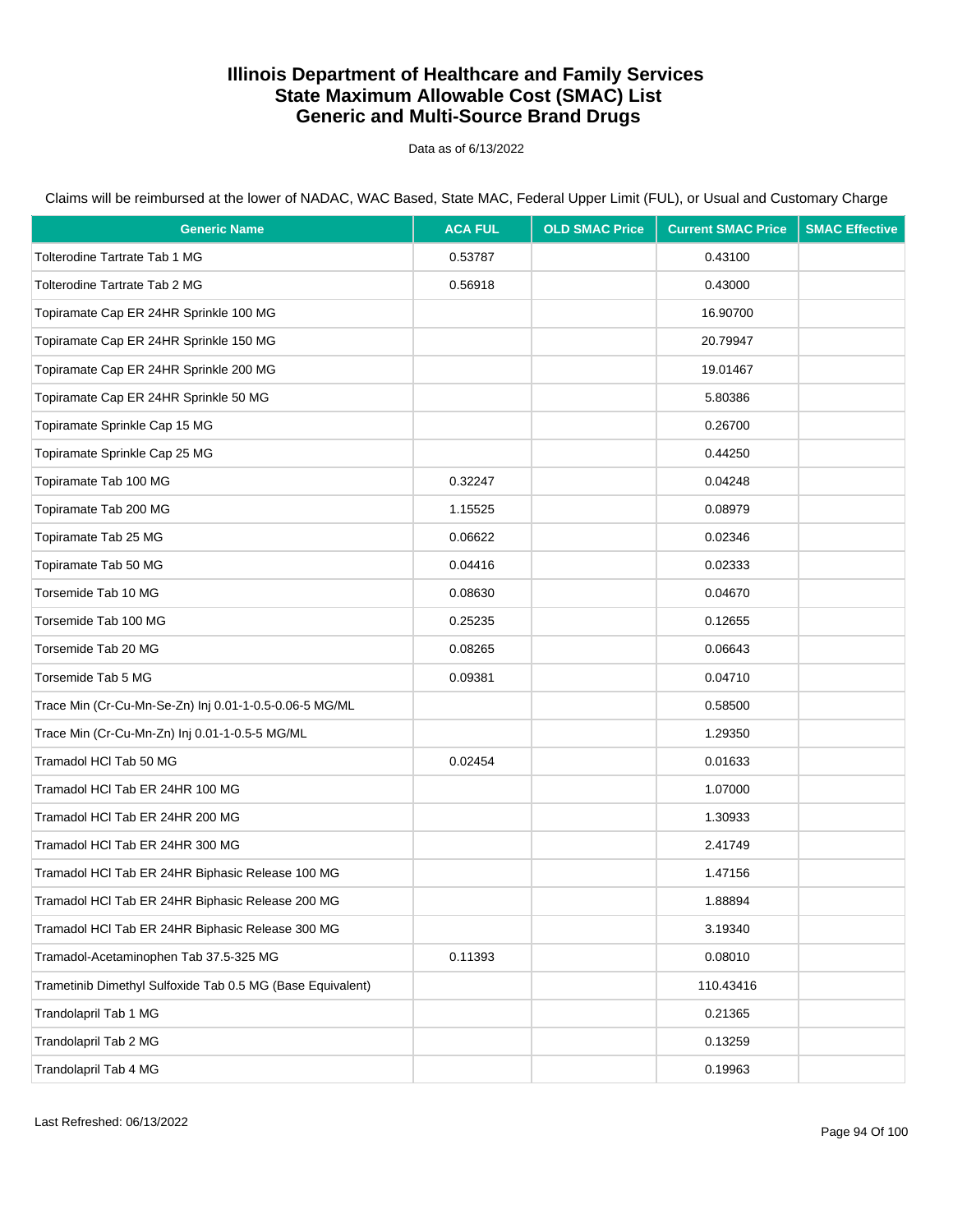# Illinois Department of Healthcare and Family Services
# State Maximum Allowable Cost (SMAC) List
# Generic and Multi-Source Brand Drugs

Data as of 6/13/2022

Claims will be reimbursed at the lower of NADAC, WAC Based, State MAC, Federal Upper Limit (FUL), or Usual and Customary Charge

| Generic Name | ACA FUL | OLD SMAC Price | Current SMAC Price | SMAC Effective |
|---|---|---|---|---|
| Tolterodine Tartrate Tab 1 MG | 0.53787 | | 0.43100 | |
| Tolterodine Tartrate Tab 2 MG | 0.56918 | | 0.43000 | |
| Topiramate Cap ER 24HR Sprinkle 100 MG | | | 16.90700 | |
| Topiramate Cap ER 24HR Sprinkle 150 MG | | | 20.79947 | |
| Topiramate Cap ER 24HR Sprinkle 200 MG | | | 19.01467 | |
| Topiramate Cap ER 24HR Sprinkle 50 MG | | | 5.80386 | |
| Topiramate Sprinkle Cap 15 MG | | | 0.26700 | |
| Topiramate Sprinkle Cap 25 MG | | | 0.44250 | |
| Topiramate Tab 100 MG | 0.32247 | | 0.04248 | |
| Topiramate Tab 200 MG | 1.15525 | | 0.08979 | |
| Topiramate Tab 25 MG | 0.06622 | | 0.02346 | |
| Topiramate Tab 50 MG | 0.04416 | | 0.02333 | |
| Torsemide Tab 10 MG | 0.08630 | | 0.04670 | |
| Torsemide Tab 100 MG | 0.25235 | | 0.12655 | |
| Torsemide Tab 20 MG | 0.08265 | | 0.06643 | |
| Torsemide Tab 5 MG | 0.09381 | | 0.04710 | |
| Trace Min (Cr-Cu-Mn-Se-Zn) Inj 0.01-1-0.5-0.06-5 MG/ML | | | 0.58500 | |
| Trace Min (Cr-Cu-Mn-Zn) Inj 0.01-1-0.5-5 MG/ML | | | 1.29350 | |
| Tramadol HCl Tab 50 MG | 0.02454 | | 0.01633 | |
| Tramadol HCl Tab ER 24HR 100 MG | | | 1.07000 | |
| Tramadol HCl Tab ER 24HR 200 MG | | | 1.30933 | |
| Tramadol HCl Tab ER 24HR 300 MG | | | 2.41749 | |
| Tramadol HCl Tab ER 24HR Biphasic Release 100 MG | | | 1.47156 | |
| Tramadol HCl Tab ER 24HR Biphasic Release 200 MG | | | 1.88894 | |
| Tramadol HCl Tab ER 24HR Biphasic Release 300 MG | | | 3.19340 | |
| Tramadol-Acetaminophen Tab 37.5-325 MG | 0.11393 | | 0.08010 | |
| Trametinib Dimethyl Sulfoxide Tab 0.5 MG (Base Equivalent) | | | 110.43416 | |
| Trandolapril Tab 1 MG | | | 0.21365 | |
| Trandolapril Tab 2 MG | | | 0.13259 | |
| Trandolapril Tab 4 MG | | | 0.19963 | |

Last Refreshed: 06/13/2022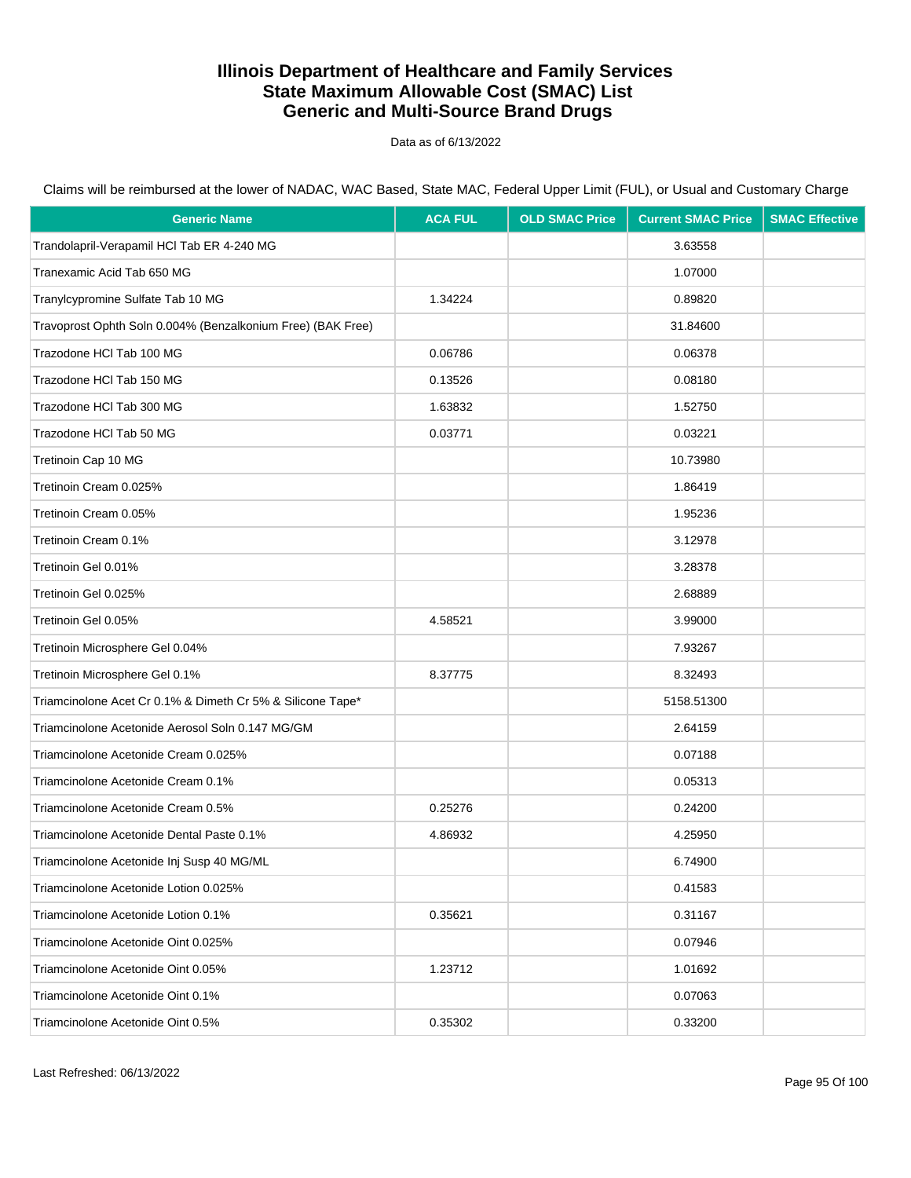# Illinois Department of Healthcare and Family Services
# State Maximum Allowable Cost (SMAC) List
# Generic and Multi-Source Brand Drugs

Data as of 6/13/2022

Claims will be reimbursed at the lower of NADAC, WAC Based, State MAC, Federal Upper Limit (FUL), or Usual and Customary Charge

| Generic Name | ACA FUL | OLD SMAC Price | Current SMAC Price | SMAC Effective |
|---|---|---|---|---|
| Trandolapril-Verapamil HCl Tab ER 4-240 MG | | | 3.63558 | |
| Tranexamic Acid Tab 650 MG | | | 1.07000 | |
| Tranylcypromine Sulfate Tab 10 MG | 1.34224 | | 0.89820 | |
| Travoprost Ophth Soln 0.004% (Benzalkonium Free) (BAK Free) | | | 31.84600 | |
| Trazodone HCl Tab 100 MG | 0.06786 | | 0.06378 | |
| Trazodone HCl Tab 150 MG | 0.13526 | | 0.08180 | |
| Trazodone HCl Tab 300 MG | 1.63832 | | 1.52750 | |
| Trazodone HCl Tab 50 MG | 0.03771 | | 0.03221 | |
| Tretinoin Cap 10 MG | | | 10.73980 | |
| Tretinoin Cream 0.025% | | | 1.86419 | |
| Tretinoin Cream 0.05% | | | 1.95236 | |
| Tretinoin Cream 0.1% | | | 3.12978 | |
| Tretinoin Gel 0.01% | | | 3.28378 | |
| Tretinoin Gel 0.025% | | | 2.68889 | |
| Tretinoin Gel 0.05% | 4.58521 | | 3.99000 | |
| Tretinoin Microsphere Gel 0.04% | | | 7.93267 | |
| Tretinoin Microsphere Gel 0.1% | 8.37775 | | 8.32493 | |
| Triamcinolone Acet Cr 0.1% & Dimeth Cr 5% & Silicone Tape* | | | 5158.51300 | |
| Triamcinolone Acetonide Aerosol Soln 0.147 MG/GM | | | 2.64159 | |
| Triamcinolone Acetonide Cream 0.025% | | | 0.07188 | |
| Triamcinolone Acetonide Cream 0.1% | | | 0.05313 | |
| Triamcinolone Acetonide Cream 0.5% | 0.25276 | | 0.24200 | |
| Triamcinolone Acetonide Dental Paste 0.1% | 4.86932 | | 4.25950 | |
| Triamcinolone Acetonide Inj Susp 40 MG/ML | | | 6.74900 | |
| Triamcinolone Acetonide Lotion 0.025% | | | 0.41583 | |
| Triamcinolone Acetonide Lotion 0.1% | 0.35621 | | 0.31167 | |
| Triamcinolone Acetonide Oint 0.025% | | | 0.07946 | |
| Triamcinolone Acetonide Oint 0.05% | 1.23712 | | 1.01692 | |
| Triamcinolone Acetonide Oint 0.1% | | | 0.07063 | |
| Triamcinolone Acetonide Oint 0.5% | 0.35302 | | 0.33200 | |

Last Refreshed: 06/13/2022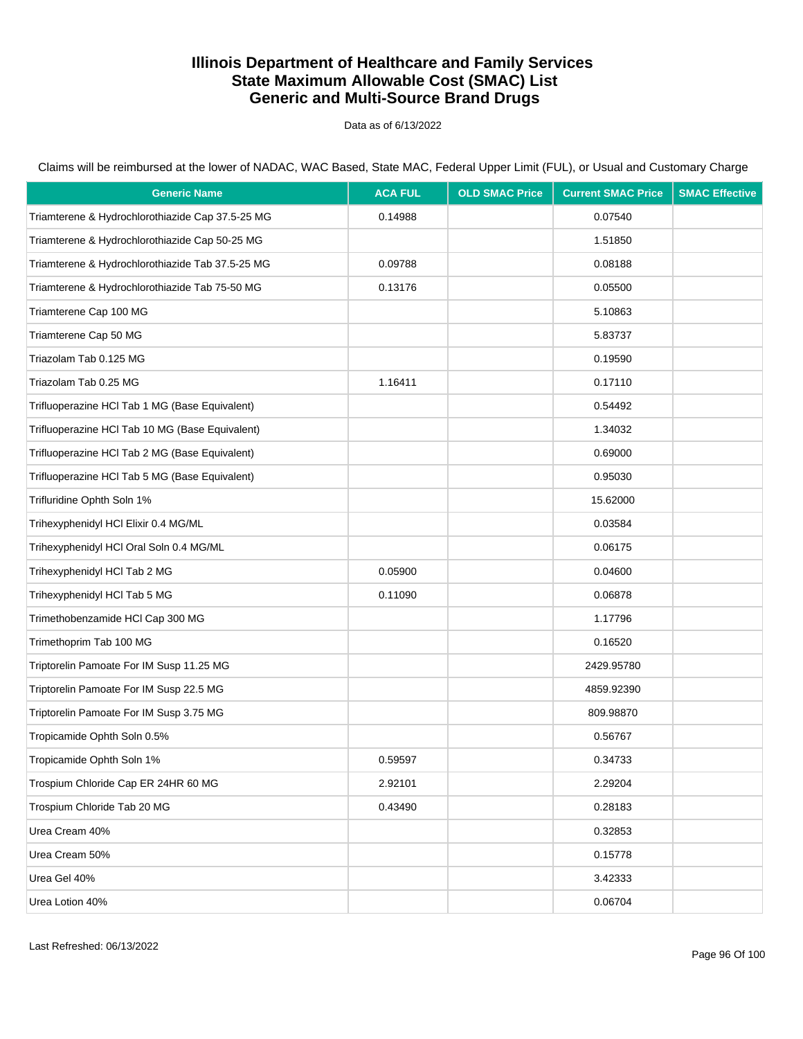# Illinois Department of Healthcare and Family Services
## State Maximum Allowable Cost (SMAC) List
## Generic and Multi-Source Brand Drugs

Data as of 6/13/2022

Claims will be reimbursed at the lower of NADAC, WAC Based, State MAC, Federal Upper Limit (FUL), or Usual and Customary Charge

| Generic Name | ACA FUL | OLD SMAC Price | Current SMAC Price | SMAC Effective |
|---|---|---|---|---|
| Triamterene & Hydrochlorothiazide Cap 37.5-25 MG | 0.14988 | | 0.07540 | |
| Triamterene & Hydrochlorothiazide Cap 50-25 MG | | | 1.51850 | |
| Triamterene & Hydrochlorothiazide Tab 37.5-25 MG | 0.09788 | | 0.08188 | |
| Triamterene & Hydrochlorothiazide Tab 75-50 MG | 0.13176 | | 0.05500 | |
| Triamterene Cap 100 MG | | | 5.10863 | |
| Triamterene Cap 50 MG | | | 5.83737 | |
| Triazolam Tab 0.125 MG | | | 0.19590 | |
| Triazolam Tab 0.25 MG | 1.16411 | | 0.17110 | |
| Trifluoperazine HCl Tab 1 MG (Base Equivalent) | | | 0.54492 | |
| Trifluoperazine HCl Tab 10 MG (Base Equivalent) | | | 1.34032 | |
| Trifluoperazine HCl Tab 2 MG (Base Equivalent) | | | 0.69000 | |
| Trifluoperazine HCl Tab 5 MG (Base Equivalent) | | | 0.95030 | |
| Trifluridine Ophth Soln 1% | | | 15.62000 | |
| Trihexyphenidyl HCl Elixir 0.4 MG/ML | | | 0.03584 | |
| Trihexyphenidyl HCl Oral Soln 0.4 MG/ML | | | 0.06175 | |
| Trihexyphenidyl HCl Tab 2 MG | 0.05900 | | 0.04600 | |
| Trihexyphenidyl HCl Tab 5 MG | 0.11090 | | 0.06878 | |
| Trimethobenzamide HCl Cap 300 MG | | | 1.17796 | |
| Trimethoprim Tab 100 MG | | | 0.16520 | |
| Triptorelin Pamoate For IM Susp 11.25 MG | | | 2429.95780 | |
| Triptorelin Pamoate For IM Susp 22.5 MG | | | 4859.92390 | |
| Triptorelin Pamoate For IM Susp 3.75 MG | | | 809.98870 | |
| Tropicamide Ophth Soln 0.5% | | | 0.56767 | |
| Tropicamide Ophth Soln 1% | 0.59597 | | 0.34733 | |
| Trospium Chloride Cap ER 24HR 60 MG | 2.92101 | | 2.29204 | |
| Trospium Chloride Tab 20 MG | 0.43490 | | 0.28183 | |
| Urea Cream 40% | | | 0.32853 | |
| Urea Cream 50% | | | 0.15778 | |
| Urea Gel 40% | | | 3.42333 | |
| Urea Lotion 40% | | | 0.06704 | |

Last Refreshed: 06/13/2022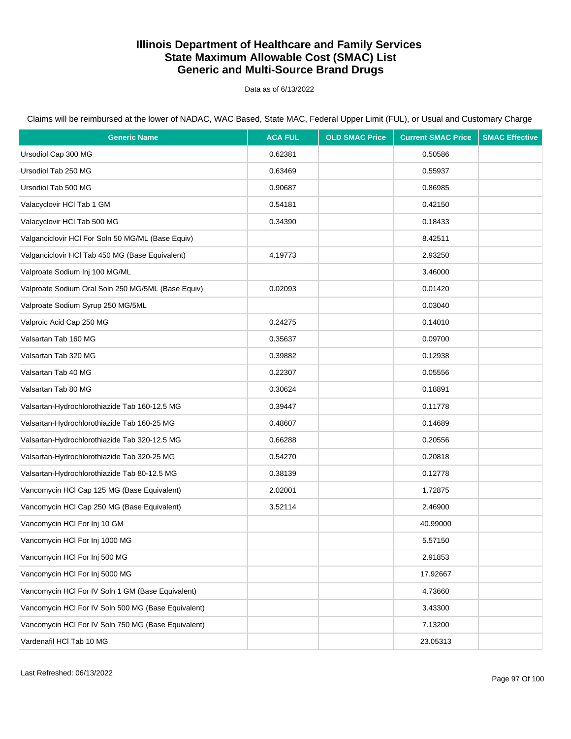# Illinois Department of Healthcare and Family Services
# State Maximum Allowable Cost (SMAC) List
# Generic and Multi-Source Brand Drugs

Data as of 6/13/2022

Claims will be reimbursed at the lower of NADAC, WAC Based, State MAC, Federal Upper Limit (FUL), or Usual and Customary Charge

| Generic Name | ACA FUL | OLD SMAC Price | Current SMAC Price | SMAC Effective |
|---|---|---|---|---|
| Ursodiol Cap 300 MG | 0.62381 | | 0.50586 | |
| Ursodiol Tab 250 MG | 0.63469 | | 0.55937 | |
| Ursodiol Tab 500 MG | 0.90687 | | 0.86985 | |
| Valacyclovir HCl Tab 1 GM | 0.54181 | | 0.42150 | |
| Valacyclovir HCl Tab 500 MG | 0.34390 | | 0.18433 | |
| Valganciclovir HCl For Soln 50 MG/ML (Base Equiv) | | | 8.42511 | |
| Valganciclovir HCl Tab 450 MG (Base Equivalent) | 4.19773 | | 2.93250 | |
| Valproate Sodium Inj 100 MG/ML | | | 3.46000 | |
| Valproate Sodium Oral Soln 250 MG/5ML (Base Equiv) | 0.02093 | | 0.01420 | |
| Valproate Sodium Syrup 250 MG/5ML | | | 0.03040 | |
| Valproic Acid Cap 250 MG | 0.24275 | | 0.14010 | |
| Valsartan Tab 160 MG | 0.35637 | | 0.09700 | |
| Valsartan Tab 320 MG | 0.39882 | | 0.12938 | |
| Valsartan Tab 40 MG | 0.22307 | | 0.05556 | |
| Valsartan Tab 80 MG | 0.30624 | | 0.18891 | |
| Valsartan-Hydrochlorothiazide Tab 160-12.5 MG | 0.39447 | | 0.11778 | |
| Valsartan-Hydrochlorothiazide Tab 160-25 MG | 0.48607 | | 0.14689 | |
| Valsartan-Hydrochlorothiazide Tab 320-12.5 MG | 0.66288 | | 0.20556 | |
| Valsartan-Hydrochlorothiazide Tab 320-25 MG | 0.54270 | | 0.20818 | |
| Valsartan-Hydrochlorothiazide Tab 80-12.5 MG | 0.38139 | | 0.12778 | |
| Vancomycin HCl Cap 125 MG (Base Equivalent) | 2.02001 | | 1.72875 | |
| Vancomycin HCl Cap 250 MG (Base Equivalent) | 3.52114 | | 2.46900 | |
| Vancomycin HCl For Inj 10 GM | | | 40.99000 | |
| Vancomycin HCl For Inj 1000 MG | | | 5.57150 | |
| Vancomycin HCl For Inj 500 MG | | | 2.91853 | |
| Vancomycin HCl For Inj 5000 MG | | | 17.92667 | |
| Vancomycin HCl For IV Soln 1 GM (Base Equivalent) | | | 4.73660 | |
| Vancomycin HCl For IV Soln 500 MG (Base Equivalent) | | | 3.43300 | |
| Vancomycin HCl For IV Soln 750 MG (Base Equivalent) | | | 7.13200 | |
| Vardenafil HCl Tab 10 MG | | | 23.05313 | |

Last Refreshed: 06/13/2022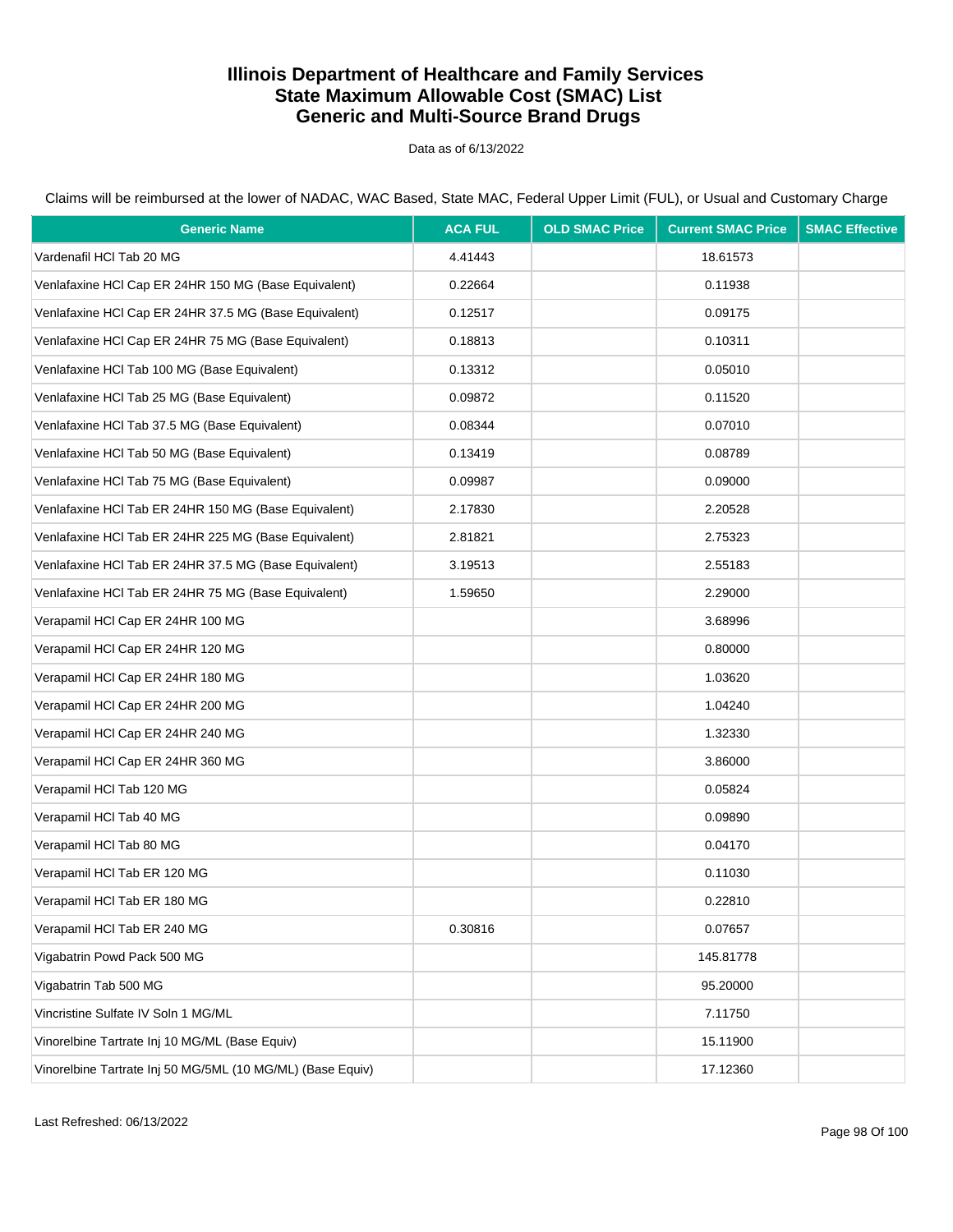# Illinois Department of Healthcare and Family Services
# State Maximum Allowable Cost (SMAC) List
# Generic and Multi-Source Brand Drugs

Data as of 6/13/2022

Claims will be reimbursed at the lower of NADAC, WAC Based, State MAC, Federal Upper Limit (FUL), or Usual and Customary Charge

| Generic Name | ACA FUL | OLD SMAC Price | Current SMAC Price | SMAC Effective |
|---|---|---|---|---|
| Vardenafil HCl Tab 20 MG | 4.41443 | | 18.61573 | |
| Venlafaxine HCl Cap ER 24HR 150 MG (Base Equivalent) | 0.22664 | | 0.11938 | |
| Venlafaxine HCl Cap ER 24HR 37.5 MG (Base Equivalent) | 0.12517 | | 0.09175 | |
| Venlafaxine HCl Cap ER 24HR 75 MG (Base Equivalent) | 0.18813 | | 0.10311 | |
| Venlafaxine HCl Tab 100 MG (Base Equivalent) | 0.13312 | | 0.05010 | |
| Venlafaxine HCl Tab 25 MG (Base Equivalent) | 0.09872 | | 0.11520 | |
| Venlafaxine HCl Tab 37.5 MG (Base Equivalent) | 0.08344 | | 0.07010 | |
| Venlafaxine HCl Tab 50 MG (Base Equivalent) | 0.13419 | | 0.08789 | |
| Venlafaxine HCl Tab 75 MG (Base Equivalent) | 0.09987 | | 0.09000 | |
| Venlafaxine HCl Tab ER 24HR 150 MG (Base Equivalent) | 2.17830 | | 2.20528 | |
| Venlafaxine HCl Tab ER 24HR 225 MG (Base Equivalent) | 2.81821 | | 2.75323 | |
| Venlafaxine HCl Tab ER 24HR 37.5 MG (Base Equivalent) | 3.19513 | | 2.55183 | |
| Venlafaxine HCl Tab ER 24HR 75 MG (Base Equivalent) | 1.59650 | | 2.29000 | |
| Verapamil HCl Cap ER 24HR 100 MG | | | 3.68996 | |
| Verapamil HCl Cap ER 24HR 120 MG | | | 0.80000 | |
| Verapamil HCl Cap ER 24HR 180 MG | | | 1.03620 | |
| Verapamil HCl Cap ER 24HR 200 MG | | | 1.04240 | |
| Verapamil HCl Cap ER 24HR 240 MG | | | 1.32330 | |
| Verapamil HCl Cap ER 24HR 360 MG | | | 3.86000 | |
| Verapamil HCl Tab 120 MG | | | 0.05824 | |
| Verapamil HCl Tab 40 MG | | | 0.09890 | |
| Verapamil HCl Tab 80 MG | | | 0.04170 | |
| Verapamil HCl Tab ER 120 MG | | | 0.11030 | |
| Verapamil HCl Tab ER 180 MG | | | 0.22810 | |
| Verapamil HCl Tab ER 240 MG | 0.30816 | | 0.07657 | |
| Vigabatrin Powd Pack 500 MG | | | 145.81778 | |
| Vigabatrin Tab 500 MG | | | 95.20000 | |
| Vincristine Sulfate IV Soln 1 MG/ML | | | 7.11750 | |
| Vinorelbine Tartrate Inj 10 MG/ML (Base Equiv) | | | 15.11900 | |
| Vinorelbine Tartrate Inj 50 MG/5ML (10 MG/ML) (Base Equiv) | | | 17.12360 | |

Last Refreshed: 06/13/2022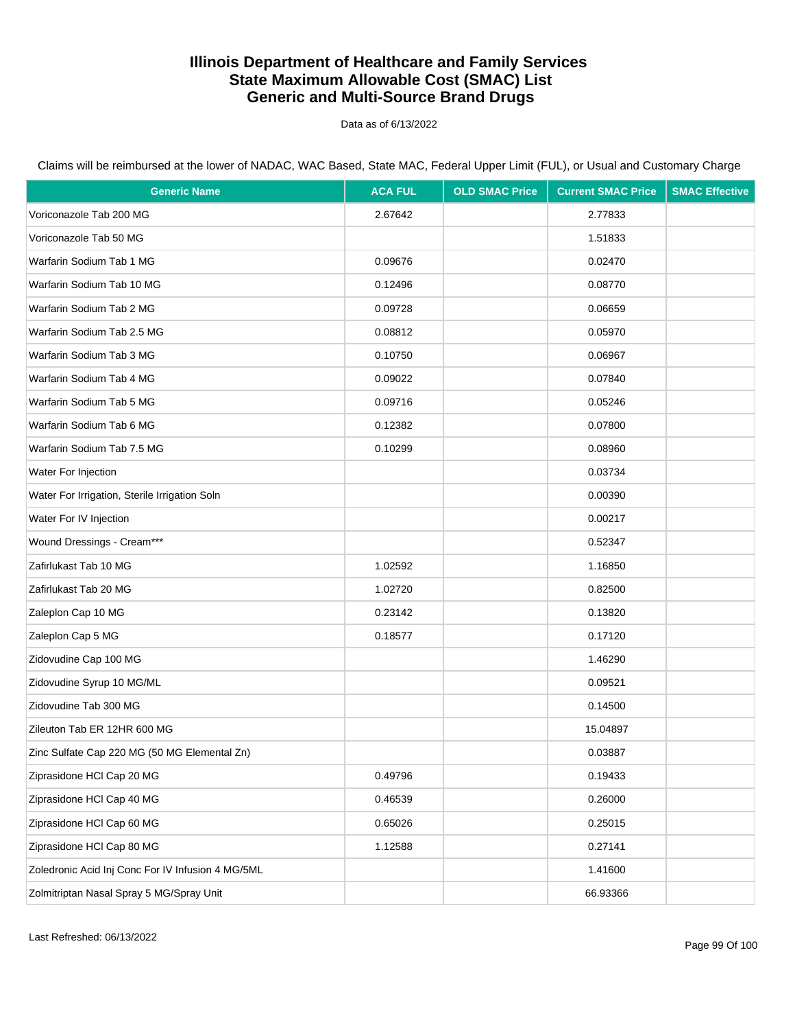# Illinois Department of Healthcare and Family Services
# State Maximum Allowable Cost (SMAC) List
# Generic and Multi-Source Brand Drugs

Data as of 6/13/2022

Claims will be reimbursed at the lower of NADAC, WAC Based, State MAC, Federal Upper Limit (FUL), or Usual and Customary Charge

| Generic Name | ACA FUL | OLD SMAC Price | Current SMAC Price | SMAC Effective |
|---|---|---|---|---|
| Voriconazole Tab 200 MG | 2.67642 | | 2.77833 | |
| Voriconazole Tab 50 MG | | | 1.51833 | |
| Warfarin Sodium Tab 1 MG | 0.09676 | | 0.02470 | |
| Warfarin Sodium Tab 10 MG | 0.12496 | | 0.08770 | |
| Warfarin Sodium Tab 2 MG | 0.09728 | | 0.06659 | |
| Warfarin Sodium Tab 2.5 MG | 0.08812 | | 0.05970 | |
| Warfarin Sodium Tab 3 MG | 0.10750 | | 0.06967 | |
| Warfarin Sodium Tab 4 MG | 0.09022 | | 0.07840 | |
| Warfarin Sodium Tab 5 MG | 0.09716 | | 0.05246 | |
| Warfarin Sodium Tab 6 MG | 0.12382 | | 0.07800 | |
| Warfarin Sodium Tab 7.5 MG | 0.10299 | | 0.08960 | |
| Water For Injection | | | 0.03734 | |
| Water For Irrigation, Sterile Irrigation Soln | | | 0.00390 | |
| Water For IV Injection | | | 0.00217 | |
| Wound Dressings - Cream*** | | | 0.52347 | |
| Zafirlukast Tab 10 MG | 1.02592 | | 1.16850 | |
| Zafirlukast Tab 20 MG | 1.02720 | | 0.82500 | |
| Zaleplon Cap 10 MG | 0.23142 | | 0.13820 | |
| Zaleplon Cap 5 MG | 0.18577 | | 0.17120 | |
| Zidovudine Cap 100 MG | | | 1.46290 | |
| Zidovudine Syrup 10 MG/ML | | | 0.09521 | |
| Zidovudine Tab 300 MG | | | 0.14500 | |
| Zileuton Tab ER 12HR 600 MG | | | 15.04897 | |
| Zinc Sulfate Cap 220 MG (50 MG Elemental Zn) | | | 0.03887 | |
| Ziprasidone HCl Cap 20 MG | 0.49796 | | 0.19433 | |
| Ziprasidone HCl Cap 40 MG | 0.46539 | | 0.26000 | |
| Ziprasidone HCl Cap 60 MG | 0.65026 | | 0.25015 | |
| Ziprasidone HCl Cap 80 MG | 1.12588 | | 0.27141 | |
| Zoledronic Acid Inj Conc For IV Infusion 4 MG/5ML | | | 1.41600 | |
| Zolmitriptan Nasal Spray 5 MG/Spray Unit | | | 66.93366 | |

Last Refreshed: 06/13/2022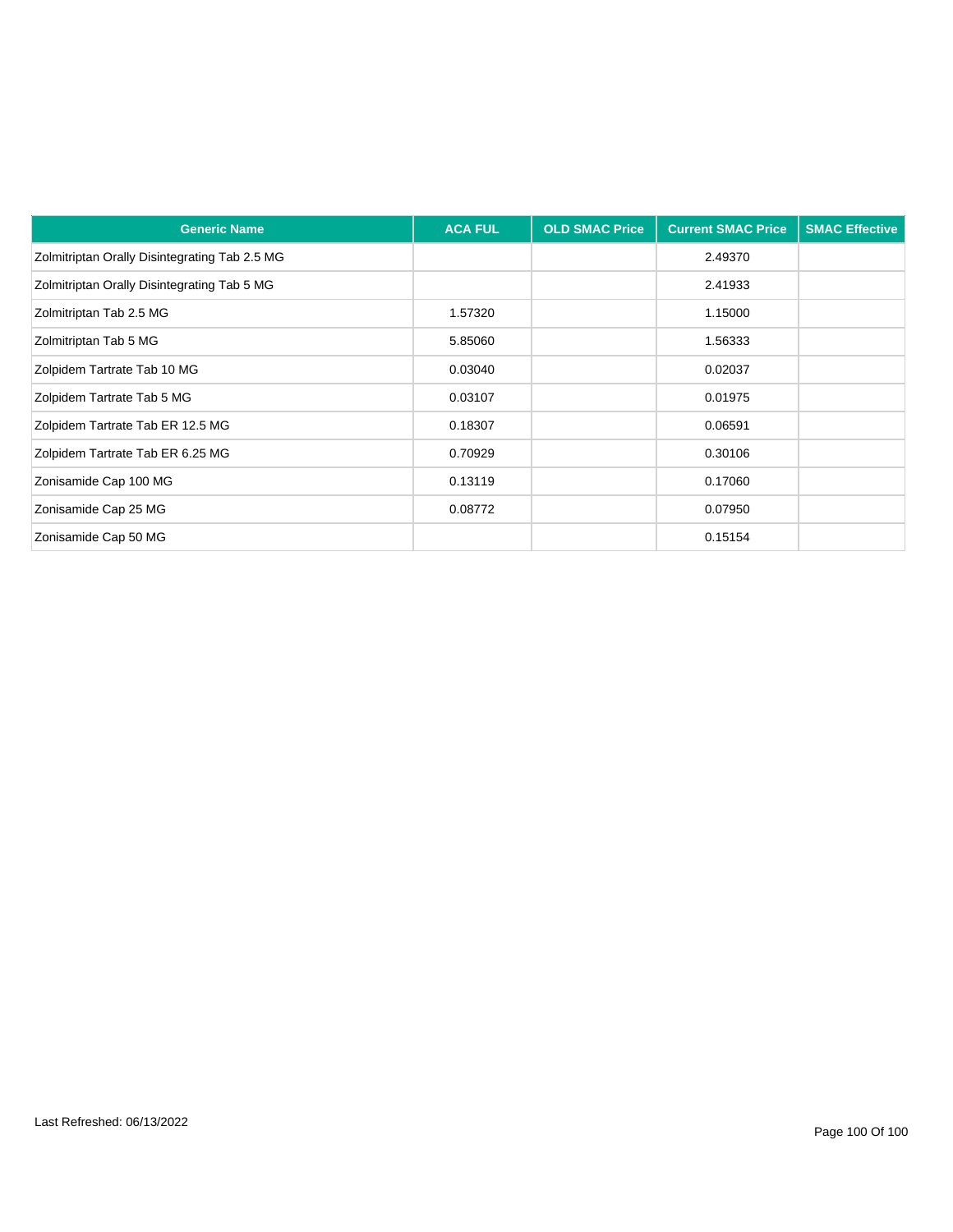| Generic Name | ACA FUL | OLD SMAC Price | Current SMAC Price | SMAC Effective |
|---|---|---|---|---|
| Zolmitriptan Orally Disintegrating Tab 2.5 MG | | | 2.49370 | |
| Zolmitriptan Orally Disintegrating Tab 5 MG | | | 2.41933 | |
| Zolmitriptan Tab 2.5 MG | 1.57320 | | 1.15000 | |
| Zolmitriptan Tab 5 MG | 5.85060 | | 1.56333 | |
| Zolpidem Tartrate Tab 10 MG | 0.03040 | | 0.02037 | |
| Zolpidem Tartrate Tab 5 MG | 0.03107 | | 0.01975 | |
| Zolpidem Tartrate Tab ER 12.5 MG | 0.18307 | | 0.06591 | |
| Zolpidem Tartrate Tab ER 6.25 MG | 0.70929 | | 0.30106 | |
| Zonisamide Cap 100 MG | 0.13119 | | 0.17060 | |
| Zonisamide Cap 25 MG | 0.08772 | | 0.07950 | |
| Zonisamide Cap 50 MG | | | 0.15154 | |

Last Refreshed: 06/13/2022